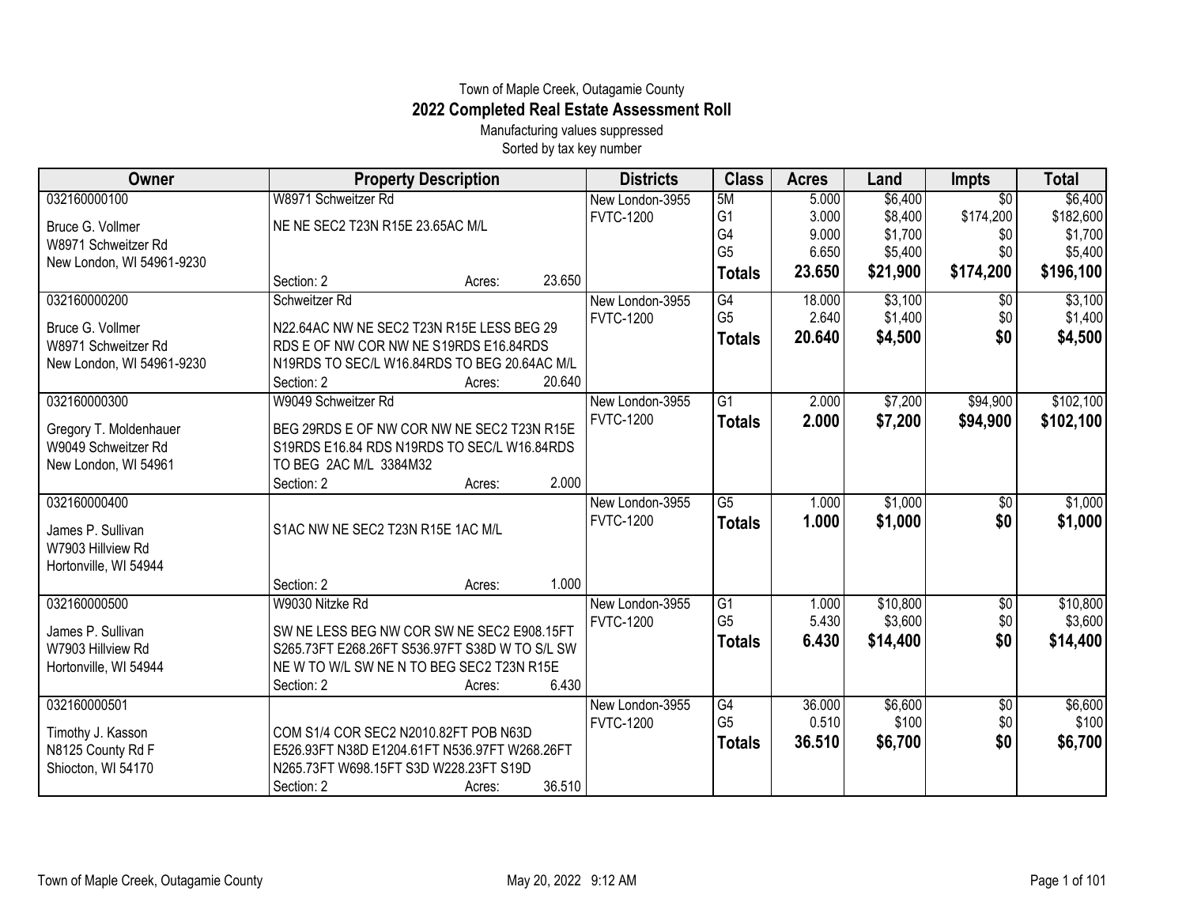Town of Maple Creek, Outagamie County

# 2022 Completed Real Estate Assessment Roll

Manufacturing values suppressed

Sorted by tax key number

| Owner | Property Description | Districts | Class | Acres | Land | Impts | Total |
|---|---|---|---|---|---|---|---|
| 032160000100<br>Bruce G. Vollmer<br>W8971 Schweitzer Rd<br>New London, WI 54961-9230 | W8971 Schweitzer Rd<br>NE NE SEC2 T23N R15E 23.65AC M/L<br>Section: 2 Acres: 23.650 | New London-3955<br>FVTC-1200 | 5M<br>G1<br>G4<br>G5<br>**Totals** | 5.000<br>3.000<br>9.000<br>6.650<br>**23.650** | $6,400<br>$8,400<br>$1,700<br>$5,400<br>**$21,900** | $0<br>$174,200<br>$0<br>$0<br>**$174,200** | $6,400<br>$182,600<br>$1,700<br>$5,400<br>**$196,100** |
| 032160000200<br>Bruce G. Vollmer<br>W8971 Schweitzer Rd<br>New London, WI 54961-9230 | Schweitzer Rd<br>N22.64AC NW NE SEC2 T23N R15E LESS BEG 29 RDS E OF NW COR NW NE S19RDS E16.84RDS N19RDS TO SEC/L W16.84RDS TO BEG 20.64AC M/L<br>Section: 2 Acres: 20.640 | New London-3955<br>FVTC-1200 | G4<br>G5<br>**Totals** | 18.000<br>2.640<br>**20.640** | $3,100<br>$1,400<br>**$4,500** | $0<br>$0<br>**$0** | $3,100<br>$1,400<br>**$4,500** |
| 032160000300<br>Gregory T. Moldenhauer<br>W9049 Schweitzer Rd<br>New London, WI 54961 | W9049 Schweitzer Rd<br>BEG 29RDS E OF NW COR NW NE SEC2 T23N R15E S19RDS E16.84 RDS N19RDS TO SEC/L W16.84RDS TO BEG 2AC M/L 3384M32<br>Section: 2 Acres: 2.000 | New London-3955<br>FVTC-1200 | G1<br>**Totals** | 2.000<br>**2.000** | $7,200<br>**$7,200** | $94,900<br>**$94,900** | $102,100<br>**$102,100** |
| 032160000400<br>James P. Sullivan<br>W7903 Hillview Rd<br>Hortonville, WI 54944 | S1AC NW NE SEC2 T23N R15E 1AC M/L<br>Section: 2 Acres: 1.000 | New London-3955<br>FVTC-1200 | G5<br>**Totals** | 1.000<br>**1.000** | $1,000<br>**$1,000** | $0<br>**$0** | $1,000<br>**$1,000** |
| 032160000500<br>James P. Sullivan<br>W7903 Hillview Rd<br>Hortonville, WI 54944 | W9030 Nitzke Rd<br>SW NE LESS BEG NW COR SW NE SEC2 E908.15FT S265.73FT E268.26FT S536.97FT S38D W TO S/L SW NE W TO W/L SW NE N TO BEG SEC2 T23N R15E<br>Section: 2 Acres: 6.430 | New London-3955<br>FVTC-1200 | G1<br>G5<br>**Totals** | 1.000<br>5.430<br>**6.430** | $10,800<br>$3,600<br>**$14,400** | $0<br>$0<br>**$0** | $10,800<br>$3,600<br>**$14,400** |
| 032160000501<br>Timothy J. Kasson<br>N8125 County Rd F<br>Shiocton, WI 54170 | COM S1/4 COR SEC2 N2010.82FT POB N63D E526.93FT N38D E1204.61FT N536.97FT W268.26FT N265.73FT W698.15FT S3D W228.23FT S19D<br>Section: 2 Acres: 36.510 | New London-3955<br>FVTC-1200 | G4<br>G5<br>**Totals** | 36.000<br>0.510<br>**36.510** | $6,600<br>$100<br>**$6,700** | $0<br>$0<br>**$0** | $6,600<br>$100<br>**$6,700** |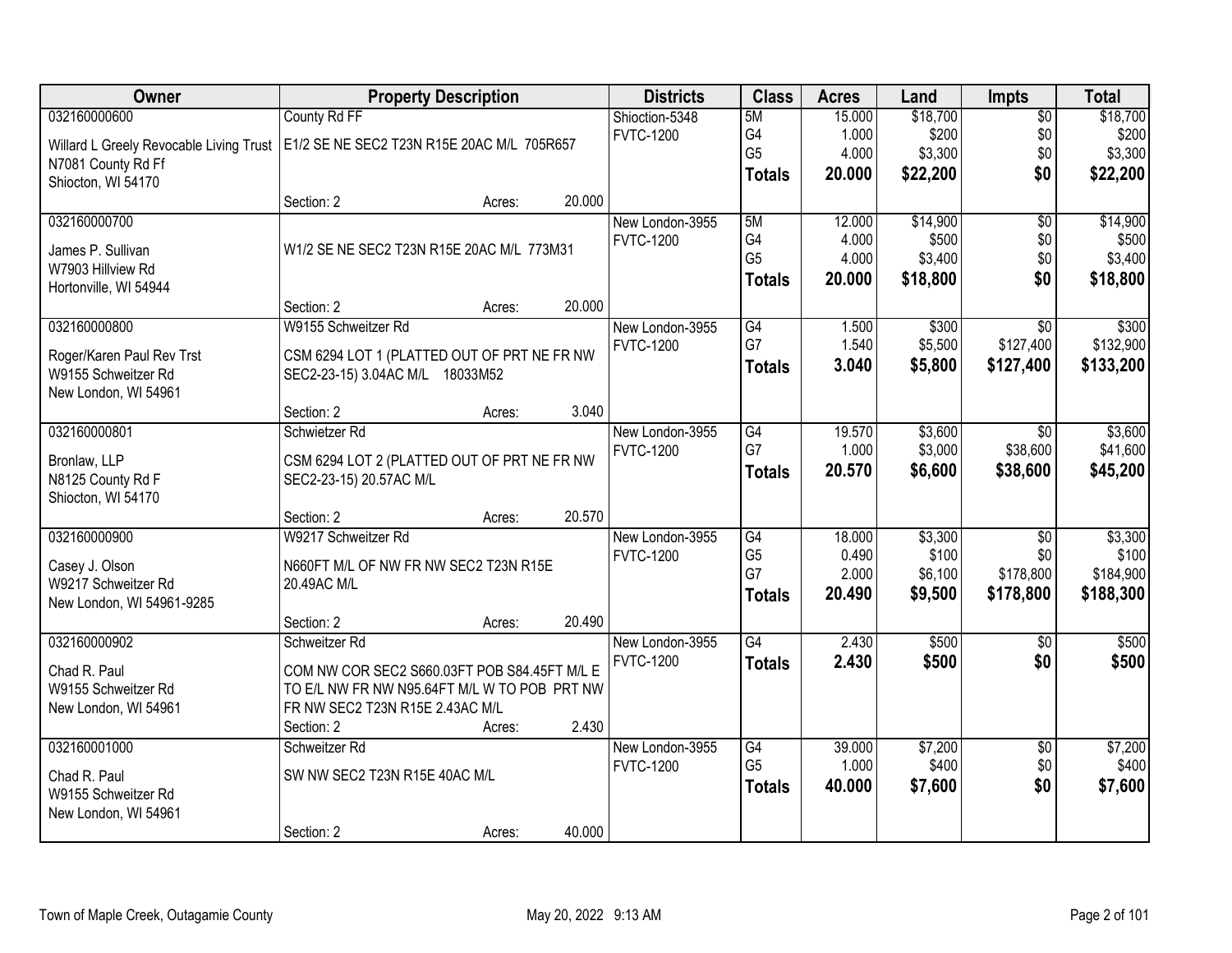| Owner | Property Description | Districts | Class | Acres | Land | Impts | Total |
|---|---|---|---|---|---|---|---|
| 032160000600<br>Willard L Greely Revocable Living Trust<br>N7081 County Rd Ff<br>Shiocton, WI 54170 | County Rd FF<br>E1/2 SE NE SEC2 T23N R15E 20AC M/L 705R657<br>Section: 2 Acres: 20.000 | Shiocton-5348<br>FVTC-1200 | 5M<br>G4<br>G5<br>**Totals** | 15.000<br>1.000<br>4.000<br>**20.000** | $18,700<br>$200<br>$3,300<br>**$22,200** | $0<br>$0<br>$0<br>**$0** | $18,700<br>$200<br>$3,300<br>**$22,200** |
| 032160000700<br>James P. Sullivan<br>W7903 Hillview Rd<br>Hortonville, WI 54944 | W1/2 SE NE SEC2 T23N R15E 20AC M/L 773M31<br>Section: 2 Acres: 20.000 | New London-3955<br>FVTC-1200 | 5M<br>G4<br>G5<br>**Totals** | 12.000<br>4.000<br>4.000<br>**20.000** | $14,900<br>$500<br>$3,400<br>**$18,800** | $0<br>$0<br>$0<br>**$0** | $14,900<br>$500<br>$3,400<br>**$18,800** |
| 032160000800<br>Roger/Karen Paul Rev Trst<br>W9155 Schweitzer Rd<br>New London, WI 54961 | W9155 Schweitzer Rd<br>CSM 6294 LOT 1 (PLATTED OUT OF PRT NE FR NW SEC2-23-15) 3.04AC M/L 18033M52<br>Section: 2 Acres: 3.040 | New London-3955<br>FVTC-1200 | G4<br>G7<br>**Totals** | 1.500<br>1.540<br>**3.040** | $300<br>$5,500<br>**$5,800** | $0<br>$127,400<br>**$127,400** | $300<br>$132,900<br>**$133,200** |
| 032160000801<br>Bronlaw, LLP<br>N8125 County Rd F<br>Shiocton, WI 54170 | Schwietzer Rd<br>CSM 6294 LOT 2 (PLATTED OUT OF PRT NE FR NW SEC2-23-15) 20.57AC M/L<br>Section: 2 Acres: 20.570 | New London-3955<br>FVTC-1200 | G4<br>G7<br>**Totals** | 19.570<br>1.000<br>**20.570** | $3,600<br>$3,000<br>**$6,600** | $0<br>$38,600<br>**$38,600** | $3,600<br>$41,600<br>**$45,200** |
| 032160000900<br>Casey J. Olson<br>W9217 Schweitzer Rd<br>New London, WI 54961-9285 | W9217 Schweitzer Rd<br>N660FT M/L OF NW FR NW SEC2 T23N R15E 20.49AC M/L<br>Section: 2 Acres: 20.490 | New London-3955<br>FVTC-1200 | G4<br>G5<br>G7<br>**Totals** | 18.000<br>0.490<br>2.000<br>**20.490** | $3,300<br>$100<br>$6,100<br>**$9,500** | $0<br>$0<br>$178,800<br>**$178,800** | $3,300<br>$100<br>$184,900<br>**$188,300** |
| 032160000902<br>Chad R. Paul<br>W9155 Schweitzer Rd<br>New London, WI 54961 | Schweitzer Rd<br>COM NW COR SEC2 S660.03FT POB S84.45FT M/L E TO E/L NW FR NW N95.64FT M/L W TO POB PRT NW FR NW SEC2 T23N R15E 2.43AC M/L<br>Section: 2 Acres: 2.430 | New London-3955<br>FVTC-1200 | G4<br>**Totals** | 2.430<br>**2.430** | $500<br>**$500** | $0<br>**$0** | $500<br>**$500** |
| 032160001000<br>Chad R. Paul<br>W9155 Schweitzer Rd<br>New London, WI 54961 | Schweitzer Rd<br>SW NW SEC2 T23N R15E 40AC M/L<br>Section: 2 Acres: 40.000 | New London-3955<br>FVTC-1200 | G4<br>G5<br>**Totals** | 39.000<br>1.000<br>**40.000** | $7,200<br>$400<br>**$7,600** | $0<br>$0<br>**$0** | $7,200<br>$400<br>**$7,600** |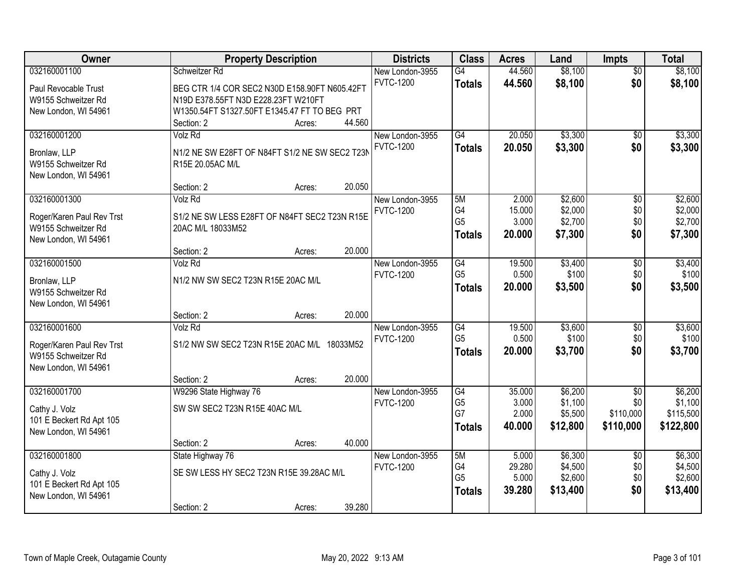| Owner | Property Description | Districts | Class | Acres | Land | Impts | Total |
|---|---|---|---|---|---|---|---|
| 032160001100<br>Paul Revocable Trust<br>W9155 Schweitzer Rd<br>New London, WI 54961 | Schweitzer Rd<br>BEG CTR 1/4 COR SEC2 N30D E158.90FT N605.42FT N19D E378.55FT N3D E228.23FT W210FT W1350.54FT S1327.50FT E1345.47 FT TO BEG PRT<br>Section: 2 Acres: 44.560 | New London-3955<br>FVTC-1200 | G4<br>**Totals** | 44.560<br>**44.560** | $8,100<br>**$8,100** | $0<br>**$0** | $8,100<br>**$8,100** |
| 032160001200<br>Bronlaw, LLP<br>W9155 Schweitzer Rd<br>New London, WI 54961 | Volz Rd<br>N1/2 NE SW E28FT OF N84FT S1/2 NE SW SEC2 T23N R15E 20.05AC M/L<br>Section: 2 Acres: 20.050 | New London-3955<br>FVTC-1200 | G4<br>**Totals** | 20.050<br>**20.050** | $3,300<br>**$3,300** | $0<br>**$0** | $3,300<br>**$3,300** |
| 032160001300<br>Roger/Karen Paul Rev Trst<br>W9155 Schweitzer Rd<br>New London, WI 54961 | Volz Rd<br>S1/2 NE SW LESS E28FT OF N84FT SEC2 T23N R15E 20AC M/L 18033M52<br>Section: 2 Acres: 20.000 | New London-3955<br>FVTC-1200 | 5M<br>G4<br>G5<br>**Totals** | 2.000<br>15.000<br>3.000<br>**20.000** | $2,600<br>$2,000<br>$2,700<br>**$7,300** | $0<br>$0<br>$0<br>**$0** | $2,600<br>$2,000<br>$2,700<br>**$7,300** |
| 032160001500<br>Bronlaw, LLP<br>W9155 Schweitzer Rd<br>New London, WI 54961 | Volz Rd<br>N1/2 NW SW SEC2 T23N R15E 20AC M/L<br>Section: 2 Acres: 20.000 | New London-3955<br>FVTC-1200 | G4<br>G5<br>**Totals** | 19.500<br>0.500<br>**20.000** | $3,400<br>$100<br>**$3,500** | $0<br>$0<br>**$0** | $3,400<br>$100<br>**$3,500** |
| 032160001600<br>Roger/Karen Paul Rev Trst<br>W9155 Schweitzer Rd<br>New London, WI 54961 | Volz Rd<br>S1/2 NW SW SEC2 T23N R15E 20AC M/L 18033M52<br>Section: 2 Acres: 20.000 | New London-3955<br>FVTC-1200 | G4<br>G5<br>**Totals** | 19.500<br>0.500<br>**20.000** | $3,600<br>$100<br>**$3,700** | $0<br>$0<br>**$0** | $3,600<br>$100<br>**$3,700** |
| 032160001700<br>Cathy J. Volz<br>101 E Beckert Rd Apt 105<br>New London, WI 54961 | W9296 State Highway 76<br>SW SW SEC2 T23N R15E 40AC M/L<br>Section: 2 Acres: 40.000 | New London-3955<br>FVTC-1200 | G4<br>G5<br>G7<br>**Totals** | 35.000<br>3.000<br>2.000<br>**40.000** | $6,200<br>$1,100<br>$5,500<br>**$12,800** | $0<br>$0<br>$110,000<br>**$110,000** | $6,200<br>$1,100<br>$115,500<br>**$122,800** |
| 032160001800<br>Cathy J. Volz<br>101 E Beckert Rd Apt 105<br>New London, WI 54961 | State Highway 76<br>SE SW LESS HY SEC2 T23N R15E 39.28AC M/L<br>Section: 2 Acres: 39.280 | New London-3955<br>FVTC-1200 | 5M<br>G4<br>G5<br>**Totals** | 5.000<br>29.280<br>5.000<br>**39.280** | $6,300<br>$4,500<br>$2,600<br>**$13,400** | $0<br>$0<br>$0<br>**$0** | $6,300<br>$4,500<br>$2,600<br>**$13,400** |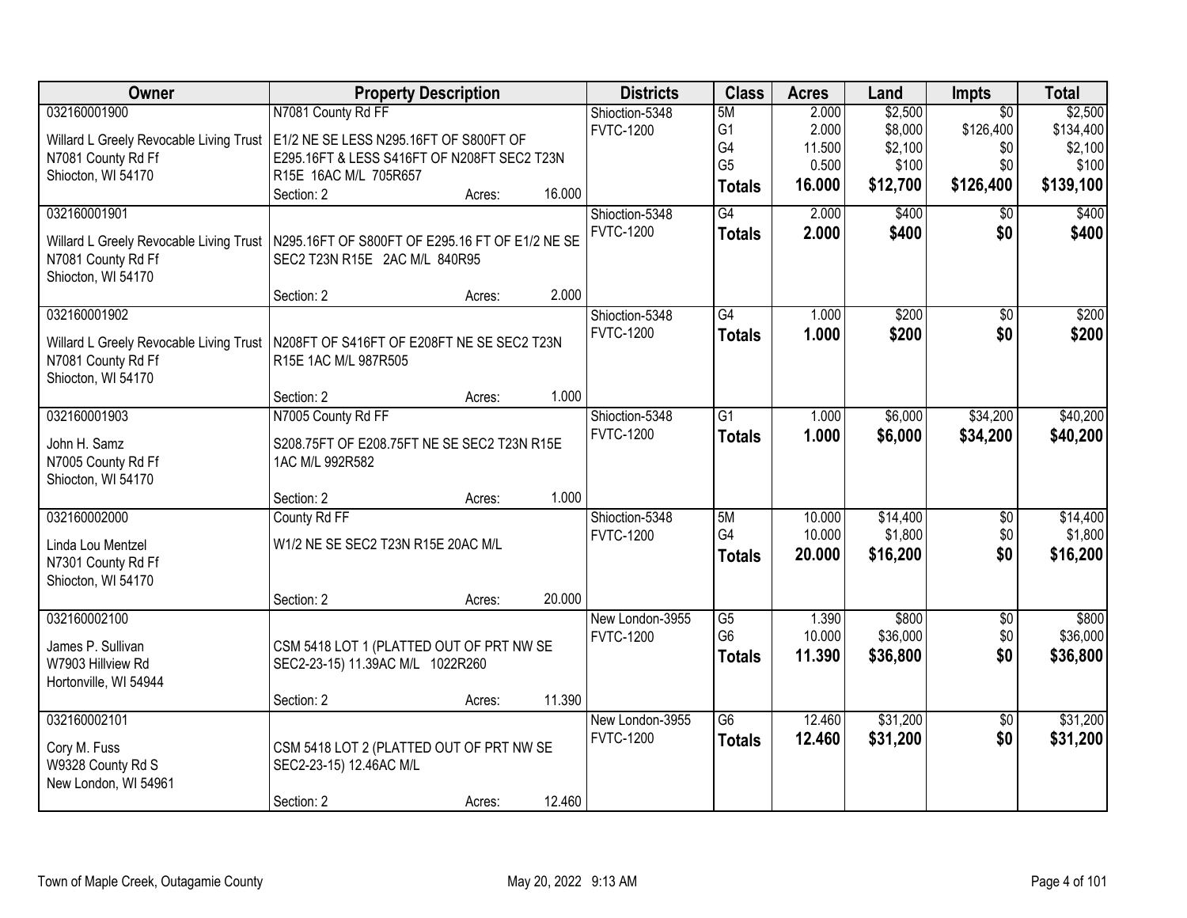| Owner | Property Description | Districts | Class | Acres | Land | Impts | Total |
|---|---|---|---|---|---|---|---|
| 032160001900<br>Willard L Greely Revocable Living Trust<br>N7081 County Rd Ff<br>Shiocton, WI 54170 | N7081 County Rd FF<br>E1/2 NE SE LESS N295.16FT OF S800FT OF E295.16FT & LESS S416FT OF N208FT SEC2 T23N R15E 16AC M/L 705R657<br>Section: 2 Acres: 16.000 | Shiocton-5348<br>FVTC-1200 | 5M<br>G1<br>G4<br>G5<br>**Totals** | 2.000<br>2.000<br>11.500<br>0.500<br>**16.000** | $2,500<br>$8,000<br>$2,100<br>$100<br>**$12,700** | $0<br>$126,400<br>$0<br>$0<br>**$126,400** | $2,500<br>$134,400<br>$2,100<br>$100<br>**$139,100** |
| 032160001901<br>Willard L Greely Revocable Living Trust<br>N7081 County Rd Ff<br>Shiocton, WI 54170 | N295.16FT OF S800FT OF E295.16 FT OF E1/2 NE SE SEC2 T23N R15E 2AC M/L 840R95<br>Section: 2 Acres: 2.000 | Shiocton-5348<br>FVTC-1200 | G4<br>**Totals** | 2.000<br>**2.000** | $400<br>**$400** | $0<br>**$0** | $400<br>**$400** |
| 032160001902<br>Willard L Greely Revocable Living Trust<br>N7081 County Rd Ff<br>Shiocton, WI 54170 | N208FT OF S416FT OF E208FT NE SE SEC2 T23N R15E 1AC M/L 987R505<br>Section: 2 Acres: 1.000 | Shiocton-5348<br>FVTC-1200 | G4<br>**Totals** | 1.000<br>**1.000** | $200<br>**$200** | $0<br>**$0** | $200<br>**$200** |
| 032160001903<br>John H. Samz<br>N7005 County Rd Ff<br>Shiocton, WI 54170 | N7005 County Rd FF<br>S208.75FT OF E208.75FT NE SE SEC2 T23N R15E 1AC M/L 992R582<br>Section: 2 Acres: 1.000 | Shiocton-5348<br>FVTC-1200 | G1<br>**Totals** | 1.000<br>**1.000** | $6,000<br>**$6,000** | $34,200<br>**$34,200** | $40,200<br>**$40,200** |
| 032160002000<br>Linda Lou Mentzel<br>N7301 County Rd Ff<br>Shiocton, WI 54170 | County Rd FF<br>W1/2 NE SE SEC2 T23N R15E 20AC M/L<br>Section: 2 Acres: 20.000 | Shiocton-5348<br>FVTC-1200 | 5M<br>G4<br>**Totals** | 10.000<br>10.000<br>**20.000** | $14,400<br>$1,800<br>**$16,200** | $0<br>$0<br>**$0** | $14,400<br>$1,800<br>**$16,200** |
| 032160002100<br>James P. Sullivan<br>W7903 Hillview Rd<br>Hortonville, WI 54944 | CSM 5418 LOT 1 (PLATTED OUT OF PRT NW SE SEC2-23-15) 11.39AC M/L 1022R260<br>Section: 2 Acres: 11.390 | New London-3955<br>FVTC-1200 | G5<br>G6<br>**Totals** | 1.390<br>10.000<br>**11.390** | $800<br>$36,000<br>**$36,800** | $0<br>$0<br>**$0** | $800<br>$36,000<br>**$36,800** |
| 032160002101<br>Cory M. Fuss<br>W9328 County Rd S<br>New London, WI 54961 | CSM 5418 LOT 2 (PLATTED OUT OF PRT NW SE SEC2-23-15) 12.46AC M/L<br>Section: 2 Acres: 12.460 | New London-3955<br>FVTC-1200 | G6<br>**Totals** | 12.460<br>**12.460** | $31,200<br>**$31,200** | $0<br>**$0** | $31,200<br>**$31,200** |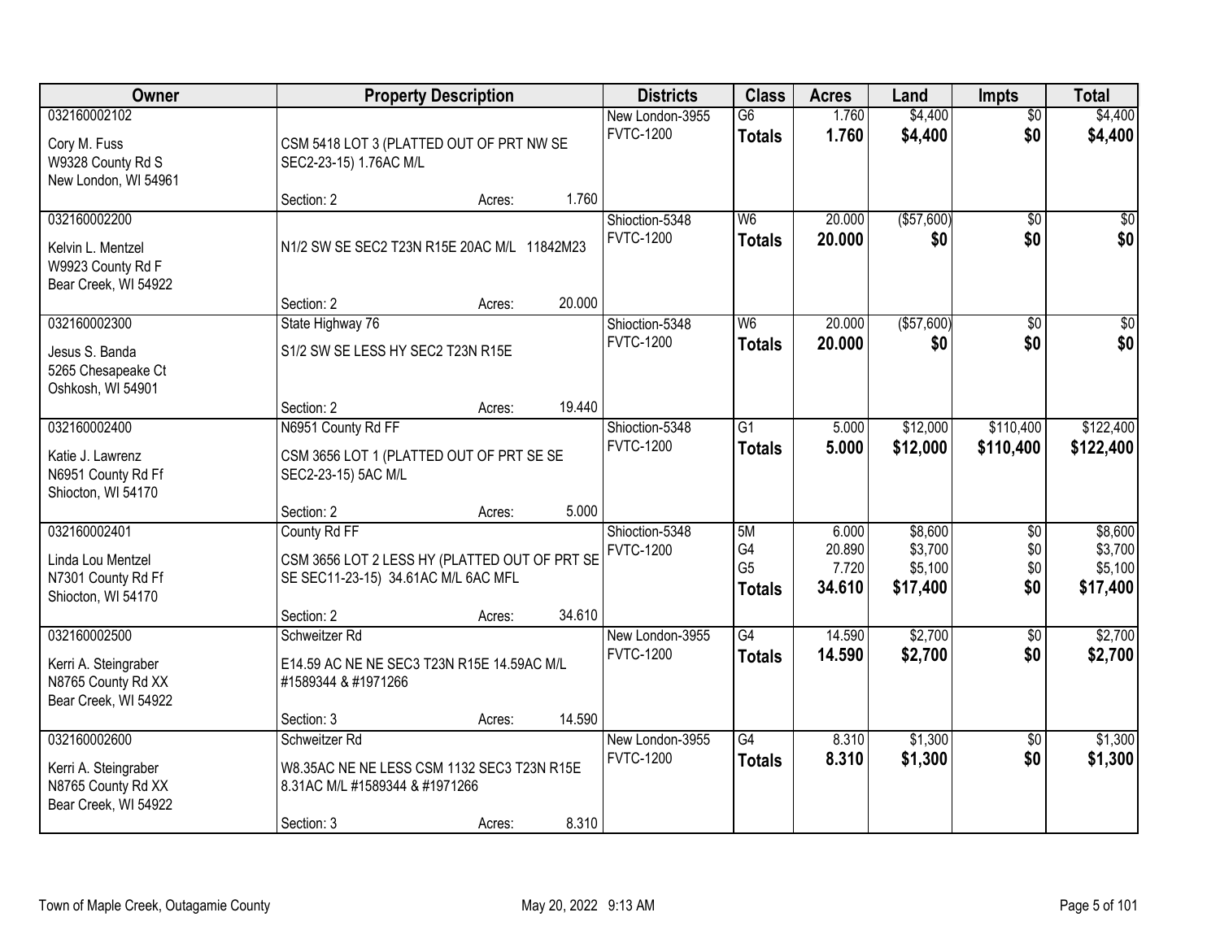| Owner | Property Description | | Districts | Class | Acres | Land | Impts | Total |
|---|---|---|---|---|---|---|---|---|
| 032160002102<br>Cory M. Fuss<br>W9328 County Rd S<br>New London, WI 54961 | CSM 5418 LOT 3 (PLATTED OUT OF PRT NW SE SEC2-23-15) 1.76AC M/L<br>Section: 2 | Acres: 1.760 | New London-3955<br>FVTC-1200 | G6<br>**Totals** | 1.760<br>**1.760** | $4,400<br>**$4,400** | $0<br>**$0** | $4,400<br>**$4,400** |
| 032160002200<br>Kelvin L. Mentzel<br>W9923 County Rd F<br>Bear Creek, WI 54922 | N1/2 SW SE SEC2 T23N R15E 20AC M/L 11842M23<br>Section: 2 | Acres: 20.000 | Shioction-5348<br>FVTC-1200 | W6<br>**Totals** | 20.000<br>**20.000** | ($57,600)<br>**$0** | $0<br>**$0** | $0<br>**$0** |
| 032160002300<br>Jesus S. Banda<br>5265 Chesapeake Ct<br>Oshkosh, WI 54901 | State Highway 76<br>S1/2 SW SE LESS HY SEC2 T23N R15E<br>Section: 2 | Acres: 19.440 | Shioction-5348<br>FVTC-1200 | W6<br>**Totals** | 20.000<br>**20.000** | ($57,600)<br>**$0** | $0<br>**$0** | $0<br>**$0** |
| 032160002400<br>Katie J. Lawrenz<br>N6951 County Rd Ff<br>Shiocton, WI 54170 | N6951 County Rd FF<br>CSM 3656 LOT 1 (PLATTED OUT OF PRT SE SE SEC2-23-15) 5AC M/L<br>Section: 2 | Acres: 5.000 | Shioction-5348<br>FVTC-1200 | G1<br>**Totals** | 5.000<br>**5.000** | $12,000<br>**$12,000** | $110,400<br>**$110,400** | $122,400<br>**$122,400** |
| 032160002401<br>Linda Lou Mentzel<br>N7301 County Rd Ff<br>Shiocton, WI 54170 | County Rd FF<br>CSM 3656 LOT 2 LESS HY (PLATTED OUT OF PRT SE SE SEC11-23-15) 34.61AC M/L 6AC MFL<br>Section: 2 | Acres: 34.610 | Shioction-5348<br>FVTC-1200 | 5M<br>G4<br>G5<br>**Totals** | 6.000<br>20.890<br>7.720<br>**34.610** | $8,600<br>$3,700<br>$5,100<br>**$17,400** | $0<br>$0<br>$0<br>**$0** | $8,600<br>$3,700<br>$5,100<br>**$17,400** |
| 032160002500<br>Kerri A. Steingraber<br>N8765 County Rd XX<br>Bear Creek, WI 54922 | Schweitzer Rd<br>E14.59 AC NE NE SEC3 T23N R15E 14.59AC M/L #1589344 & #1971266<br>Section: 3 | Acres: 14.590 | New London-3955<br>FVTC-1200 | G4<br>**Totals** | 14.590<br>**14.590** | $2,700<br>**$2,700** | $0<br>**$0** | $2,700<br>**$2,700** |
| 032160002600<br>Kerri A. Steingraber<br>N8765 County Rd XX<br>Bear Creek, WI 54922 | Schweitzer Rd<br>W8.35AC NE NE LESS CSM 1132 SEC3 T23N R15E 8.31AC M/L #1589344 & #1971266<br>Section: 3 | Acres: 8.310 | New London-3955<br>FVTC-1200 | G4<br>**Totals** | 8.310<br>**8.310** | $1,300<br>**$1,300** | $0<br>**$0** | $1,300<br>**$1,300** |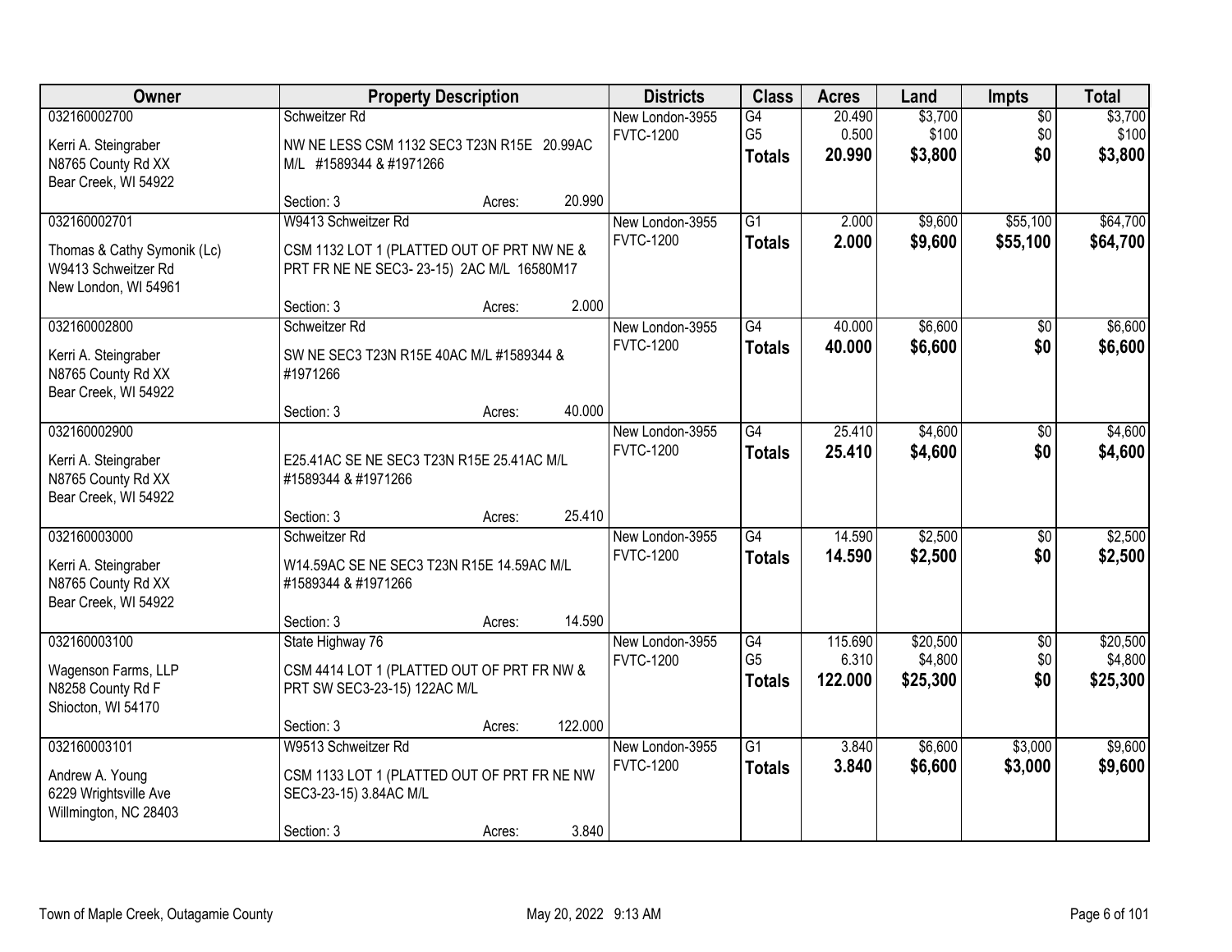| Owner | Property Description | Districts | Class | Acres | Land | Impts | Total |
|---|---|---|---|---|---|---|---|
| 032160002700<br>Kerri A. Steingraber<br>N8765 County Rd XX<br>Bear Creek, WI 54922 | Schweitzer Rd<br>NW NE LESS CSM 1132 SEC3 T23N R15E 20.99AC M/L #1589344 & #1971266<br>Section: 3 Acres: 20.990 | New London-3955<br>FVTC-1200 | G4<br>G5<br>**Totals** | 20.490<br>0.500<br>**20.990** | $3,700<br>$100<br>**$3,800** | $0<br>$0<br>**$0** | $3,700<br>$100<br>**$3,800** |
| 032160002701<br>Thomas & Cathy Symonik (Lc)<br>W9413 Schweitzer Rd<br>New London, WI 54961 | W9413 Schweitzer Rd<br>CSM 1132 LOT 1 (PLATTED OUT OF PRT NW NE & PRT FR NE NE SEC3- 23-15) 2AC M/L 16580M17<br>Section: 3 Acres: 2.000 | New London-3955<br>FVTC-1200 | G1<br>**Totals** | 2.000<br>**2.000** | $9,600<br>**$9,600** | $55,100<br>**$55,100** | $64,700<br>**$64,700** |
| 032160002800<br>Kerri A. Steingraber<br>N8765 County Rd XX<br>Bear Creek, WI 54922 | Schweitzer Rd<br>SW NE SEC3 T23N R15E 40AC M/L #1589344 & #1971266<br>Section: 3 Acres: 40.000 | New London-3955<br>FVTC-1200 | G4<br>**Totals** | 40.000<br>**40.000** | $6,600<br>**$6,600** | $0<br>**$0** | $6,600<br>**$6,600** |
| 032160002900<br>Kerri A. Steingraber<br>N8765 County Rd XX<br>Bear Creek, WI 54922 | E25.41AC SE NE SEC3 T23N R15E 25.41AC M/L #1589344 & #1971266<br>Section: 3 Acres: 25.410 | New London-3955<br>FVTC-1200 | G4<br>**Totals** | 25.410<br>**25.410** | $4,600<br>**$4,600** | $0<br>**$0** | $4,600<br>**$4,600** |
| 032160003000<br>Kerri A. Steingraber<br>N8765 County Rd XX<br>Bear Creek, WI 54922 | Schweitzer Rd<br>W14.59AC SE NE SEC3 T23N R15E 14.59AC M/L #1589344 & #1971266<br>Section: 3 Acres: 14.590 | New London-3955<br>FVTC-1200 | G4<br>**Totals** | 14.590<br>**14.590** | $2,500<br>**$2,500** | $0<br>**$0** | $2,500<br>**$2,500** |
| 032160003100<br>Wagenson Farms, LLP<br>N8258 County Rd F<br>Shiocton, WI 54170 | State Highway 76<br>CSM 4414 LOT 1 (PLATTED OUT OF PRT FR NW & PRT SW SEC3-23-15) 122AC M/L<br>Section: 3 Acres: 122.000 | New London-3955<br>FVTC-1200 | G4<br>G5<br>**Totals** | 115.690<br>6.310<br>**122.000** | $20,500<br>$4,800<br>**$25,300** | $0<br>$0<br>**$0** | $20,500<br>$4,800<br>**$25,300** |
| 032160003101<br>Andrew A. Young<br>6229 Wrightsville Ave<br>Wilmington, NC 28403 | W9513 Schweitzer Rd<br>CSM 1133 LOT 1 (PLATTED OUT OF PRT FR NE NW SEC3-23-15) 3.84AC M/L<br>Section: 3 Acres: 3.840 | New London-3955<br>FVTC-1200 | G1<br>**Totals** | 3.840<br>**3.840** | $6,600<br>**$6,600** | $3,000<br>**$3,000** | $9,600<br>**$9,600** |

Town of Maple Creek, Outagamie County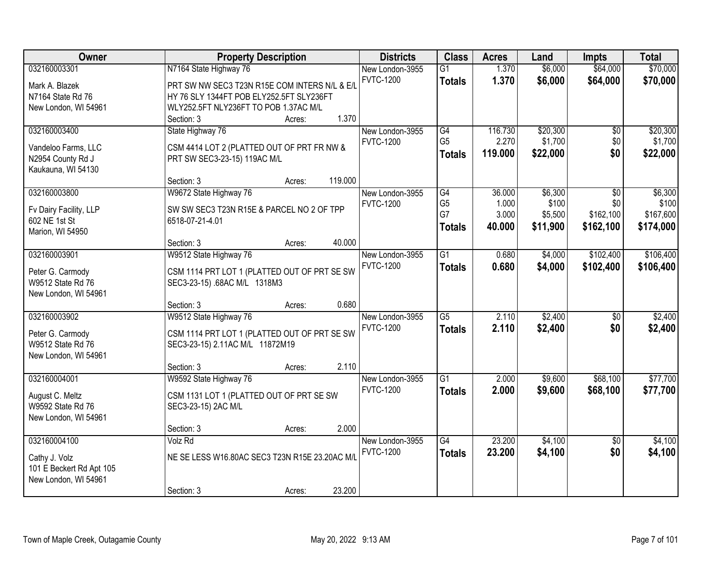| Owner | Property Description | Districts | Class | Acres | Land | Impts | Total |
|---|---|---|---|---|---|---|---|
| 032160003301<br>Mark A. Blazek<br>N7164 State Rd 76<br>New London, WI 54961 | N7164 State Highway 76<br>PRT SW NW SEC3 T23N R15E COM INTERS N/L & E/L HY 76 SLY 1344FT POB ELY252.5FT SLY236FT WLY252.5FT NLY236FT TO POB 1.37AC M/L<br>Section: 3 Acres: 1.370 | New London-3955<br>FVTC-1200 | G1<br>**Totals** | 1.370<br>**1.370** | $6,000<br>**$6,000** | $64,000<br>**$64,000** | $70,000<br>**$70,000** |
| 032160003400<br>Vandeloo Farms, LLC<br>N2954 County Rd J<br>Kaukauna, WI 54130 | State Highway 76<br>CSM 4414 LOT 2 (PLATTED OUT OF PRT FR NW & PRT SW SEC3-23-15) 119AC M/L<br>Section: 3 Acres: 119.000 | New London-3955<br>FVTC-1200 | G4<br>G5<br>**Totals** | 116.730<br>2.270<br>**119.000** | $20,300<br>$1,700<br>**$22,000** | $0<br>$0<br>**$0** | $20,300<br>$1,700<br>**$22,000** |
| 032160003800<br>Fv Dairy Facility, LLP<br>602 NE 1st St<br>Marion, WI 54950 | W9672 State Highway 76<br>SW SW SEC3 T23N R15E & PARCEL NO 2 OF TPP 6518-07-21-4.01<br>Section: 3 Acres: 40.000 | New London-3955<br>FVTC-1200 | G4<br>G5<br>G7<br>**Totals** | 36.000<br>1.000<br>3.000<br>**40.000** | $6,300<br>$100<br>$5,500<br>**$11,900** | $0<br>$0<br>$162,100<br>**$162,100** | $6,300<br>$100<br>$167,600<br>**$174,000** |
| 032160003901<br>Peter G. Carmody<br>W9512 State Rd 76<br>New London, WI 54961 | W9512 State Highway 76<br>CSM 1114 PRT LOT 1 (PLATTED OUT OF PRT SE SW SEC3-23-15) .68AC M/L 1318M3<br>Section: 3 Acres: 0.680 | New London-3955<br>FVTC-1200 | G1<br>**Totals** | 0.680<br>**0.680** | $4,000<br>**$4,000** | $102,400<br>**$102,400** | $106,400<br>**$106,400** |
| 032160003902<br>Peter G. Carmody<br>W9512 State Rd 76<br>New London, WI 54961 | W9512 State Highway 76<br>CSM 1114 PRT LOT 1 (PLATTED OUT OF PRT SE SW SEC3-23-15) 2.11AC M/L 11872M19<br>Section: 3 Acres: 2.110 | New London-3955<br>FVTC-1200 | G5<br>**Totals** | 2.110<br>**2.110** | $2,400<br>**$2,400** | $0<br>**$0** | $2,400<br>**$2,400** |
| 032160004001<br>August C. Meltz<br>W9592 State Rd 76<br>New London, WI 54961 | W9592 State Highway 76<br>CSM 1131 LOT 1 (PLATTED OUT OF PRT SE SW SEC3-23-15) 2AC M/L<br>Section: 3 Acres: 2.000 | New London-3955<br>FVTC-1200 | G1<br>**Totals** | 2.000<br>**2.000** | $9,600<br>**$9,600** | $68,100<br>**$68,100** | $77,700<br>**$77,700** |
| 032160004100<br>Cathy J. Volz<br>101 E Beckert Rd Apt 105<br>New London, WI 54961 | Volz Rd<br>NE SE LESS W16.80AC SEC3 T23N R15E 23.20AC M/L<br>Section: 3 Acres: 23.200 | New London-3955<br>FVTC-1200 | G4<br>**Totals** | 23.200<br>**23.200** | $4,100<br>**$4,100** | $0<br>**$0** | $4,100<br>**$4,100** |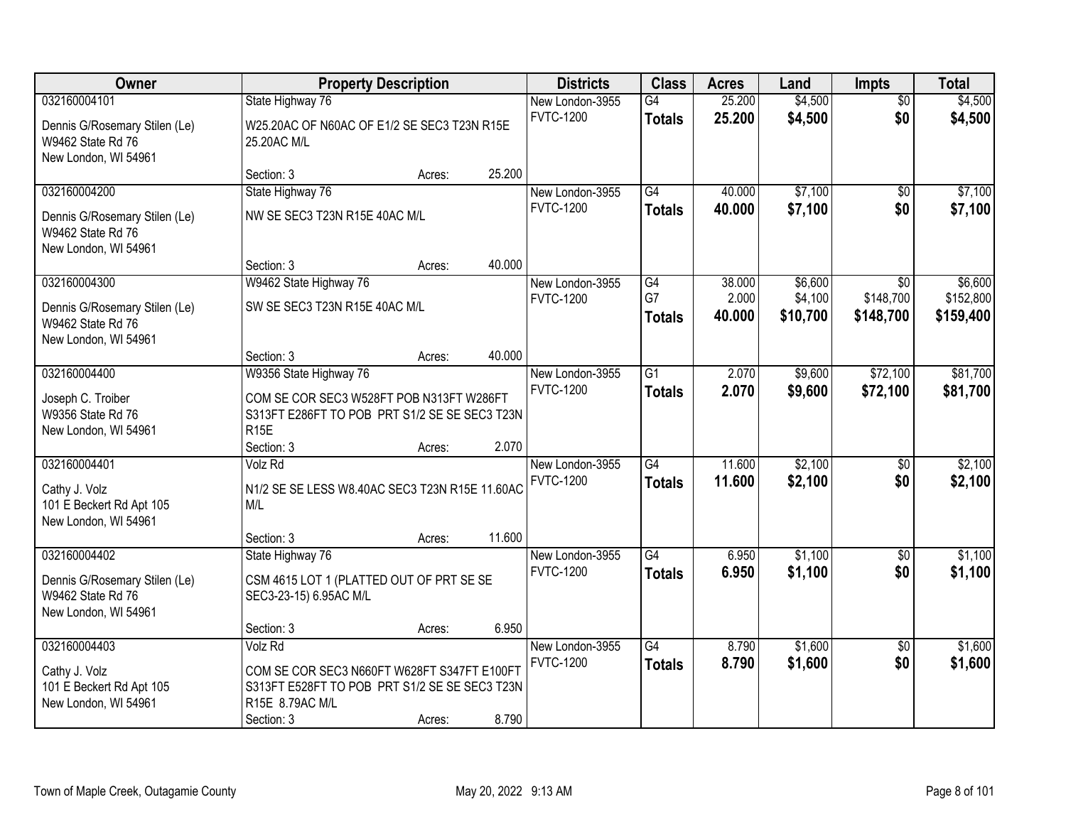| Owner | Property Description | Districts | Class | Acres | Land | Impts | Total |
|---|---|---|---|---|---|---|---|
| 032160004101<br>Dennis G/Rosemary Stilen (Le)<br>W9462 State Rd 76<br>New London, WI 54961 | State Highway 76<br>W25.20AC OF N60AC OF E1/2 SE SEC3 T23N R15E 25.20AC M/L<br>Section: 3 Acres: 25.200 | New London-3955<br>FVTC-1200 | G4<br>**Totals** | 25.200<br>**25.200** | $4,500<br>**$4,500** | $0<br>**$0** | $4,500<br>**$4,500** |
| 032160004200<br>Dennis G/Rosemary Stilen (Le)<br>W9462 State Rd 76<br>New London, WI 54961 | State Highway 76<br>NW SE SEC3 T23N R15E 40AC M/L<br>Section: 3 Acres: 40.000 | New London-3955<br>FVTC-1200 | G4<br>**Totals** | 40.000<br>**40.000** | $7,100<br>**$7,100** | $0<br>**$0** | $7,100<br>**$7,100** |
| 032160004300<br>Dennis G/Rosemary Stilen (Le)<br>W9462 State Rd 76<br>New London, WI 54961 | W9462 State Highway 76<br>SW SE SEC3 T23N R15E 40AC M/L<br>Section: 3 Acres: 40.000 | New London-3955<br>FVTC-1200 | G4<br>G7<br>**Totals** | 38.000<br>2.000<br>**40.000** | $6,600<br>$4,100<br>**$10,700** | $0<br>$148,700<br>**$148,700** | $6,600<br>$152,800<br>**$159,400** |
| 032160004400<br>Joseph C. Troiber<br>W9356 State Rd 76<br>New London, WI 54961 | W9356 State Highway 76<br>COM SE COR SEC3 W528FT POB N313FT W286FT S313FT E286FT TO POB PRT S1/2 SE SE SEC3 T23N R15E<br>Section: 3 Acres: 2.070 | New London-3955<br>FVTC-1200 | G1<br>**Totals** | 2.070<br>**2.070** | $9,600<br>**$9,600** | $72,100<br>**$72,100** | $81,700<br>**$81,700** |
| 032160004401<br>Cathy J. Volz<br>101 E Beckert Rd Apt 105<br>New London, WI 54961 | Volz Rd<br>N1/2 SE SE LESS W8.40AC SEC3 T23N R15E 11.60AC M/L<br>Section: 3 Acres: 11.600 | New London-3955<br>FVTC-1200 | G4<br>**Totals** | 11.600<br>**11.600** | $2,100<br>**$2,100** | $0<br>**$0** | $2,100<br>**$2,100** |
| 032160004402<br>Dennis G/Rosemary Stilen (Le)<br>W9462 State Rd 76<br>New London, WI 54961 | State Highway 76<br>CSM 4615 LOT 1 (PLATTED OUT OF PRT SE SE SEC3-23-15) 6.95AC M/L<br>Section: 3 Acres: 6.950 | New London-3955<br>FVTC-1200 | G4<br>**Totals** | 6.950<br>**6.950** | $1,100<br>**$1,100** | $0<br>**$0** | $1,100<br>**$1,100** |
| 032160004403<br>Cathy J. Volz<br>101 E Beckert Rd Apt 105<br>New London, WI 54961 | Volz Rd<br>COM SE COR SEC3 N660FT W628FT S347FT E100FT S313FT E528FT TO POB PRT S1/2 SE SE SEC3 T23N R15E 8.79AC M/L<br>Section: 3 Acres: 8.790 | New London-3955<br>FVTC-1200 | G4<br>**Totals** | 8.790<br>**8.790** | $1,600<br>**$1,600** | $0<br>**$0** | $1,600<br>**$1,600** |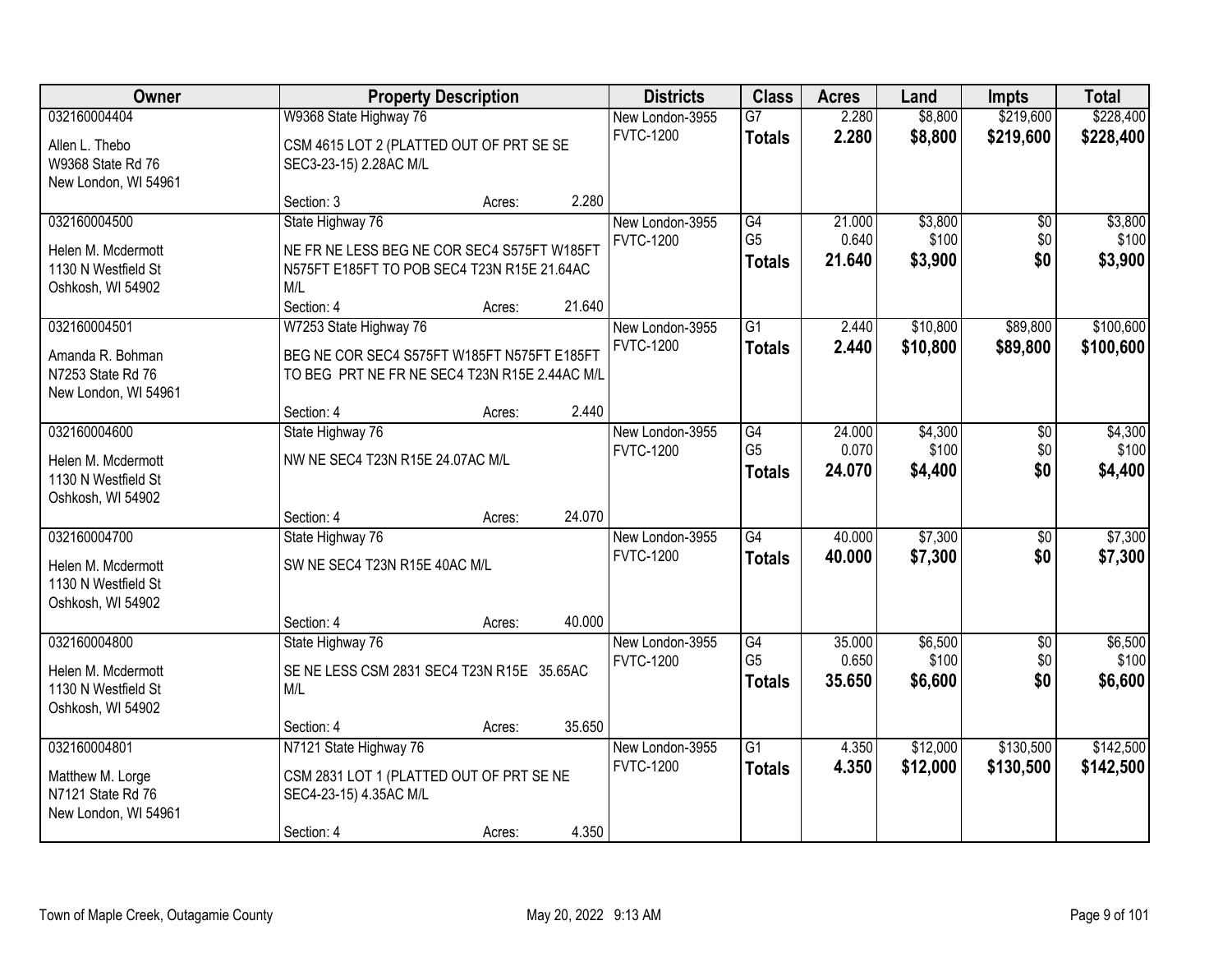| Owner | Property Description | Districts | Class | Acres | Land | Impts | Total |
|---|---|---|---|---|---|---|---|
| 032160004404<br>Allen L. Thebo<br>W9368 State Rd 76<br>New London, WI 54961 | W9368 State Highway 76<br>CSM 4615 LOT 2 (PLATTED OUT OF PRT SE SE SEC3-23-15) 2.28AC M/L<br>Section: 3 Acres: 2.280 | New London-3955<br>FVTC-1200 | G7<br>**Totals** | 2.280<br>**2.280** | $8,800<br>**$8,800** | $219,600<br>**$219,600** | $228,400<br>**$228,400** |
| 032160004500<br>Helen M. Mcdermott<br>1130 N Westfield St<br>Oshkosh, WI 54902 | State Highway 76<br>NE FR NE LESS BEG NE COR SEC4 S575FT W185FT N575FT E185FT TO POB SEC4 T23N R15E 21.64AC M/L<br>Section: 4 Acres: 21.640 | New London-3955<br>FVTC-1200 | G4<br>G5<br>**Totals** | 21.000<br>0.640<br>**21.640** | $3,800<br>$100<br>**$3,900** | $0<br>$0<br>**$0** | $3,800<br>$100<br>**$3,900** |
| 032160004501<br>Amanda R. Bohman<br>N7253 State Rd 76<br>New London, WI 54961 | W7253 State Highway 76<br>BEG NE COR SEC4 S575FT W185FT N575FT E185FT TO BEG PRT NE FR NE SEC4 T23N R15E 2.44AC M/L<br>Section: 4 Acres: 2.440 | New London-3955<br>FVTC-1200 | G1<br>**Totals** | 2.440<br>**2.440** | $10,800<br>**$10,800** | $89,800<br>**$89,800** | $100,600<br>**$100,600** |
| 032160004600<br>Helen M. Mcdermott<br>1130 N Westfield St<br>Oshkosh, WI 54902 | State Highway 76<br>NW NE SEC4 T23N R15E 24.07AC M/L<br>Section: 4 Acres: 24.070 | New London-3955<br>FVTC-1200 | G4<br>G5<br>**Totals** | 24.000<br>0.070<br>**24.070** | $4,300<br>$100<br>**$4,400** | $0<br>$0<br>**$0** | $4,300<br>$100<br>**$4,400** |
| 032160004700<br>Helen M. Mcdermott<br>1130 N Westfield St<br>Oshkosh, WI 54902 | State Highway 76<br>SW NE SEC4 T23N R15E 40AC M/L<br>Section: 4 Acres: 40.000 | New London-3955<br>FVTC-1200 | G4<br>**Totals** | 40.000<br>**40.000** | $7,300<br>**$7,300** | $0<br>**$0** | $7,300<br>**$7,300** |
| 032160004800<br>Helen M. Mcdermott<br>1130 N Westfield St<br>Oshkosh, WI 54902 | State Highway 76<br>SE NE LESS CSM 2831 SEC4 T23N R15E 35.65AC M/L<br>Section: 4 Acres: 35.650 | New London-3955<br>FVTC-1200 | G4<br>G5<br>**Totals** | 35.000<br>0.650<br>**35.650** | $6,500<br>$100<br>**$6,600** | $0<br>$0<br>**$0** | $6,500<br>$100<br>**$6,600** |
| 032160004801<br>Matthew M. Lorge<br>N7121 State Rd 76<br>New London, WI 54961 | N7121 State Highway 76<br>CSM 2831 LOT 1 (PLATTED OUT OF PRT SE NE SEC4-23-15) 4.35AC M/L<br>Section: 4 Acres: 4.350 | New London-3955<br>FVTC-1200 | G1<br>**Totals** | 4.350<br>**4.350** | $12,000<br>**$12,000** | $130,500<br>**$130,500** | $142,500<br>**$142,500** |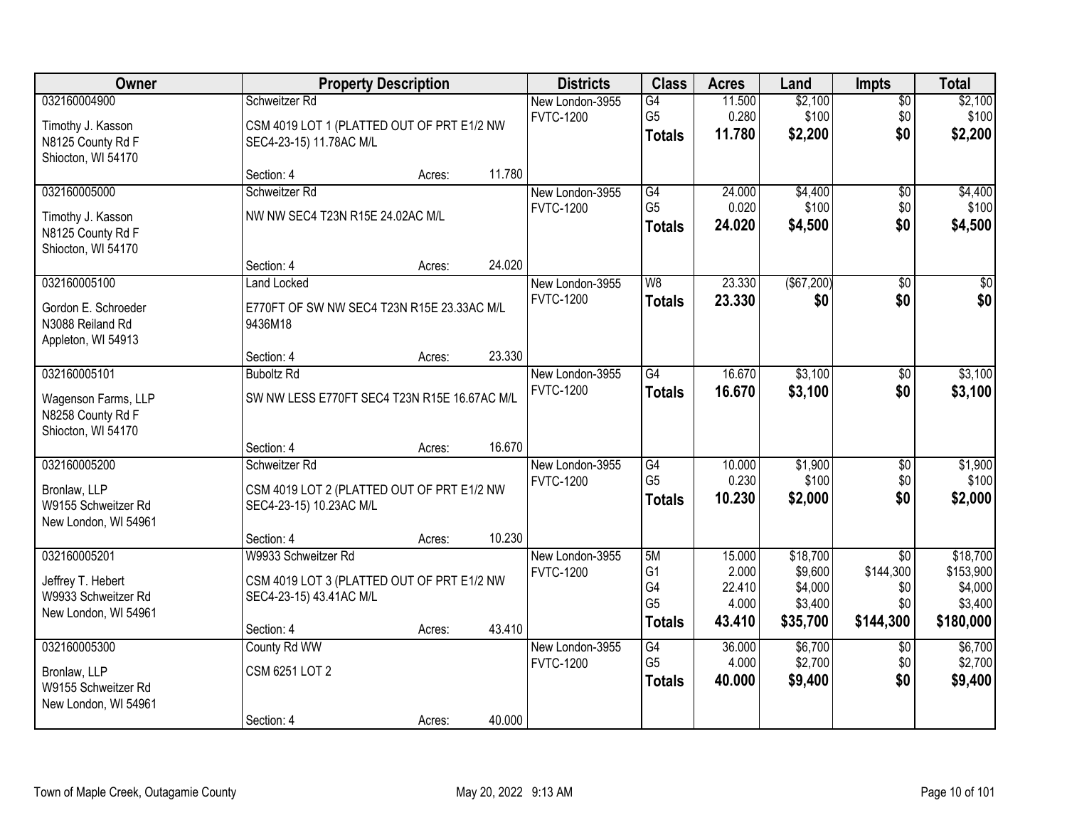| Owner | Property Description | | | Districts | Class | Acres | Land | Impts | Total |
|---|---|---|---|---|---|---|---|---|---|
| 032160004900<br>Timothy J. Kasson<br>N8125 County Rd F<br>Shiocton, WI 54170 | Schweitzer Rd<br>CSM 4019 LOT 1 (PLATTED OUT OF PRT E1/2 NW SEC4-23-15) 11.78AC M/L<br>Section: 4 | Acres: | 11.780 | New London-3955<br>FVTC-1200 | G4<br>G5<br>**Totals** | 11.500<br>0.280<br>**11.780** | $2,100<br>$100<br>**$2,200** | $0<br>$0<br>**$0** | $2,100<br>$100<br>**$2,200** |
| 032160005000<br>Timothy J. Kasson<br>N8125 County Rd F<br>Shiocton, WI 54170 | Schweitzer Rd<br>NW NW SEC4 T23N R15E 24.02AC M/L<br>Section: 4 | Acres: | 24.020 | New London-3955<br>FVTC-1200 | G4<br>G5<br>**Totals** | 24.000<br>0.020<br>**24.020** | $4,400<br>$100<br>**$4,500** | $0<br>$0<br>**$0** | $4,400<br>$100<br>**$4,500** |
| 032160005100<br>Gordon E. Schroeder<br>N3088 Reiland Rd<br>Appleton, WI 54913 | Land Locked<br>E770FT OF SW NW SEC4 T23N R15E 23.33AC M/L 9436M18<br>Section: 4 | Acres: | 23.330 | New London-3955<br>FVTC-1200 | W8<br>**Totals** | 23.330<br>**23.330** | ($67,200)<br>**$0** | $0<br>**$0** | $0<br>**$0** |
| 032160005101<br>Wagenson Farms, LLP<br>N8258 County Rd F<br>Shiocton, WI 54170 | Buboltz Rd<br>SW NW LESS E770FT SEC4 T23N R15E 16.67AC M/L<br>Section: 4 | Acres: | 16.670 | New London-3955<br>FVTC-1200 | G4<br>**Totals** | 16.670<br>**16.670** | $3,100<br>**$3,100** | $0<br>**$0** | $3,100<br>**$3,100** |
| 032160005200<br>Bronlaw, LLP<br>W9155 Schweitzer Rd<br>New London, WI 54961 | Schweitzer Rd<br>CSM 4019 LOT 2 (PLATTED OUT OF PRT E1/2 NW SEC4-23-15) 10.23AC M/L<br>Section: 4 | Acres: | 10.230 | New London-3955<br>FVTC-1200 | G4<br>G5<br>**Totals** | 10.000<br>0.230<br>**10.230** | $1,900<br>$100<br>**$2,000** | $0<br>$0<br>**$0** | $1,900<br>$100<br>**$2,000** |
| 032160005201<br>Jeffrey T. Hebert<br>W9933 Schweitzer Rd<br>New London, WI 54961 | W9933 Schweitzer Rd<br>CSM 4019 LOT 3 (PLATTED OUT OF PRT E1/2 NW SEC4-23-15) 43.41AC M/L<br>Section: 4 | Acres: | 43.410 | New London-3955<br>FVTC-1200 | 5M<br>G1<br>G4<br>G5<br>**Totals** | 15.000<br>2.000<br>22.410<br>4.000<br>**43.410** | $18,700<br>$9,600<br>$4,000<br>$3,400<br>**$35,700** | $0<br>$144,300<br>$0<br>$0<br>**$144,300** | $18,700<br>$153,900<br>$4,000<br>$3,400<br>**$180,000** |
| 032160005300<br>Bronlaw, LLP<br>W9155 Schweitzer Rd<br>New London, WI 54961 | County Rd WW<br>CSM 6251 LOT 2<br>Section: 4 | Acres: | 40.000 | New London-3955<br>FVTC-1200 | G4<br>G5<br>**Totals** | 36.000<br>4.000<br>**40.000** | $6,700<br>$2,700<br>**$9,400** | $0<br>$0<br>**$0** | $6,700<br>$2,700<br>**$9,400** |

Town of Maple Creek, Outagamie County — May 20, 2022 9:13 AM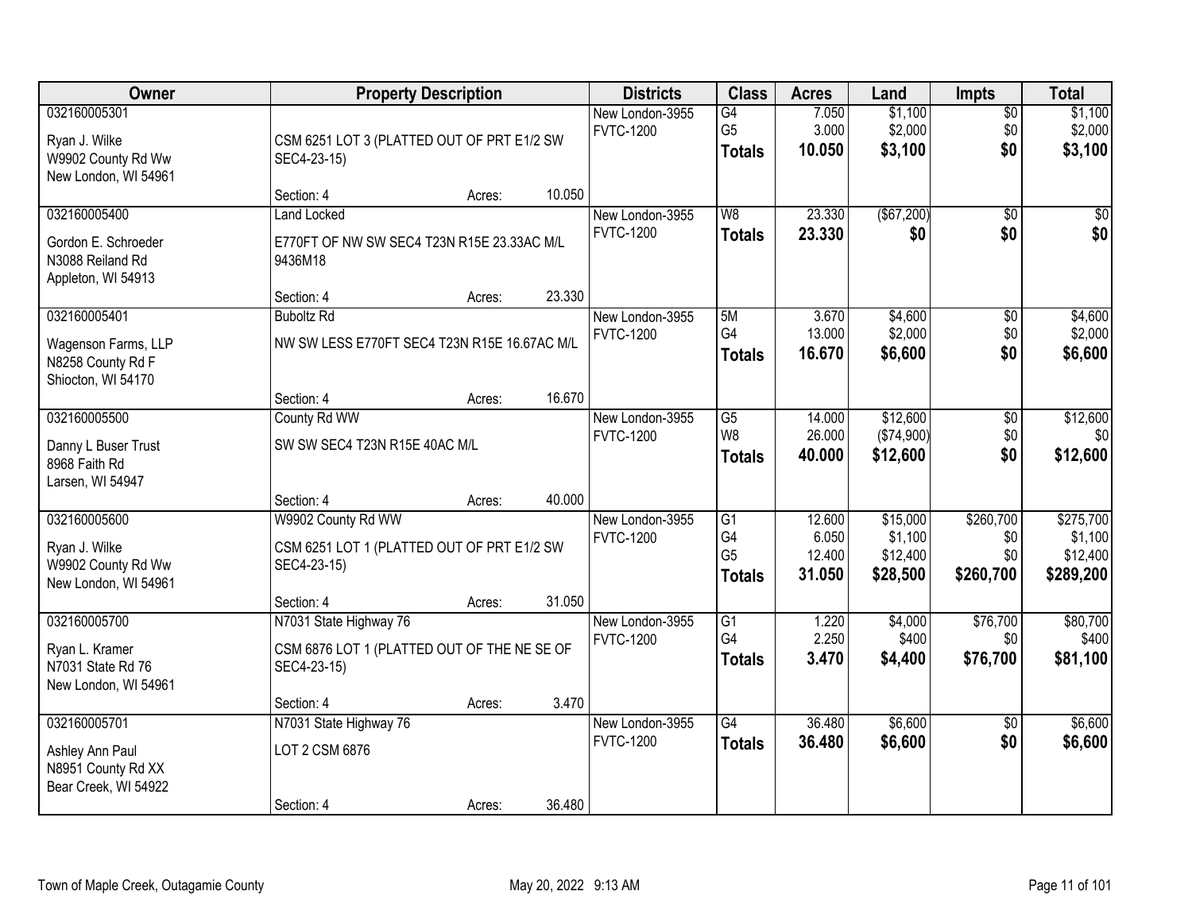| Owner | Property Description | Districts | Class | Acres | Land | Impts | Total |
|---|---|---|---|---|---|---|---|
| 032160005301<br><br>Ryan J. Wilke<br>W9902 County Rd Ww<br>New London, WI 54961 | CSM 6251 LOT 3 (PLATTED OUT OF PRT E1/2 SW SEC4-23-15)<br><br>Section: 4 Acres: 10.050 | New London-3955<br>FVTC-1200 | G4<br>G5<br>**Totals** | 7.050<br>3.000<br>**10.050** | $1,100<br>$2,000<br>**$3,100** | $0<br>$0<br>**$0** | $1,100<br>$2,000<br>**$3,100** |
| 032160005400<br><br>Gordon E. Schroeder<br>N3088 Reiland Rd<br>Appleton, WI 54913 | Land Locked<br>E770FT OF NW SW SEC4 T23N R15E 23.33AC M/L 9436M18<br><br>Section: 4 Acres: 23.330 | New London-3955<br>FVTC-1200 | W8<br>**Totals** | 23.330<br>**23.330** | ($67,200)<br>**$0** | $0<br>**$0** | $0<br>**$0** |
| 032160005401<br><br>Wagenson Farms, LLP<br>N8258 County Rd F<br>Shiocton, WI 54170 | Buboltz Rd<br>NW SW LESS E770FT SEC4 T23N R15E 16.67AC M/L<br><br>Section: 4 Acres: 16.670 | New London-3955<br>FVTC-1200 | 5M<br>G4<br>**Totals** | 3.670<br>13.000<br>**16.670** | $4,600<br>$2,000<br>**$6,600** | $0<br>$0<br>**$0** | $4,600<br>$2,000<br>**$6,600** |
| 032160005500<br><br>Danny L Buser Trust<br>8968 Faith Rd<br>Larsen, WI 54947 | County Rd WW<br>SW SW SEC4 T23N R15E 40AC M/L<br><br>Section: 4 Acres: 40.000 | New London-3955<br>FVTC-1200 | G5<br>W8<br>**Totals** | 14.000<br>26.000<br>**40.000** | $12,600<br>($74,900)<br>**$12,600** | $0<br>$0<br>**$0** | $12,600<br>$0<br>**$12,600** |
| 032160005600<br><br>Ryan J. Wilke<br>W9902 County Rd Ww<br>New London, WI 54961 | W9902 County Rd WW<br>CSM 6251 LOT 1 (PLATTED OUT OF PRT E1/2 SW SEC4-23-15)<br><br>Section: 4 Acres: 31.050 | New London-3955<br>FVTC-1200 | G1<br>G4<br>G5<br>**Totals** | 12.600<br>6.050<br>12.400<br>**31.050** | $15,000<br>$1,100<br>$12,400<br>**$28,500** | $260,700<br>$0<br>$0<br>**$260,700** | $275,700<br>$1,100<br>$12,400<br>**$289,200** |
| 032160005700<br><br>Ryan L. Kramer<br>N7031 State Rd 76<br>New London, WI 54961 | N7031 State Highway 76<br>CSM 6876 LOT 1 (PLATTED OUT OF THE NE SE OF SEC4-23-15)<br><br>Section: 4 Acres: 3.470 | New London-3955<br>FVTC-1200 | G1<br>G4<br>**Totals** | 1.220<br>2.250<br>**3.470** | $4,000<br>$400<br>**$4,400** | $76,700<br>$0<br>**$76,700** | $80,700<br>$400<br>**$81,100** |
| 032160005701<br><br>Ashley Ann Paul<br>N8951 County Rd XX<br>Bear Creek, WI 54922 | N7031 State Highway 76<br>LOT 2 CSM 6876<br><br>Section: 4 Acres: 36.480 | New London-3955<br>FVTC-1200 | G4<br>**Totals** | 36.480<br>**36.480** | $6,600<br>**$6,600** | $0<br>**$0** | $6,600<br>**$6,600** |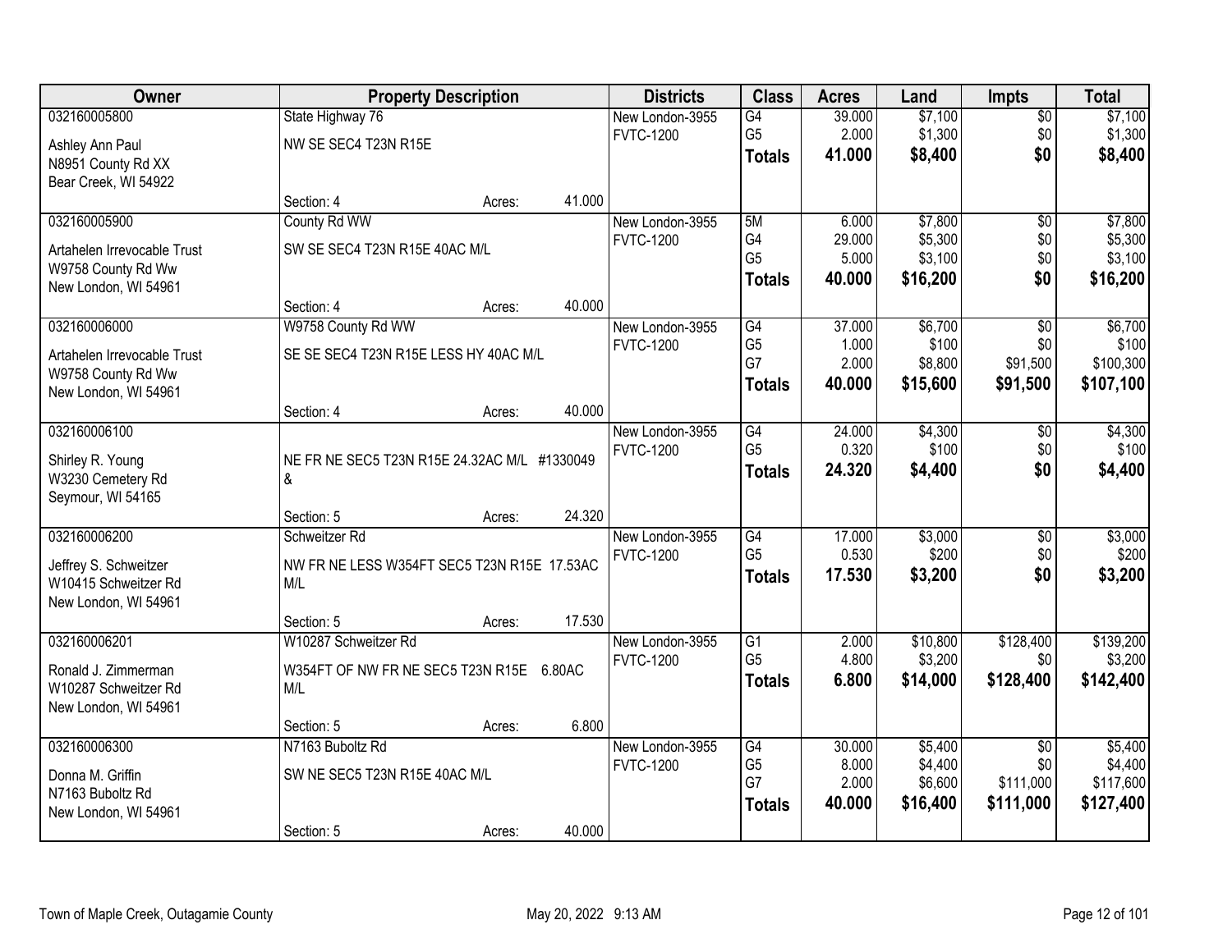| Owner | Property Description | Districts | Class | Acres | Land | Impts | Total |
|---|---|---|---|---|---|---|---|
| 032160005800<br>Ashley Ann Paul<br>N8951 County Rd XX<br>Bear Creek, WI 54922 | State Highway 76<br>NW SE SEC4 T23N R15E<br>Section: 4 Acres: 41.000 | New London-3955<br>FVTC-1200 | G4<br>G5<br>**Totals** | 39.000<br>2.000<br>**41.000** | $7,100<br>$1,300<br>**$8,400** | $0<br>$0<br>**$0** | $7,100<br>$1,300<br>**$8,400** |
| 032160005900<br>Artahelen Irrevocable Trust<br>W9758 County Rd Ww<br>New London, WI 54961 | County Rd WW<br>SW SE SEC4 T23N R15E 40AC M/L<br>Section: 4 Acres: 40.000 | New London-3955<br>FVTC-1200 | 5M<br>G4<br>G5<br>**Totals** | 6.000<br>29.000<br>5.000<br>**40.000** | $7,800<br>$5,300<br>$3,100<br>**$16,200** | $0<br>$0<br>$0<br>**$0** | $7,800<br>$5,300<br>$3,100<br>**$16,200** |
| 032160006000<br>Artahelen Irrevocable Trust<br>W9758 County Rd Ww<br>New London, WI 54961 | W9758 County Rd WW<br>SE SE SEC4 T23N R15E LESS HY 40AC M/L<br>Section: 4 Acres: 40.000 | New London-3955<br>FVTC-1200 | G4<br>G5<br>G7<br>**Totals** | 37.000<br>1.000<br>2.000<br>**40.000** | $6,700<br>$100<br>$8,800<br>**$15,600** | $0<br>$0<br>$91,500<br>**$91,500** | $6,700<br>$100<br>$100,300<br>**$107,100** |
| 032160006100<br>Shirley R. Young<br>W3230 Cemetery Rd<br>Seymour, WI 54165 | NE FR NE SEC5 T23N R15E 24.32AC M/L #1330049 &<br>Section: 5 Acres: 24.320 | New London-3955<br>FVTC-1200 | G4<br>G5<br>**Totals** | 24.000<br>0.320<br>**24.320** | $4,300<br>$100<br>**$4,400** | $0<br>$0<br>**$0** | $4,300<br>$100<br>**$4,400** |
| 032160006200<br>Jeffrey S. Schweitzer<br>W10415 Schweitzer Rd<br>New London, WI 54961 | Schweitzer Rd<br>NW FR NE LESS W354FT SEC5 T23N R15E 17.53AC M/L<br>Section: 5 Acres: 17.530 | New London-3955<br>FVTC-1200 | G4<br>G5<br>**Totals** | 17.000<br>0.530<br>**17.530** | $3,000<br>$200<br>**$3,200** | $0<br>$0<br>**$0** | $3,000<br>$200<br>**$3,200** |
| 032160006201<br>Ronald J. Zimmerman<br>W10287 Schweitzer Rd<br>New London, WI 54961 | W10287 Schweitzer Rd<br>W354FT OF NW FR NE SEC5 T23N R15E 6.80AC M/L<br>Section: 5 Acres: 6.800 | New London-3955<br>FVTC-1200 | G1<br>G5<br>**Totals** | 2.000<br>4.800<br>**6.800** | $10,800<br>$3,200<br>**$14,000** | $128,400<br>$0<br>**$128,400** | $139,200<br>$3,200<br>**$142,400** |
| 032160006300<br>Donna M. Griffin<br>N7163 Buboltz Rd<br>New London, WI 54961 | N7163 Buboltz Rd<br>SW NE SEC5 T23N R15E 40AC M/L<br>Section: 5 Acres: 40.000 | New London-3955<br>FVTC-1200 | G4<br>G5<br>G7<br>**Totals** | 30.000<br>8.000<br>2.000<br>**40.000** | $5,400<br>$4,400<br>$6,600<br>**$16,400** | $0<br>$0<br>$111,000<br>**$111,000** | $5,400<br>$4,400<br>$117,600<br>**$127,400** |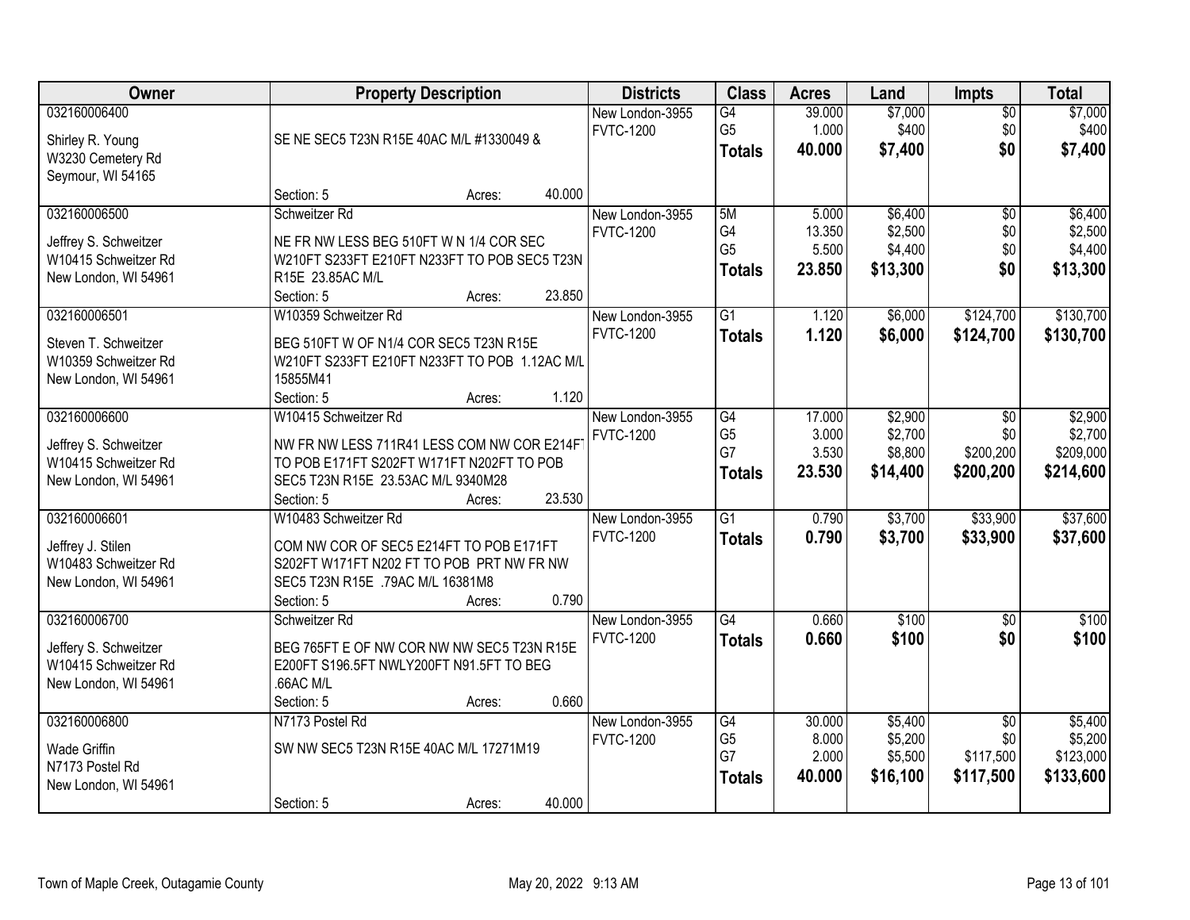| Owner | Property Description | Districts | Class | Acres | Land | Impts | Total |
|---|---|---|---|---|---|---|---|
| 032160006400<br>Shirley R. Young<br>W3230 Cemetery Rd<br>Seymour, WI 54165 | SE NE SEC5 T23N R15E 40AC M/L #1330049 &<br>Section: 5 Acres: 40.000 | New London-3955<br>FVTC-1200 | G4<br>G5<br>**Totals** | 39.000<br>1.000<br>**40.000** | $7,000<br>$400<br>**$7,400** | $0<br>$0<br>**$0** | $7,000<br>$400<br>**$7,400** |
| 032160006500<br>Jeffrey S. Schweitzer<br>W10415 Schweitzer Rd<br>New London, WI 54961 | Schweitzer Rd<br>NE FR NW LESS BEG 510FT W N 1/4 COR SEC W210FT S233FT E210FT N233FT TO POB SEC5 T23N R15E 23.85AC M/L<br>Section: 5 Acres: 23.850 | New London-3955<br>FVTC-1200 | 5M<br>G4<br>G5<br>**Totals** | 5.000<br>13.350<br>5.500<br>**23.850** | $6,400<br>$2,500<br>$4,400<br>**$13,300** | $0<br>$0<br>$0<br>**$0** | $6,400<br>$2,500<br>$4,400<br>**$13,300** |
| 032160006501<br>Steven T. Schweitzer<br>W10359 Schweitzer Rd<br>New London, WI 54961 | W10359 Schweitzer Rd<br>BEG 510FT W OF N1/4 COR SEC5 T23N R15E W210FT S233FT E210FT N233FT TO POB 1.12AC M/L 15855M41<br>Section: 5 Acres: 1.120 | New London-3955<br>FVTC-1200 | G1<br>**Totals** | 1.120<br>**1.120** | $6,000<br>**$6,000** | $124,700<br>**$124,700** | $130,700<br>**$130,700** |
| 032160006600<br>Jeffrey S. Schweitzer<br>W10415 Schweitzer Rd<br>New London, WI 54961 | W10415 Schweitzer Rd<br>NW FR NW LESS 711R41 LESS COM NW COR E214FT TO POB E171FT S202FT W171FT N202FT TO POB SEC5 T23N R15E 23.53AC M/L 9340M28<br>Section: 5 Acres: 23.530 | New London-3955<br>FVTC-1200 | G4<br>G5<br>G7<br>**Totals** | 17.000<br>3.000<br>3.530<br>**23.530** | $2,900<br>$2,700<br>$8,800<br>**$14,400** | $0<br>$0<br>$200,200<br>**$200,200** | $2,900<br>$2,700<br>$209,000<br>**$214,600** |
| 032160006601<br>Jeffrey J. Stilen<br>W10483 Schweitzer Rd<br>New London, WI 54961 | W10483 Schweitzer Rd<br>COM NW COR OF SEC5 E214FT TO POB E171FT S202FT W171FT N202 FT TO POB PRT NW FR NW SEC5 T23N R15E .79AC M/L 16381M8<br>Section: 5 Acres: 0.790 | New London-3955<br>FVTC-1200 | G1<br>**Totals** | 0.790<br>**0.790** | $3,700<br>**$3,700** | $33,900<br>**$33,900** | $37,600<br>**$37,600** |
| 032160006700<br>Jeffery S. Schweitzer<br>W10415 Schweitzer Rd<br>New London, WI 54961 | Schweitzer Rd<br>BEG 765FT E OF NW COR NW NW SEC5 T23N R15E E200FT S196.5FT NWLY200FT N91.5FT TO BEG .66AC M/L<br>Section: 5 Acres: 0.660 | New London-3955<br>FVTC-1200 | G4<br>**Totals** | 0.660<br>**0.660** | $100<br>**$100** | $0<br>**$0** | $100<br>**$100** |
| 032160006800<br>Wade Griffin<br>N7173 Postel Rd<br>New London, WI 54961 | N7173 Postel Rd<br>SW NW SEC5 T23N R15E 40AC M/L 17271M19<br>Section: 5 Acres: 40.000 | New London-3955<br>FVTC-1200 | G4<br>G5<br>G7<br>**Totals** | 30.000<br>8.000<br>2.000<br>**40.000** | $5,400<br>$5,200<br>$5,500<br>**$16,100** | $0<br>$0<br>$117,500<br>**$117,500** | $5,400<br>$5,200<br>$123,000<br>**$133,600** |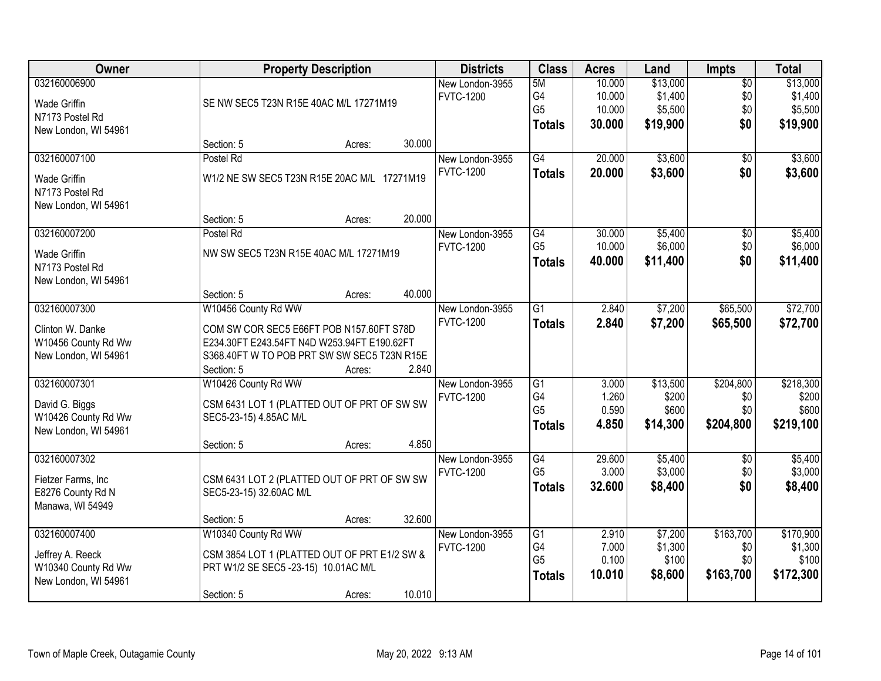| Owner | Property Description | Districts | Class | Acres | Land | Impts | Total |
|---|---|---|---|---|---|---|---|
| 032160006900<br>Wade Griffin<br>N7173 Postel Rd<br>New London, WI 54961 | SE NW SEC5 T23N R15E 40AC M/L 17271M19<br>Section: 5 Acres: 30.000 | New London-3955<br>FVTC-1200 | 5M<br>G4<br>G5<br>**Totals** | 10.000<br>10.000<br>10.000<br>**30.000** | $13,000<br>$1,400<br>$5,500<br>**$19,900** | $0<br>$0<br>$0<br>**$0** | $13,000<br>$1,400<br>$5,500<br>**$19,900** |
| 032160007100<br>Wade Griffin<br>N7173 Postel Rd<br>New London, WI 54961 | Postel Rd<br>W1/2 NE SW SEC5 T23N R15E 20AC M/L 17271M19<br>Section: 5 Acres: 20.000 | New London-3955<br>FVTC-1200 | G4<br>**Totals** | 20.000<br>**20.000** | $3,600<br>**$3,600** | $0<br>**$0** | $3,600<br>**$3,600** |
| 032160007200<br>Wade Griffin<br>N7173 Postel Rd<br>New London, WI 54961 | Postel Rd<br>NW SW SEC5 T23N R15E 40AC M/L 17271M19<br>Section: 5 Acres: 40.000 | New London-3955<br>FVTC-1200 | G4<br>G5<br>**Totals** | 30.000<br>10.000<br>**40.000** | $5,400<br>$6,000<br>**$11,400** | $0<br>$0<br>**$0** | $5,400<br>$6,000<br>**$11,400** |
| 032160007300<br>Clinton W. Danke<br>W10456 County Rd Ww<br>New London, WI 54961 | W10456 County Rd WW<br>COM SW COR SEC5 E66FT POB N157.60FT S78D E234.30FT E243.54FT N4D W253.94FT E190.62FT S368.40FT W TO POB PRT SW SW SEC5 T23N R15E<br>Section: 5 Acres: 2.840 | New London-3955<br>FVTC-1200 | G1<br>**Totals** | 2.840<br>**2.840** | $7,200<br>**$7,200** | $65,500<br>**$65,500** | $72,700<br>**$72,700** |
| 032160007301<br>David G. Biggs<br>W10426 County Rd Ww<br>New London, WI 54961 | W10426 County Rd WW<br>CSM 6431 LOT 1 (PLATTED OUT OF PRT OF SW SW SEC5-23-15) 4.85AC M/L<br>Section: 5 Acres: 4.850 | New London-3955<br>FVTC-1200 | G1<br>G4<br>G5<br>**Totals** | 3.000<br>1.260<br>0.590<br>**4.850** | $13,500<br>$200<br>$600<br>**$14,300** | $204,800<br>$0<br>$0<br>**$204,800** | $218,300<br>$200<br>$600<br>**$219,100** |
| 032160007302<br>Fietzer Farms, Inc<br>E8276 County Rd N<br>Manawa, WI 54949 | CSM 6431 LOT 2 (PLATTED OUT OF PRT OF SW SW SEC5-23-15) 32.60AC M/L<br>Section: 5 Acres: 32.600 | New London-3955<br>FVTC-1200 | G4<br>G5<br>**Totals** | 29.600<br>3.000<br>**32.600** | $5,400<br>$3,000<br>**$8,400** | $0<br>$0<br>**$0** | $5,400<br>$3,000<br>**$8,400** |
| 032160007400<br>Jeffrey A. Reeck<br>W10340 County Rd Ww<br>New London, WI 54961 | W10340 County Rd WW<br>CSM 3854 LOT 1 (PLATTED OUT OF PRT E1/2 SW & PRT W1/2 SE SEC5 -23-15) 10.01AC M/L<br>Section: 5 Acres: 10.010 | New London-3955<br>FVTC-1200 | G1<br>G4<br>G5<br>**Totals** | 2.910<br>7.000<br>0.100<br>**10.010** | $7,200<br>$1,300<br>$100<br>**$8,600** | $163,700<br>$0<br>$0<br>**$163,700** | $170,900<br>$1,300<br>$100<br>**$172,300** |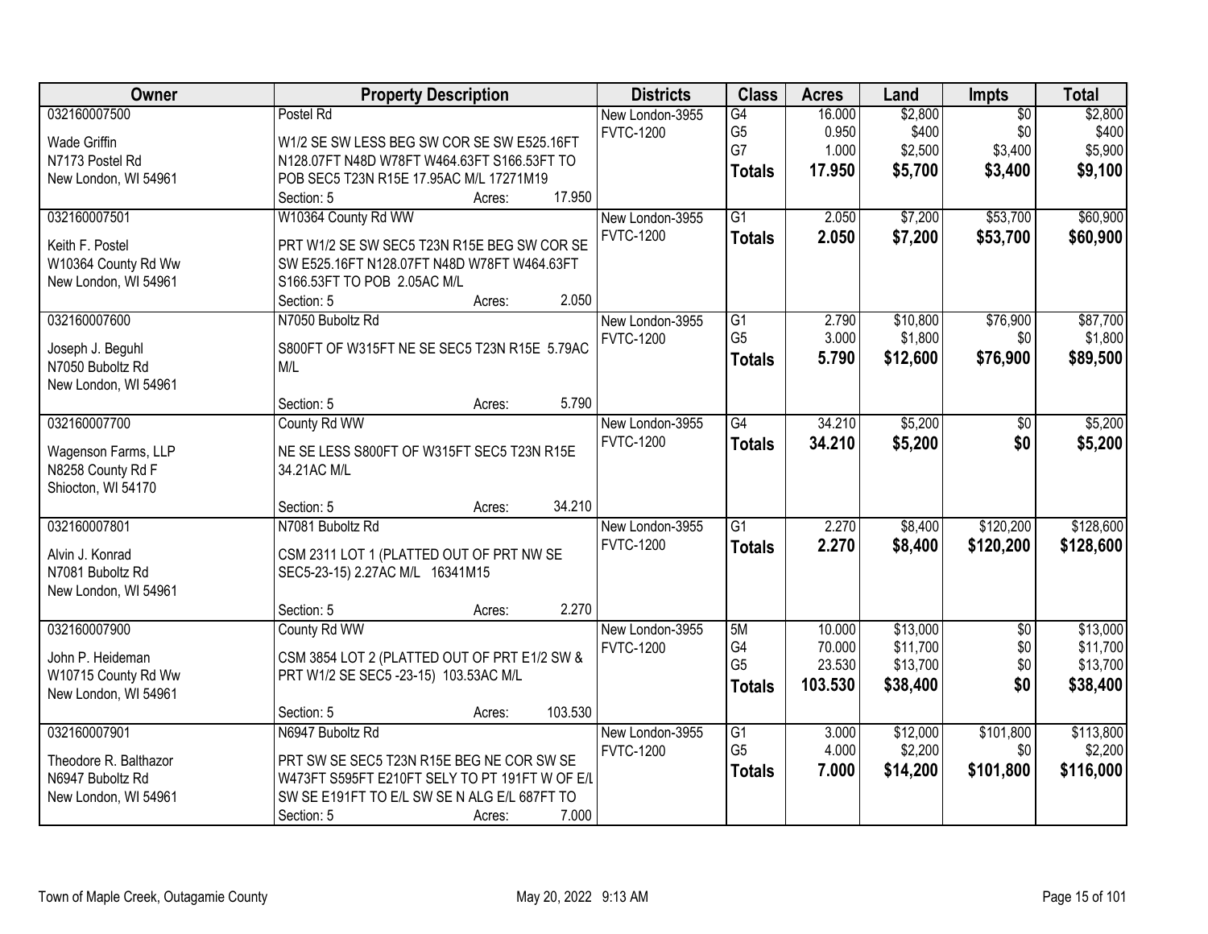| Owner | Property Description | Districts | Class | Acres | Land | Impts | Total |
|---|---|---|---|---|---|---|---|
| 032160007500<br>Wade Griffin<br>N7173 Postel Rd<br>New London, WI 54961 | Postel Rd<br>W1/2 SE SW LESS BEG SW COR SE SW E525.16FT N128.07FT N48D W78FT W464.63FT S166.53FT TO POB SEC5 T23N R15E 17.95AC M/L 17271M19<br>Section: 5 Acres: 17.950 | New London-3955<br>FVTC-1200 | G4<br>G5<br>G7<br>**Totals** | 16.000<br>0.950<br>1.000<br>**17.950** | $2,800<br>$400<br>$2,500<br>**$5,700** | $0<br>$0<br>$3,400<br>**$3,400** | $2,800<br>$400<br>$5,900<br>**$9,100** |
| 032160007501<br>Keith F. Postel<br>W10364 County Rd Ww<br>New London, WI 54961 | W10364 County Rd WW<br>PRT W1/2 SE SW SEC5 T23N R15E BEG SW COR SE SW E525.16FT N128.07FT N48D W78FT W464.63FT S166.53FT TO POB 2.05AC M/L<br>Section: 5 Acres: 2.050 | New London-3955<br>FVTC-1200 | G1<br>**Totals** | 2.050<br>**2.050** | $7,200<br>**$7,200** | $53,700<br>**$53,700** | $60,900<br>**$60,900** |
| 032160007600<br>Joseph J. Beguhl<br>N7050 Buboltz Rd<br>New London, WI 54961 | N7050 Buboltz Rd<br>S800FT OF W315FT NE SE SEC5 T23N R15E 5.79AC M/L<br>Section: 5 Acres: 5.790 | New London-3955<br>FVTC-1200 | G1<br>G5<br>**Totals** | 2.790<br>3.000<br>**5.790** | $10,800<br>$1,800<br>**$12,600** | $76,900<br>$0<br>**$76,900** | $87,700<br>$1,800<br>**$89,500** |
| 032160007700<br>Wagenson Farms, LLP<br>N8258 County Rd F<br>Shiocton, WI 54170 | County Rd WW<br>NE SE LESS S800FT OF W315FT SEC5 T23N R15E 34.21AC M/L<br>Section: 5 Acres: 34.210 | New London-3955<br>FVTC-1200 | G4<br>**Totals** | 34.210<br>**34.210** | $5,200<br>**$5,200** | $0<br>**$0** | $5,200<br>**$5,200** |
| 032160007801<br>Alvin J. Konrad<br>N7081 Buboltz Rd<br>New London, WI 54961 | N7081 Buboltz Rd<br>CSM 2311 LOT 1 (PLATTED OUT OF PRT NW SE SEC5-23-15) 2.27AC M/L 16341M15<br>Section: 5 Acres: 2.270 | New London-3955<br>FVTC-1200 | G1<br>**Totals** | 2.270<br>**2.270** | $8,400<br>**$8,400** | $120,200<br>**$120,200** | $128,600<br>**$128,600** |
| 032160007900<br>John P. Heideman<br>W10715 County Rd Ww<br>New London, WI 54961 | County Rd WW<br>CSM 3854 LOT 2 (PLATTED OUT OF PRT E1/2 SW & PRT W1/2 SE SEC5 -23-15) 103.53AC M/L<br>Section: 5 Acres: 103.530 | New London-3955<br>FVTC-1200 | 5M<br>G4<br>G5<br>**Totals** | 10.000<br>70.000<br>23.530<br>**103.530** | $13,000<br>$11,700<br>$13,700<br>**$38,400** | $0<br>$0<br>$0<br>**$0** | $13,000<br>$11,700<br>$13,700<br>**$38,400** |
| 032160007901<br>Theodore R. Balthazor<br>N6947 Buboltz Rd<br>New London, WI 54961 | N6947 Buboltz Rd<br>PRT SW SE SEC5 T23N R15E BEG NE COR SW SE W473FT S595FT E210FT SELY TO PT 191FT W OF E/L SW SE E191FT TO E/L SW SE N ALG E/L 687FT TO<br>Section: 5 Acres: 7.000 | New London-3955<br>FVTC-1200 | G1<br>G5<br>**Totals** | 3.000<br>4.000<br>**7.000** | $12,000<br>$2,200<br>**$14,200** | $101,800<br>$0<br>**$101,800** | $113,800<br>$2,200<br>**$116,000** |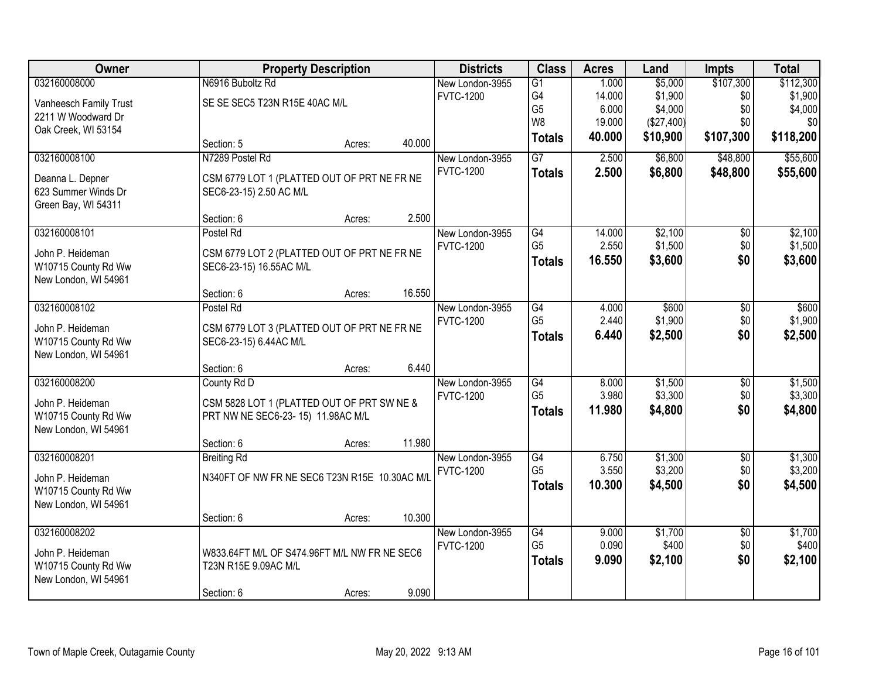| Owner | Property Description | Districts | Class | Acres | Land | Impts | Total |
|---|---|---|---|---|---|---|---|
| 032160008000<br>Vanheesch Family Trust<br>2211 W Woodward Dr<br>Oak Creek, WI 53154 | N6916 Buboltz Rd<br>SE SE SEC5 T23N R15E 40AC M/L<br>Section: 5 Acres: 40.000 | New London-3955<br>FVTC-1200 | G1<br>G4<br>G5<br>W8<br>**Totals** | 1.000<br>14.000<br>6.000<br>19.000<br>**40.000** | $5,000<br>$1,900<br>$4,000<br>($27,400)<br>**$10,900** | $107,300<br>$0<br>$0<br>$0<br>**$107,300** | $112,300<br>$1,900<br>$4,000<br>$0<br>**$118,200** |
| 032160008100<br>Deanna L. Depner<br>623 Summer Winds Dr<br>Green Bay, WI 54311 | N7289 Postel Rd<br>CSM 6779 LOT 1 (PLATTED OUT OF PRT NE FR NE SEC6-23-15) 2.50 AC M/L<br>Section: 6 Acres: 2.500 | New London-3955<br>FVTC-1200 | G7<br>**Totals** | 2.500<br>**2.500** | $6,800<br>**$6,800** | $48,800<br>**$48,800** | $55,600<br>**$55,600** |
| 032160008101<br>John P. Heideman<br>W10715 County Rd Ww<br>New London, WI 54961 | Postel Rd<br>CSM 6779 LOT 2 (PLATTED OUT OF PRT NE FR NE SEC6-23-15) 16.55AC M/L<br>Section: 6 Acres: 16.550 | New London-3955<br>FVTC-1200 | G4<br>G5<br>**Totals** | 14.000<br>2.550<br>**16.550** | $2,100<br>$1,500<br>**$3,600** | $0<br>$0<br>**$0** | $2,100<br>$1,500<br>**$3,600** |
| 032160008102<br>John P. Heideman<br>W10715 County Rd Ww<br>New London, WI 54961 | Postel Rd<br>CSM 6779 LOT 3 (PLATTED OUT OF PRT NE FR NE SEC6-23-15) 6.44AC M/L<br>Section: 6 Acres: 6.440 | New London-3955<br>FVTC-1200 | G4<br>G5<br>**Totals** | 4.000<br>2.440<br>**6.440** | $600<br>$1,900<br>**$2,500** | $0<br>$0<br>**$0** | $600<br>$1,900<br>**$2,500** |
| 032160008200<br>John P. Heideman<br>W10715 County Rd Ww<br>New London, WI 54961 | County Rd D<br>CSM 5828 LOT 1 (PLATTED OUT OF PRT SW NE & PRT NW NE SEC6-23- 15) 11.98AC M/L<br>Section: 6 Acres: 11.980 | New London-3955<br>FVTC-1200 | G4<br>G5<br>**Totals** | 8.000<br>3.980<br>**11.980** | $1,500<br>$3,300<br>**$4,800** | $0<br>$0<br>**$0** | $1,500<br>$3,300<br>**$4,800** |
| 032160008201<br>John P. Heideman<br>W10715 County Rd Ww<br>New London, WI 54961 | Breiting Rd<br>N340FT OF NW FR NE SEC6 T23N R15E 10.30AC M/L<br>Section: 6 Acres: 10.300 | New London-3955<br>FVTC-1200 | G4<br>G5<br>**Totals** | 6.750<br>3.550<br>**10.300** | $1,300<br>$3,200<br>**$4,500** | $0<br>$0<br>**$0** | $1,300<br>$3,200<br>**$4,500** |
| 032160008202<br>John P. Heideman<br>W10715 County Rd Ww<br>New London, WI 54961 | W833.64FT M/L OF S474.96FT M/L NW FR NE SEC6 T23N R15E 9.09AC M/L<br>Section: 6 Acres: 9.090 | New London-3955<br>FVTC-1200 | G4<br>G5<br>**Totals** | 9.000<br>0.090<br>**9.090** | $1,700<br>$400<br>**$2,100** | $0<br>$0<br>**$0** | $1,700<br>$400<br>**$2,100** |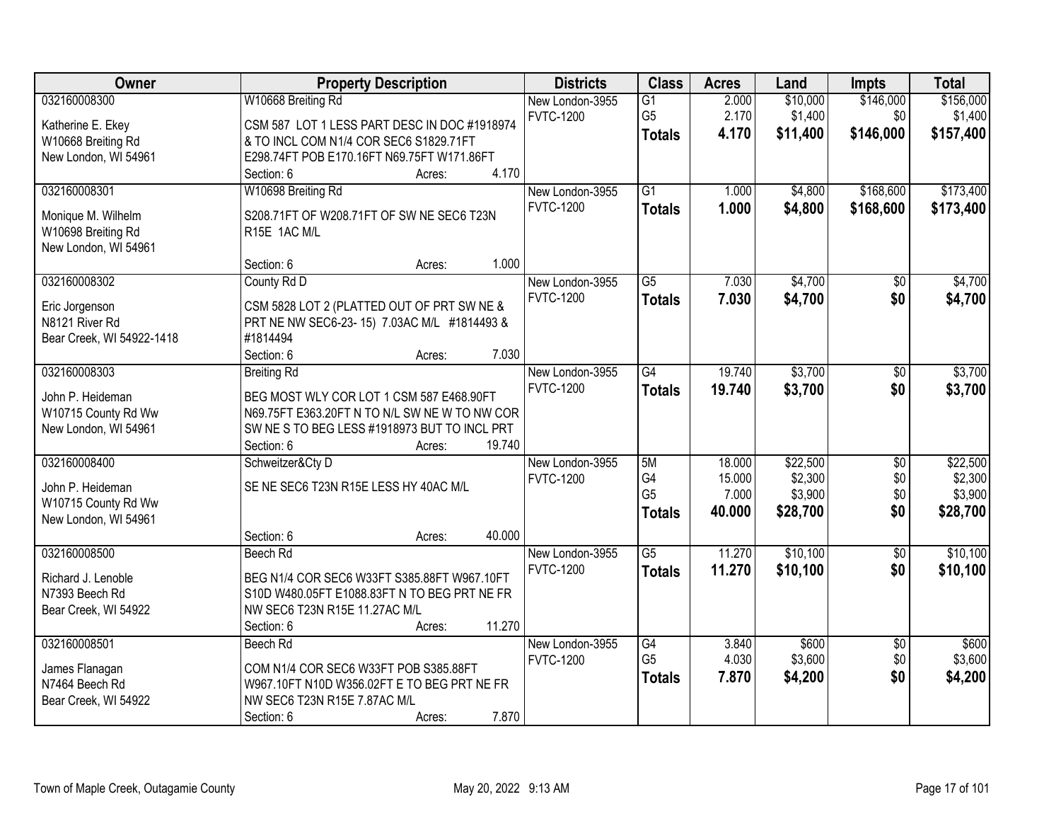| Owner | Property Description | Districts | Class | Acres | Land | Impts | Total |
|---|---|---|---|---|---|---|---|
| 032160008300<br>Katherine E. Ekey<br>W10668 Breiting Rd<br>New London, WI 54961 | W10668 Breiting Rd<br>CSM 587 LOT 1 LESS PART DESC IN DOC #1918974 & TO INCL COM N1/4 COR SEC6 S1829.71FT E298.74FT POB E170.16FT N69.75FT W171.86FT<br>Section: 6 Acres: 4.170 | New London-3955<br>FVTC-1200 | G1<br>G5<br>**Totals** | 2.000<br>2.170<br>**4.170** | $10,000<br>$1,400<br>**$11,400** | $146,000<br>$0<br>**$146,000** | $156,000<br>$1,400<br>**$157,400** |
| 032160008301<br>Monique M. Wilhelm<br>W10698 Breiting Rd<br>New London, WI 54961 | W10698 Breiting Rd<br>S208.71FT OF W208.71FT OF SW NE SEC6 T23N R15E 1AC M/L<br>Section: 6 Acres: 1.000 | New London-3955<br>FVTC-1200 | G1<br>**Totals** | 1.000<br>**1.000** | $4,800<br>**$4,800** | $168,600<br>**$168,600** | $173,400<br>**$173,400** |
| 032160008302<br>Eric Jorgenson<br>N8121 River Rd<br>Bear Creek, WI 54922-1418 | County Rd D<br>CSM 5828 LOT 2 (PLATTED OUT OF PRT SW NE & PRT NE NW SEC6-23- 15) 7.03AC M/L #1814493 & #1814494<br>Section: 6 Acres: 7.030 | New London-3955<br>FVTC-1200 | G5<br>**Totals** | 7.030<br>**7.030** | $4,700<br>**$4,700** | $0<br>**$0** | $4,700<br>**$4,700** |
| 032160008303<br>John P. Heideman<br>W10715 County Rd Ww<br>New London, WI 54961 | Breiting Rd<br>BEG MOST WLY COR LOT 1 CSM 587 E468.90FT N69.75FT E363.20FT N TO N/L SW NE W TO NW COR SW NE S TO BEG LESS #1918973 BUT TO INCL PRT<br>Section: 6 Acres: 19.740 | New London-3955<br>FVTC-1200 | G4<br>**Totals** | 19.740<br>**19.740** | $3,700<br>**$3,700** | $0<br>**$0** | $3,700<br>**$3,700** |
| 032160008400<br>John P. Heideman<br>W10715 County Rd Ww<br>New London, WI 54961 | Schweitzer&Cty D<br>SE NE SEC6 T23N R15E LESS HY 40AC M/L<br>Section: 6 Acres: 40.000 | New London-3955<br>FVTC-1200 | 5M<br>G4<br>G5<br>**Totals** | 18.000<br>15.000<br>7.000<br>**40.000** | $22,500<br>$2,300<br>$3,900<br>**$28,700** | $0<br>$0<br>$0<br>**$0** | $22,500<br>$2,300<br>$3,900<br>**$28,700** |
| 032160008500<br>Richard J. Lenoble<br>N7393 Beech Rd<br>Bear Creek, WI 54922 | Beech Rd<br>BEG N1/4 COR SEC6 W33FT S385.88FT W967.10FT S10D W480.05FT E1088.83FT N TO BEG PRT NE FR NW SEC6 T23N R15E 11.27AC M/L<br>Section: 6 Acres: 11.270 | New London-3955<br>FVTC-1200 | G5<br>**Totals** | 11.270<br>**11.270** | $10,100<br>**$10,100** | $0<br>**$0** | $10,100<br>**$10,100** |
| 032160008501<br>James Flanagan<br>N7464 Beech Rd<br>Bear Creek, WI 54922 | Beech Rd<br>COM N1/4 COR SEC6 W33FT POB S385.88FT W967.10FT N10D W356.02FT E TO BEG PRT NE FR NW SEC6 T23N R15E 7.87AC M/L<br>Section: 6 Acres: 7.870 | New London-3955<br>FVTC-1200 | G4<br>G5<br>**Totals** | 3.840<br>4.030<br>**7.870** | $600<br>$3,600<br>**$4,200** | $0<br>$0<br>**$0** | $600<br>$3,600<br>**$4,200** |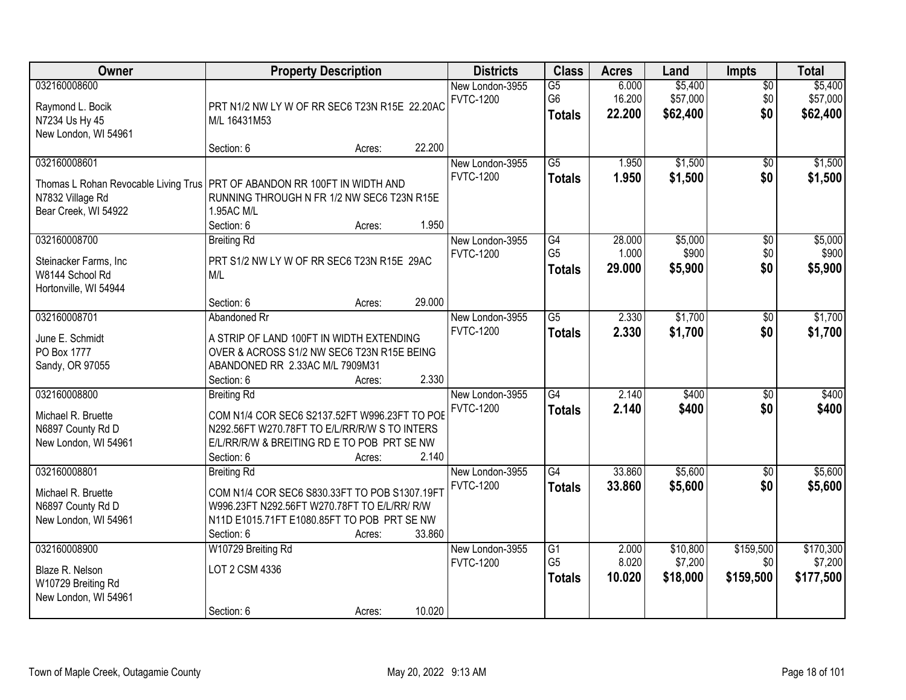| Owner | Property Description | Districts | Class | Acres | Land | Impts | Total |
|---|---|---|---|---|---|---|---|
| 032160008600<br>Raymond L. Bocik<br>N7234 Us Hy 45<br>New London, WI 54961 | PRT N1/2 NW LY W OF RR SEC6 T23N R15E 22.20AC M/L 16431M53<br>Section: 6 Acres: 22.200 | New London-3955<br>FVTC-1200 | G5<br>G6<br>**Totals** | 6.000<br>16.200<br>**22.200** | $5,400<br>$57,000<br>**$62,400** | $0<br>$0<br>**$0** | $5,400<br>$57,000<br>**$62,400** |
| 032160008601<br>Thomas L Rohan Revocable Living Trus<br>N7832 Village Rd<br>Bear Creek, WI 54922 | PRT OF ABANDON RR 100FT IN WIDTH AND RUNNING THROUGH N FR 1/2 NW SEC6 T23N R15E 1.95AC M/L<br>Section: 6 Acres: 1.950 | New London-3955<br>FVTC-1200 | G5<br>**Totals** | 1.950<br>**1.950** | $1,500<br>**$1,500** | $0<br>**$0** | $1,500<br>**$1,500** |
| 032160008700<br>Steinacker Farms, Inc<br>W8144 School Rd<br>Hortonville, WI 54944 | Breiting Rd<br>PRT S1/2 NW LY W OF RR SEC6 T23N R15E 29AC M/L<br>Section: 6 Acres: 29.000 | New London-3955<br>FVTC-1200 | G4<br>G5<br>**Totals** | 28.000<br>1.000<br>**29.000** | $5,000<br>$900<br>**$5,900** | $0<br>$0<br>**$0** | $5,000<br>$900<br>**$5,900** |
| 032160008701<br>June E. Schmidt<br>PO Box 1777<br>Sandy, OR 97055 | Abandoned Rr<br>A STRIP OF LAND 100FT IN WIDTH EXTENDING OVER & ACROSS S1/2 NW SEC6 T23N R15E BEING ABANDONED RR 2.33AC M/L 7909M31<br>Section: 6 Acres: 2.330 | New London-3955<br>FVTC-1200 | G5<br>**Totals** | 2.330<br>**2.330** | $1,700<br>**$1,700** | $0<br>**$0** | $1,700<br>**$1,700** |
| 032160008800<br>Michael R. Bruette<br>N6897 County Rd D<br>New London, WI 54961 | Breiting Rd<br>COM N1/4 COR SEC6 S2137.52FT W996.23FT TO POB N292.56FT W270.78FT TO E/L/RR/R/W S TO INTERS E/L/RR/R/W & BREITING RD E TO POB PRT SE NW<br>Section: 6 Acres: 2.140 | New London-3955<br>FVTC-1200 | G4<br>**Totals** | 2.140<br>**2.140** | $400<br>**$400** | $0<br>**$0** | $400<br>**$400** |
| 032160008801<br>Michael R. Bruette<br>N6897 County Rd D<br>New London, WI 54961 | Breiting Rd<br>COM N1/4 COR SEC6 S830.33FT TO POB S1307.19FT W996.23FT N292.56FT W270.78FT TO E/L/RR/ R/W N11D E1015.71FT E1080.85FT TO POB PRT SE NW<br>Section: 6 Acres: 33.860 | New London-3955<br>FVTC-1200 | G4<br>**Totals** | 33.860<br>**33.860** | $5,600<br>**$5,600** | $0<br>**$0** | $5,600<br>**$5,600** |
| 032160008900<br>Blaze R. Nelson<br>W10729 Breiting Rd<br>New London, WI 54961 | W10729 Breiting Rd<br>LOT 2 CSM 4336<br>Section: 6 Acres: 10.020 | New London-3955<br>FVTC-1200 | G1<br>G5<br>**Totals** | 2.000<br>8.020<br>**10.020** | $10,800<br>$7,200<br>**$18,000** | $159,500<br>$0<br>**$159,500** | $170,300<br>$7,200<br>**$177,500** |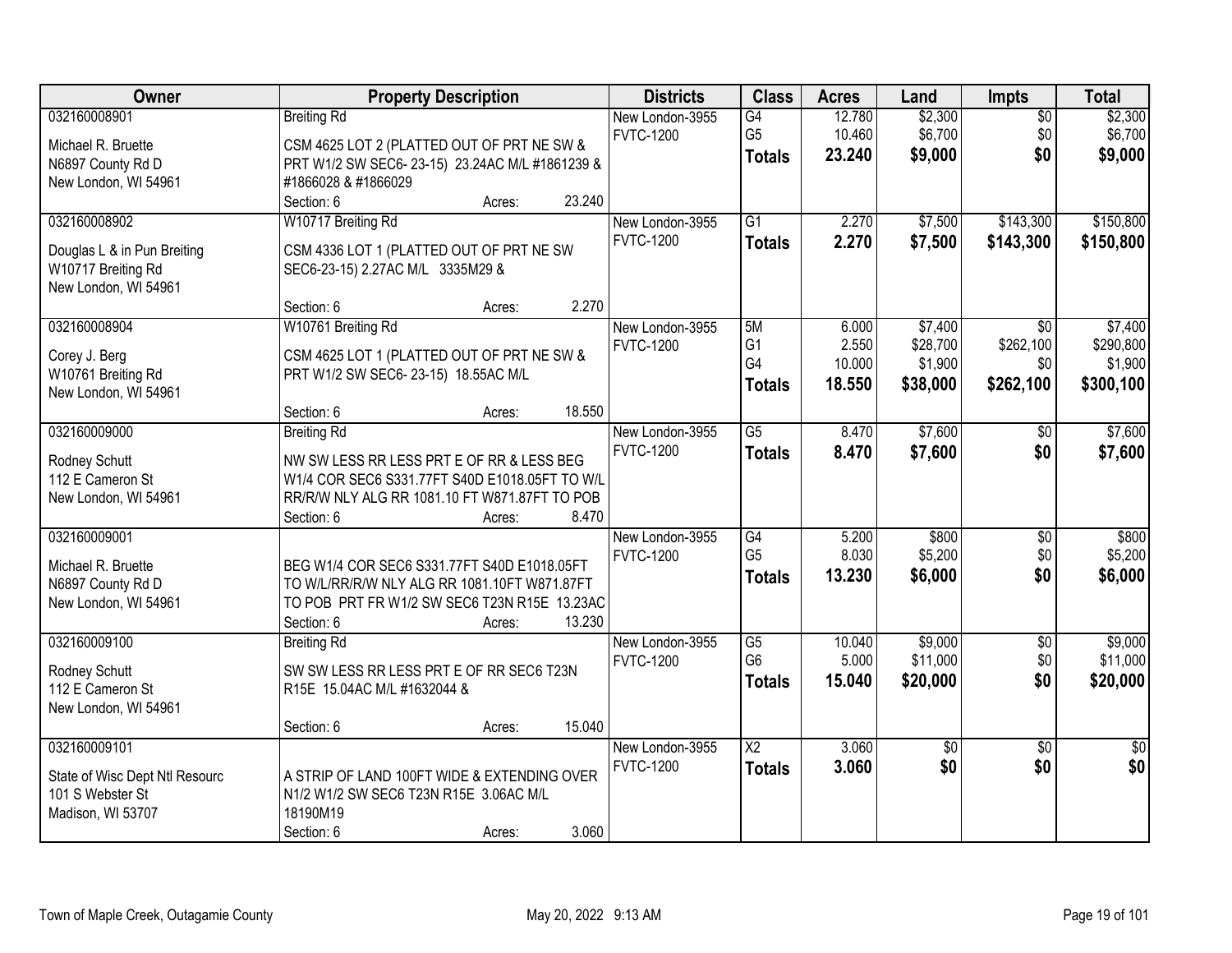| Owner | Property Description | Districts | Class | Acres | Land | Impts | Total |
|---|---|---|---|---|---|---|---|
| 032160008901<br>Michael R. Bruette<br>N6897 County Rd D<br>New London, WI 54961 | Breiting Rd<br>CSM 4625 LOT 2 (PLATTED OUT OF PRT NE SW & PRT W1/2 SW SEC6- 23-15) 23.24AC M/L #1861239 & #1866028 & #1866029<br>Section: 6 Acres: 23.240 | New London-3955<br>FVTC-1200 | G4<br>G5<br>**Totals** | 12.780<br>10.460<br>**23.240** | $2,300<br>$6,700<br>**$9,000** | $0<br>$0<br>**$0** | $2,300<br>$6,700<br>**$9,000** |
| 032160008902<br>Douglas L & in Pun Breiting<br>W10717 Breiting Rd<br>New London, WI 54961 | W10717 Breiting Rd<br>CSM 4336 LOT 1 (PLATTED OUT OF PRT NE SW SEC6-23-15) 2.27AC M/L 3335M29 &<br>Section: 6 Acres: 2.270 | New London-3955<br>FVTC-1200 | G1<br>**Totals** | 2.270<br>**2.270** | $7,500<br>**$7,500** | $143,300<br>**$143,300** | $150,800<br>**$150,800** |
| 032160008904<br>Corey J. Berg<br>W10761 Breiting Rd<br>New London, WI 54961 | W10761 Breiting Rd<br>CSM 4625 LOT 1 (PLATTED OUT OF PRT NE SW & PRT W1/2 SW SEC6- 23-15) 18.55AC M/L<br>Section: 6 Acres: 18.550 | New London-3955<br>FVTC-1200 | 5M<br>G1<br>G4<br>**Totals** | 6.000<br>2.550<br>10.000<br>**18.550** | $7,400<br>$28,700<br>$1,900<br>**$38,000** | $0<br>$262,100<br>$0<br>**$262,100** | $7,400<br>$290,800<br>$1,900<br>**$300,100** |
| 032160009000<br>Rodney Schutt<br>112 E Cameron St<br>New London, WI 54961 | Breiting Rd<br>NW SW LESS RR LESS PRT E OF RR & LESS BEG W1/4 COR SEC6 S331.77FT S40D E1018.05FT TO W/L RR/R/W NLY ALG RR 1081.10 FT W871.87FT TO POB<br>Section: 6 Acres: 8.470 | New London-3955<br>FVTC-1200 | G5<br>**Totals** | 8.470<br>**8.470** | $7,600<br>**$7,600** | $0<br>**$0** | $7,600<br>**$7,600** |
| 032160009001<br>Michael R. Bruette<br>N6897 County Rd D<br>New London, WI 54961 | BEG W1/4 COR SEC6 S331.77FT S40D E1018.05FT TO W/L/RR/R/W NLY ALG RR 1081.10FT W871.87FT TO POB PRT FR W1/2 SW SEC6 T23N R15E 13.23AC<br>Section: 6 Acres: 13.230 | New London-3955<br>FVTC-1200 | G4<br>G5<br>**Totals** | 5.200<br>8.030<br>**13.230** | $800<br>$5,200<br>**$6,000** | $0<br>$0<br>**$0** | $800<br>$5,200<br>**$6,000** |
| 032160009100<br>Rodney Schutt<br>112 E Cameron St<br>New London, WI 54961 | Breiting Rd<br>SW SW LESS RR LESS PRT E OF RR SEC6 T23N R15E 15.04AC M/L #1632044 &<br>Section: 6 Acres: 15.040 | New London-3955<br>FVTC-1200 | G5<br>G6<br>**Totals** | 10.040<br>5.000<br>**15.040** | $9,000<br>$11,000<br>**$20,000** | $0<br>$0<br>**$0** | $9,000<br>$11,000<br>**$20,000** |
| 032160009101<br>State of Wisc Dept Ntl Resourc<br>101 S Webster St<br>Madison, WI 53707 | A STRIP OF LAND 100FT WIDE & EXTENDING OVER N1/2 W1/2 SW SEC6 T23N R15E 3.06AC M/L 18190M19<br>Section: 6 Acres: 3.060 | New London-3955<br>FVTC-1200 | X2<br>**Totals** | 3.060<br>**3.060** | $0<br>**$0** | $0<br>**$0** | $0<br>**$0** |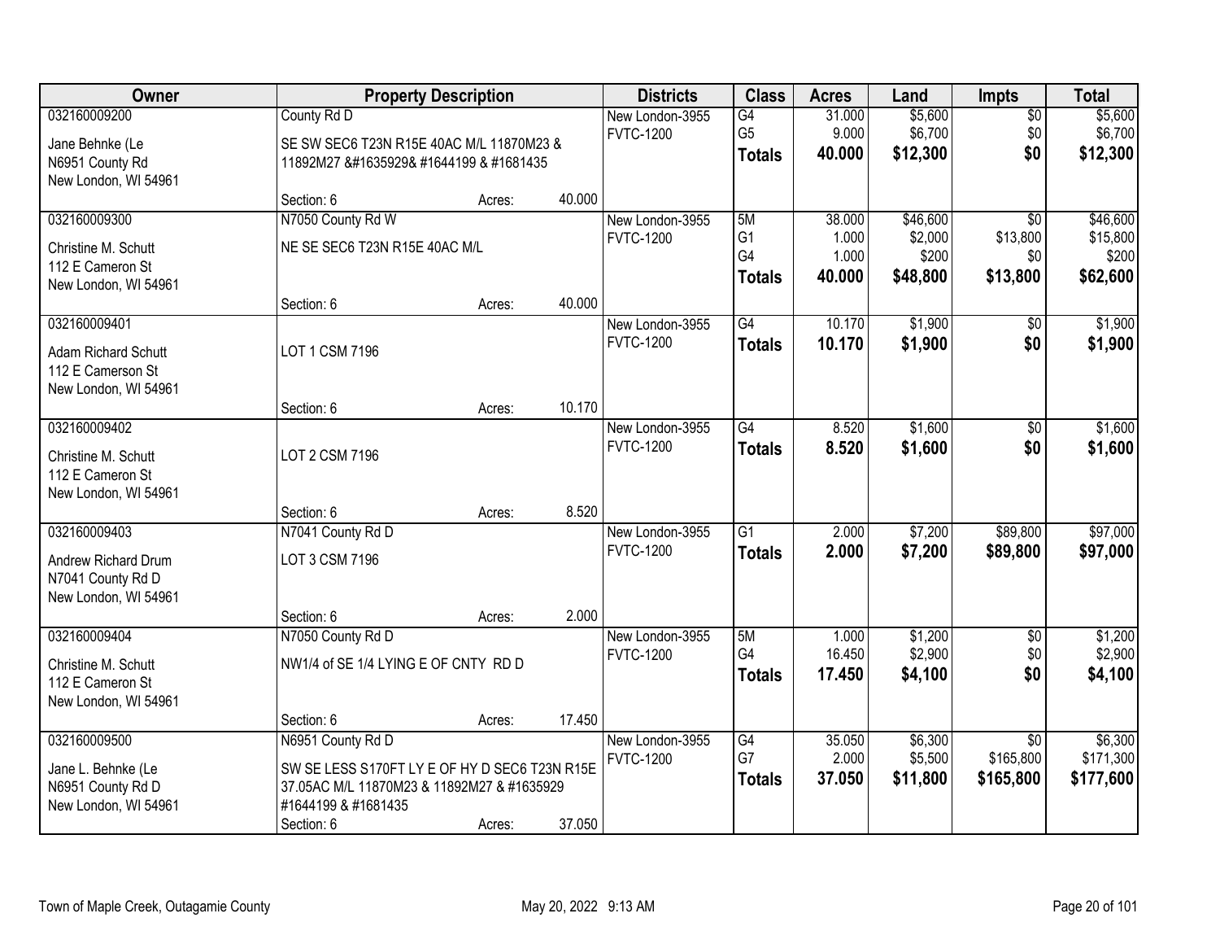| Owner | Property Description | | | Districts | Class | Acres | Land | Impts | Total |
|---|---|---|---|---|---|---|---|---|---|
| 032160009200<br>Jane Behnke (Le<br>N6951 County Rd<br>New London, WI 54961 | County Rd D<br>SE SW SEC6 T23N R15E 40AC M/L 11870M23 & 11892M27 &#1635929& #1644199 & #1681435 | | | New London-3955<br>FVTC-1200 | G4<br>G5<br>**Totals** | 31.000<br>9.000<br>**40.000** | $5,600<br>$6,700<br>**$12,300** | $0<br>$0<br>**$0** | $5,600<br>$6,700<br>**$12,300** |
| | Section: 6 | Acres: | 40.000 | | | | | | |
| 032160009300<br>Christine M. Schutt<br>112 E Cameron St<br>New London, WI 54961 | N7050 County Rd W<br>NE SE SEC6 T23N R15E 40AC M/L | | | New London-3955<br>FVTC-1200 | 5M<br>G1<br>G4<br>**Totals** | 38.000<br>1.000<br>1.000<br>**40.000** | $46,600<br>$2,000<br>$200<br>**$48,800** | $0<br>$13,800<br>$0<br>**$13,800** | $46,600<br>$15,800<br>$200<br>**$62,600** |
| | Section: 6 | Acres: | 40.000 | | | | | | |
| 032160009401<br>Adam Richard Schutt<br>112 E Camerson St<br>New London, WI 54961 | LOT 1 CSM 7196 | | | New London-3955<br>FVTC-1200 | G4<br>**Totals** | 10.170<br>**10.170** | $1,900<br>**$1,900** | $0<br>**$0** | $1,900<br>**$1,900** |
| | Section: 6 | Acres: | 10.170 | | | | | | |
| 032160009402<br>Christine M. Schutt<br>112 E Cameron St<br>New London, WI 54961 | LOT 2 CSM 7196 | | | New London-3955<br>FVTC-1200 | G4<br>**Totals** | 8.520<br>**8.520** | $1,600<br>**$1,600** | $0<br>**$0** | $1,600<br>**$1,600** |
| | Section: 6 | Acres: | 8.520 | | | | | | |
| 032160009403<br>Andrew Richard Drum<br>N7041 County Rd D<br>New London, WI 54961 | N7041 County Rd D<br>LOT 3 CSM 7196 | | | New London-3955<br>FVTC-1200 | G1<br>**Totals** | 2.000<br>**2.000** | $7,200<br>**$7,200** | $89,800<br>**$89,800** | $97,000<br>**$97,000** |
| | Section: 6 | Acres: | 2.000 | | | | | | |
| 032160009404<br>Christine M. Schutt<br>112 E Cameron St<br>New London, WI 54961 | N7050 County Rd D<br>NW1/4 of SE 1/4 LYING E OF CNTY RD D | | | New London-3955<br>FVTC-1200 | 5M<br>G4<br>**Totals** | 1.000<br>16.450<br>**17.450** | $1,200<br>$2,900<br>**$4,100** | $0<br>$0<br>**$0** | $1,200<br>$2,900<br>**$4,100** |
| | Section: 6 | Acres: | 17.450 | | | | | | |
| 032160009500<br>Jane L. Behnke (Le<br>N6951 County Rd D<br>New London, WI 54961 | N6951 County Rd D<br>SW SE LESS S170FT LY E OF HY D SEC6 T23N R15E 37.05AC M/L 11870M23 & 11892M27 & #1635929 #1644199 & #1681435 | | | New London-3955<br>FVTC-1200 | G4<br>G7<br>**Totals** | 35.050<br>2.000<br>**37.050** | $6,300<br>$5,500<br>**$11,800** | $0<br>$165,800<br>**$165,800** | $6,300<br>$171,300<br>**$177,600** |
| | Section: 6 | Acres: | 37.050 | | | | | | |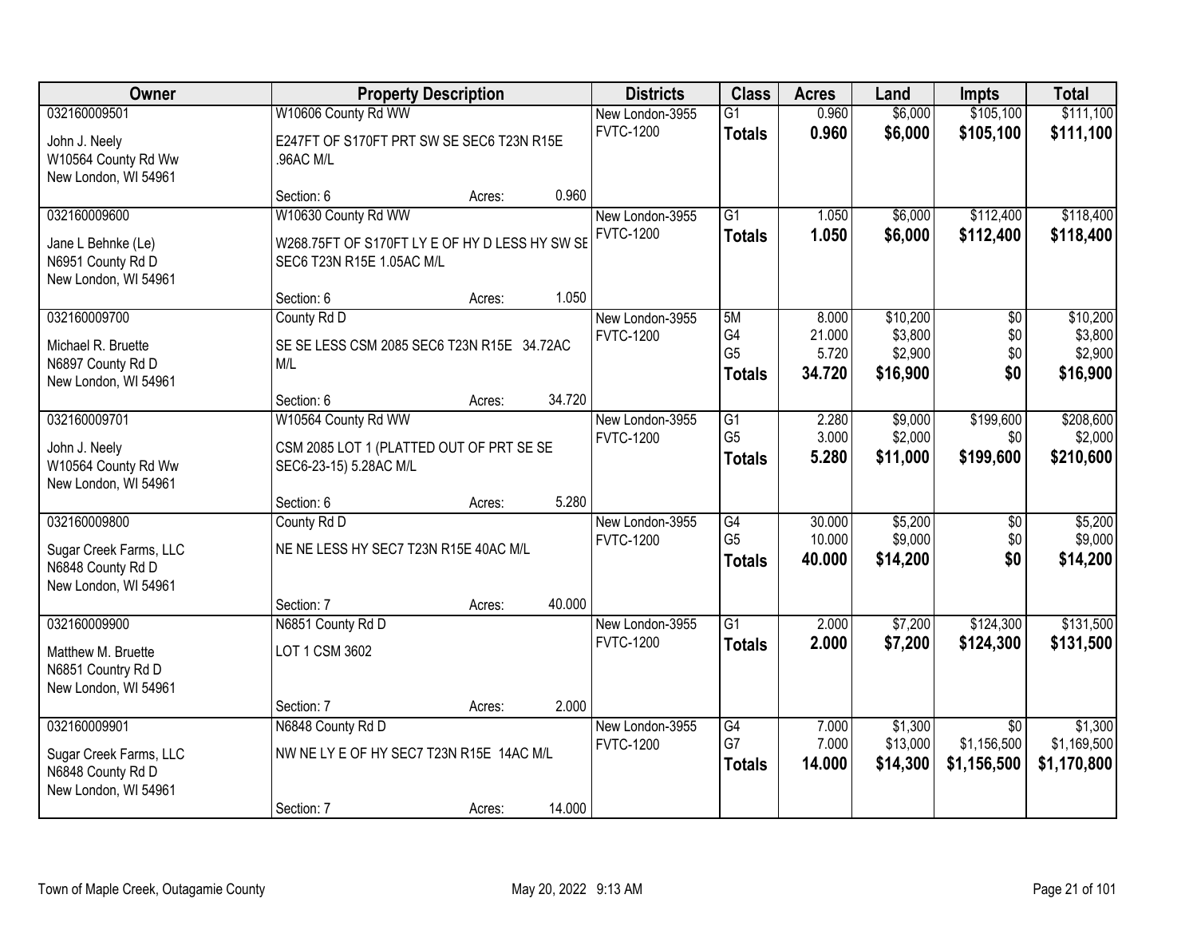| Owner | Property Description | Districts | Class | Acres | Land | Impts | Total |
|---|---|---|---|---|---|---|---|
| 032160009501<br>John J. Neely<br>W10564 County Rd Ww<br>New London, WI 54961 | W10606 County Rd WW<br>E247FT OF S170FT PRT SW SE SEC6 T23N R15E .96AC M/L<br>Section: 6 Acres: 0.960 | New London-3955<br>FVTC-1200 | G1<br>**Totals** | 0.960<br>**0.960** | $6,000<br>**$6,000** | $105,100<br>**$105,100** | $111,100<br>**$111,100** |
| 032160009600<br>Jane L Behnke (Le)<br>N6951 County Rd D<br>New London, WI 54961 | W10630 County Rd WW<br>W268.75FT OF S170FT LY E OF HY D LESS HY SW SE SEC6 T23N R15E 1.05AC M/L<br>Section: 6 Acres: 1.050 | New London-3955<br>FVTC-1200 | G1<br>**Totals** | 1.050<br>**1.050** | $6,000<br>**$6,000** | $112,400<br>**$112,400** | $118,400<br>**$118,400** |
| 032160009700<br>Michael R. Bruette<br>N6897 County Rd D<br>New London, WI 54961 | County Rd D<br>SE SE LESS CSM 2085 SEC6 T23N R15E 34.72AC M/L<br>Section: 6 Acres: 34.720 | New London-3955<br>FVTC-1200 | 5M<br>G4<br>G5<br>**Totals** | 8.000<br>21.000<br>5.720<br>**34.720** | $10,200<br>$3,800<br>$2,900<br>**$16,900** | $0<br>$0<br>$0<br>**$0** | $10,200<br>$3,800<br>$2,900<br>**$16,900** |
| 032160009701<br>John J. Neely<br>W10564 County Rd Ww<br>New London, WI 54961 | W10564 County Rd WW<br>CSM 2085 LOT 1 (PLATTED OUT OF PRT SE SE SEC6-23-15) 5.28AC M/L<br>Section: 6 Acres: 5.280 | New London-3955<br>FVTC-1200 | G1<br>G5<br>**Totals** | 2.280<br>3.000<br>**5.280** | $9,000<br>$2,000<br>**$11,000** | $199,600<br>$0<br>**$199,600** | $208,600<br>$2,000<br>**$210,600** |
| 032160009800<br>Sugar Creek Farms, LLC<br>N6848 County Rd D<br>New London, WI 54961 | County Rd D<br>NE NE LESS HY SEC7 T23N R15E 40AC M/L<br>Section: 7 Acres: 40.000 | New London-3955<br>FVTC-1200 | G4<br>G5<br>**Totals** | 30.000<br>10.000<br>**40.000** | $5,200<br>$9,000<br>**$14,200** | $0<br>$0<br>**$0** | $5,200<br>$9,000<br>**$14,200** |
| 032160009900<br>Matthew M. Bruette<br>N6851 Country Rd D<br>New London, WI 54961 | N6851 County Rd D<br>LOT 1 CSM 3602<br>Section: 7 Acres: 2.000 | New London-3955<br>FVTC-1200 | G1<br>**Totals** | 2.000<br>**2.000** | $7,200<br>**$7,200** | $124,300<br>**$124,300** | $131,500<br>**$131,500** |
| 032160009901<br>Sugar Creek Farms, LLC<br>N6848 County Rd D<br>New London, WI 54961 | N6848 County Rd D<br>NW NE LY E OF HY SEC7 T23N R15E 14AC M/L<br>Section: 7 Acres: 14.000 | New London-3955<br>FVTC-1200 | G4<br>G7<br>**Totals** | 7.000<br>7.000<br>**14.000** | $1,300<br>$13,000<br>**$14,300** | $0<br>$1,156,500<br>**$1,156,500** | $1,300<br>$1,169,500<br>**$1,170,800** |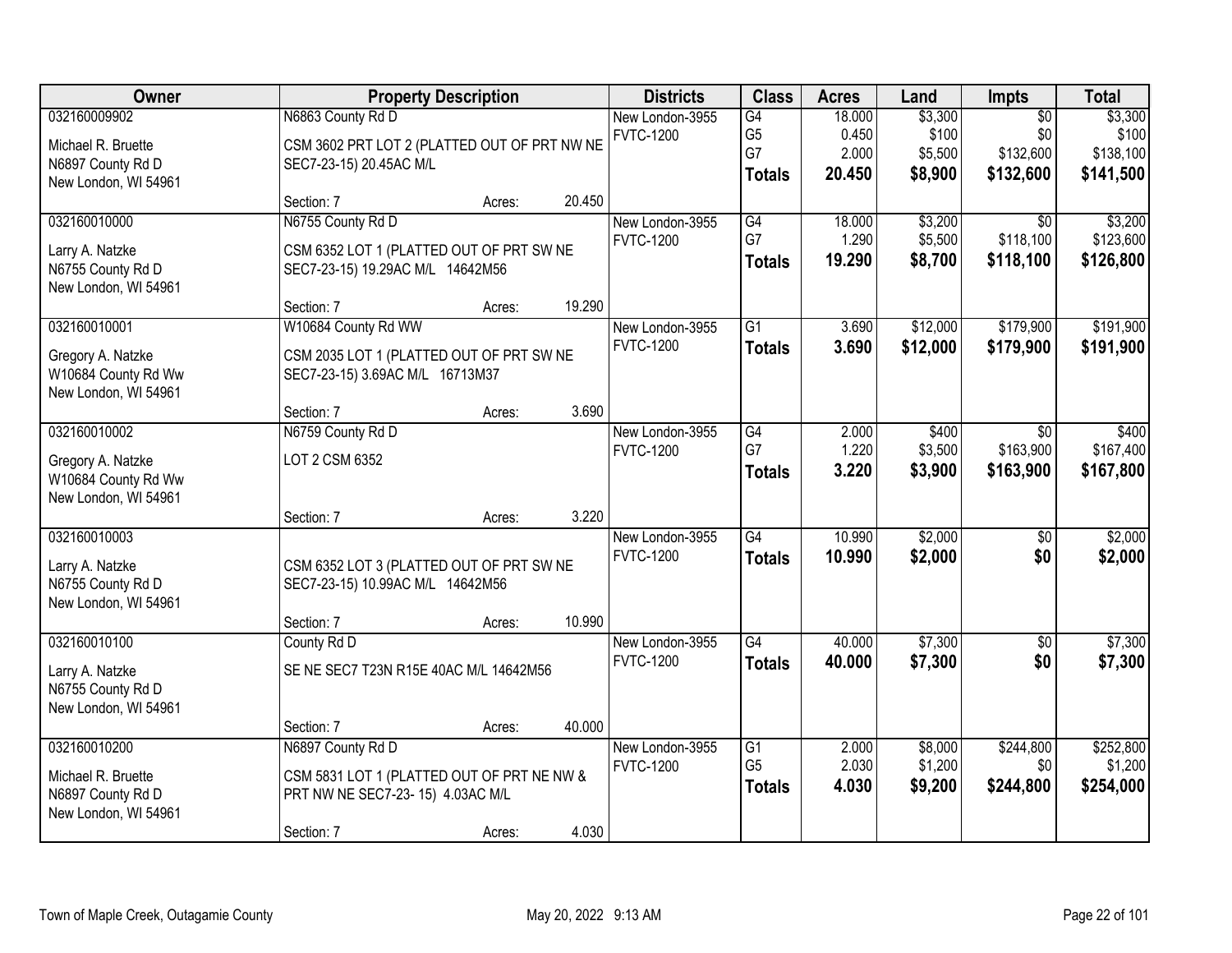| Owner | Property Description | Districts | Class | Acres | Land | Impts | Total |
|---|---|---|---|---|---|---|---|
| 032160009902<br>Michael R. Bruette<br>N6897 County Rd D<br>New London, WI 54961 | N6863 County Rd D<br>CSM 3602 PRT LOT 2 (PLATTED OUT OF PRT NW NE SEC7-23-15) 20.45AC M/L<br>Section: 7 Acres: 20.450 | New London-3955<br>FVTC-1200 | G4<br>G5<br>G7<br>**Totals** | 18.000<br>0.450<br>2.000<br>**20.450** | $3,300<br>$100<br>$5,500<br>**$8,900** | $0<br>$0<br>$132,600<br>**$132,600** | $3,300<br>$100<br>$138,100<br>**$141,500** |
| 032160010000<br>Larry A. Natzke<br>N6755 County Rd D<br>New London, WI 54961 | N6755 County Rd D<br>CSM 6352 LOT 1 (PLATTED OUT OF PRT SW NE SEC7-23-15) 19.29AC M/L 14642M56<br>Section: 7 Acres: 19.290 | New London-3955<br>FVTC-1200 | G4<br>G7<br>**Totals** | 18.000<br>1.290<br>**19.290** | $3,200<br>$5,500<br>**$8,700** | $0<br>$118,100<br>**$118,100** | $3,200<br>$123,600<br>**$126,800** |
| 032160010001<br>Gregory A. Natzke<br>W10684 County Rd Ww<br>New London, WI 54961 | W10684 County Rd WW<br>CSM 2035 LOT 1 (PLATTED OUT OF PRT SW NE SEC7-23-15) 3.69AC M/L 16713M37<br>Section: 7 Acres: 3.690 | New London-3955<br>FVTC-1200 | G1<br>**Totals** | 3.690<br>**3.690** | $12,000<br>**$12,000** | $179,900<br>**$179,900** | $191,900<br>**$191,900** |
| 032160010002<br>Gregory A. Natzke<br>W10684 County Rd Ww<br>New London, WI 54961 | N6759 County Rd D<br>LOT 2 CSM 6352<br>Section: 7 Acres: 3.220 | New London-3955<br>FVTC-1200 | G4<br>G7<br>**Totals** | 2.000<br>1.220<br>**3.220** | $400<br>$3,500<br>**$3,900** | $0<br>$163,900<br>**$163,900** | $400<br>$167,400<br>**$167,800** |
| 032160010003<br>Larry A. Natzke<br>N6755 County Rd D<br>New London, WI 54961 | CSM 6352 LOT 3 (PLATTED OUT OF PRT SW NE SEC7-23-15) 10.99AC M/L 14642M56<br>Section: 7 Acres: 10.990 | New London-3955<br>FVTC-1200 | G4<br>**Totals** | 10.990<br>**10.990** | $2,000<br>**$2,000** | $0<br>**$0** | $2,000<br>**$2,000** |
| 032160010100<br>Larry A. Natzke<br>N6755 County Rd D<br>New London, WI 54961 | County Rd D<br>SE NE SEC7 T23N R15E 40AC M/L 14642M56<br>Section: 7 Acres: 40.000 | New London-3955<br>FVTC-1200 | G4<br>**Totals** | 40.000<br>**40.000** | $7,300<br>**$7,300** | $0<br>**$0** | $7,300<br>**$7,300** |
| 032160010200<br>Michael R. Bruette<br>N6897 County Rd D<br>New London, WI 54961 | N6897 County Rd D<br>CSM 5831 LOT 1 (PLATTED OUT OF PRT NE NW & PRT NW NE SEC7-23- 15) 4.03AC M/L<br>Section: 7 Acres: 4.030 | New London-3955<br>FVTC-1200 | G1<br>G5<br>**Totals** | 2.000<br>2.030<br>**4.030** | $8,000<br>$1,200<br>**$9,200** | $244,800<br>$0<br>**$244,800** | $252,800<br>$1,200<br>**$254,000** |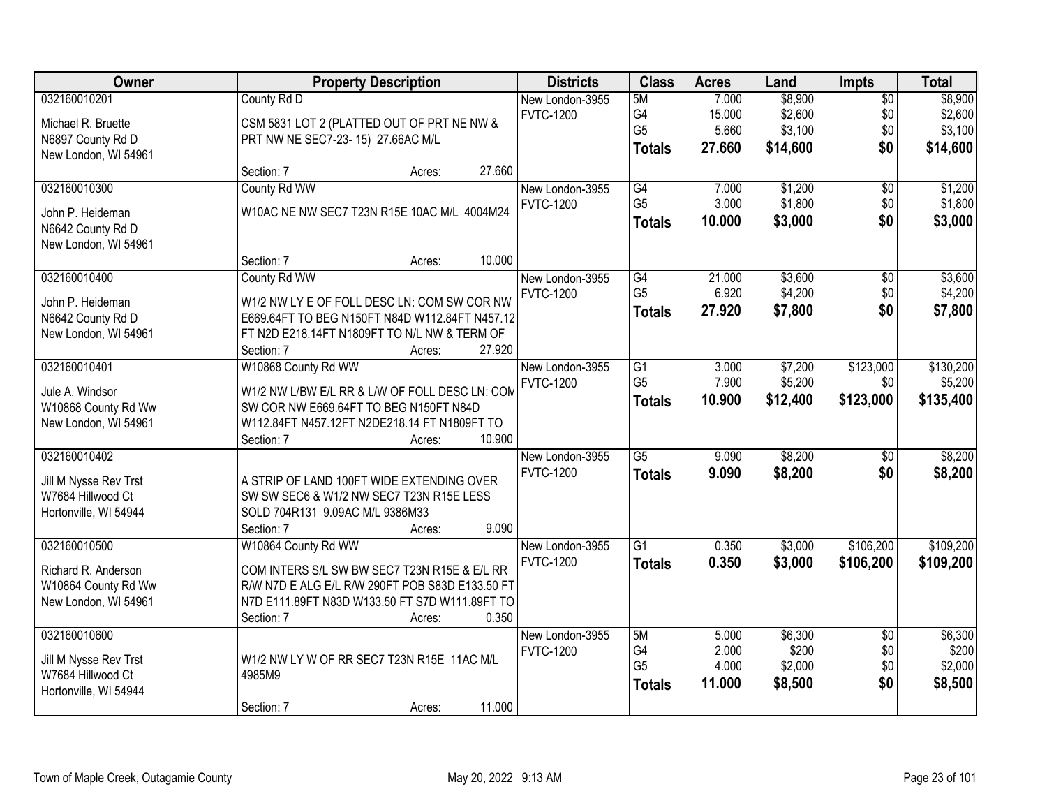| Owner | Property Description | Districts | Class | Acres | Land | Impts | Total |
|---|---|---|---|---|---|---|---|
| 032160010201<br>Michael R. Bruette<br>N6897 County Rd D<br>New London, WI 54961 | County Rd D<br>CSM 5831 LOT 2 (PLATTED OUT OF PRT NE NW & PRT NW NE SEC7-23- 15) 27.66AC M/L<br>Section: 7 Acres: 27.660 | New London-3955<br>FVTC-1200 | 5M<br>G4<br>G5<br>**Totals** | 7.000<br>15.000<br>5.660<br>**27.660** | $8,900<br>$2,600<br>$3,100<br>**$14,600** | $0<br>$0<br>$0<br>**$0** | $8,900<br>$2,600<br>$3,100<br>**$14,600** |
| 032160010300<br>John P. Heideman<br>N6642 County Rd D<br>New London, WI 54961 | County Rd WW<br>W10AC NE NW SEC7 T23N R15E 10AC M/L 4004M24<br>Section: 7 Acres: 10.000 | New London-3955<br>FVTC-1200 | G4<br>G5<br>**Totals** | 7.000<br>3.000<br>**10.000** | $1,200<br>$1,800<br>**$3,000** | $0<br>$0<br>**$0** | $1,200<br>$1,800<br>**$3,000** |
| 032160010400<br>John P. Heideman<br>N6642 County Rd D<br>New London, WI 54961 | County Rd WW<br>W1/2 NW LY E OF FOLL DESC LN: COM SW COR NW E669.64FT TO BEG N150FT N84D W112.84FT N457.12 FT N2D E218.14FT N1809FT TO N/L NW & TERM OF<br>Section: 7 Acres: 27.920 | New London-3955<br>FVTC-1200 | G4<br>G5<br>**Totals** | 21.000<br>6.920<br>**27.920** | $3,600<br>$4,200<br>**$7,800** | $0<br>$0<br>**$0** | $3,600<br>$4,200<br>**$7,800** |
| 032160010401<br>Jule A. Windsor<br>W10868 County Rd Ww<br>New London, WI 54961 | W10868 County Rd WW<br>W1/2 NW L/BW E/L RR & L/W OF FOLL DESC LN: COM SW COR NW E669.64FT TO BEG N150FT N84D W112.84FT N457.12FT N2DE218.14 FT N1809FT TO<br>Section: 7 Acres: 10.900 | New London-3955<br>FVTC-1200 | G1<br>G5<br>**Totals** | 3.000<br>7.900<br>**10.900** | $7,200<br>$5,200<br>**$12,400** | $123,000<br>$0<br>**$123,000** | $130,200<br>$5,200<br>**$135,400** |
| 032160010402<br>Jill M Nysse Rev Trst<br>W7684 Hillwood Ct<br>Hortonville, WI 54944 | A STRIP OF LAND 100FT WIDE EXTENDING OVER SW SW SEC6 & W1/2 NW SEC7 T23N R15E LESS SOLD 704R131 9.09AC M/L 9386M33<br>Section: 7 Acres: 9.090 | New London-3955<br>FVTC-1200 | G5<br>**Totals** | 9.090<br>**9.090** | $8,200<br>**$8,200** | $0<br>**$0** | $8,200<br>**$8,200** |
| 032160010500<br>Richard R. Anderson<br>W10864 County Rd Ww<br>New London, WI 54961 | W10864 County Rd WW<br>COM INTERS S/L SW BW SEC7 T23N R15E & E/L RR R/W N7D E ALG E/L R/W 290FT POB S83D E133.50 FT N7D E111.89FT N83D W133.50 FT S7D W111.89FT TO<br>Section: 7 Acres: 0.350 | New London-3955<br>FVTC-1200 | G1<br>**Totals** | 0.350<br>**0.350** | $3,000<br>**$3,000** | $106,200<br>**$106,200** | $109,200<br>**$109,200** |
| 032160010600<br>Jill M Nysse Rev Trst<br>W7684 Hillwood Ct<br>Hortonville, WI 54944 | W1/2 NW LY W OF RR SEC7 T23N R15E 11AC M/L 4985M9<br>Section: 7 Acres: 11.000 | New London-3955<br>FVTC-1200 | 5M<br>G4<br>G5<br>**Totals** | 5.000<br>2.000<br>4.000<br>**11.000** | $6,300<br>$200<br>$2,000<br>**$8,500** | $0<br>$0<br>$0<br>**$0** | $6,300<br>$200<br>$2,000<br>**$8,500** |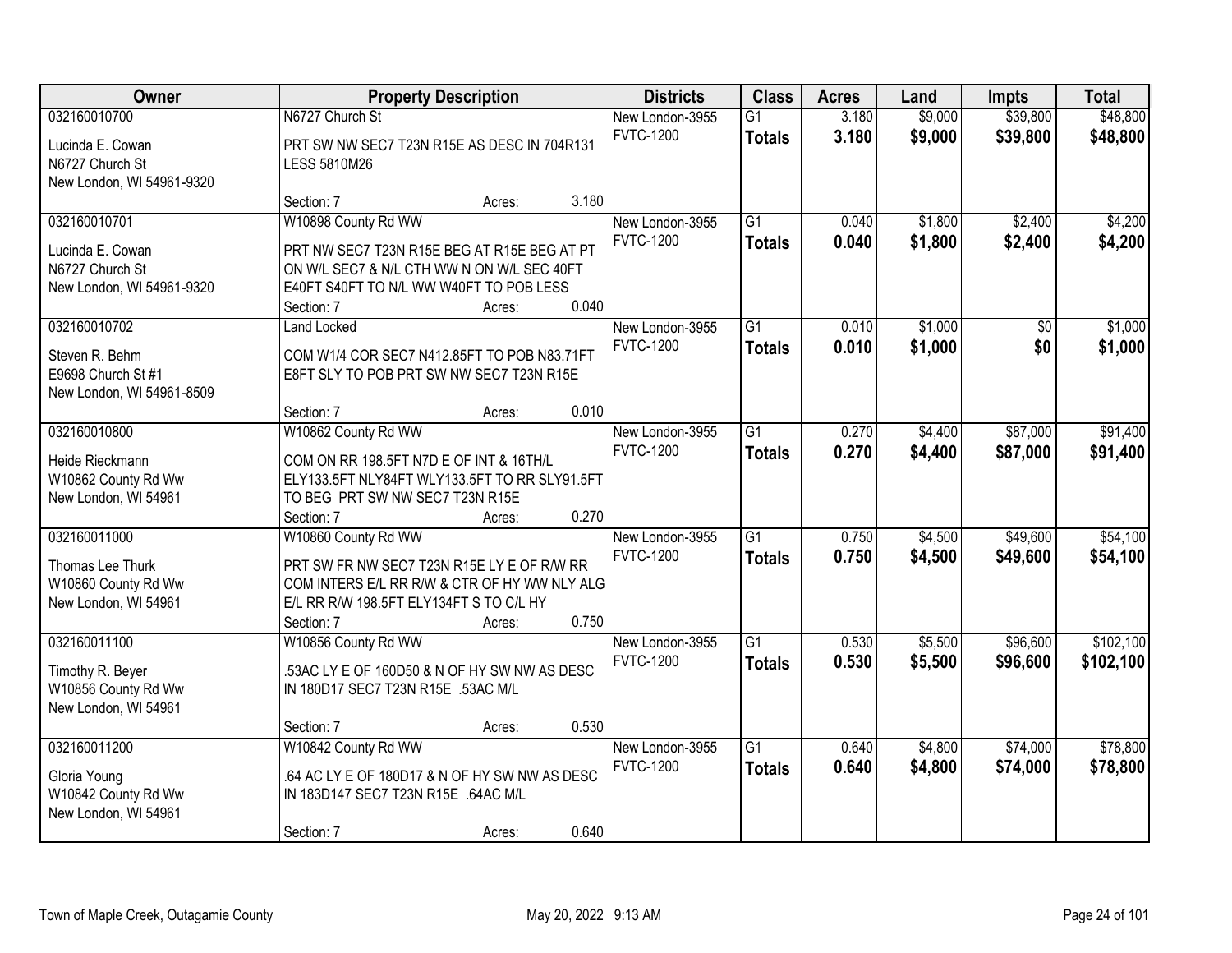| Owner | Property Description | Districts | Class | Acres | Land | Impts | Total |
|---|---|---|---|---|---|---|---|
| 032160010700<br>Lucinda E. Cowan<br>N6727 Church St<br>New London, WI 54961-9320 | N6727 Church St<br>PRT SW NW SEC7 T23N R15E AS DESC IN 704R131 LESS 5810M26<br>Section: 7 Acres: 3.180 | New London-3955<br>FVTC-1200 | G1<br>**Totals** | 3.180<br>**3.180** | $9,000<br>**$9,000** | $39,800<br>**$39,800** | $48,800<br>**$48,800** |
| 032160010701<br>Lucinda E. Cowan<br>N6727 Church St<br>New London, WI 54961-9320 | W10898 County Rd WW<br>PRT NW SEC7 T23N R15E BEG AT R15E BEG AT PT ON W/L SEC7 & N/L CTH WW N ON W/L SEC 40FT E40FT S40FT TO N/L WW W40FT TO POB LESS<br>Section: 7 Acres: 0.040 | New London-3955<br>FVTC-1200 | G1<br>**Totals** | 0.040<br>**0.040** | $1,800<br>**$1,800** | $2,400<br>**$2,400** | $4,200<br>**$4,200** |
| 032160010702<br>Steven R. Behm<br>E9698 Church St #1<br>New London, WI 54961-8509 | Land Locked<br>COM W1/4 COR SEC7 N412.85FT TO POB N83.71FT E8FT SLY TO POB PRT SW NW SEC7 T23N R15E<br>Section: 7 Acres: 0.010 | New London-3955<br>FVTC-1200 | G1<br>**Totals** | 0.010<br>**0.010** | $1,000<br>**$1,000** | $0<br>**$0** | $1,000<br>**$1,000** |
| 032160010800<br>Heide Rieckmann<br>W10862 County Rd Ww<br>New London, WI 54961 | W10862 County Rd WW<br>COM ON RR 198.5FT N7D E OF INT & 16TH/L ELY133.5FT NLY84FT WLY133.5FT TO RR SLY91.5FT TO BEG PRT SW NW SEC7 T23N R15E<br>Section: 7 Acres: 0.270 | New London-3955<br>FVTC-1200 | G1<br>**Totals** | 0.270<br>**0.270** | $4,400<br>**$4,400** | $87,000<br>**$87,000** | $91,400<br>**$91,400** |
| 032160011000<br>Thomas Lee Thurk<br>W10860 County Rd Ww<br>New London, WI 54961 | W10860 County Rd WW<br>PRT SW FR NW SEC7 T23N R15E LY E OF R/W RR COM INTERS E/L RR R/W & CTR OF HY WW NLY ALG E/L RR R/W 198.5FT ELY134FT S TO C/L HY<br>Section: 7 Acres: 0.750 | New London-3955<br>FVTC-1200 | G1<br>**Totals** | 0.750<br>**0.750** | $4,500<br>**$4,500** | $49,600<br>**$49,600** | $54,100<br>**$54,100** |
| 032160011100<br>Timothy R. Beyer<br>W10856 County Rd Ww<br>New London, WI 54961 | W10856 County Rd WW<br>.53AC LY E OF 160D50 & N OF HY SW NW AS DESC IN 180D17 SEC7 T23N R15E .53AC M/L<br>Section: 7 Acres: 0.530 | New London-3955<br>FVTC-1200 | G1<br>**Totals** | 0.530<br>**0.530** | $5,500<br>**$5,500** | $96,600<br>**$96,600** | $102,100<br>**$102,100** |
| 032160011200<br>Gloria Young<br>W10842 County Rd Ww<br>New London, WI 54961 | W10842 County Rd WW<br>.64 AC LY E OF 180D17 & N OF HY SW NW AS DESC IN 183D147 SEC7 T23N R15E .64AC M/L<br>Section: 7 Acres: 0.640 | New London-3955<br>FVTC-1200 | G1<br>**Totals** | 0.640<br>**0.640** | $4,800<br>**$4,800** | $74,000<br>**$74,000** | $78,800<br>**$78,800** |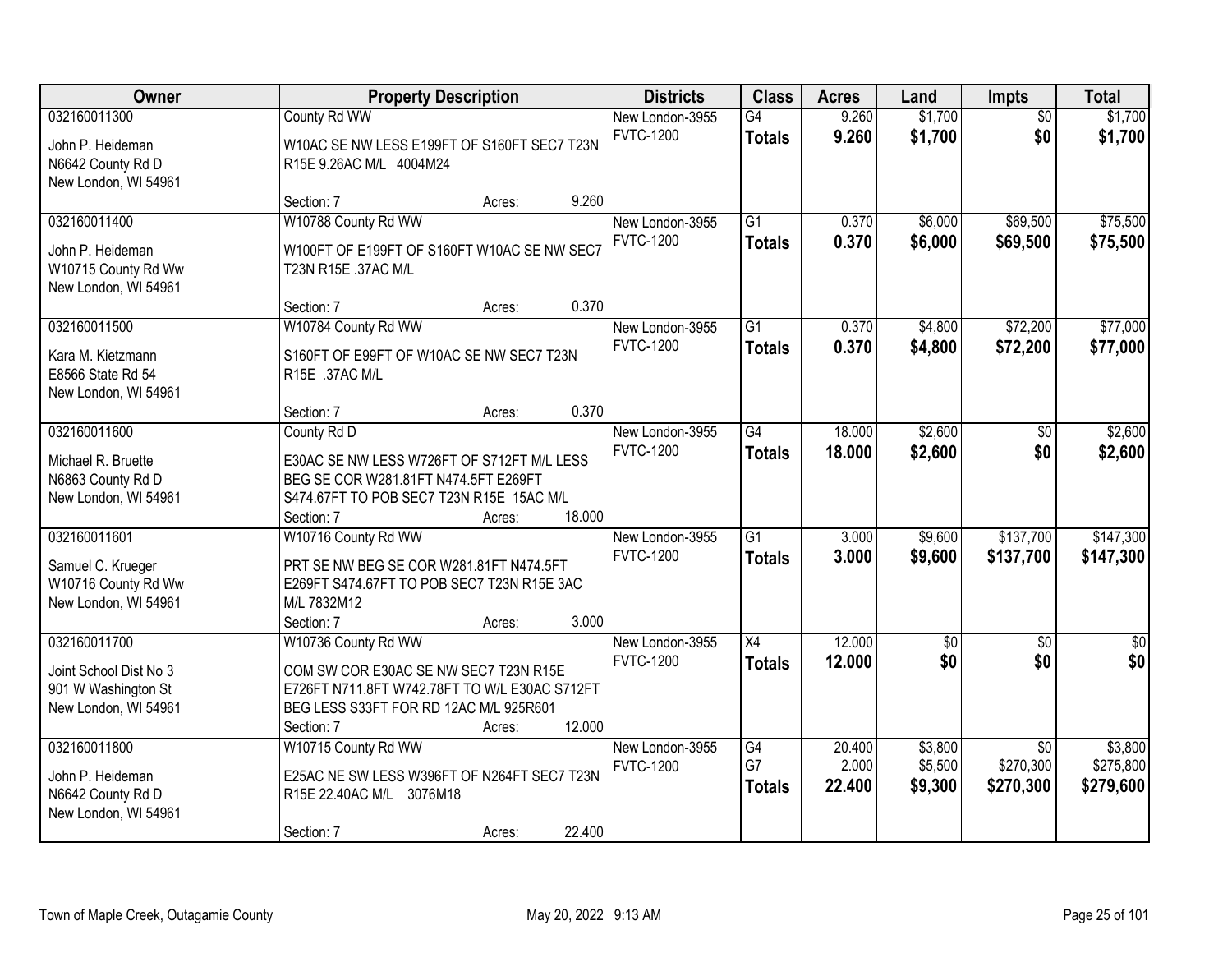| Owner | Property Description | Districts | Class | Acres | Land | Impts | Total |
|---|---|---|---|---|---|---|---|
| 032160011300<br><br>John P. Heideman<br>N6642 County Rd D<br>New London, WI 54961 | County Rd WW<br><br>W10AC SE NW LESS E199FT OF S160FT SEC7 T23N R15E 9.26AC M/L 4004M24<br><br>Section: 7 Acres: 9.260 | New London-3955<br>FVTC-1200 | G4<br>**Totals** | 9.260<br>**9.260** | $1,700<br>**$1,700** | $0<br>**$0** | $1,700<br>**$1,700** |
| 032160011400<br><br>John P. Heideman<br>W10715 County Rd Ww<br>New London, WI 54961 | W10788 County Rd WW<br><br>W100FT OF E199FT OF S160FT W10AC SE NW SEC7 T23N R15E .37AC M/L<br><br>Section: 7 Acres: 0.370 | New London-3955<br>FVTC-1200 | G1<br>**Totals** | 0.370<br>**0.370** | $6,000<br>**$6,000** | $69,500<br>**$69,500** | $75,500<br>**$75,500** |
| 032160011500<br><br>Kara M. Kietzmann<br>E8566 State Rd 54<br>New London, WI 54961 | W10784 County Rd WW<br><br>S160FT OF E99FT OF W10AC SE NW SEC7 T23N R15E .37AC M/L<br><br>Section: 7 Acres: 0.370 | New London-3955<br>FVTC-1200 | G1<br>**Totals** | 0.370<br>**0.370** | $4,800<br>**$4,800** | $72,200<br>**$72,200** | $77,000<br>**$77,000** |
| 032160011600<br><br>Michael R. Bruette<br>N6863 County Rd D<br>New London, WI 54961 | County Rd D<br><br>E30AC SE NW LESS W726FT OF S712FT M/L LESS BEG SE COR W281.81FT N474.5FT E269FT S474.67FT TO POB SEC7 T23N R15E 15AC M/L<br>Section: 7 Acres: 18.000 | New London-3955<br>FVTC-1200 | G4<br>**Totals** | 18.000<br>**18.000** | $2,600<br>**$2,600** | $0<br>**$0** | $2,600<br>**$2,600** |
| 032160011601<br><br>Samuel C. Krueger<br>W10716 County Rd Ww<br>New London, WI 54961 | W10716 County Rd WW<br><br>PRT SE NW BEG SE COR W281.81FT N474.5FT E269FT S474.67FT TO POB SEC7 T23N R15E 3AC M/L 7832M12<br>Section: 7 Acres: 3.000 | New London-3955<br>FVTC-1200 | G1<br>**Totals** | 3.000<br>**3.000** | $9,600<br>**$9,600** | $137,700<br>**$137,700** | $147,300<br>**$147,300** |
| 032160011700<br><br>Joint School Dist No 3<br>901 W Washington St<br>New London, WI 54961 | W10736 County Rd WW<br><br>COM SW COR E30AC SE NW SEC7 T23N R15E E726FT N711.8FT W742.78FT TO W/L E30AC S712FT BEG LESS S33FT FOR RD 12AC M/L 925R601<br>Section: 7 Acres: 12.000 | New London-3955<br>FVTC-1200 | X4<br>**Totals** | 12.000<br>**12.000** | $0<br>**$0** | $0<br>**$0** | $0<br>**$0** |
| 032160011800<br><br>John P. Heideman<br>N6642 County Rd D<br>New London, WI 54961 | W10715 County Rd WW<br><br>E25AC NE SW LESS W396FT OF N264FT SEC7 T23N R15E 22.40AC M/L 3076M18<br><br>Section: 7 Acres: 22.400 | New London-3955<br>FVTC-1200 | G4<br>G7<br>**Totals** | 20.400<br>2.000<br>**22.400** | $3,800<br>$5,500<br>**$9,300** | $0<br>$270,300<br>**$270,300** | $3,800<br>$275,800<br>**$279,600** |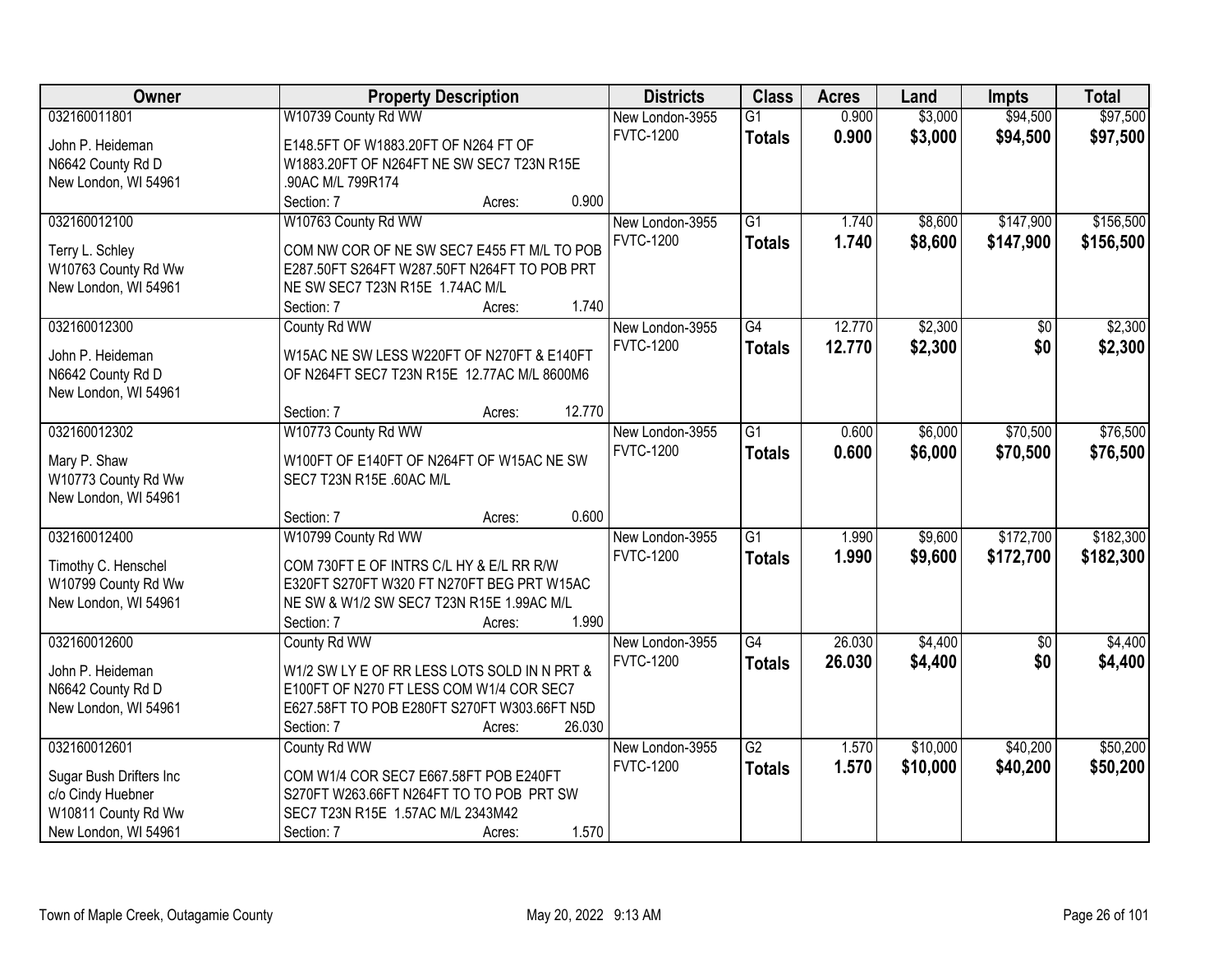| Owner | Property Description | Districts | Class | Acres | Land | Impts | Total |
|---|---|---|---|---|---|---|---|
| 032160011801<br>John P. Heideman<br>N6642 County Rd D<br>New London, WI 54961 | W10739 County Rd WW<br>E148.5FT OF W1883.20FT OF N264 FT OF W1883.20FT OF N264FT NE SW SEC7 T23N R15E .90AC M/L 799R174<br>Section: 7 Acres: 0.900 | New London-3955<br>FVTC-1200 | G1<br>**Totals** | 0.900<br>**0.900** | $3,000<br>**$3,000** | $94,500<br>**$94,500** | $97,500<br>**$97,500** |
| 032160012100<br>Terry L. Schley<br>W10763 County Rd Ww<br>New London, WI 54961 | W10763 County Rd WW<br>COM NW COR OF NE SW SEC7 E455 FT M/L TO POB E287.50FT S264FT W287.50FT N264FT TO POB PRT NE SW SEC7 T23N R15E 1.74AC M/L<br>Section: 7 Acres: 1.740 | New London-3955<br>FVTC-1200 | G1<br>**Totals** | 1.740<br>**1.740** | $8,600<br>**$8,600** | $147,900<br>**$147,900** | $156,500<br>**$156,500** |
| 032160012300<br>John P. Heideman<br>N6642 County Rd D<br>New London, WI 54961 | County Rd WW<br>W15AC NE SW LESS W220FT OF N270FT & E140FT OF N264FT SEC7 T23N R15E 12.77AC M/L 8600M6<br>Section: 7 Acres: 12.770 | New London-3955<br>FVTC-1200 | G4<br>**Totals** | 12.770<br>**12.770** | $2,300<br>**$2,300** | $0<br>**$0** | $2,300<br>**$2,300** |
| 032160012302<br>Mary P. Shaw<br>W10773 County Rd Ww<br>New London, WI 54961 | W10773 County Rd WW<br>W100FT OF E140FT OF N264FT OF W15AC NE SW SEC7 T23N R15E .60AC M/L<br>Section: 7 Acres: 0.600 | New London-3955<br>FVTC-1200 | G1<br>**Totals** | 0.600<br>**0.600** | $6,000<br>**$6,000** | $70,500<br>**$70,500** | $76,500<br>**$76,500** |
| 032160012400<br>Timothy C. Henschel<br>W10799 County Rd Ww<br>New London, WI 54961 | W10799 County Rd WW<br>COM 730FT E OF INTRS C/L HY & E/L RR R/W E320FT S270FT W320 FT N270FT BEG PRT W15AC NE SW & W1/2 SW SEC7 T23N R15E 1.99AC M/L<br>Section: 7 Acres: 1.990 | New London-3955<br>FVTC-1200 | G1<br>**Totals** | 1.990<br>**1.990** | $9,600<br>**$9,600** | $172,700<br>**$172,700** | $182,300<br>**$182,300** |
| 032160012600<br>John P. Heideman<br>N6642 County Rd D<br>New London, WI 54961 | County Rd WW<br>W1/2 SW LY E OF RR LESS LOTS SOLD IN N PRT & E100FT OF N270 FT LESS COM W1/4 COR SEC7 E627.58FT TO POB E280FT S270FT W303.66FT N5D<br>Section: 7 Acres: 26.030 | New London-3955<br>FVTC-1200 | G4<br>**Totals** | 26.030<br>**26.030** | $4,400<br>**$4,400** | $0<br>**$0** | $4,400<br>**$4,400** |
| 032160012601<br>Sugar Bush Drifters Inc<br>c/o Cindy Huebner<br>W10811 County Rd Ww<br>New London, WI 54961 | County Rd WW<br>COM W1/4 COR SEC7 E667.58FT POB E240FT S270FT W263.66FT N264FT TO TO POB PRT SW SEC7 T23N R15E 1.57AC M/L 2343M42<br>Section: 7 Acres: 1.570 | New London-3955<br>FVTC-1200 | G2<br>**Totals** | 1.570<br>**1.570** | $10,000<br>**$10,000** | $40,200<br>**$40,200** | $50,200<br>**$50,200** |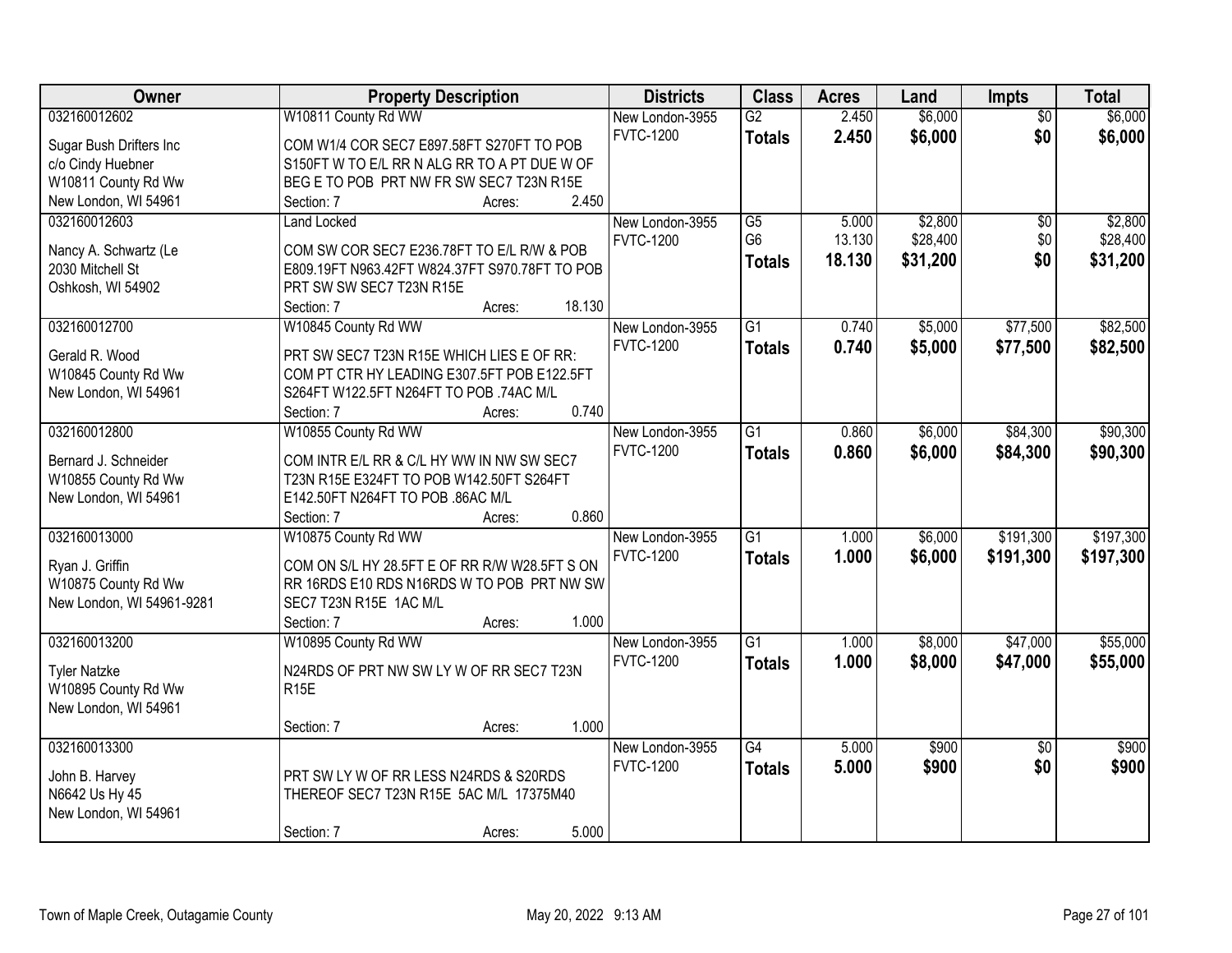| Owner | Property Description | Districts | Class | Acres | Land | Impts | Total |
|---|---|---|---|---|---|---|---|
| 032160012602<br>Sugar Bush Drifters Inc<br>c/o Cindy Huebner<br>W10811 County Rd Ww<br>New London, WI 54961 | W10811 County Rd WW<br>COM W1/4 COR SEC7 E897.58FT S270FT TO POB S150FT W TO E/L RR N ALG RR TO A PT DUE W OF BEG E TO POB PRT NW FR SW SEC7 T23N R15E<br>Section: 7 Acres: 2.450 | New London-3955<br>FVTC-1200 | G2<br>**Totals** | 2.450<br>**2.450** | $6,000<br>**$6,000** | $0<br>**$0** | $6,000<br>**$6,000** |
| 032160012603<br>Nancy A. Schwartz (Le<br>2030 Mitchell St<br>Oshkosh, WI 54902 | Land Locked<br>COM SW COR SEC7 E236.78FT TO E/L R/W & POB E809.19FT N963.42FT W824.37FT S970.78FT TO POB PRT SW SW SEC7 T23N R15E<br>Section: 7 Acres: 18.130 | New London-3955<br>FVTC-1200 | G5<br>G6<br>**Totals** | 5.000<br>13.130<br>**18.130** | $2,800<br>$28,400<br>**$31,200** | $0<br>$0<br>**$0** | $2,800<br>$28,400<br>**$31,200** |
| 032160012700<br>Gerald R. Wood<br>W10845 County Rd Ww<br>New London, WI 54961 | W10845 County Rd WW<br>PRT SW SEC7 T23N R15E WHICH LIES E OF RR: COM PT CTR HY LEADING E307.5FT POB E122.5FT S264FT W122.5FT N264FT TO POB .74AC M/L<br>Section: 7 Acres: 0.740 | New London-3955<br>FVTC-1200 | G1<br>**Totals** | 0.740<br>**0.740** | $5,000<br>**$5,000** | $77,500<br>**$77,500** | $82,500<br>**$82,500** |
| 032160012800<br>Bernard J. Schneider<br>W10855 County Rd Ww<br>New London, WI 54961 | W10855 County Rd WW<br>COM INTR E/L RR & C/L HY WW IN NW SW SEC7 T23N R15E E324FT TO POB W142.50FT S264FT E142.50FT N264FT TO POB .86AC M/L<br>Section: 7 Acres: 0.860 | New London-3955<br>FVTC-1200 | G1<br>**Totals** | 0.860<br>**0.860** | $6,000<br>**$6,000** | $84,300<br>**$84,300** | $90,300<br>**$90,300** |
| 032160013000<br>Ryan J. Griffin<br>W10875 County Rd Ww<br>New London, WI 54961-9281 | W10875 County Rd WW<br>COM ON S/L HY 28.5FT E OF RR R/W W28.5FT S ON RR 16RDS E10 RDS N16RDS W TO POB PRT NW SW SEC7 T23N R15E 1AC M/L<br>Section: 7 Acres: 1.000 | New London-3955<br>FVTC-1200 | G1<br>**Totals** | 1.000<br>**1.000** | $6,000<br>**$6,000** | $191,300<br>**$191,300** | $197,300<br>**$197,300** |
| 032160013200<br>Tyler Natzke<br>W10895 County Rd Ww<br>New London, WI 54961 | W10895 County Rd WW<br>N24RDS OF PRT NW SW LY W OF RR SEC7 T23N R15E<br>Section: 7 Acres: 1.000 | New London-3955<br>FVTC-1200 | G1<br>**Totals** | 1.000<br>**1.000** | $8,000<br>**$8,000** | $47,000<br>**$47,000** | $55,000<br>**$55,000** |
| 032160013300<br>John B. Harvey<br>N6642 Us Hy 45<br>New London, WI 54961 | PRT SW LY W OF RR LESS N24RDS & S20RDS THEREOF SEC7 T23N R15E 5AC M/L 17375M40<br>Section: 7 Acres: 5.000 | New London-3955<br>FVTC-1200 | G4<br>**Totals** | 5.000<br>**5.000** | $900<br>**$900** | $0<br>**$0** | $900<br>**$900** |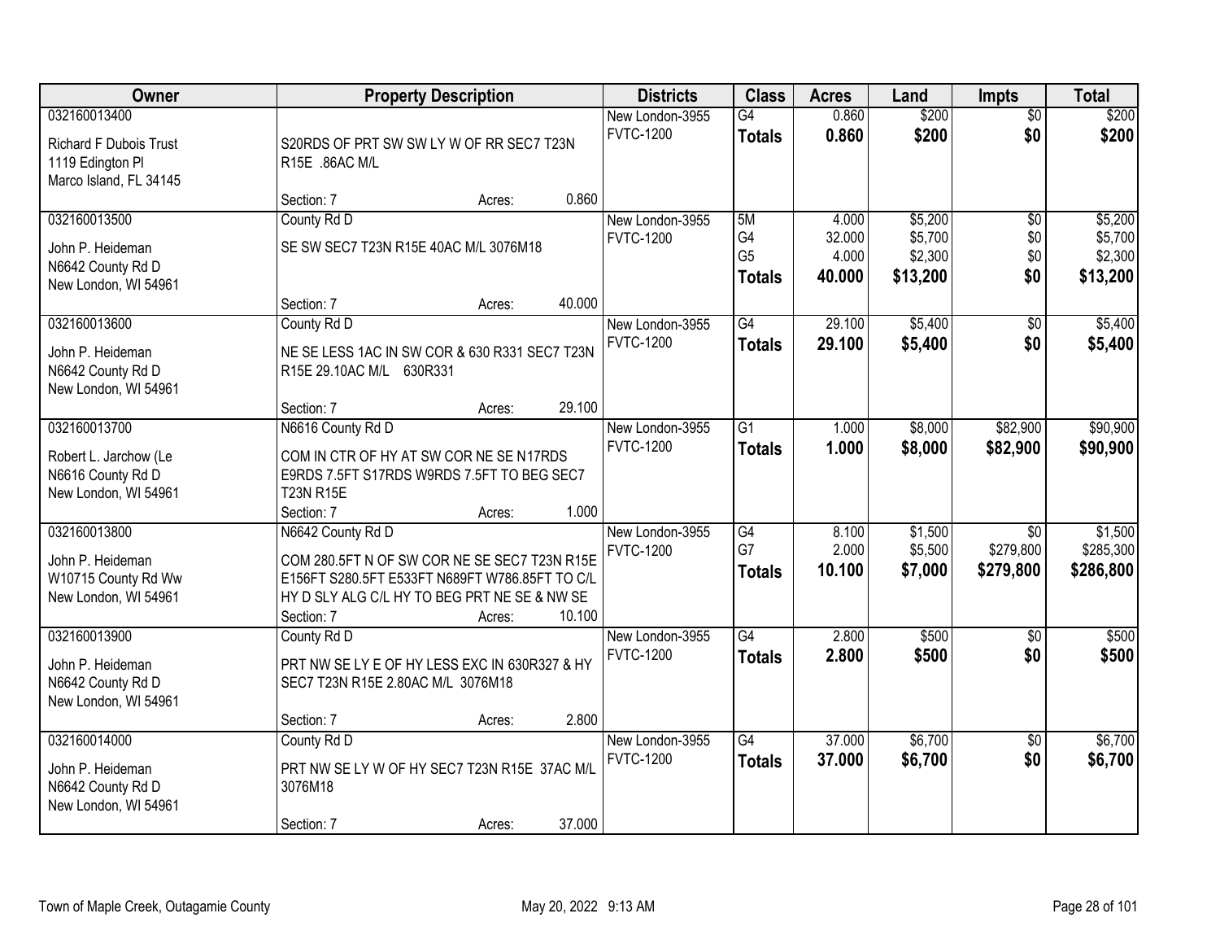| Owner | Property Description | Districts | Class | Acres | Land | Impts | Total |
|---|---|---|---|---|---|---|---|
| 032160013400<br>Richard F Dubois Trust<br>1119 Edington Pl<br>Marco Island, FL 34145 | S20RDS OF PRT SW SW LY W OF RR SEC7 T23N R15E .86AC M/L<br>Section: 7 Acres: 0.860 | New London-3955<br>FVTC-1200 | G4<br>**Totals** | 0.860<br>**0.860** | $200<br>**$200** | $0<br>**$0** | $200<br>**$200** |
| 032160013500<br>John P. Heideman<br>N6642 County Rd D<br>New London, WI 54961 | County Rd D<br>SE SW SEC7 T23N R15E 40AC M/L 3076M18<br>Section: 7 Acres: 40.000 | New London-3955<br>FVTC-1200 | 5M<br>G4<br>G5<br>**Totals** | 4.000<br>32.000<br>4.000<br>**40.000** | $5,200<br>$5,700<br>$2,300<br>**$13,200** | $0<br>$0<br>$0<br>**$0** | $5,200<br>$5,700<br>$2,300<br>**$13,200** |
| 032160013600<br>John P. Heideman<br>N6642 County Rd D<br>New London, WI 54961 | County Rd D<br>NE SE LESS 1AC IN SW COR & 630 R331 SEC7 T23N R15E 29.10AC M/L 630R331<br>Section: 7 Acres: 29.100 | New London-3955<br>FVTC-1200 | G4<br>**Totals** | 29.100<br>**29.100** | $5,400<br>**$5,400** | $0<br>**$0** | $5,400<br>**$5,400** |
| 032160013700<br>Robert L. Jarchow (Le<br>N6616 County Rd D<br>New London, WI 54961 | N6616 County Rd D<br>COM IN CTR OF HY AT SW COR NE SE N17RDS E9RDS 7.5FT S17RDS W9RDS 7.5FT TO BEG SEC7 T23N R15E<br>Section: 7 Acres: 1.000 | New London-3955<br>FVTC-1200 | G1<br>**Totals** | 1.000<br>**1.000** | $8,000<br>**$8,000** | $82,900<br>**$82,900** | $90,900<br>**$90,900** |
| 032160013800<br>John P. Heideman<br>W10715 County Rd Ww<br>New London, WI 54961 | N6642 County Rd D<br>COM 280.5FT N OF SW COR NE SE SEC7 T23N R15E E156FT S280.5FT E533FT N689FT W786.85FT TO C/L HY D SLY ALG C/L HY TO BEG PRT NE SE & NW SE<br>Section: 7 Acres: 10.100 | New London-3955<br>FVTC-1200 | G4<br>G7<br>**Totals** | 8.100<br>2.000<br>**10.100** | $1,500<br>$5,500<br>**$7,000** | $0<br>$279,800<br>**$279,800** | $1,500<br>$285,300<br>**$286,800** |
| 032160013900<br>John P. Heideman<br>N6642 County Rd D<br>New London, WI 54961 | County Rd D<br>PRT NW SE LY E OF HY LESS EXC IN 630R327 & HY SEC7 T23N R15E 2.80AC M/L 3076M18<br>Section: 7 Acres: 2.800 | New London-3955<br>FVTC-1200 | G4<br>**Totals** | 2.800<br>**2.800** | $500<br>**$500** | $0<br>**$0** | $500<br>**$500** |
| 032160014000<br>John P. Heideman<br>N6642 County Rd D<br>New London, WI 54961 | County Rd D<br>PRT NW SE LY W OF HY SEC7 T23N R15E 37AC M/L 3076M18<br>Section: 7 Acres: 37.000 | New London-3955<br>FVTC-1200 | G4<br>**Totals** | 37.000<br>**37.000** | $6,700<br>**$6,700** | $0<br>**$0** | $6,700<br>**$6,700** |

Town of Maple Creek, Outagamie County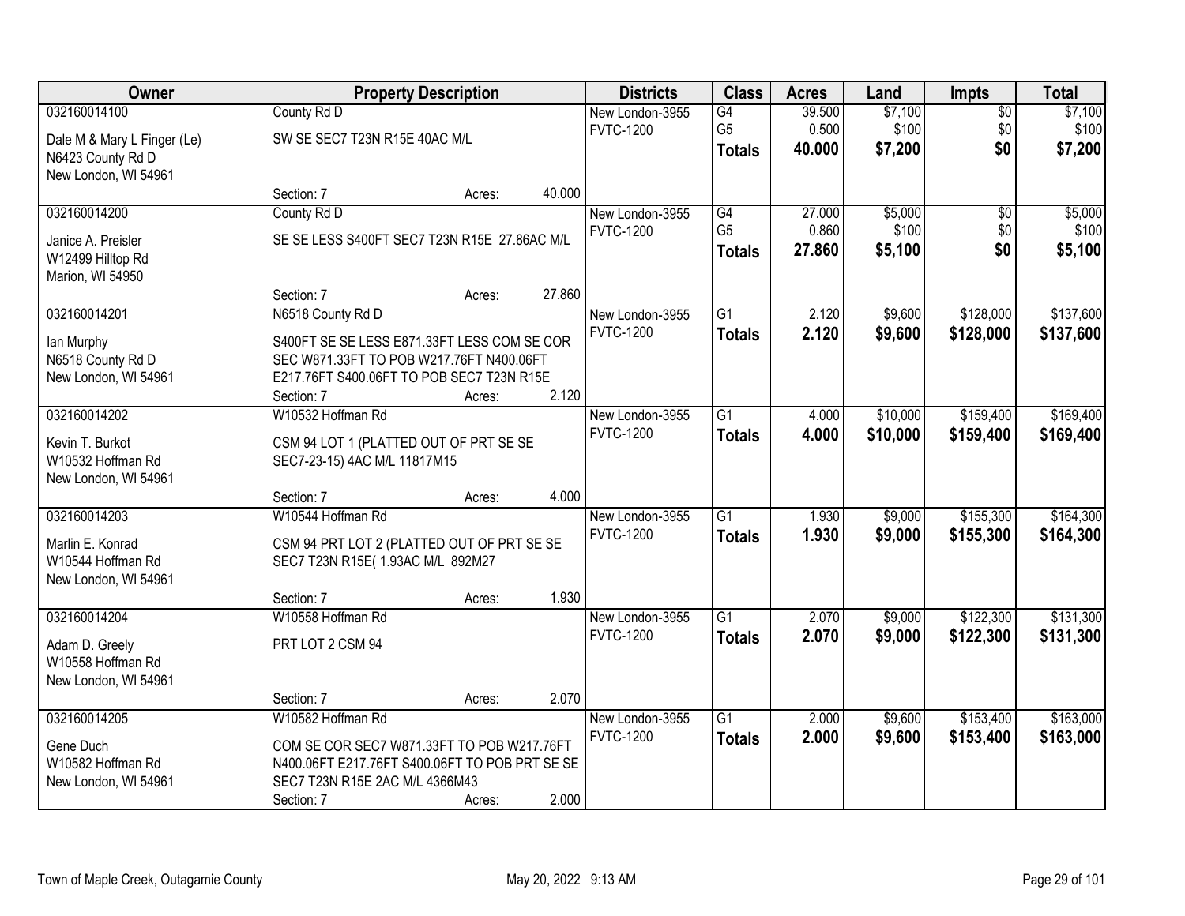| Owner | Property Description | Districts | Class | Acres | Land | Impts | Total |
|---|---|---|---|---|---|---|---|
| 032160014100<br>Dale M & Mary L Finger (Le)<br>N6423 County Rd D<br>New London, WI 54961 | County Rd D<br>SW SE SEC7 T23N R15E 40AC M/L<br>Section: 7 Acres: 40.000 | New London-3955<br>FVTC-1200 | G4<br>G5<br>**Totals** | 39.500<br>0.500<br>**40.000** | $7,100<br>$100<br>**$7,200** | $0<br>$0<br>**$0** | $7,100<br>$100<br>**$7,200** |
| 032160014200<br>Janice A. Preisler<br>W12499 Hilltop Rd<br>Marion, WI 54950 | County Rd D<br>SE SE LESS S400FT SEC7 T23N R15E 27.86AC M/L<br>Section: 7 Acres: 27.860 | New London-3955<br>FVTC-1200 | G4<br>G5<br>**Totals** | 27.000<br>0.860<br>**27.860** | $5,000<br>$100<br>**$5,100** | $0<br>$0<br>**$0** | $5,000<br>$100<br>**$5,100** |
| 032160014201<br>Ian Murphy<br>N6518 County Rd D<br>New London, WI 54961 | N6518 County Rd D<br>S400FT SE SE LESS E871.33FT LESS COM SE COR SEC W871.33FT TO POB W217.76FT N400.06FT E217.76FT S400.06FT TO POB SEC7 T23N R15E<br>Section: 7 Acres: 2.120 | New London-3955<br>FVTC-1200 | G1<br>**Totals** | 2.120<br>**2.120** | $9,600<br>**$9,600** | $128,000<br>**$128,000** | $137,600<br>**$137,600** |
| 032160014202<br>Kevin T. Burkot<br>W10532 Hoffman Rd<br>New London, WI 54961 | W10532 Hoffman Rd<br>CSM 94 LOT 1 (PLATTED OUT OF PRT SE SE SEC7-23-15) 4AC M/L 11817M15<br>Section: 7 Acres: 4.000 | New London-3955<br>FVTC-1200 | G1<br>**Totals** | 4.000<br>**4.000** | $10,000<br>**$10,000** | $159,400<br>**$159,400** | $169,400<br>**$169,400** |
| 032160014203<br>Marlin E. Konrad<br>W10544 Hoffman Rd<br>New London, WI 54961 | W10544 Hoffman Rd<br>CSM 94 PRT LOT 2 (PLATTED OUT OF PRT SE SE SEC7 T23N R15E( 1.93AC M/L 892M27<br>Section: 7 Acres: 1.930 | New London-3955<br>FVTC-1200 | G1<br>**Totals** | 1.930<br>**1.930** | $9,000<br>**$9,000** | $155,300<br>**$155,300** | $164,300<br>**$164,300** |
| 032160014204<br>Adam D. Greely<br>W10558 Hoffman Rd<br>New London, WI 54961 | W10558 Hoffman Rd<br>PRT LOT 2 CSM 94<br>Section: 7 Acres: 2.070 | New London-3955<br>FVTC-1200 | G1<br>**Totals** | 2.070<br>**2.070** | $9,000<br>**$9,000** | $122,300<br>**$122,300** | $131,300<br>**$131,300** |
| 032160014205<br>Gene Duch<br>W10582 Hoffman Rd<br>New London, WI 54961 | W10582 Hoffman Rd<br>COM SE COR SEC7 W871.33FT TO POB W217.76FT N400.06FT E217.76FT S400.06FT TO POB PRT SE SE SEC7 T23N R15E 2AC M/L 4366M43<br>Section: 7 Acres: 2.000 | New London-3955<br>FVTC-1200 | G1<br>**Totals** | 2.000<br>**2.000** | $9,600<br>**$9,600** | $153,400<br>**$153,400** | $163,000<br>**$163,000** |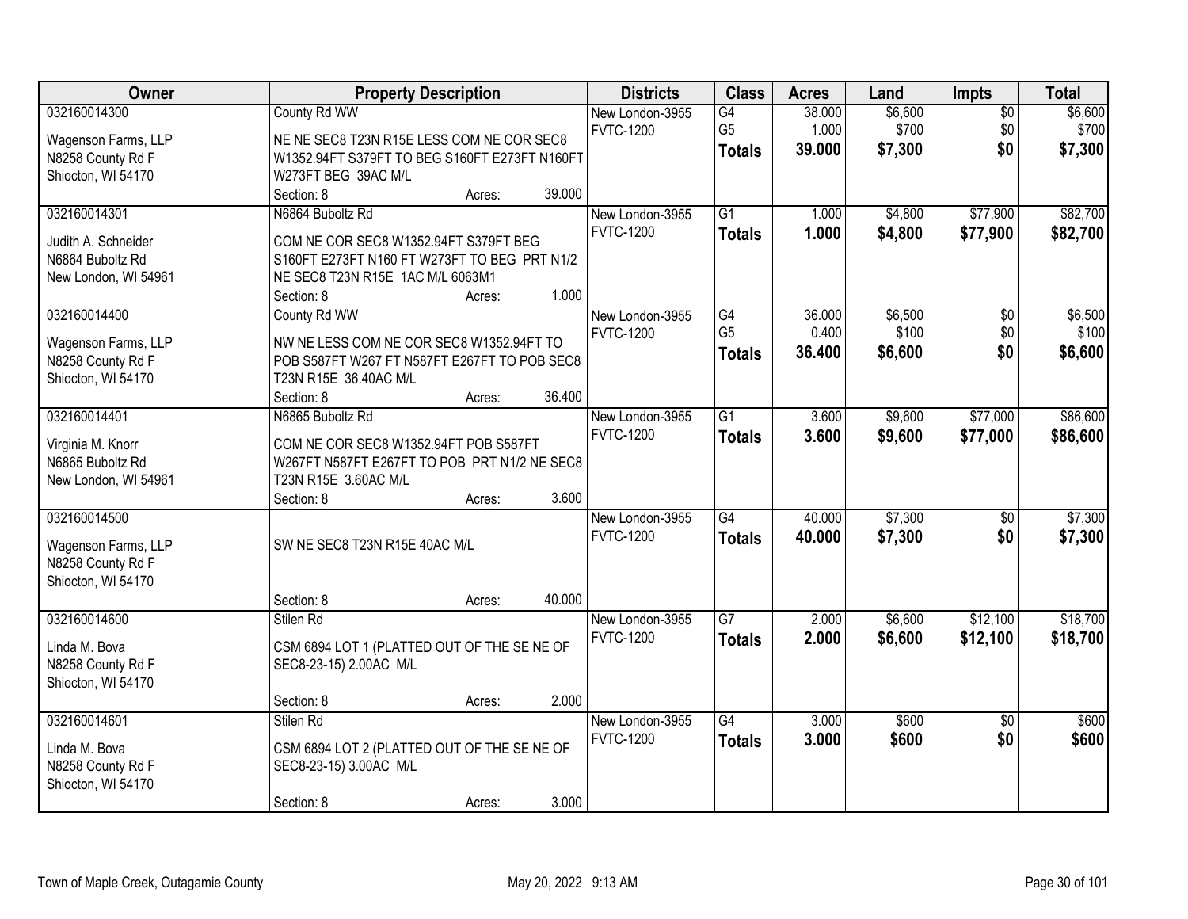| Owner | Property Description | Districts | Class | Acres | Land | Impts | Total |
|---|---|---|---|---|---|---|---|
| 032160014300<br>Wagenson Farms, LLP<br>N8258 County Rd F<br>Shiocton, WI 54170 | County Rd WW<br>NE NE SEC8 T23N R15E LESS COM NE COR SEC8 W1352.94FT S379FT TO BEG S160FT E273FT N160FT W273FT BEG 39AC M/L<br>Section: 8 Acres: 39.000 | New London-3955<br>FVTC-1200 | G4<br>G5<br>**Totals** | 38.000<br>1.000<br>**39.000** | $6,600<br>$700<br>**$7,300** | $0<br>$0<br>**$0** | $6,600<br>$700<br>**$7,300** |
| 032160014301<br>Judith A. Schneider<br>N6864 Buboltz Rd<br>New London, WI 54961 | N6864 Buboltz Rd<br>COM NE COR SEC8 W1352.94FT S379FT BEG S160FT E273FT N160 FT W273FT TO BEG PRT N1/2 NE SEC8 T23N R15E 1AC M/L 6063M1<br>Section: 8 Acres: 1.000 | New London-3955<br>FVTC-1200 | G1<br>**Totals** | 1.000<br>**1.000** | $4,800<br>**$4,800** | $77,900<br>**$77,900** | $82,700<br>**$82,700** |
| 032160014400<br>Wagenson Farms, LLP<br>N8258 County Rd F<br>Shiocton, WI 54170 | County Rd WW<br>NW NE LESS COM NE COR SEC8 W1352.94FT TO POB S587FT W267 FT N587FT E267FT TO POB SEC8 T23N R15E 36.40AC M/L<br>Section: 8 Acres: 36.400 | New London-3955<br>FVTC-1200 | G4<br>G5<br>**Totals** | 36.000<br>0.400<br>**36.400** | $6,500<br>$100<br>**$6,600** | $0<br>$0<br>**$0** | $6,500<br>$100<br>**$6,600** |
| 032160014401<br>Virginia M. Knorr<br>N6865 Buboltz Rd<br>New London, WI 54961 | N6865 Buboltz Rd<br>COM NE COR SEC8 W1352.94FT POB S587FT W267FT N587FT E267FT TO POB PRT N1/2 NE SEC8 T23N R15E 3.60AC M/L<br>Section: 8 Acres: 3.600 | New London-3955<br>FVTC-1200 | G1<br>**Totals** | 3.600<br>**3.600** | $9,600<br>**$9,600** | $77,000<br>**$77,000** | $86,600<br>**$86,600** |
| 032160014500<br>Wagenson Farms, LLP<br>N8258 County Rd F<br>Shiocton, WI 54170 | SW NE SEC8 T23N R15E 40AC M/L<br>Section: 8 Acres: 40.000 | New London-3955<br>FVTC-1200 | G4<br>**Totals** | 40.000<br>**40.000** | $7,300<br>**$7,300** | $0<br>**$0** | $7,300<br>**$7,300** |
| 032160014600<br>Linda M. Bova<br>N8258 County Rd F<br>Shiocton, WI 54170 | Stilen Rd<br>CSM 6894 LOT 1 (PLATTED OUT OF THE SE NE OF SEC8-23-15) 2.00AC M/L<br>Section: 8 Acres: 2.000 | New London-3955<br>FVTC-1200 | G7<br>**Totals** | 2.000<br>**2.000** | $6,600<br>**$6,600** | $12,100<br>**$12,100** | $18,700<br>**$18,700** |
| 032160014601<br>Linda M. Bova<br>N8258 County Rd F<br>Shiocton, WI 54170 | Stilen Rd<br>CSM 6894 LOT 2 (PLATTED OUT OF THE SE NE OF SEC8-23-15) 3.00AC M/L<br>Section: 8 Acres: 3.000 | New London-3955<br>FVTC-1200 | G4<br>**Totals** | 3.000<br>**3.000** | $600<br>**$600** | $0<br>**$0** | $600<br>**$600** |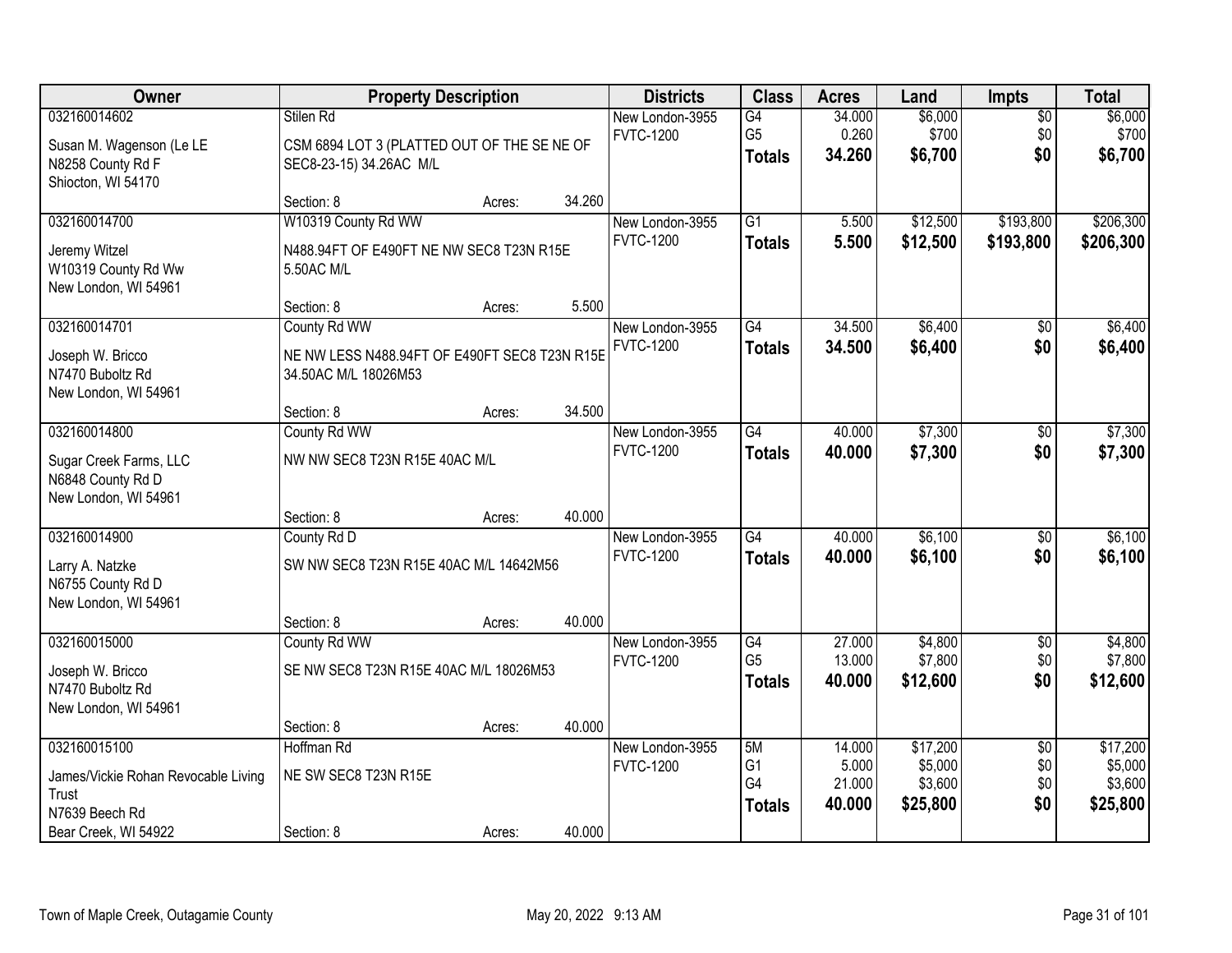| Owner | Property Description | Districts | Class | Acres | Land | Impts | Total |
|---|---|---|---|---|---|---|---|
| 032160014602<br>Susan M. Wagenson (Le LE<br>N8258 County Rd F<br>Shiocton, WI 54170 | Stilen Rd<br>CSM 6894 LOT 3 (PLATTED OUT OF THE SE NE OF SEC8-23-15) 34.26AC M/L<br>Section: 8 Acres: 34.260 | New London-3955<br>FVTC-1200 | G4<br>G5<br>**Totals** | 34.000<br>0.260<br>**34.260** | $6,000<br>$700<br>**$6,700** | $0<br>$0<br>**$0** | $6,000<br>$700<br>**$6,700** |
| 032160014700<br>Jeremy Witzel<br>W10319 County Rd Ww<br>New London, WI 54961 | W10319 County Rd WW<br>N488.94FT OF E490FT NE NW SEC8 T23N R15E 5.50AC M/L<br>Section: 8 Acres: 5.500 | New London-3955<br>FVTC-1200 | G1<br>**Totals** | 5.500<br>**5.500** | $12,500<br>**$12,500** | $193,800<br>**$193,800** | $206,300<br>**$206,300** |
| 032160014701<br>Joseph W. Bricco<br>N7470 Buboltz Rd<br>New London, WI 54961 | County Rd WW<br>NE NW LESS N488.94FT OF E490FT SEC8 T23N R15E 34.50AC M/L 18026M53<br>Section: 8 Acres: 34.500 | New London-3955<br>FVTC-1200 | G4<br>**Totals** | 34.500<br>**34.500** | $6,400<br>**$6,400** | $0<br>**$0** | $6,400<br>**$6,400** |
| 032160014800<br>Sugar Creek Farms, LLC<br>N6848 County Rd D<br>New London, WI 54961 | County Rd WW<br>NW NW SEC8 T23N R15E 40AC M/L<br>Section: 8 Acres: 40.000 | New London-3955<br>FVTC-1200 | G4<br>**Totals** | 40.000<br>**40.000** | $7,300<br>**$7,300** | $0<br>**$0** | $7,300<br>**$7,300** |
| 032160014900<br>Larry A. Natzke<br>N6755 County Rd D<br>New London, WI 54961 | County Rd D<br>SW NW SEC8 T23N R15E 40AC M/L 14642M56<br>Section: 8 Acres: 40.000 | New London-3955<br>FVTC-1200 | G4<br>**Totals** | 40.000<br>**40.000** | $6,100<br>**$6,100** | $0<br>**$0** | $6,100<br>**$6,100** |
| 032160015000<br>Joseph W. Bricco<br>N7470 Buboltz Rd<br>New London, WI 54961 | County Rd WW<br>SE NW SEC8 T23N R15E 40AC M/L 18026M53<br>Section: 8 Acres: 40.000 | New London-3955<br>FVTC-1200 | G4<br>G5<br>**Totals** | 27.000<br>13.000<br>**40.000** | $4,800<br>$7,800<br>**$12,600** | $0<br>$0<br>**$0** | $4,800<br>$7,800<br>**$12,600** |
| 032160015100<br>James/Vickie Rohan Revocable Living Trust<br>N7639 Beech Rd<br>Bear Creek, WI 54922 | Hoffman Rd<br>NE SW SEC8 T23N R15E<br>Section: 8 Acres: 40.000 | New London-3955<br>FVTC-1200 | 5M<br>G1<br>G4<br>**Totals** | 14.000<br>5.000<br>21.000<br>**40.000** | $17,200<br>$5,000<br>$3,600<br>**$25,800** | $0<br>$0<br>$0<br>**$0** | $17,200<br>$5,000<br>$3,600<br>**$25,800** |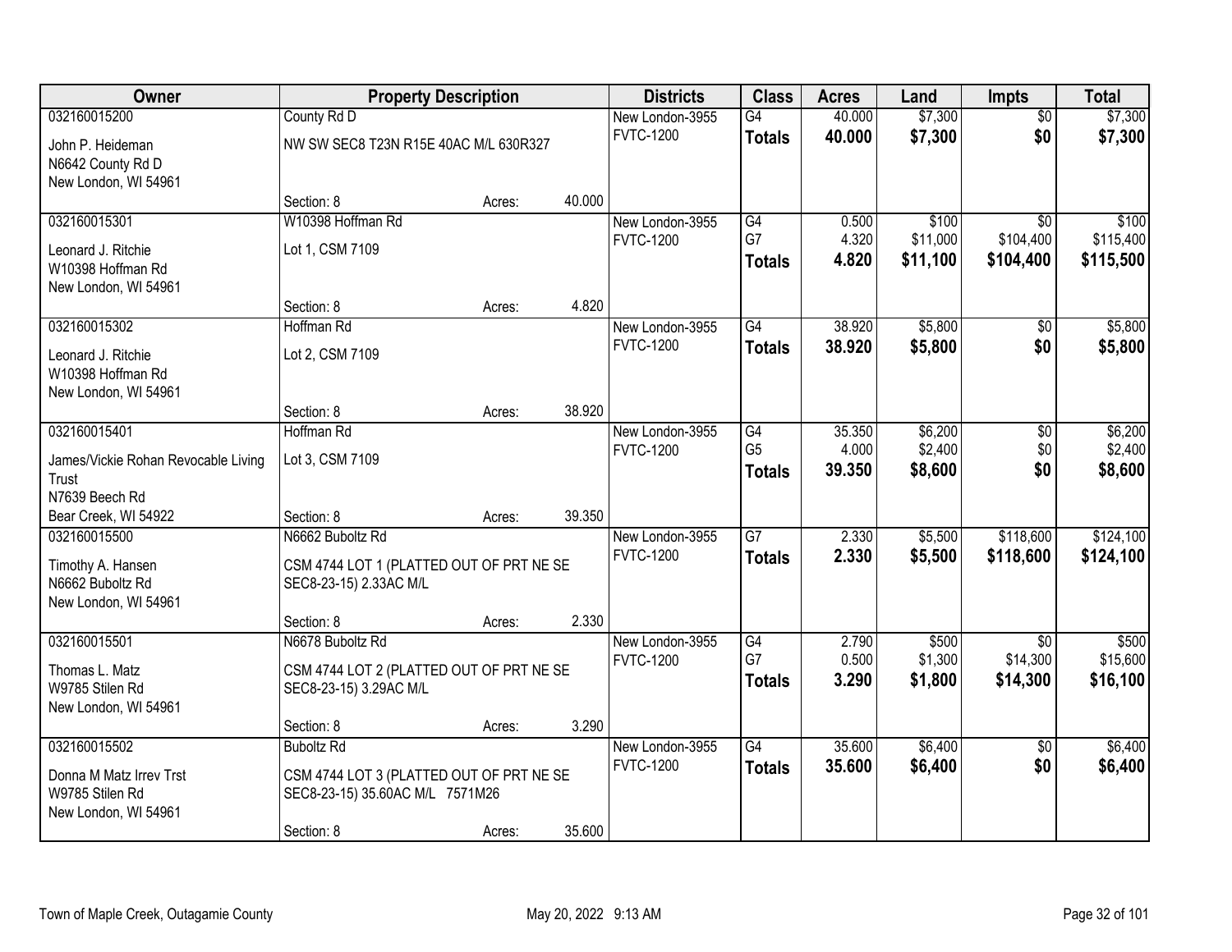| Owner | Property Description | | | Districts | Class | Acres | Land | Impts | Total |
|---|---|---|---|---|---|---|---|---|---|
| 032160015200 | County Rd D | | | New London-3955 | G4 | 40.000 | $7,300 | $0 | $7,300 |
| John P. Heideman<br>N6642 County Rd D<br>New London, WI 54961 | NW SW SEC8 T23N R15E 40AC M/L 630R327 | | | FVTC-1200 | **Totals** | **40.000** | **$7,300** | **$0** | **$7,300** |
| | Section: 8 | Acres: | 40.000 | | | | | | |
| 032160015301 | W10398 Hoffman Rd | | | New London-3955 | G4 | 0.500 | $100 | $0 | $100 |
| Leonard J. Ritchie<br>W10398 Hoffman Rd<br>New London, WI 54961 | Lot 1, CSM 7109 | | | FVTC-1200 | G7 | 4.320 | $11,000 | $104,400 | $115,400 |
| | | | | | **Totals** | **4.820** | **$11,100** | **$104,400** | **$115,500** |
| | Section: 8 | Acres: | 4.820 | | | | | | |
| 032160015302 | Hoffman Rd | | | New London-3955 | G4 | 38.920 | $5,800 | $0 | $5,800 |
| Leonard J. Ritchie<br>W10398 Hoffman Rd<br>New London, WI 54961 | Lot 2, CSM 7109 | | | FVTC-1200 | **Totals** | **38.920** | **$5,800** | **$0** | **$5,800** |
| | Section: 8 | Acres: | 38.920 | | | | | | |
| 032160015401 | Hoffman Rd | | | New London-3955 | G4 | 35.350 | $6,200 | $0 | $6,200 |
| James/Vickie Rohan Revocable Living Trust<br>N7639 Beech Rd<br>Bear Creek, WI 54922 | Lot 3, CSM 7109 | | | FVTC-1200 | G5 | 4.000 | $2,400 | $0 | $2,400 |
| | | | | | **Totals** | **39.350** | **$8,600** | **$0** | **$8,600** |
| | Section: 8 | Acres: | 39.350 | | | | | | |
| 032160015500 | N6662 Buboltz Rd | | | New London-3955 | G7 | 2.330 | $5,500 | $118,600 | $124,100 |
| Timothy A. Hansen<br>N6662 Buboltz Rd<br>New London, WI 54961 | CSM 4744 LOT 1 (PLATTED OUT OF PRT NE SE SEC8-23-15) 2.33AC M/L | | | FVTC-1200 | **Totals** | **2.330** | **$5,500** | **$118,600** | **$124,100** |
| | Section: 8 | Acres: | 2.330 | | | | | | |
| 032160015501 | N6678 Buboltz Rd | | | New London-3955 | G4 | 2.790 | $500 | $0 | $500 |
| Thomas L. Matz<br>W9785 Stilen Rd<br>New London, WI 54961 | CSM 4744 LOT 2 (PLATTED OUT OF PRT NE SE SEC8-23-15) 3.29AC M/L | | | FVTC-1200 | G7 | 0.500 | $1,300 | $14,300 | $15,600 |
| | | | | | **Totals** | **3.290** | **$1,800** | **$14,300** | **$16,100** |
| | Section: 8 | Acres: | 3.290 | | | | | | |
| 032160015502 | Buboltz Rd | | | New London-3955 | G4 | 35.600 | $6,400 | $0 | $6,400 |
| Donna M Matz Irrev Trst<br>W9785 Stilen Rd<br>New London, WI 54961 | CSM 4744 LOT 3 (PLATTED OUT OF PRT NE SE SEC8-23-15) 35.60AC M/L 7571M26 | | | FVTC-1200 | **Totals** | **35.600** | **$6,400** | **$0** | **$6,400** |
| | Section: 8 | Acres: | 35.600 | | | | | | |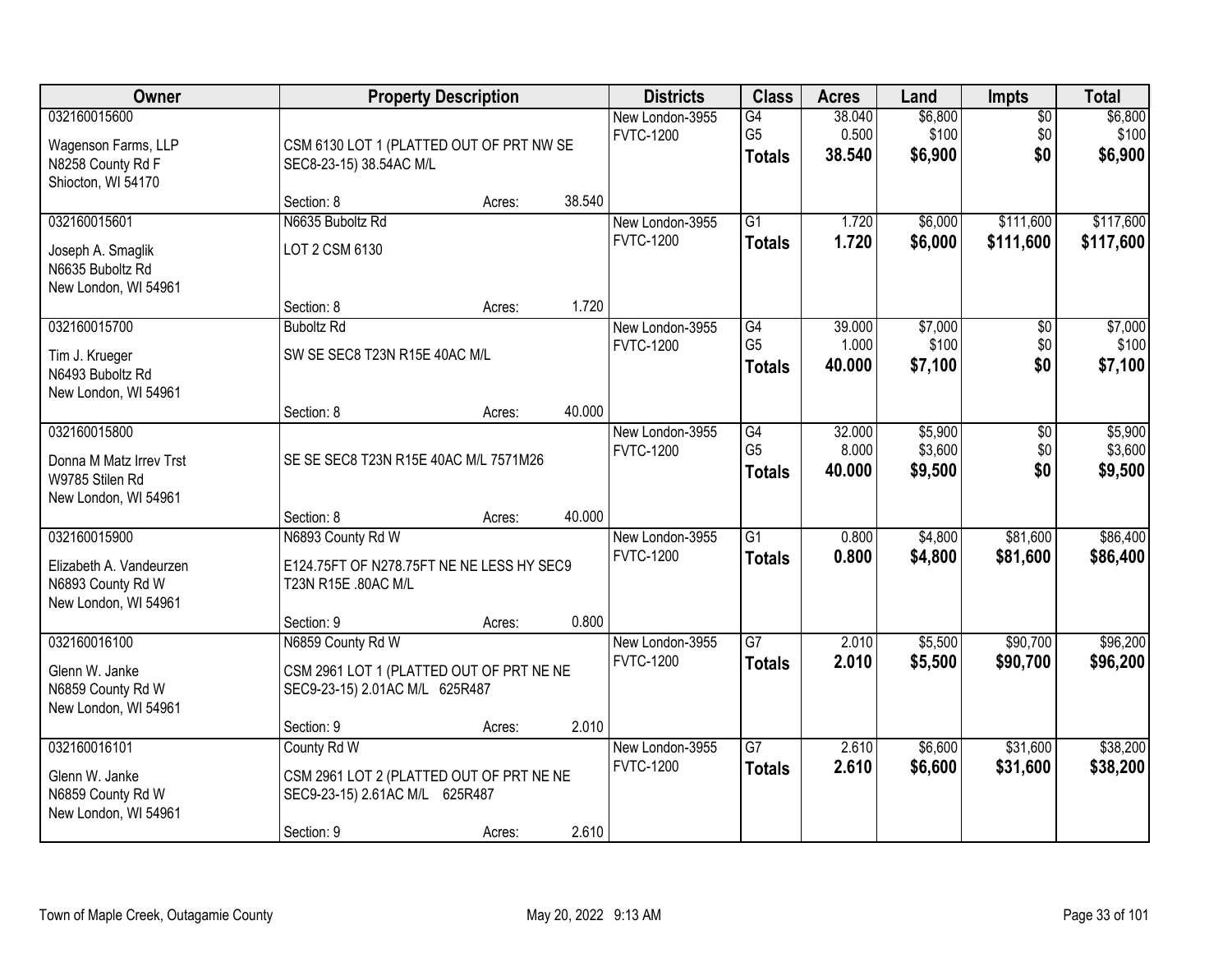| Owner | Property Description | Districts | Class | Acres | Land | Impts | Total |
|---|---|---|---|---|---|---|---|
| 032160015600<br><br>Wagenson Farms, LLP<br>N8258 County Rd F<br>Shiocton, WI 54170 | CSM 6130 LOT 1 (PLATTED OUT OF PRT NW SE SEC8-23-15) 38.54AC M/L<br><br>Section: 8 Acres: 38.540 | New London-3955<br>FVTC-1200 | G4<br>G5<br>**Totals** | 38.040<br>0.500<br>**38.540** | $6,800<br>$100<br>**$6,900** | $0<br>$0<br>**$0** | $6,800<br>$100<br>**$6,900** |
| 032160015601<br><br>Joseph A. Smaglik<br>N6635 Buboltz Rd<br>New London, WI 54961 | N6635 Buboltz Rd<br>LOT 2 CSM 6130<br><br>Section: 8 Acres: 1.720 | New London-3955<br>FVTC-1200 | G1<br>**Totals** | 1.720<br>**1.720** | $6,000<br>**$6,000** | $111,600<br>**$111,600** | $117,600<br>**$117,600** |
| 032160015700<br><br>Tim J. Krueger<br>N6493 Buboltz Rd<br>New London, WI 54961 | Buboltz Rd<br>SW SE SEC8 T23N R15E 40AC M/L<br><br>Section: 8 Acres: 40.000 | New London-3955<br>FVTC-1200 | G4<br>G5<br>**Totals** | 39.000<br>1.000<br>**40.000** | $7,000<br>$100<br>**$7,100** | $0<br>$0<br>**$0** | $7,000<br>$100<br>**$7,100** |
| 032160015800<br><br>Donna M Matz Irrev Trst<br>W9785 Stilen Rd<br>New London, WI 54961 | SE SE SEC8 T23N R15E 40AC M/L 7571M26<br><br>Section: 8 Acres: 40.000 | New London-3955<br>FVTC-1200 | G4<br>G5<br>**Totals** | 32.000<br>8.000<br>**40.000** | $5,900<br>$3,600<br>**$9,500** | $0<br>$0<br>**$0** | $5,900<br>$3,600<br>**$9,500** |
| 032160015900<br><br>Elizabeth A. Vandeurzen<br>N6893 County Rd W<br>New London, WI 54961 | N6893 County Rd W<br>E124.75FT OF N278.75FT NE NE LESS HY SEC9 T23N R15E .80AC M/L<br><br>Section: 9 Acres: 0.800 | New London-3955<br>FVTC-1200 | G1<br>**Totals** | 0.800<br>**0.800** | $4,800<br>**$4,800** | $81,600<br>**$81,600** | $86,400<br>**$86,400** |
| 032160016100<br><br>Glenn W. Janke<br>N6859 County Rd W<br>New London, WI 54961 | N6859 County Rd W<br>CSM 2961 LOT 1 (PLATTED OUT OF PRT NE NE SEC9-23-15) 2.01AC M/L 625R487<br><br>Section: 9 Acres: 2.010 | New London-3955<br>FVTC-1200 | G7<br>**Totals** | 2.010<br>**2.010** | $5,500<br>**$5,500** | $90,700<br>**$90,700** | $96,200<br>**$96,200** |
| 032160016101<br><br>Glenn W. Janke<br>N6859 County Rd W<br>New London, WI 54961 | County Rd W<br>CSM 2961 LOT 2 (PLATTED OUT OF PRT NE NE SEC9-23-15) 2.61AC M/L 625R487<br><br>Section: 9 Acres: 2.610 | New London-3955<br>FVTC-1200 | G7<br>**Totals** | 2.610<br>**2.610** | $6,600<br>**$6,600** | $31,600<br>**$31,600** | $38,200<br>**$38,200** |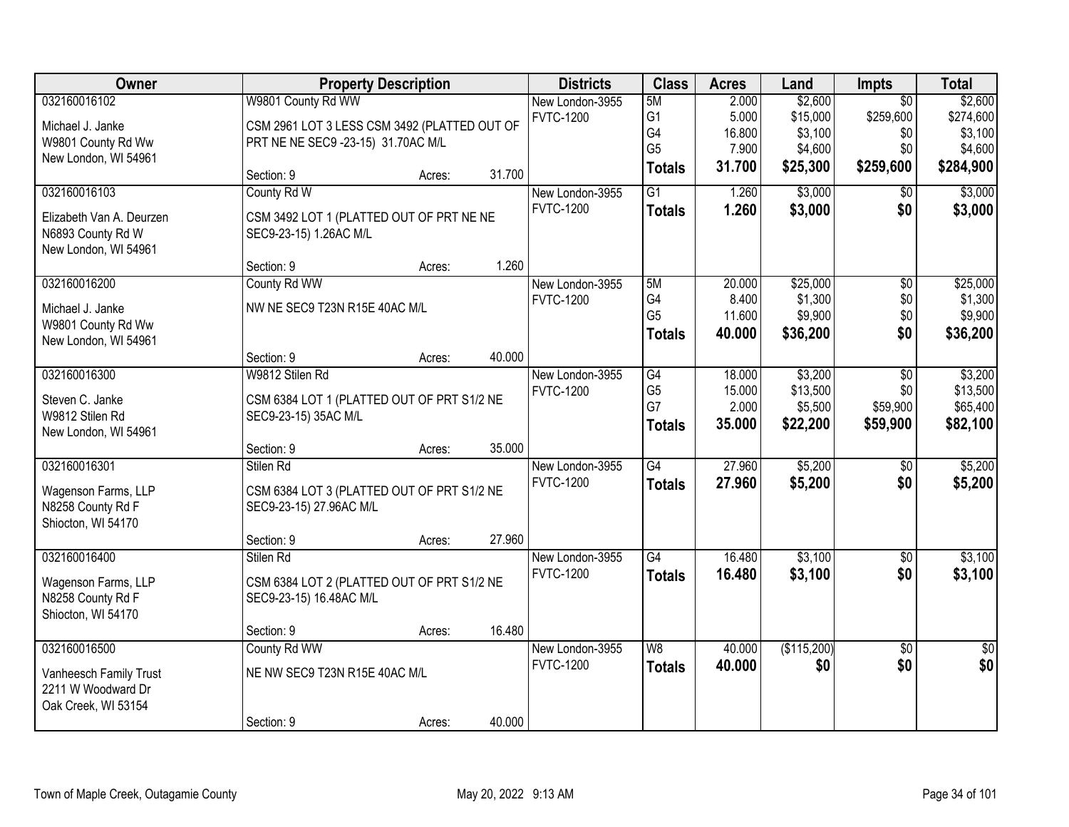| Owner | Property Description | Districts | Class | Acres | Land | Impts | Total |
|---|---|---|---|---|---|---|---|
| 032160016102<br>Michael J. Janke<br>W9801 County Rd Ww<br>New London, WI 54961 | W9801 County Rd WW<br>CSM 2961 LOT 3 LESS CSM 3492 (PLATTED OUT OF PRT NE NE SEC9 -23-15) 31.70AC M/L<br>Section: 9 Acres: 31.700 | New London-3955<br>FVTC-1200 | 5M<br>G1<br>G4<br>G5<br>**Totals** | 2.000<br>5.000<br>16.800<br>7.900<br>**31.700** | $2,600<br>$15,000<br>$3,100<br>$4,600<br>**$25,300** | $0<br>$259,600<br>$0<br>$0<br>**$259,600** | $2,600<br>$274,600<br>$3,100<br>$4,600<br>**$284,900** |
| 032160016103<br>Elizabeth Van A. Deurzen<br>N6893 County Rd W<br>New London, WI 54961 | County Rd W<br>CSM 3492 LOT 1 (PLATTED OUT OF PRT NE NE SEC9-23-15) 1.26AC M/L<br>Section: 9 Acres: 1.260 | New London-3955<br>FVTC-1200 | G1<br>**Totals** | 1.260<br>**1.260** | $3,000<br>**$3,000** | $0<br>**$0** | $3,000<br>**$3,000** |
| 032160016200<br>Michael J. Janke<br>W9801 County Rd Ww<br>New London, WI 54961 | County Rd WW<br>NW NE SEC9 T23N R15E 40AC M/L<br>Section: 9 Acres: 40.000 | New London-3955<br>FVTC-1200 | 5M<br>G4<br>G5<br>**Totals** | 20.000<br>8.400<br>11.600<br>**40.000** | $25,000<br>$1,300<br>$9,900<br>**$36,200** | $0<br>$0<br>$0<br>**$0** | $25,000<br>$1,300<br>$9,900<br>**$36,200** |
| 032160016300<br>Steven C. Janke<br>W9812 Stilen Rd<br>New London, WI 54961 | W9812 Stilen Rd<br>CSM 6384 LOT 1 (PLATTED OUT OF PRT S1/2 NE SEC9-23-15) 35AC M/L<br>Section: 9 Acres: 35.000 | New London-3955<br>FVTC-1200 | G4<br>G5<br>G7<br>**Totals** | 18.000<br>15.000<br>2.000<br>**35.000** | $3,200<br>$13,500<br>$5,500<br>**$22,200** | $0<br>$0<br>$59,900<br>**$59,900** | $3,200<br>$13,500<br>$65,400<br>**$82,100** |
| 032160016301<br>Wagenson Farms, LLP<br>N8258 County Rd F<br>Shiocton, WI 54170 | Stilen Rd<br>CSM 6384 LOT 3 (PLATTED OUT OF PRT S1/2 NE SEC9-23-15) 27.96AC M/L<br>Section: 9 Acres: 27.960 | New London-3955<br>FVTC-1200 | G4<br>**Totals** | 27.960<br>**27.960** | $5,200<br>**$5,200** | $0<br>**$0** | $5,200<br>**$5,200** |
| 032160016400<br>Wagenson Farms, LLP<br>N8258 County Rd F<br>Shiocton, WI 54170 | Stilen Rd<br>CSM 6384 LOT 2 (PLATTED OUT OF PRT S1/2 NE SEC9-23-15) 16.48AC M/L<br>Section: 9 Acres: 16.480 | New London-3955<br>FVTC-1200 | G4<br>**Totals** | 16.480<br>**16.480** | $3,100<br>**$3,100** | $0<br>**$0** | $3,100<br>**$3,100** |
| 032160016500<br>Vanheesch Family Trust<br>2211 W Woodward Dr<br>Oak Creek, WI 53154 | County Rd WW<br>NE NW SEC9 T23N R15E 40AC M/L<br>Section: 9 Acres: 40.000 | New London-3955<br>FVTC-1200 | W8<br>**Totals** | 40.000<br>**40.000** | ($115,200)<br>**$0** | $0<br>**$0** | $0<br>**$0** |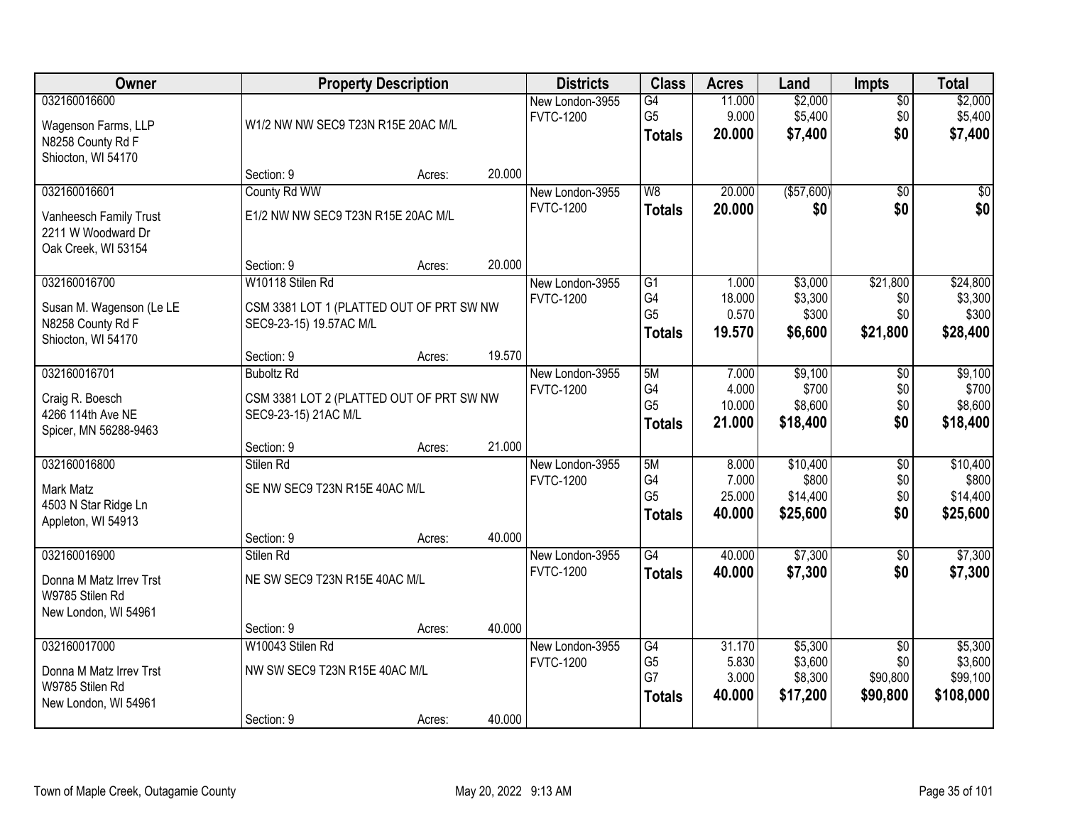| Owner | Property Description | | | Districts | Class | Acres | Land | Impts | Total |
|---|---|---|---|---|---|---|---|---|---|
| 032160016600<br>Wagenson Farms, LLP<br>N8258 County Rd F<br>Shiocton, WI 54170 | W1/2 NW NW SEC9 T23N R15E 20AC M/L<br>Section: 9 | Acres: | 20.000 | New London-3955<br>FVTC-1200 | G4<br>G5<br>**Totals** | 11.000<br>9.000<br>**20.000** | $2,000<br>$5,400<br>**$7,400** | $0<br>$0<br>**$0** | $2,000<br>$5,400<br>**$7,400** |
| 032160016601<br>Vanheesch Family Trust<br>2211 W Woodward Dr<br>Oak Creek, WI 53154 | County Rd WW<br>E1/2 NW NW SEC9 T23N R15E 20AC M/L<br>Section: 9 | Acres: | 20.000 | New London-3955<br>FVTC-1200 | W8<br>**Totals** | 20.000<br>**20.000** | ($57,600)<br>**$0** | $0<br>**$0** | $0<br>**$0** |
| 032160016700<br>Susan M. Wagenson (Le LE<br>N8258 County Rd F<br>Shiocton, WI 54170 | W10118 Stilen Rd<br>CSM 3381 LOT 1 (PLATTED OUT OF PRT SW NW SEC9-23-15) 19.57AC M/L<br>Section: 9 | Acres: | 19.570 | New London-3955<br>FVTC-1200 | G1<br>G4<br>G5<br>**Totals** | 1.000<br>18.000<br>0.570<br>**19.570** | $3,000<br>$3,300<br>$300<br>**$6,600** | $21,800<br>$0<br>$0<br>**$21,800** | $24,800<br>$3,300<br>$300<br>**$28,400** |
| 032160016701<br>Craig R. Boesch<br>4266 114th Ave NE<br>Spicer, MN 56288-9463 | Buboltz Rd<br>CSM 3381 LOT 2 (PLATTED OUT OF PRT SW NW SEC9-23-15) 21AC M/L<br>Section: 9 | Acres: | 21.000 | New London-3955<br>FVTC-1200 | 5M<br>G4<br>G5<br>**Totals** | 7.000<br>4.000<br>10.000<br>**21.000** | $9,100<br>$700<br>$8,600<br>**$18,400** | $0<br>$0<br>$0<br>**$0** | $9,100<br>$700<br>$8,600<br>**$18,400** |
| 032160016800<br>Mark Matz<br>4503 N Star Ridge Ln<br>Appleton, WI 54913 | Stilen Rd<br>SE NW SEC9 T23N R15E 40AC M/L<br>Section: 9 | Acres: | 40.000 | New London-3955<br>FVTC-1200 | 5M<br>G4<br>G5<br>**Totals** | 8.000<br>7.000<br>25.000<br>**40.000** | $10,400<br>$800<br>$14,400<br>**$25,600** | $0<br>$0<br>$0<br>**$0** | $10,400<br>$800<br>$14,400<br>**$25,600** |
| 032160016900<br>Donna M Matz Irrev Trst<br>W9785 Stilen Rd<br>New London, WI 54961 | Stilen Rd<br>NE SW SEC9 T23N R15E 40AC M/L<br>Section: 9 | Acres: | 40.000 | New London-3955<br>FVTC-1200 | G4<br>**Totals** | 40.000<br>**40.000** | $7,300<br>**$7,300** | $0<br>**$0** | $7,300<br>**$7,300** |
| 032160017000<br>Donna M Matz Irrev Trst<br>W9785 Stilen Rd<br>New London, WI 54961 | W10043 Stilen Rd<br>NW SW SEC9 T23N R15E 40AC M/L<br>Section: 9 | Acres: | 40.000 | New London-3955<br>FVTC-1200 | G4<br>G5<br>G7<br>**Totals** | 31.170<br>5.830<br>3.000<br>**40.000** | $5,300<br>$3,600<br>$8,300<br>**$17,200** | $0<br>$0<br>$90,800<br>**$90,800** | $5,300<br>$3,600<br>$99,100<br>**$108,000** |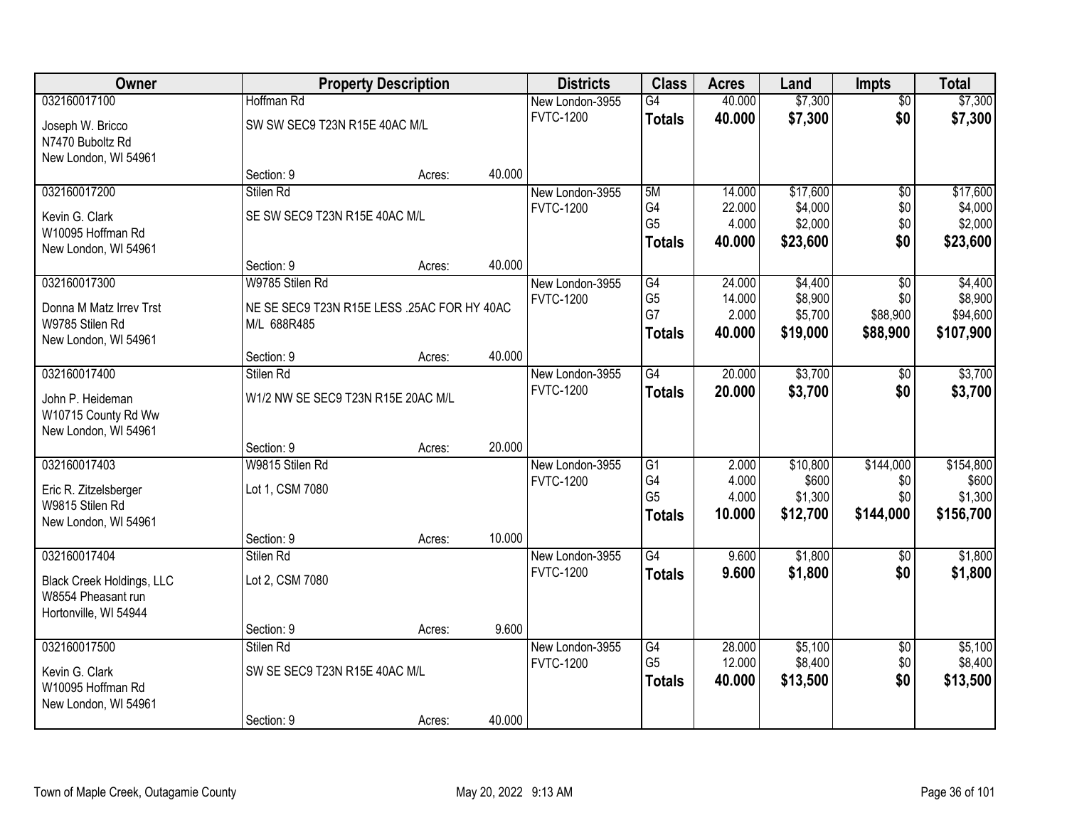| Owner | Property Description | | | Districts | Class | Acres | Land | Impts | Total |
|---|---|---|---|---|---|---|---|---|---|
| 032160017100 | Hoffman Rd | | | New London-3955 | G4 | 40.000 | $7,300 | $0 | $7,300 |
| Joseph W. Bricco<br>N7470 Buboltz Rd<br>New London, WI 54961 | SW SW SEC9 T23N R15E 40AC M/L | | | FVTC-1200 | **Totals** | **40.000** | **$7,300** | **$0** | **$7,300** |
| | Section: 9 | Acres: | 40.000 | | | | | | |
| 032160017200 | Stilen Rd | | | New London-3955 | 5M | 14.000 | $17,600 | $0 | $17,600 |
| Kevin G. Clark<br>W10095 Hoffman Rd<br>New London, WI 54961 | SE SW SEC9 T23N R15E 40AC M/L | | | FVTC-1200 | G4 | 22.000 | $4,000 | $0 | $4,000 |
| | | | | | G5 | 4.000 | $2,000 | $0 | $2,000 |
| | | | | | **Totals** | **40.000** | **$23,600** | **$0** | **$23,600** |
| | Section: 9 | Acres: | 40.000 | | | | | | |
| 032160017300 | W9785 Stilen Rd | | | New London-3955 | G4 | 24.000 | $4,400 | $0 | $4,400 |
| Donna M Matz Irrev Trst<br>W9785 Stilen Rd<br>New London, WI 54961 | NE SE SEC9 T23N R15E LESS .25AC FOR HY 40AC M/L 688R485 | | | FVTC-1200 | G5 | 14.000 | $8,900 | $0 | $8,900 |
| | | | | | G7 | 2.000 | $5,700 | $88,900 | $94,600 |
| | | | | | **Totals** | **40.000** | **$19,000** | **$88,900** | **$107,900** |
| | Section: 9 | Acres: | 40.000 | | | | | | |
| 032160017400 | Stilen Rd | | | New London-3955 | G4 | 20.000 | $3,700 | $0 | $3,700 |
| John P. Heideman<br>W10715 County Rd Ww<br>New London, WI 54961 | W1/2 NW SE SEC9 T23N R15E 20AC M/L | | | FVTC-1200 | **Totals** | **20.000** | **$3,700** | **$0** | **$3,700** |
| | Section: 9 | Acres: | 20.000 | | | | | | |
| 032160017403 | W9815 Stilen Rd | | | New London-3955 | G1 | 2.000 | $10,800 | $144,000 | $154,800 |
| Eric R. Zitzelsberger<br>W9815 Stilen Rd<br>New London, WI 54961 | Lot 1, CSM 7080 | | | FVTC-1200 | G4 | 4.000 | $600 | $0 | $600 |
| | | | | | G5 | 4.000 | $1,300 | $0 | $1,300 |
| | | | | | **Totals** | **10.000** | **$12,700** | **$144,000** | **$156,700** |
| | Section: 9 | Acres: | 10.000 | | | | | | |
| 032160017404 | Stilen Rd | | | New London-3955 | G4 | 9.600 | $1,800 | $0 | $1,800 |
| Black Creek Holdings, LLC<br>W8554 Pheasant run<br>Hortonville, WI 54944 | Lot 2, CSM 7080 | | | FVTC-1200 | **Totals** | **9.600** | **$1,800** | **$0** | **$1,800** |
| | Section: 9 | Acres: | 9.600 | | | | | | |
| 032160017500 | Stilen Rd | | | New London-3955 | G4 | 28.000 | $5,100 | $0 | $5,100 |
| Kevin G. Clark<br>W10095 Hoffman Rd<br>New London, WI 54961 | SW SE SEC9 T23N R15E 40AC M/L | | | FVTC-1200 | G5 | 12.000 | $8,400 | $0 | $8,400 |
| | | | | | **Totals** | **40.000** | **$13,500** | **$0** | **$13,500** |
| | Section: 9 | Acres: | 40.000 | | | | | | |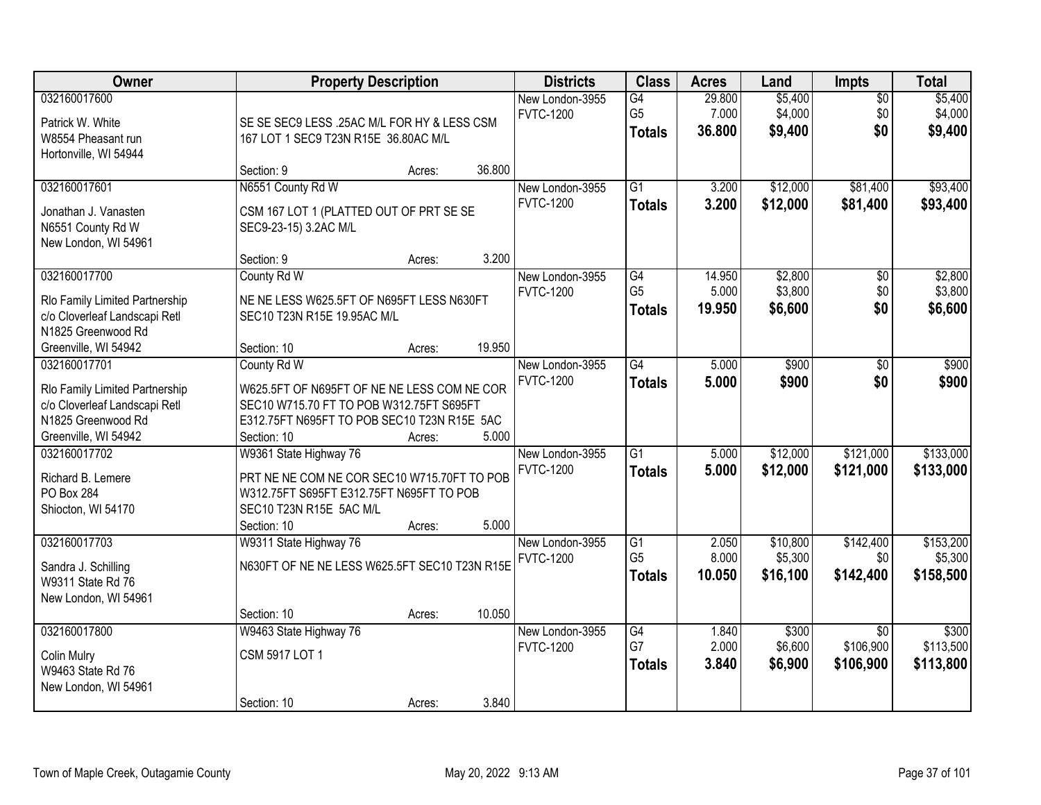| Owner | Property Description | Districts | Class | Acres | Land | Impts | Total |
|---|---|---|---|---|---|---|---|
| 032160017600<br>Patrick W. White<br>W8554 Pheasant run<br>Hortonville, WI 54944 | SE SE SEC9 LESS .25AC M/L FOR HY & LESS CSM 167 LOT 1 SEC9 T23N R15E 36.80AC M/L<br>Section: 9 Acres: 36.800 | New London-3955<br>FVTC-1200 | G4<br>G5<br>**Totals** | 29.800<br>7.000<br>**36.800** | $5,400<br>$4,000<br>**$9,400** | $0<br>$0<br>**$0** | $5,400<br>$4,000<br>**$9,400** |
| 032160017601<br>Jonathan J. Vanasten<br>N6551 County Rd W<br>New London, WI 54961 | N6551 County Rd W<br>CSM 167 LOT 1 (PLATTED OUT OF PRT SE SE SEC9-23-15) 3.2AC M/L<br>Section: 9 Acres: 3.200 | New London-3955<br>FVTC-1200 | G1<br>**Totals** | 3.200<br>**3.200** | $12,000<br>**$12,000** | $81,400<br>**$81,400** | $93,400<br>**$93,400** |
| 032160017700<br>Rlo Family Limited Partnership<br>c/o Cloverleaf Landscapi Retl<br>N1825 Greenwood Rd<br>Greenville, WI 54942 | County Rd W<br>NE NE LESS W625.5FT OF N695FT LESS N630FT SEC10 T23N R15E 19.95AC M/L<br>Section: 10 Acres: 19.950 | New London-3955<br>FVTC-1200 | G4<br>G5<br>**Totals** | 14.950<br>5.000<br>**19.950** | $2,800<br>$3,800<br>**$6,600** | $0<br>$0<br>**$0** | $2,800<br>$3,800<br>**$6,600** |
| 032160017701<br>Rlo Family Limited Partnership<br>c/o Cloverleaf Landscapi Retl<br>N1825 Greenwood Rd<br>Greenville, WI 54942 | County Rd W<br>W625.5FT OF N695FT OF NE NE LESS COM NE COR SEC10 W715.70 FT TO POB W312.75FT S695FT E312.75FT N695FT TO POB SEC10 T23N R15E 5AC<br>Section: 10 Acres: 5.000 | New London-3955<br>FVTC-1200 | G4<br>**Totals** | 5.000<br>**5.000** | $900<br>**$900** | $0<br>**$0** | $900<br>**$900** |
| 032160017702<br>Richard B. Lemere<br>PO Box 284<br>Shiocton, WI 54170 | W9361 State Highway 76<br>PRT NE NE COM NE COR SEC10 W715.70FT TO POB W312.75FT S695FT E312.75FT N695FT TO POB SEC10 T23N R15E 5AC M/L<br>Section: 10 Acres: 5.000 | New London-3955<br>FVTC-1200 | G1<br>**Totals** | 5.000<br>**5.000** | $12,000<br>**$12,000** | $121,000<br>**$121,000** | $133,000<br>**$133,000** |
| 032160017703<br>Sandra J. Schilling<br>W9311 State Rd 76<br>New London, WI 54961 | W9311 State Highway 76<br>N630FT OF NE NE LESS W625.5FT SEC10 T23N R15E<br>Section: 10 Acres: 10.050 | New London-3955<br>FVTC-1200 | G1<br>G5<br>**Totals** | 2.050<br>8.000<br>**10.050** | $10,800<br>$5,300<br>**$16,100** | $142,400<br>$0<br>**$142,400** | $153,200<br>$5,300<br>**$158,500** |
| 032160017800<br>Colin Mulry<br>W9463 State Rd 76<br>New London, WI 54961 | W9463 State Highway 76<br>CSM 5917 LOT 1<br>Section: 10 Acres: 3.840 | New London-3955<br>FVTC-1200 | G4<br>G7<br>**Totals** | 1.840<br>2.000<br>**3.840** | $300<br>$6,600<br>**$6,900** | $0<br>$106,900<br>**$106,900** | $300<br>$113,500<br>**$113,800** |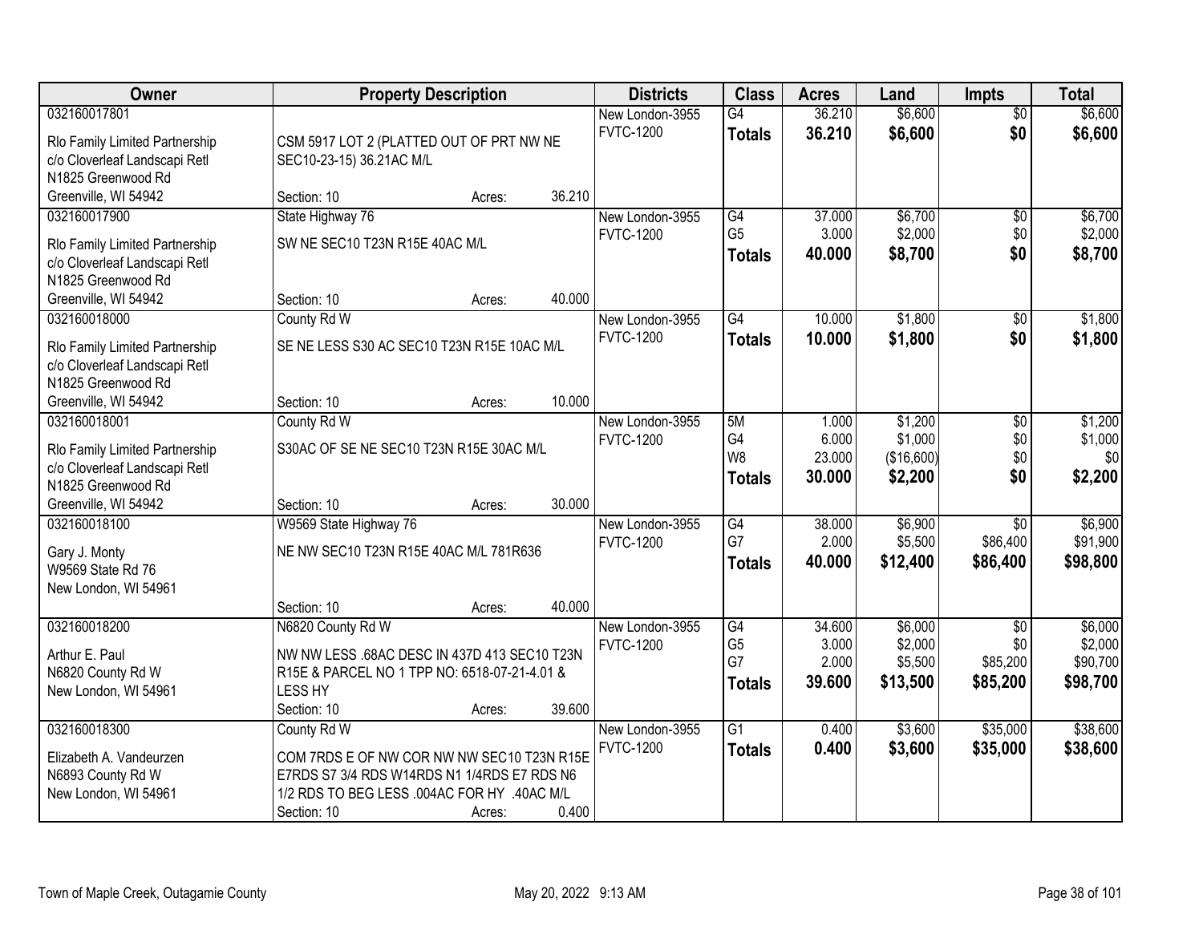| Owner | Property Description | Districts | Class | Acres | Land | Impts | Total |
|---|---|---|---|---|---|---|---|
| 032160017801<br>Rlo Family Limited Partnership<br>c/o Cloverleaf Landscapi Retl<br>N1825 Greenwood Rd<br>Greenville, WI 54942 | CSM 5917 LOT 2 (PLATTED OUT OF PRT NW NE SEC10-23-15) 36.21AC M/L<br>Section: 10 Acres: 36.210 | New London-3955<br>FVTC-1200 | G4<br>**Totals** | 36.210<br>**36.210** | $6,600<br>**$6,600** | $0<br>**$0** | $6,600<br>**$6,600** |
| 032160017900<br>Rlo Family Limited Partnership<br>c/o Cloverleaf Landscapi Retl<br>N1825 Greenwood Rd<br>Greenville, WI 54942 | State Highway 76<br>SW NE SEC10 T23N R15E 40AC M/L<br>Section: 10 Acres: 40.000 | New London-3955<br>FVTC-1200 | G4<br>G5<br>**Totals** | 37.000<br>3.000<br>**40.000** | $6,700<br>$2,000<br>**$8,700** | $0<br>$0<br>**$0** | $6,700<br>$2,000<br>**$8,700** |
| 032160018000<br>Rlo Family Limited Partnership<br>c/o Cloverleaf Landscapi Retl<br>N1825 Greenwood Rd<br>Greenville, WI 54942 | County Rd W<br>SE NE LESS S30 AC SEC10 T23N R15E 10AC M/L<br>Section: 10 Acres: 10.000 | New London-3955<br>FVTC-1200 | G4<br>**Totals** | 10.000<br>**10.000** | $1,800<br>**$1,800** | $0<br>**$0** | $1,800<br>**$1,800** |
| 032160018001<br>Rlo Family Limited Partnership<br>c/o Cloverleaf Landscapi Retl<br>N1825 Greenwood Rd<br>Greenville, WI 54942 | County Rd W<br>S30AC OF SE NE SEC10 T23N R15E 30AC M/L<br>Section: 10 Acres: 30.000 | New London-3955<br>FVTC-1200 | 5M<br>G4<br>W8<br>**Totals** | 1.000<br>6.000<br>23.000<br>**30.000** | $1,200<br>$1,000<br>($16,600)<br>**$2,200** | $0<br>$0<br>$0<br>**$0** | $1,200<br>$1,000<br>$0<br>**$2,200** |
| 032160018100<br>Gary J. Monty<br>W9569 State Rd 76<br>New London, WI 54961 | W9569 State Highway 76<br>NE NW SEC10 T23N R15E 40AC M/L 781R636<br>Section: 10 Acres: 40.000 | New London-3955<br>FVTC-1200 | G4<br>G7<br>**Totals** | 38.000<br>2.000<br>**40.000** | $6,900<br>$5,500<br>**$12,400** | $0<br>$86,400<br>**$86,400** | $6,900<br>$91,900<br>**$98,800** |
| 032160018200<br>Arthur E. Paul<br>N6820 County Rd W<br>New London, WI 54961 | N6820 County Rd W<br>NW NW LESS .68AC DESC IN 437D 413 SEC10 T23N R15E & PARCEL NO 1 TPP NO: 6518-07-21-4.01 & LESS HY<br>Section: 10 Acres: 39.600 | New London-3955<br>FVTC-1200 | G4<br>G5<br>G7<br>**Totals** | 34.600<br>3.000<br>2.000<br>**39.600** | $6,000<br>$2,000<br>$5,500<br>**$13,500** | $0<br>$0<br>$85,200<br>**$85,200** | $6,000<br>$2,000<br>$90,700<br>**$98,700** |
| 032160018300<br>Elizabeth A. Vandeurzen<br>N6893 County Rd W<br>New London, WI 54961 | County Rd W<br>COM 7RDS E OF NW COR NW NW SEC10 T23N R15E E7RDS S7 3/4 RDS W14RDS N1 1/4RDS E7 RDS N6 1/2 RDS TO BEG LESS .004AC FOR HY .40AC M/L<br>Section: 10 Acres: 0.400 | New London-3955<br>FVTC-1200 | G1<br>**Totals** | 0.400<br>**0.400** | $3,600<br>**$3,600** | $35,000<br>**$35,000** | $38,600<br>**$38,600** |

Town of Maple Creek, Outagamie County — May 20, 2022 9:13 AM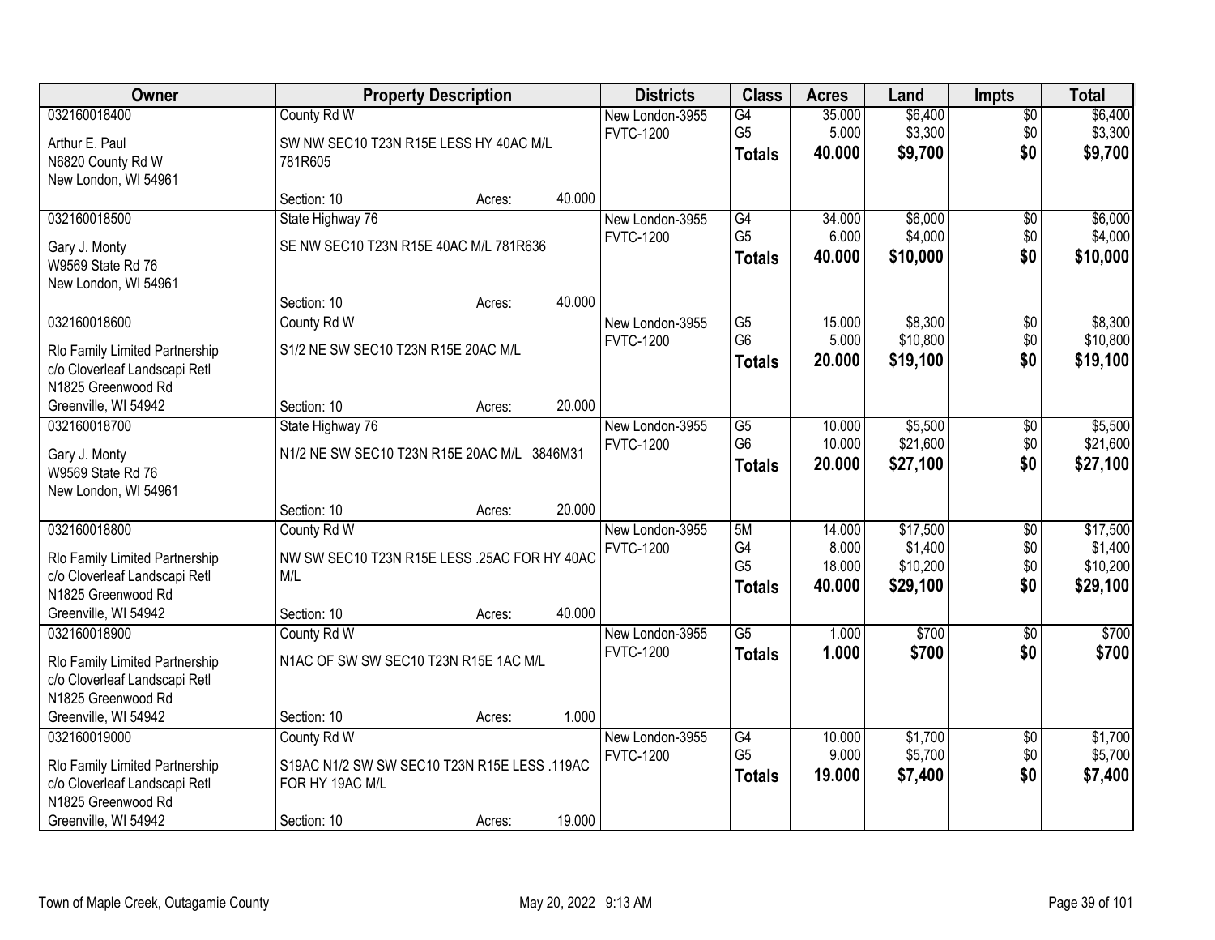| Owner | Property Description | Districts | Class | Acres | Land | Impts | Total |
|---|---|---|---|---|---|---|---|
| 032160018400<br>Arthur E. Paul<br>N6820 County Rd W<br>New London, WI 54961 | County Rd W<br>SW NW SEC10 T23N R15E LESS HY 40AC M/L 781R605<br>Section: 10 Acres: 40.000 | New London-3955<br>FVTC-1200 | G4<br>G5<br>**Totals** | 35.000<br>5.000<br>**40.000** | $6,400<br>$3,300<br>**$9,700** | $0<br>$0<br>**$0** | $6,400<br>$3,300<br>**$9,700** |
| 032160018500<br>Gary J. Monty<br>W9569 State Rd 76<br>New London, WI 54961 | State Highway 76<br>SE NW SEC10 T23N R15E 40AC M/L 781R636<br>Section: 10 Acres: 40.000 | New London-3955<br>FVTC-1200 | G4<br>G5<br>**Totals** | 34.000<br>6.000<br>**40.000** | $6,000<br>$4,000<br>**$10,000** | $0<br>$0<br>**$0** | $6,000<br>$4,000<br>**$10,000** |
| 032160018600<br>Rlo Family Limited Partnership<br>c/o Cloverleaf Landscapi Retl<br>N1825 Greenwood Rd<br>Greenville, WI 54942 | County Rd W<br>S1/2 NE SW SEC10 T23N R15E 20AC M/L<br>Section: 10 Acres: 20.000 | New London-3955<br>FVTC-1200 | G5<br>G6<br>**Totals** | 15.000<br>5.000<br>**20.000** | $8,300<br>$10,800<br>**$19,100** | $0<br>$0<br>**$0** | $8,300<br>$10,800<br>**$19,100** |
| 032160018700<br>Gary J. Monty<br>W9569 State Rd 76<br>New London, WI 54961 | State Highway 76<br>N1/2 NE SW SEC10 T23N R15E 20AC M/L 3846M31<br>Section: 10 Acres: 20.000 | New London-3955<br>FVTC-1200 | G5<br>G6<br>**Totals** | 10.000<br>10.000<br>**20.000** | $5,500<br>$21,600<br>**$27,100** | $0<br>$0<br>**$0** | $5,500<br>$21,600<br>**$27,100** |
| 032160018800<br>Rlo Family Limited Partnership<br>c/o Cloverleaf Landscapi Retl<br>N1825 Greenwood Rd<br>Greenville, WI 54942 | County Rd W<br>NW SW SEC10 T23N R15E LESS .25AC FOR HY 40AC M/L<br>Section: 10 Acres: 40.000 | New London-3955<br>FVTC-1200 | 5M<br>G4<br>G5<br>**Totals** | 14.000<br>8.000<br>18.000<br>**40.000** | $17,500<br>$1,400<br>$10,200<br>**$29,100** | $0<br>$0<br>$0<br>**$0** | $17,500<br>$1,400<br>$10,200<br>**$29,100** |
| 032160018900<br>Rlo Family Limited Partnership<br>c/o Cloverleaf Landscapi Retl<br>N1825 Greenwood Rd<br>Greenville, WI 54942 | County Rd W<br>N1AC OF SW SW SEC10 T23N R15E 1AC M/L<br>Section: 10 Acres: 1.000 | New London-3955<br>FVTC-1200 | G5<br>**Totals** | 1.000<br>**1.000** | $700<br>**$700** | $0<br>**$0** | $700<br>**$700** |
| 032160019000<br>Rlo Family Limited Partnership<br>c/o Cloverleaf Landscapi Retl<br>N1825 Greenwood Rd<br>Greenville, WI 54942 | County Rd W<br>S19AC N1/2 SW SW SEC10 T23N R15E LESS .119AC FOR HY 19AC M/L<br>Section: 10 Acres: 19.000 | New London-3955<br>FVTC-1200 | G4<br>G5<br>**Totals** | 10.000<br>9.000<br>**19.000** | $1,700<br>$5,700<br>**$7,400** | $0<br>$0<br>**$0** | $1,700<br>$5,700<br>**$7,400** |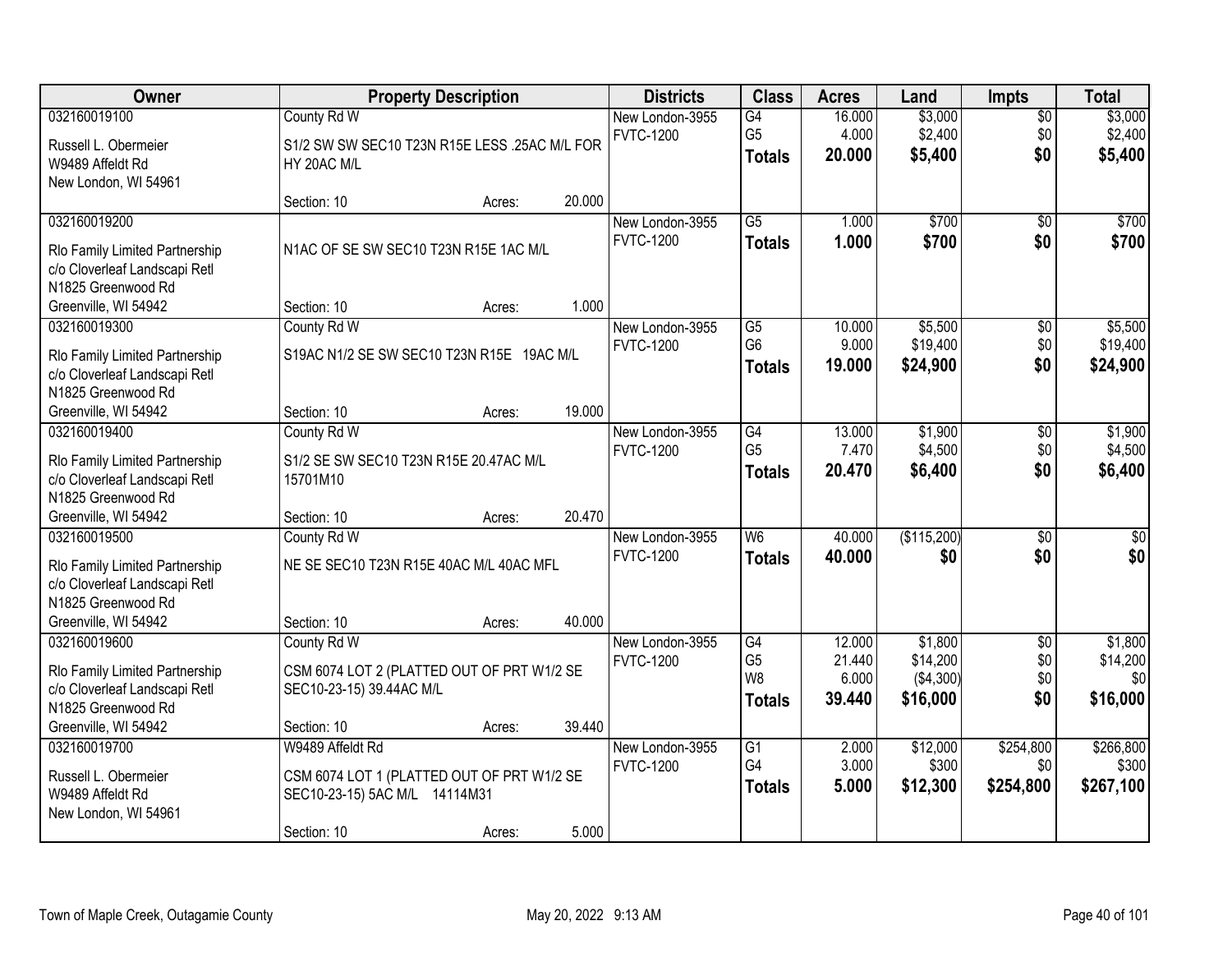| Owner | Property Description | Districts | Class | Acres | Land | Impts | Total |
|---|---|---|---|---|---|---|---|
| 032160019100<br>Russell L. Obermeier<br>W9489 Affeldt Rd<br>New London, WI 54961 | County Rd W<br>S1/2 SW SW SEC10 T23N R15E LESS .25AC M/L FOR HY 20AC M/L<br>Section: 10 Acres: 20.000 | New London-3955<br>FVTC-1200 | G4<br>G5<br>**Totals** | 16.000<br>4.000<br>**20.000** | $3,000<br>$2,400<br>**$5,400** | $0<br>$0<br>**$0** | $3,000<br>$2,400<br>**$5,400** |
| 032160019200<br>Rlo Family Limited Partnership<br>c/o Cloverleaf Landscapi Retl<br>N1825 Greenwood Rd<br>Greenville, WI 54942 | N1AC OF SE SW SEC10 T23N R15E 1AC M/L<br>Section: 10 Acres: 1.000 | New London-3955<br>FVTC-1200 | G5<br>**Totals** | 1.000<br>**1.000** | $700<br>**$700** | $0<br>**$0** | $700<br>**$700** |
| 032160019300<br>Rlo Family Limited Partnership<br>c/o Cloverleaf Landscapi Retl<br>N1825 Greenwood Rd<br>Greenville, WI 54942 | County Rd W<br>S19AC N1/2 SE SW SEC10 T23N R15E 19AC M/L<br>Section: 10 Acres: 19.000 | New London-3955<br>FVTC-1200 | G5<br>G6<br>**Totals** | 10.000<br>9.000<br>**19.000** | $5,500<br>$19,400<br>**$24,900** | $0<br>$0<br>**$0** | $5,500<br>$19,400<br>**$24,900** |
| 032160019400<br>Rlo Family Limited Partnership<br>c/o Cloverleaf Landscapi Retl<br>N1825 Greenwood Rd<br>Greenville, WI 54942 | County Rd W<br>S1/2 SE SW SEC10 T23N R15E 20.47AC M/L 15701M10<br>Section: 10 Acres: 20.470 | New London-3955<br>FVTC-1200 | G4<br>G5<br>**Totals** | 13.000<br>7.470<br>**20.470** | $1,900<br>$4,500<br>**$6,400** | $0<br>$0<br>**$0** | $1,900<br>$4,500<br>**$6,400** |
| 032160019500<br>Rlo Family Limited Partnership<br>c/o Cloverleaf Landscapi Retl<br>N1825 Greenwood Rd<br>Greenville, WI 54942 | County Rd W<br>NE SE SEC10 T23N R15E 40AC M/L 40AC MFL<br>Section: 10 Acres: 40.000 | New London-3955<br>FVTC-1200 | W6<br>**Totals** | 40.000<br>**40.000** | ($115,200)<br>**$0** | $0<br>**$0** | $0<br>**$0** |
| 032160019600<br>Rlo Family Limited Partnership<br>c/o Cloverleaf Landscapi Retl<br>N1825 Greenwood Rd<br>Greenville, WI 54942 | County Rd W<br>CSM 6074 LOT 2 (PLATTED OUT OF PRT W1/2 SE SEC10-23-15) 39.44AC M/L<br>Section: 10 Acres: 39.440 | New London-3955<br>FVTC-1200 | G4<br>G5<br>W8<br>**Totals** | 12.000<br>21.440<br>6.000<br>**39.440** | $1,800<br>$14,200<br>($4,300)<br>**$16,000** | $0<br>$0<br>$0<br>**$0** | $1,800<br>$14,200<br>$0<br>**$16,000** |
| 032160019700<br>Russell L. Obermeier<br>W9489 Affeldt Rd<br>New London, WI 54961 | W9489 Affeldt Rd<br>CSM 6074 LOT 1 (PLATTED OUT OF PRT W1/2 SE SEC10-23-15) 5AC M/L 14114M31<br>Section: 10 Acres: 5.000 | New London-3955<br>FVTC-1200 | G1<br>G4<br>**Totals** | 2.000<br>3.000<br>**5.000** | $12,000<br>$300<br>**$12,300** | $254,800<br>$0<br>**$254,800** | $266,800<br>$300<br>**$267,100** |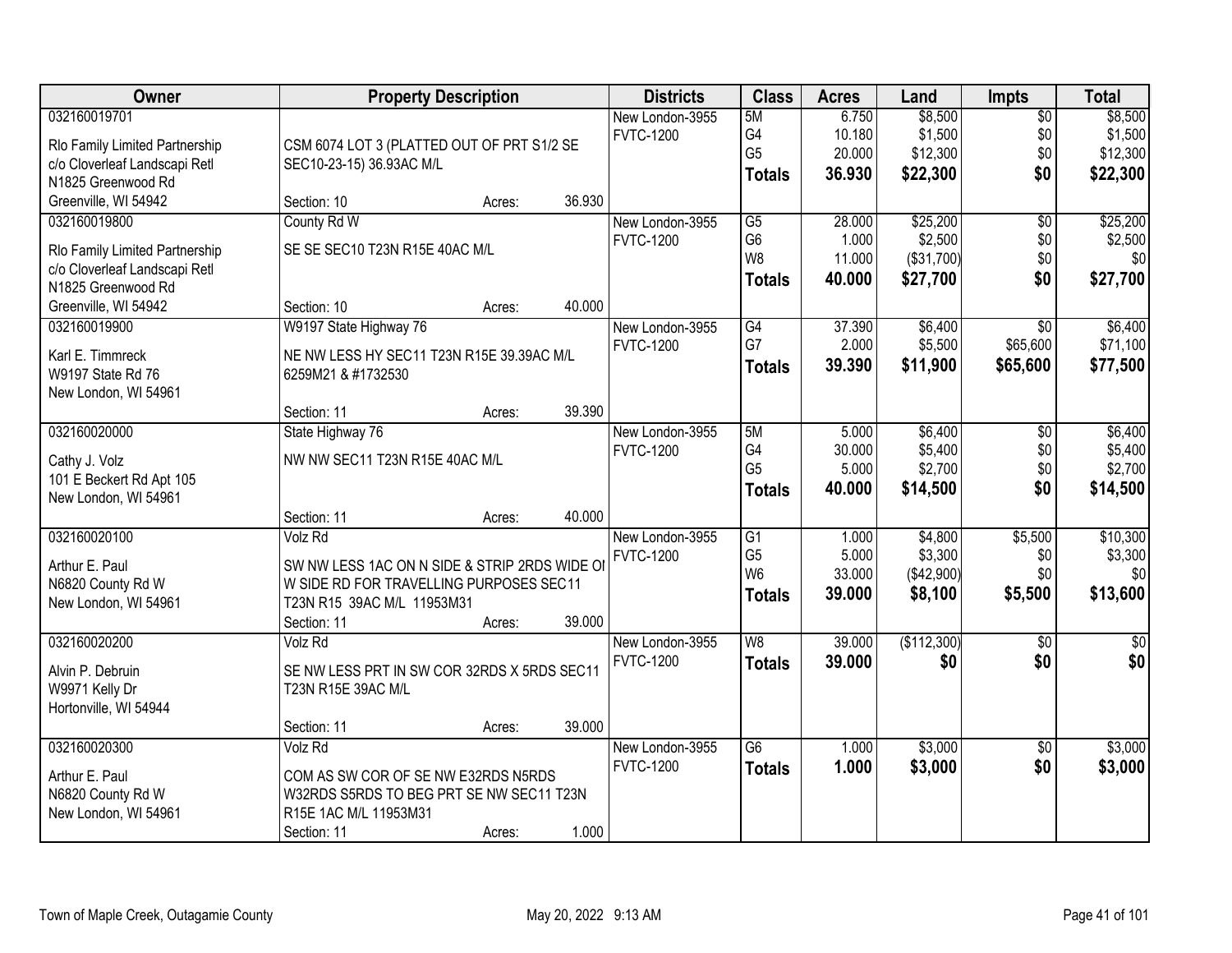| Owner | Property Description | Districts | Class | Acres | Land | Impts | Total |
|---|---|---|---|---|---|---|---|
| 032160019701<br>Rlo Family Limited Partnership<br>c/o Cloverleaf Landscapi Retl<br>N1825 Greenwood Rd<br>Greenville, WI 54942 | CSM 6074 LOT 3 (PLATTED OUT OF PRT S1/2 SE SEC10-23-15) 36.93AC M/L<br>Section: 10 Acres: 36.930 | New London-3955<br>FVTC-1200 | 5M<br>G4<br>G5<br>**Totals** | 6.750<br>10.180<br>20.000<br>**36.930** | $8,500<br>$1,500<br>$12,300<br>**$22,300** | $0<br>$0<br>$0<br>**$0** | $8,500<br>$1,500<br>$12,300<br>**$22,300** |
| 032160019800<br>Rlo Family Limited Partnership<br>c/o Cloverleaf Landscapi Retl<br>N1825 Greenwood Rd<br>Greenville, WI 54942 | County Rd W<br>SE SE SEC10 T23N R15E 40AC M/L<br>Section: 10 Acres: 40.000 | New London-3955<br>FVTC-1200 | G5<br>G6<br>W8<br>**Totals** | 28.000<br>1.000<br>11.000<br>**40.000** | $25,200<br>$2,500<br>($31,700)<br>**$27,700** | $0<br>$0<br>$0<br>**$0** | $25,200<br>$2,500<br>$0<br>**$27,700** |
| 032160019900<br>Karl E. Timmreck<br>W9197 State Rd 76<br>New London, WI 54961 | W9197 State Highway 76<br>NE NW LESS HY SEC11 T23N R15E 39.39AC M/L 6259M21 & #1732530<br>Section: 11 Acres: 39.390 | New London-3955<br>FVTC-1200 | G4<br>G7<br>**Totals** | 37.390<br>2.000<br>**39.390** | $6,400<br>$5,500<br>**$11,900** | $0<br>$65,600<br>**$65,600** | $6,400<br>$71,100<br>**$77,500** |
| 032160020000<br>Cathy J. Volz<br>101 E Beckert Rd Apt 105<br>New London, WI 54961 | State Highway 76<br>NW NW SEC11 T23N R15E 40AC M/L<br>Section: 11 Acres: 40.000 | New London-3955<br>FVTC-1200 | 5M<br>G4<br>G5<br>**Totals** | 5.000<br>30.000<br>5.000<br>**40.000** | $6,400<br>$5,400<br>$2,700<br>**$14,500** | $0<br>$0<br>$0<br>**$0** | $6,400<br>$5,400<br>$2,700<br>**$14,500** |
| 032160020100<br>Arthur E. Paul<br>N6820 County Rd W<br>New London, WI 54961 | Volz Rd<br>SW NW LESS 1AC ON N SIDE & STRIP 2RDS WIDE OI W SIDE RD FOR TRAVELLING PURPOSES SEC11 T23N R15 39AC M/L 11953M31<br>Section: 11 Acres: 39.000 | New London-3955<br>FVTC-1200 | G1<br>G5<br>W6<br>**Totals** | 1.000<br>5.000<br>33.000<br>**39.000** | $4,800<br>$3,300<br>($42,900)<br>**$8,100** | $5,500<br>$0<br>$0<br>**$5,500** | $10,300<br>$3,300<br>$0<br>**$13,600** |
| 032160020200<br>Alvin P. Debruin<br>W9971 Kelly Dr<br>Hortonville, WI 54944 | Volz Rd<br>SE NW LESS PRT IN SW COR 32RDS X 5RDS SEC11 T23N R15E 39AC M/L<br>Section: 11 Acres: 39.000 | New London-3955<br>FVTC-1200 | W8<br>**Totals** | 39.000<br>**39.000** | ($112,300)<br>**$0** | $0<br>**$0** | $0<br>**$0** |
| 032160020300<br>Arthur E. Paul<br>N6820 County Rd W<br>New London, WI 54961 | Volz Rd<br>COM AS SW COR OF SE NW E32RDS N5RDS W32RDS S5RDS TO BEG PRT SE NW SEC11 T23N R15E 1AC M/L 11953M31<br>Section: 11 Acres: 1.000 | New London-3955<br>FVTC-1200 | G6<br>**Totals** | 1.000<br>**1.000** | $3,000<br>**$3,000** | $0<br>**$0** | $3,000<br>**$3,000** |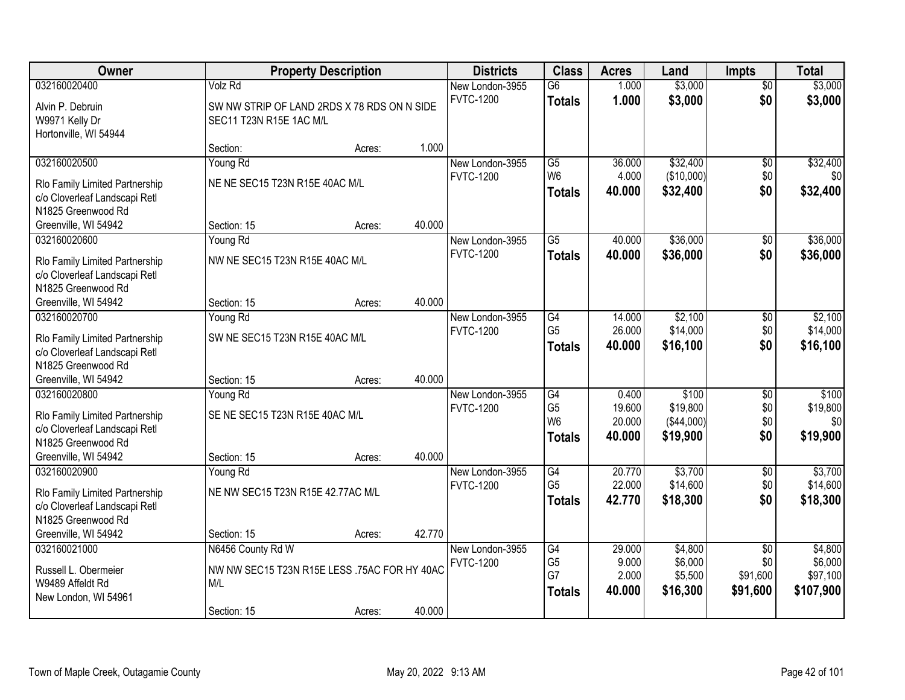| Owner | Property Description | Districts | Class | Acres | Land | Impts | Total |
|---|---|---|---|---|---|---|---|
| 032160020400<br>Alvin P. Debruin<br>W9971 Kelly Dr<br>Hortonville, WI 54944 | Volz Rd<br>SW NW STRIP OF LAND 2RDS X 78 RDS ON N SIDE SEC11 T23N R15E 1AC M/L<br>Section: Acres: 1.000 | New London-3955<br>FVTC-1200 | G6<br>**Totals** | 1.000<br>**1.000** | $3,000<br>**$3,000** | $0<br>**$0** | $3,000<br>**$3,000** |
| 032160020500<br>Rlo Family Limited Partnership<br>c/o Cloverleaf Landscapi Retl<br>N1825 Greenwood Rd<br>Greenville, WI 54942 | Young Rd<br>NE NE SEC15 T23N R15E 40AC M/L<br>Section: 15 Acres: 40.000 | New London-3955<br>FVTC-1200 | G5<br>W6<br>**Totals** | 36.000<br>4.000<br>**40.000** | $32,400<br>($10,000)<br>**$32,400** | $0<br>$0<br>**$0** | $32,400<br>$0<br>**$32,400** |
| 032160020600<br>Rlo Family Limited Partnership<br>c/o Cloverleaf Landscapi Retl<br>N1825 Greenwood Rd<br>Greenville, WI 54942 | Young Rd<br>NW NE SEC15 T23N R15E 40AC M/L<br>Section: 15 Acres: 40.000 | New London-3955<br>FVTC-1200 | G5<br>**Totals** | 40.000<br>**40.000** | $36,000<br>**$36,000** | $0<br>**$0** | $36,000<br>**$36,000** |
| 032160020700<br>Rlo Family Limited Partnership<br>c/o Cloverleaf Landscapi Retl<br>N1825 Greenwood Rd<br>Greenville, WI 54942 | Young Rd<br>SW NE SEC15 T23N R15E 40AC M/L<br>Section: 15 Acres: 40.000 | New London-3955<br>FVTC-1200 | G4<br>G5<br>**Totals** | 14.000<br>26.000<br>**40.000** | $2,100<br>$14,000<br>**$16,100** | $0<br>$0<br>**$0** | $2,100<br>$14,000<br>**$16,100** |
| 032160020800<br>Rlo Family Limited Partnership<br>c/o Cloverleaf Landscapi Retl<br>N1825 Greenwood Rd<br>Greenville, WI 54942 | Young Rd<br>SE NE SEC15 T23N R15E 40AC M/L<br>Section: 15 Acres: 40.000 | New London-3955<br>FVTC-1200 | G4<br>G5<br>W6<br>**Totals** | 0.400<br>19.600<br>20.000<br>**40.000** | $100<br>$19,800<br>($44,000)<br>**$19,900** | $0<br>$0<br>$0<br>**$0** | $100<br>$19,800<br>$0<br>**$19,900** |
| 032160020900<br>Rlo Family Limited Partnership<br>c/o Cloverleaf Landscapi Retl<br>N1825 Greenwood Rd<br>Greenville, WI 54942 | Young Rd<br>NE NW SEC15 T23N R15E 42.77AC M/L<br>Section: 15 Acres: 42.770 | New London-3955<br>FVTC-1200 | G4<br>G5<br>**Totals** | 20.770<br>22.000<br>**42.770** | $3,700<br>$14,600<br>**$18,300** | $0<br>$0<br>**$0** | $3,700<br>$14,600<br>**$18,300** |
| 032160021000<br>Russell L. Obermeier<br>W9489 Affeldt Rd<br>New London, WI 54961 | N6456 County Rd W<br>NW NW SEC15 T23N R15E LESS .75AC FOR HY 40AC M/L<br>Section: 15 Acres: 40.000 | New London-3955<br>FVTC-1200 | G4<br>G5<br>G7<br>**Totals** | 29.000<br>9.000<br>2.000<br>**40.000** | $4,800<br>$6,000<br>$5,500<br>**$16,300** | $0<br>$0<br>$91,600<br>**$91,600** | $4,800<br>$6,000<br>$97,100<br>**$107,900** |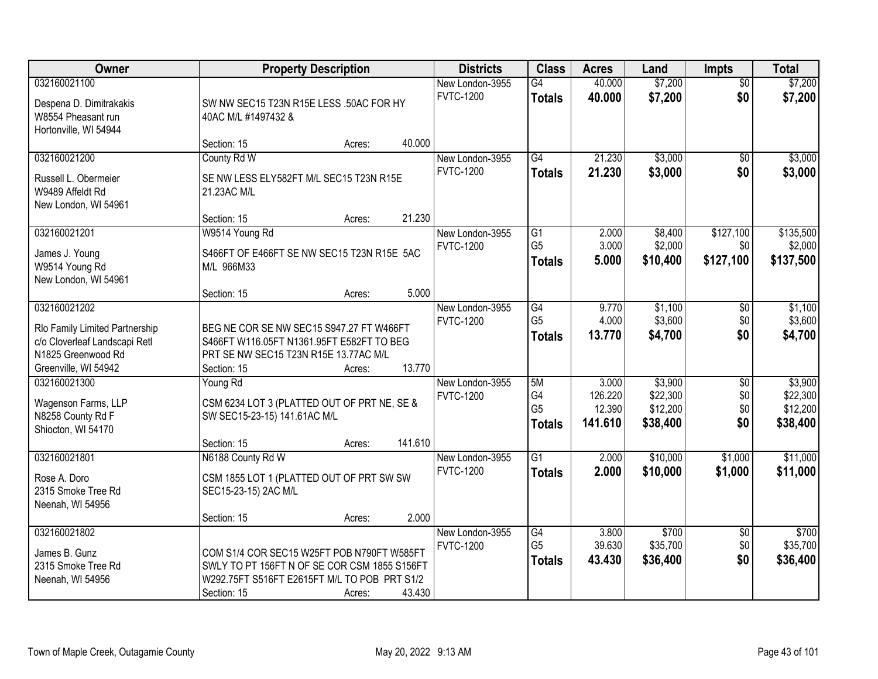| Owner | Property Description | Districts | Class | Acres | Land | Impts | Total |
|---|---|---|---|---|---|---|---|
| 032160021100<br>Despena D. Dimitrakakis<br>W8554 Pheasant run<br>Hortonville, WI 54944 | SW NW SEC15 T23N R15E LESS .50AC FOR HY 40AC M/L #1497432 &<br>Section: 15 Acres: 40.000 | New London-3955<br>FVTC-1200 | G4<br>**Totals** | 40.000<br>**40.000** | $7,200<br>**$7,200** | $0<br>**$0** | $7,200<br>**$7,200** |
| 032160021200<br>Russell L. Obermeier<br>W9489 Affeldt Rd<br>New London, WI 54961 | County Rd W<br>SE NW LESS ELY582FT M/L SEC15 T23N R15E 21.23AC M/L<br>Section: 15 Acres: 21.230 | New London-3955<br>FVTC-1200 | G4<br>**Totals** | 21.230<br>**21.230** | $3,000<br>**$3,000** | $0<br>**$0** | $3,000<br>**$3,000** |
| 032160021201<br>James J. Young<br>W9514 Young Rd<br>New London, WI 54961 | W9514 Young Rd<br>S466FT OF E466FT SE NW SEC15 T23N R15E 5AC M/L 966M33<br>Section: 15 Acres: 5.000 | New London-3955<br>FVTC-1200 | G1<br>G5<br>**Totals** | 2.000<br>3.000<br>**5.000** | $8,400<br>$2,000<br>**$10,400** | $127,100<br>$0<br>**$127,100** | $135,500<br>$2,000<br>**$137,500** |
| 032160021202<br>Rlo Family Limited Partnership<br>c/o Cloverleaf Landscapi Retl<br>N1825 Greenwood Rd<br>Greenville, WI 54942 | BEG NE COR SE NW SEC15 S947.27 FT W466FT S466FT W116.05FT N1361.95FT E582FT TO BEG PRT SE NW SEC15 T23N R15E 13.77AC M/L<br>Section: 15 Acres: 13.770 | New London-3955<br>FVTC-1200 | G4<br>G5<br>**Totals** | 9.770<br>4.000<br>**13.770** | $1,100<br>$3,600<br>**$4,700** | $0<br>$0<br>**$0** | $1,100<br>$3,600<br>**$4,700** |
| 032160021300<br>Wagenson Farms, LLP<br>N8258 County Rd F<br>Shiocton, WI 54170 | Young Rd<br>CSM 6234 LOT 3 (PLATTED OUT OF PRT NE, SE & SW SEC15-23-15) 141.61AC M/L<br>Section: 15 Acres: 141.610 | New London-3955<br>FVTC-1200 | 5M<br>G4<br>G5<br>**Totals** | 3.000<br>126.220<br>12.390<br>**141.610** | $3,900<br>$22,300<br>$12,200<br>**$38,400** | $0<br>$0<br>$0<br>**$0** | $3,900<br>$22,300<br>$12,200<br>**$38,400** |
| 032160021801<br>Rose A. Doro<br>2315 Smoke Tree Rd<br>Neenah, WI 54956 | N6188 County Rd W<br>CSM 1855 LOT 1 (PLATTED OUT OF PRT SW SW SEC15-23-15) 2AC M/L<br>Section: 15 Acres: 2.000 | New London-3955<br>FVTC-1200 | G1<br>**Totals** | 2.000<br>**2.000** | $10,000<br>**$10,000** | $1,000<br>**$1,000** | $11,000<br>**$11,000** |
| 032160021802<br>James B. Gunz<br>2315 Smoke Tree Rd<br>Neenah, WI 54956 | COM S1/4 COR SEC15 W25FT POB N790FT W585FT SWLY TO PT 156FT N OF SE COR CSM 1855 S156FT W292.75FT S516FT E2615FT M/L TO POB PRT S1/2<br>Section: 15 Acres: 43.430 | New London-3955<br>FVTC-1200 | G4<br>G5<br>**Totals** | 3.800<br>39.630<br>**43.430** | $700<br>$35,700<br>**$36,400** | $0<br>$0<br>**$0** | $700<br>$35,700<br>**$36,400** |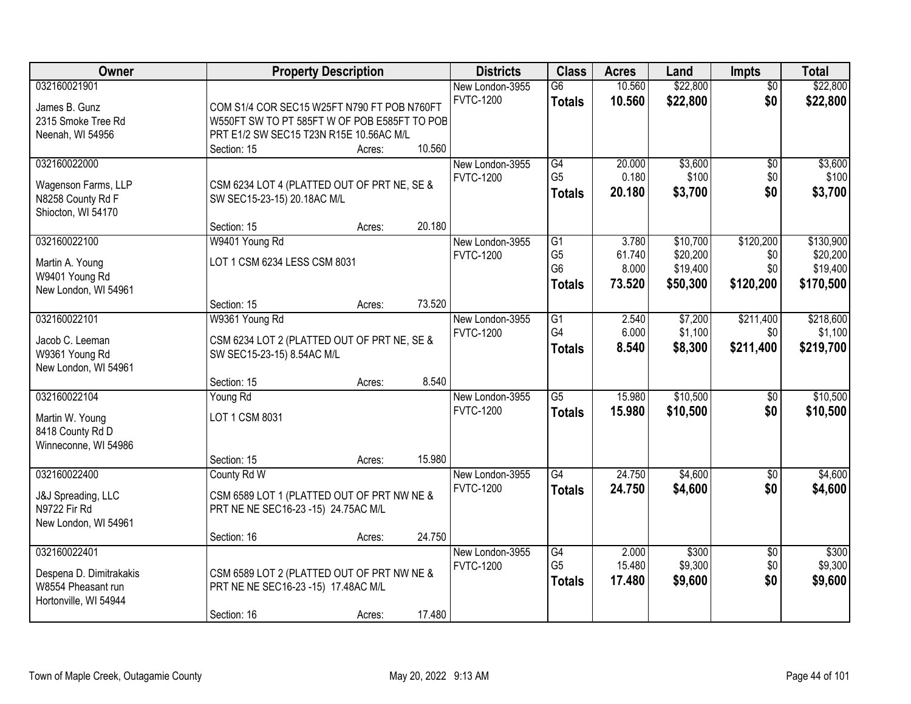| Owner | Property Description | Districts | Class | Acres | Land | Impts | Total |
|---|---|---|---|---|---|---|---|
| 032160021901<br><br>James B. Gunz<br>2315 Smoke Tree Rd<br>Neenah, WI 54956 | COM S1/4 COR SEC15 W25FT N790 FT POB N760FT W550FT SW TO PT 585FT W OF POB E585FT TO POB PRT E1/2 SW SEC15 T23N R15E 10.56AC M/L<br>Section: 15 Acres: 10.560 | New London-3955<br>FVTC-1200 | G6<br>**Totals** | 10.560<br>**10.560** | \$22,800<br>**\$22,800** | \$0<br>**\$0** | \$22,800<br>**\$22,800** |
| 032160022000<br><br>Wagenson Farms, LLP<br>N8258 County Rd F<br>Shiocton, WI 54170 | CSM 6234 LOT 4 (PLATTED OUT OF PRT NE, SE & SW SEC15-23-15) 20.18AC M/L<br>Section: 15 Acres: 20.180 | New London-3955<br>FVTC-1200 | G4<br>G5<br>**Totals** | 20.000<br>0.180<br>**20.180** | \$3,600<br>\$100<br>**\$3,700** | \$0<br>\$0<br>**\$0** | \$3,600<br>\$100<br>**\$3,700** |
| 032160022100<br><br>Martin A. Young<br>W9401 Young Rd<br>New London, WI 54961 | W9401 Young Rd<br>LOT 1 CSM 6234 LESS CSM 8031<br>Section: 15 Acres: 73.520 | New London-3955<br>FVTC-1200 | G1<br>G5<br>G6<br>**Totals** | 3.780<br>61.740<br>8.000<br>**73.520** | \$10,700<br>\$20,200<br>\$19,400<br>**\$50,300** | \$120,200<br>\$0<br>\$0<br>**\$120,200** | \$130,900<br>\$20,200<br>\$19,400<br>**\$170,500** |
| 032160022101<br><br>Jacob C. Leeman<br>W9361 Young Rd<br>New London, WI 54961 | W9361 Young Rd<br>CSM 6234 LOT 2 (PLATTED OUT OF PRT NE, SE & SW SEC15-23-15) 8.54AC M/L<br>Section: 15 Acres: 8.540 | New London-3955<br>FVTC-1200 | G1<br>G4<br>**Totals** | 2.540<br>6.000<br>**8.540** | \$7,200<br>\$1,100<br>**\$8,300** | \$211,400<br>\$0<br>**\$211,400** | \$218,600<br>\$1,100<br>**\$219,700** |
| 032160022104<br><br>Martin W. Young<br>8418 County Rd D<br>Winneconne, WI 54986 | Young Rd<br>LOT 1 CSM 8031<br>Section: 15 Acres: 15.980 | New London-3955<br>FVTC-1200 | G5<br>**Totals** | 15.980<br>**15.980** | \$10,500<br>**\$10,500** | \$0<br>**\$0** | \$10,500<br>**\$10,500** |
| 032160022400<br><br>J&J Spreading, LLC<br>N9722 Fir Rd<br>New London, WI 54961 | County Rd W<br>CSM 6589 LOT 1 (PLATTED OUT OF PRT NW NE & PRT NE NE SEC16-23 -15) 24.75AC M/L<br>Section: 16 Acres: 24.750 | New London-3955<br>FVTC-1200 | G4<br>**Totals** | 24.750<br>**24.750** | \$4,600<br>**\$4,600** | \$0<br>**\$0** | \$4,600<br>**\$4,600** |
| 032160022401<br><br>Despena D. Dimitrakakis<br>W8554 Pheasant run<br>Hortonville, WI 54944 | CSM 6589 LOT 2 (PLATTED OUT OF PRT NW NE & PRT NE NE SEC16-23 -15) 17.48AC M/L<br>Section: 16 Acres: 17.480 | New London-3955<br>FVTC-1200 | G4<br>G5<br>**Totals** | 2.000<br>15.480<br>**17.480** | \$300<br>\$9,300<br>**\$9,600** | \$0<br>\$0<br>**\$0** | \$300<br>\$9,300<br>**\$9,600** |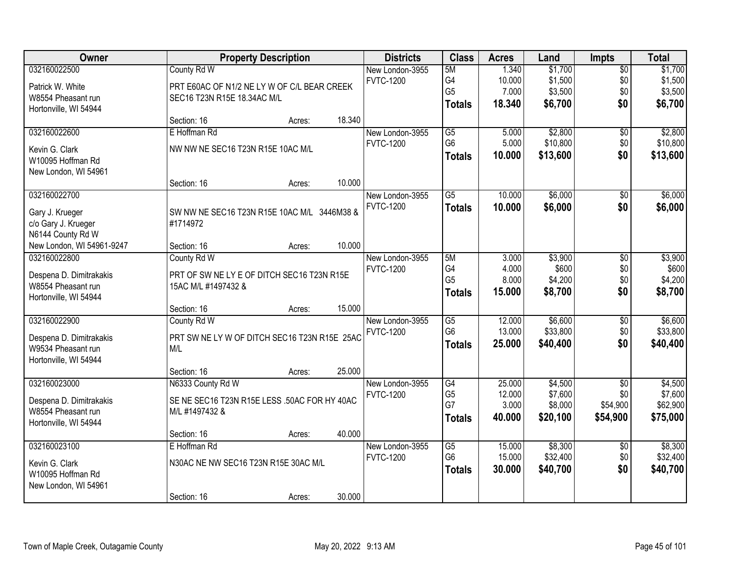| Owner | Property Description | Districts | Class | Acres | Land | Impts | Total |
|---|---|---|---|---|---|---|---|
| 032160022500<br>Patrick W. White<br>W8554 Pheasant run<br>Hortonville, WI 54944 | County Rd W<br>PRT E60AC OF N1/2 NE LY W OF C/L BEAR CREEK SEC16 T23N R15E 18.34AC M/L<br>Section: 16 Acres: 18.340 | New London-3955<br>FVTC-1200 | 5M<br>G4<br>G5<br>**Totals** | 1.340<br>10.000<br>7.000<br>**18.340** | $1,700<br>$1,500<br>$3,500<br>**$6,700** | $0<br>$0<br>$0<br>**$0** | $1,700<br>$1,500<br>$3,500<br>**$6,700** |
| 032160022600<br>Kevin G. Clark<br>W10095 Hoffman Rd<br>New London, WI 54961 | E Hoffman Rd<br>NW NW NE SEC16 T23N R15E 10AC M/L<br>Section: 16 Acres: 10.000 | New London-3955<br>FVTC-1200 | G5<br>G6<br>**Totals** | 5.000<br>5.000<br>**10.000** | $2,800<br>$10,800<br>**$13,600** | $0<br>$0<br>**$0** | $2,800<br>$10,800<br>**$13,600** |
| 032160022700<br>Gary J. Krueger<br>c/o Gary J. Krueger<br>N6144 County Rd W<br>New London, WI 54961-9247 | SW NW NE SEC16 T23N R15E 10AC M/L 3446M38 & #1714972<br>Section: 16 Acres: 10.000 | New London-3955<br>FVTC-1200 | G5<br>**Totals** | 10.000<br>**10.000** | $6,000<br>**$6,000** | $0<br>**$0** | $6,000<br>**$6,000** |
| 032160022800<br>Despena D. Dimitrakakis<br>W8554 Pheasant run<br>Hortonville, WI 54944 | County Rd W<br>PRT OF SW NE LY E OF DITCH SEC16 T23N R15E 15AC M/L #1497432 &<br>Section: 16 Acres: 15.000 | New London-3955<br>FVTC-1200 | 5M<br>G4<br>G5<br>**Totals** | 3.000<br>4.000<br>8.000<br>**15.000** | $3,900<br>$600<br>$4,200<br>**$8,700** | $0<br>$0<br>$0<br>**$0** | $3,900<br>$600<br>$4,200<br>**$8,700** |
| 032160022900<br>Despena D. Dimitrakakis<br>W9534 Pheasant run<br>Hortonville, WI 54944 | County Rd W<br>PRT SW NE LY W OF DITCH SEC16 T23N R15E 25AC M/L<br>Section: 16 Acres: 25.000 | New London-3955<br>FVTC-1200 | G5<br>G6<br>**Totals** | 12.000<br>13.000<br>**25.000** | $6,600<br>$33,800<br>**$40,400** | $0<br>$0<br>**$0** | $6,600<br>$33,800<br>**$40,400** |
| 032160023000<br>Despena D. Dimitrakakis<br>W8554 Pheasant run<br>Hortonville, WI 54944 | N6333 County Rd W<br>SE NE SEC16 T23N R15E LESS .50AC FOR HY 40AC M/L #1497432 &<br>Section: 16 Acres: 40.000 | New London-3955<br>FVTC-1200 | G4<br>G5<br>G7<br>**Totals** | 25.000<br>12.000<br>3.000<br>**40.000** | $4,500<br>$7,600<br>$8,000<br>**$20,100** | $0<br>$0<br>$54,900<br>**$54,900** | $4,500<br>$7,600<br>$62,900<br>**$75,000** |
| 032160023100<br>Kevin G. Clark<br>W10095 Hoffman Rd<br>New London, WI 54961 | E Hoffman Rd<br>N30AC NE NW SEC16 T23N R15E 30AC M/L<br>Section: 16 Acres: 30.000 | New London-3955<br>FVTC-1200 | G5<br>G6<br>**Totals** | 15.000<br>15.000<br>**30.000** | $8,300<br>$32,400<br>**$40,700** | $0<br>$0<br>**$0** | $8,300<br>$32,400<br>**$40,700** |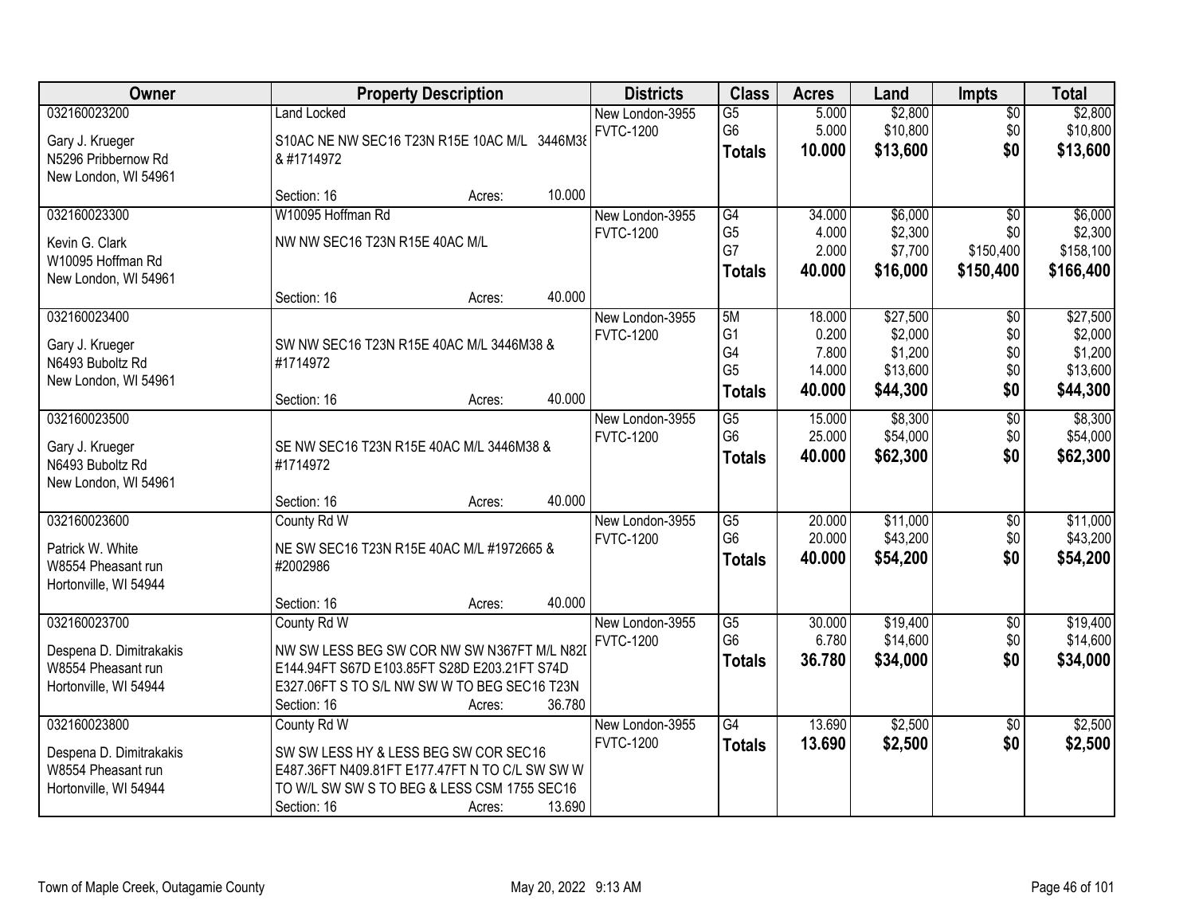| Owner | Property Description | Districts | Class | Acres | Land | Impts | Total |
|---|---|---|---|---|---|---|---|
| 032160023200<br><br>Gary J. Krueger<br>N5296 Pribbernow Rd<br>New London, WI 54961 | Land Locked<br><br>S10AC NE NW SEC16 T23N R15E 10AC M/L 3446M38 & #1714972<br><br>Section: 16 Acres: 10.000 | New London-3955<br>FVTC-1200 | G5<br>G6<br>**Totals** | 5.000<br>5.000<br>**10.000** | $2,800<br>$10,800<br>**$13,600** | $0<br>$0<br>**$0** | $2,800<br>$10,800<br>**$13,600** |
| 032160023300<br><br>Kevin G. Clark<br>W10095 Hoffman Rd<br>New London, WI 54961 | W10095 Hoffman Rd<br><br>NW NW SEC16 T23N R15E 40AC M/L<br><br>Section: 16 Acres: 40.000 | New London-3955<br>FVTC-1200 | G4<br>G5<br>G7<br>**Totals** | 34.000<br>4.000<br>2.000<br>**40.000** | $6,000<br>$2,300<br>$7,700<br>**$16,000** | $0<br>$0<br>$150,400<br>**$150,400** | $6,000<br>$2,300<br>$158,100<br>**$166,400** |
| 032160023400<br><br>Gary J. Krueger<br>N6493 Buboltz Rd<br>New London, WI 54961 | SW NW SEC16 T23N R15E 40AC M/L 3446M38 & #1714972<br><br>Section: 16 Acres: 40.000 | New London-3955<br>FVTC-1200 | 5M<br>G1<br>G4<br>G5<br>**Totals** | 18.000<br>0.200<br>7.800<br>14.000<br>**40.000** | $27,500<br>$2,000<br>$1,200<br>$13,600<br>**$44,300** | $0<br>$0<br>$0<br>$0<br>**$0** | $27,500<br>$2,000<br>$1,200<br>$13,600<br>**$44,300** |
| 032160023500<br><br>Gary J. Krueger<br>N6493 Buboltz Rd<br>New London, WI 54961 | SE NW SEC16 T23N R15E 40AC M/L 3446M38 & #1714972<br><br>Section: 16 Acres: 40.000 | New London-3955<br>FVTC-1200 | G5<br>G6<br>**Totals** | 15.000<br>25.000<br>**40.000** | $8,300<br>$54,000<br>**$62,300** | $0<br>$0<br>**$0** | $8,300<br>$54,000<br>**$62,300** |
| 032160023600<br><br>Patrick W. White<br>W8554 Pheasant run<br>Hortonville, WI 54944 | County Rd W<br><br>NE SW SEC16 T23N R15E 40AC M/L #1972665 & #2002986<br><br>Section: 16 Acres: 40.000 | New London-3955<br>FVTC-1200 | G5<br>G6<br>**Totals** | 20.000<br>20.000<br>**40.000** | $11,000<br>$43,200<br>**$54,200** | $0<br>$0<br>**$0** | $11,000<br>$43,200<br>**$54,200** |
| 032160023700<br><br>Despena D. Dimitrakakis<br>W8554 Pheasant run<br>Hortonville, WI 54944 | County Rd W<br><br>NW SW LESS BEG SW COR NW SW N367FT M/L N82D E144.94FT S67D E103.85FT S28D E203.21FT S74D E327.06FT S TO S/L NW SW W TO BEG SEC16 T23N<br>Section: 16 Acres: 36.780 | New London-3955<br>FVTC-1200 | G5<br>G6<br>**Totals** | 30.000<br>6.780<br>**36.780** | $19,400<br>$14,600<br>**$34,000** | $0<br>$0<br>**$0** | $19,400<br>$14,600<br>**$34,000** |
| 032160023800<br><br>Despena D. Dimitrakakis<br>W8554 Pheasant run<br>Hortonville, WI 54944 | County Rd W<br><br>SW SW LESS HY & LESS BEG SW COR SEC16 E487.36FT N409.81FT E177.47FT N TO C/L SW SW W TO W/L SW SW S TO BEG & LESS CSM 1755 SEC16<br>Section: 16 Acres: 13.690 | New London-3955<br>FVTC-1200 | G4<br>**Totals** | 13.690<br>**13.690** | $2,500<br>**$2,500** | $0<br>**$0** | $2,500<br>**$2,500** |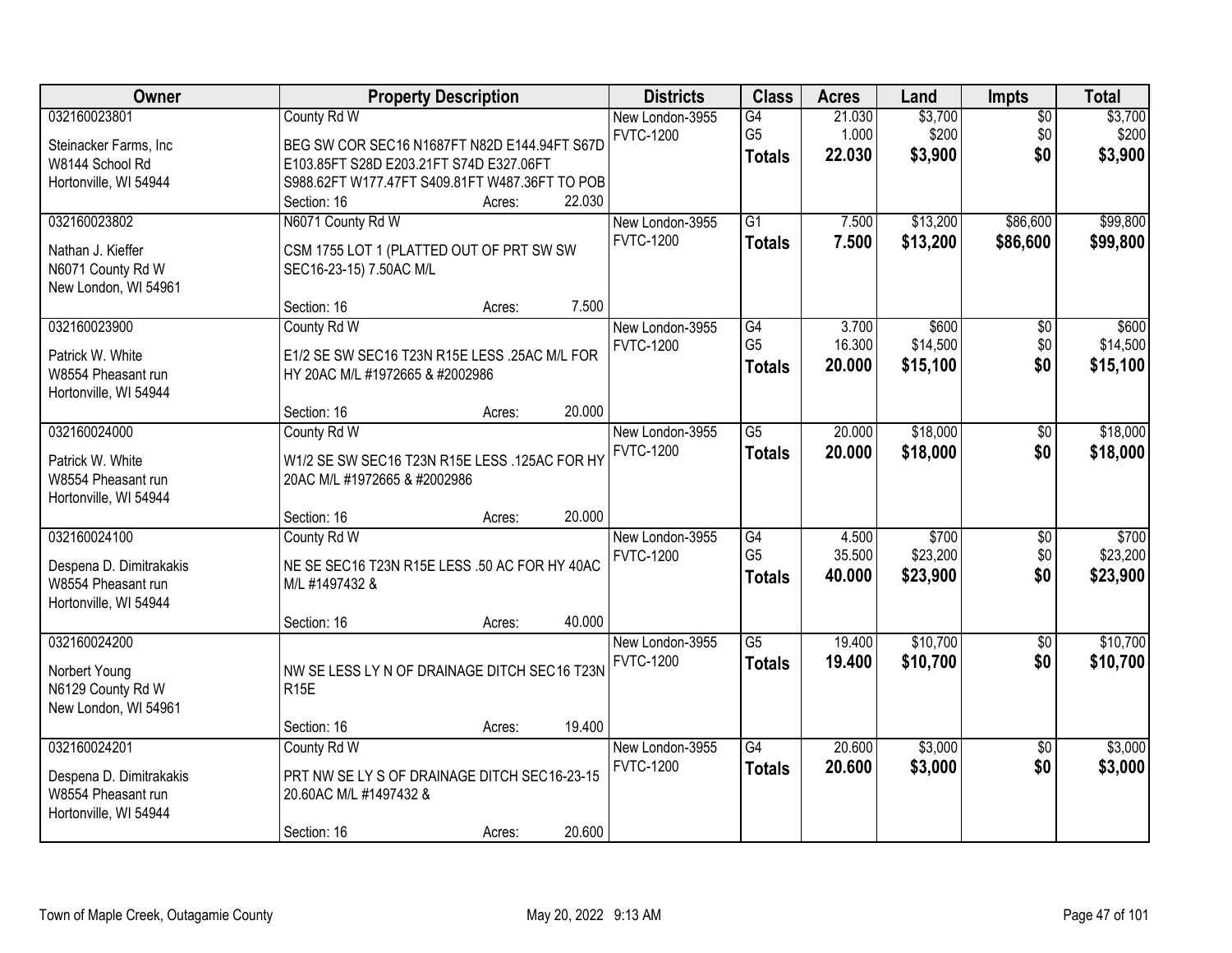| Owner | Property Description | Districts | Class | Acres | Land | Impts | Total |
|---|---|---|---|---|---|---|---|
| 032160023801<br>Steinacker Farms, Inc<br>W8144 School Rd<br>Hortonville, WI 54944 | County Rd W<br>BEG SW COR SEC16 N1687FT N82D E144.94FT S67D E103.85FT S28D E203.21FT S74D E327.06FT S988.62FT W177.47FT S409.81FT W487.36FT TO POB<br>Section: 16 Acres: 22.030 | New London-3955<br>FVTC-1200 | G4<br>G5<br>**Totals** | 21.030<br>1.000<br>**22.030** | $3,700<br>$200<br>**$3,900** | $0<br>$0<br>**$0** | $3,700<br>$200<br>**$3,900** |
| 032160023802<br>Nathan J. Kieffer<br>N6071 County Rd W<br>New London, WI 54961 | N6071 County Rd W<br>CSM 1755 LOT 1 (PLATTED OUT OF PRT SW SW SEC16-23-15) 7.50AC M/L<br>Section: 16 Acres: 7.500 | New London-3955<br>FVTC-1200 | G1<br>**Totals** | 7.500<br>**7.500** | $13,200<br>**$13,200** | $86,600<br>**$86,600** | $99,800<br>**$99,800** |
| 032160023900<br>Patrick W. White<br>W8554 Pheasant run<br>Hortonville, WI 54944 | County Rd W<br>E1/2 SE SW SEC16 T23N R15E LESS .25AC M/L FOR HY 20AC M/L #1972665 & #2002986<br>Section: 16 Acres: 20.000 | New London-3955<br>FVTC-1200 | G4<br>G5<br>**Totals** | 3.700<br>16.300<br>**20.000** | $600<br>$14,500<br>**$15,100** | $0<br>$0<br>**$0** | $600<br>$14,500<br>**$15,100** |
| 032160024000<br>Patrick W. White<br>W8554 Pheasant run<br>Hortonville, WI 54944 | County Rd W<br>W1/2 SE SW SEC16 T23N R15E LESS .125AC FOR HY 20AC M/L #1972665 & #2002986<br>Section: 16 Acres: 20.000 | New London-3955<br>FVTC-1200 | G5<br>**Totals** | 20.000<br>**20.000** | $18,000<br>**$18,000** | $0<br>**$0** | $18,000<br>**$18,000** |
| 032160024100<br>Despena D. Dimitrakakis<br>W8554 Pheasant run<br>Hortonville, WI 54944 | County Rd W<br>NE SE SEC16 T23N R15E LESS .50 AC FOR HY 40AC M/L #1497432 &<br>Section: 16 Acres: 40.000 | New London-3955<br>FVTC-1200 | G4<br>G5<br>**Totals** | 4.500<br>35.500<br>**40.000** | $700<br>$23,200<br>**$23,900** | $0<br>$0<br>**$0** | $700<br>$23,200<br>**$23,900** |
| 032160024200<br>Norbert Young<br>N6129 County Rd W<br>New London, WI 54961 | NW SE LESS LY N OF DRAINAGE DITCH SEC16 T23N R15E<br>Section: 16 Acres: 19.400 | New London-3955<br>FVTC-1200 | G5<br>**Totals** | 19.400<br>**19.400** | $10,700<br>**$10,700** | $0<br>**$0** | $10,700<br>**$10,700** |
| 032160024201<br>Despena D. Dimitrakakis<br>W8554 Pheasant run<br>Hortonville, WI 54944 | County Rd W<br>PRT NW SE LY S OF DRAINAGE DITCH SEC16-23-15 20.60AC M/L #1497432 &<br>Section: 16 Acres: 20.600 | New London-3955<br>FVTC-1200 | G4<br>**Totals** | 20.600<br>**20.600** | $3,000<br>**$3,000** | $0<br>**$0** | $3,000<br>**$3,000** |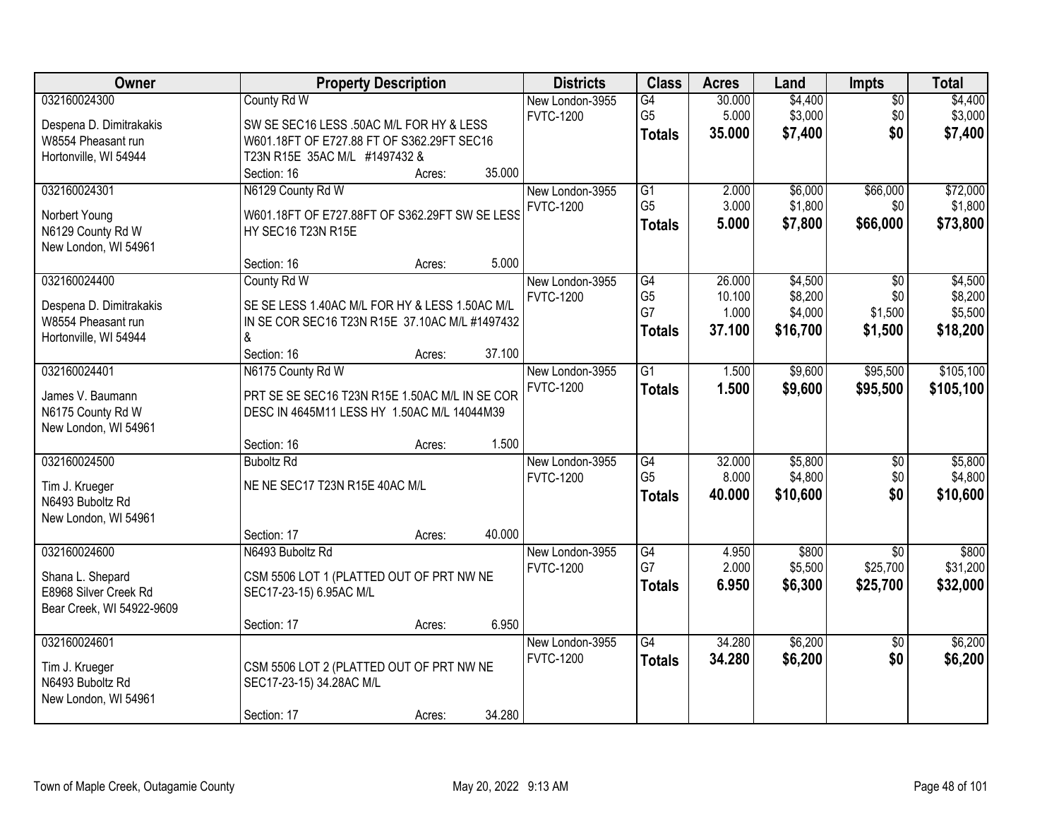| Owner | Property Description | Districts | Class | Acres | Land | Impts | Total |
|---|---|---|---|---|---|---|---|
| 032160024300<br>Despena D. Dimitrakakis<br>W8554 Pheasant run<br>Hortonville, WI 54944 | County Rd W<br>SW SE SEC16 LESS .50AC M/L FOR HY & LESS W601.18FT OF E727.88 FT OF S362.29FT SEC16 T23N R15E 35AC M/L #1497432 &<br>Section: 16 Acres: 35.000 | New London-3955<br>FVTC-1200 | G4<br>G5<br>**Totals** | 30.000<br>5.000<br>**35.000** | $4,400<br>$3,000<br>**$7,400** | $0<br>$0<br>**$0** | $4,400<br>$3,000<br>**$7,400** |
| 032160024301<br>Norbert Young<br>N6129 County Rd W<br>New London, WI 54961 | N6129 County Rd W<br>W601.18FT OF E727.88FT OF S362.29FT SW SE LESS HY SEC16 T23N R15E<br>Section: 16 Acres: 5.000 | New London-3955<br>FVTC-1200 | G1<br>G5<br>**Totals** | 2.000<br>3.000<br>**5.000** | $6,000<br>$1,800<br>**$7,800** | $66,000<br>$0<br>**$66,000** | $72,000<br>$1,800<br>**$73,800** |
| 032160024400<br>Despena D. Dimitrakakis<br>W8554 Pheasant run<br>Hortonville, WI 54944 | County Rd W<br>SE SE LESS 1.40AC M/L FOR HY & LESS 1.50AC M/L IN SE COR SEC16 T23N R15E 37.10AC M/L #1497432 &<br>Section: 16 Acres: 37.100 | New London-3955<br>FVTC-1200 | G4<br>G5<br>G7<br>**Totals** | 26.000<br>10.100<br>1.000<br>**37.100** | $4,500<br>$8,200<br>$4,000<br>**$16,700** | $0<br>$0<br>$1,500<br>**$1,500** | $4,500<br>$8,200<br>$5,500<br>**$18,200** |
| 032160024401<br>James V. Baumann<br>N6175 County Rd W<br>New London, WI 54961 | N6175 County Rd W<br>PRT SE SE SEC16 T23N R15E 1.50AC M/L IN SE COR DESC IN 4645M11 LESS HY 1.50AC M/L 14044M39<br>Section: 16 Acres: 1.500 | New London-3955<br>FVTC-1200 | G1<br>**Totals** | 1.500<br>**1.500** | $9,600<br>**$9,600** | $95,500<br>**$95,500** | $105,100<br>**$105,100** |
| 032160024500<br>Tim J. Krueger<br>N6493 Buboltz Rd<br>New London, WI 54961 | Buboltz Rd<br>NE NE SEC17 T23N R15E 40AC M/L<br>Section: 17 Acres: 40.000 | New London-3955<br>FVTC-1200 | G4<br>G5<br>**Totals** | 32.000<br>8.000<br>**40.000** | $5,800<br>$4,800<br>**$10,600** | $0<br>$0<br>**$0** | $5,800<br>$4,800<br>**$10,600** |
| 032160024600<br>Shana L. Shepard<br>E8968 Silver Creek Rd<br>Bear Creek, WI 54922-9609 | N6493 Buboltz Rd<br>CSM 5506 LOT 1 (PLATTED OUT OF PRT NW NE SEC17-23-15) 6.95AC M/L<br>Section: 17 Acres: 6.950 | New London-3955<br>FVTC-1200 | G4<br>G7<br>**Totals** | 4.950<br>2.000<br>**6.950** | $800<br>$5,500<br>**$6,300** | $0<br>$25,700<br>**$25,700** | $800<br>$31,200<br>**$32,000** |
| 032160024601<br>Tim J. Krueger<br>N6493 Buboltz Rd<br>New London, WI 54961 | CSM 5506 LOT 2 (PLATTED OUT OF PRT NW NE SEC17-23-15) 34.28AC M/L<br>Section: 17 Acres: 34.280 | New London-3955<br>FVTC-1200 | G4<br>**Totals** | 34.280<br>**34.280** | $6,200<br>**$6,200** | $0<br>**$0** | $6,200<br>**$6,200** |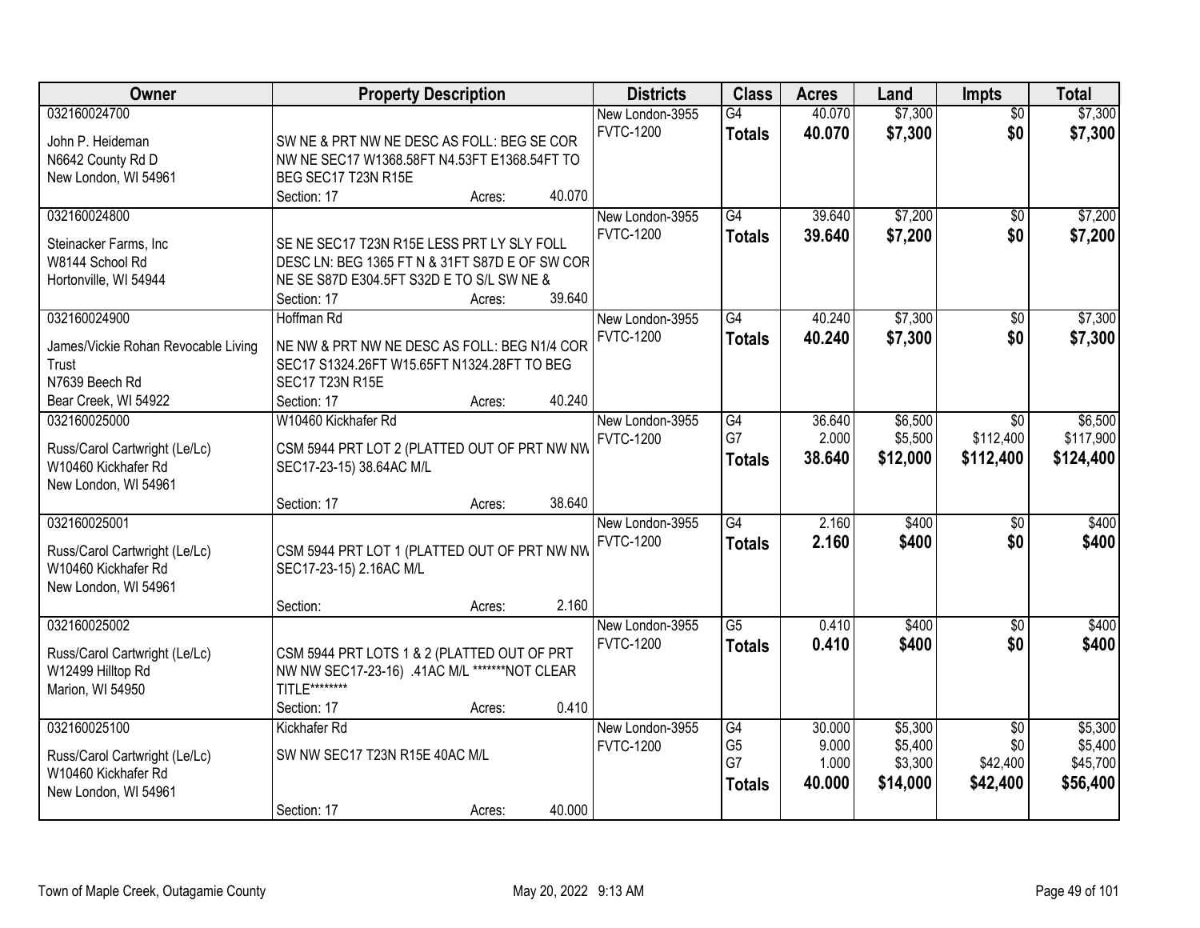| Owner | Property Description | Districts | Class | Acres | Land | Impts | Total |
|---|---|---|---|---|---|---|---|
| 032160024700<br>John P. Heideman<br>N6642 County Rd D<br>New London, WI 54961 | SW NE & PRT NW NE DESC AS FOLL: BEG SE COR NW NE SEC17 W1368.58FT N4.53FT E1368.54FT TO BEG SEC17 T23N R15E<br>Section: 17 Acres: 40.070 | New London-3955<br>FVTC-1200 | G4<br>**Totals** | 40.070<br>**40.070** | $7,300<br>**$7,300** | $0<br>**$0** | $7,300<br>**$7,300** |
| 032160024800<br>Steinacker Farms, Inc<br>W8144 School Rd<br>Hortonville, WI 54944 | SE NE SEC17 T23N R15E LESS PRT LY SLY FOLL DESC LN: BEG 1365 FT N & 31FT S87D E OF SW COR NE SE S87D E304.5FT S32D E TO S/L SW NE &<br>Section: 17 Acres: 39.640 | New London-3955<br>FVTC-1200 | G4<br>**Totals** | 39.640<br>**39.640** | $7,200<br>**$7,200** | $0<br>**$0** | $7,200<br>**$7,200** |
| 032160024900<br>James/Vickie Rohan Revocable Living Trust<br>N7639 Beech Rd<br>Bear Creek, WI 54922 | Hoffman Rd<br>NE NW & PRT NW NE DESC AS FOLL: BEG N1/4 COR SEC17 S1324.26FT W15.65FT N1324.28FT TO BEG SEC17 T23N R15E<br>Section: 17 Acres: 40.240 | New London-3955<br>FVTC-1200 | G4<br>**Totals** | 40.240<br>**40.240** | $7,300<br>**$7,300** | $0<br>**$0** | $7,300<br>**$7,300** |
| 032160025000<br>Russ/Carol Cartwright (Le/Lc)<br>W10460 Kickhafer Rd<br>New London, WI 54961 | W10460 Kickhafer Rd<br>CSM 5944 PRT LOT 2 (PLATTED OUT OF PRT NW NW SEC17-23-15) 38.64AC M/L<br>Section: 17 Acres: 38.640 | New London-3955<br>FVTC-1200 | G4<br>G7<br>**Totals** | 36.640<br>2.000<br>**38.640** | $6,500<br>$5,500<br>**$12,000** | $0<br>$112,400<br>**$112,400** | $6,500<br>$117,900<br>**$124,400** |
| 032160025001<br>Russ/Carol Cartwright (Le/Lc)<br>W10460 Kickhafer Rd<br>New London, WI 54961 | CSM 5944 PRT LOT 1 (PLATTED OUT OF PRT NW NW SEC17-23-15) 2.16AC M/L<br>Section: Acres: 2.160 | New London-3955<br>FVTC-1200 | G4<br>**Totals** | 2.160<br>**2.160** | $400<br>**$400** | $0<br>**$0** | $400<br>**$400** |
| 032160025002<br>Russ/Carol Cartwright (Le/Lc)<br>W12499 Hilltop Rd<br>Marion, WI 54950 | CSM 5944 PRT LOTS 1 & 2 (PLATTED OUT OF PRT NW NW SEC17-23-16) .41AC M/L *******NOT CLEAR TITLE********<br>Section: 17 Acres: 0.410 | New London-3955<br>FVTC-1200 | G5<br>**Totals** | 0.410<br>**0.410** | $400<br>**$400** | $0<br>**$0** | $400<br>**$400** |
| 032160025100<br>Russ/Carol Cartwright (Le/Lc)<br>W10460 Kickhafer Rd<br>New London, WI 54961 | Kickhafer Rd<br>SW NW SEC17 T23N R15E 40AC M/L<br>Section: 17 Acres: 40.000 | New London-3955<br>FVTC-1200 | G4<br>G5<br>G7<br>**Totals** | 30.000<br>9.000<br>1.000<br>**40.000** | $5,300<br>$5,400<br>$3,300<br>**$14,000** | $0<br>$0<br>$42,400<br>**$42,400** | $5,300<br>$5,400<br>$45,700<br>**$56,400** |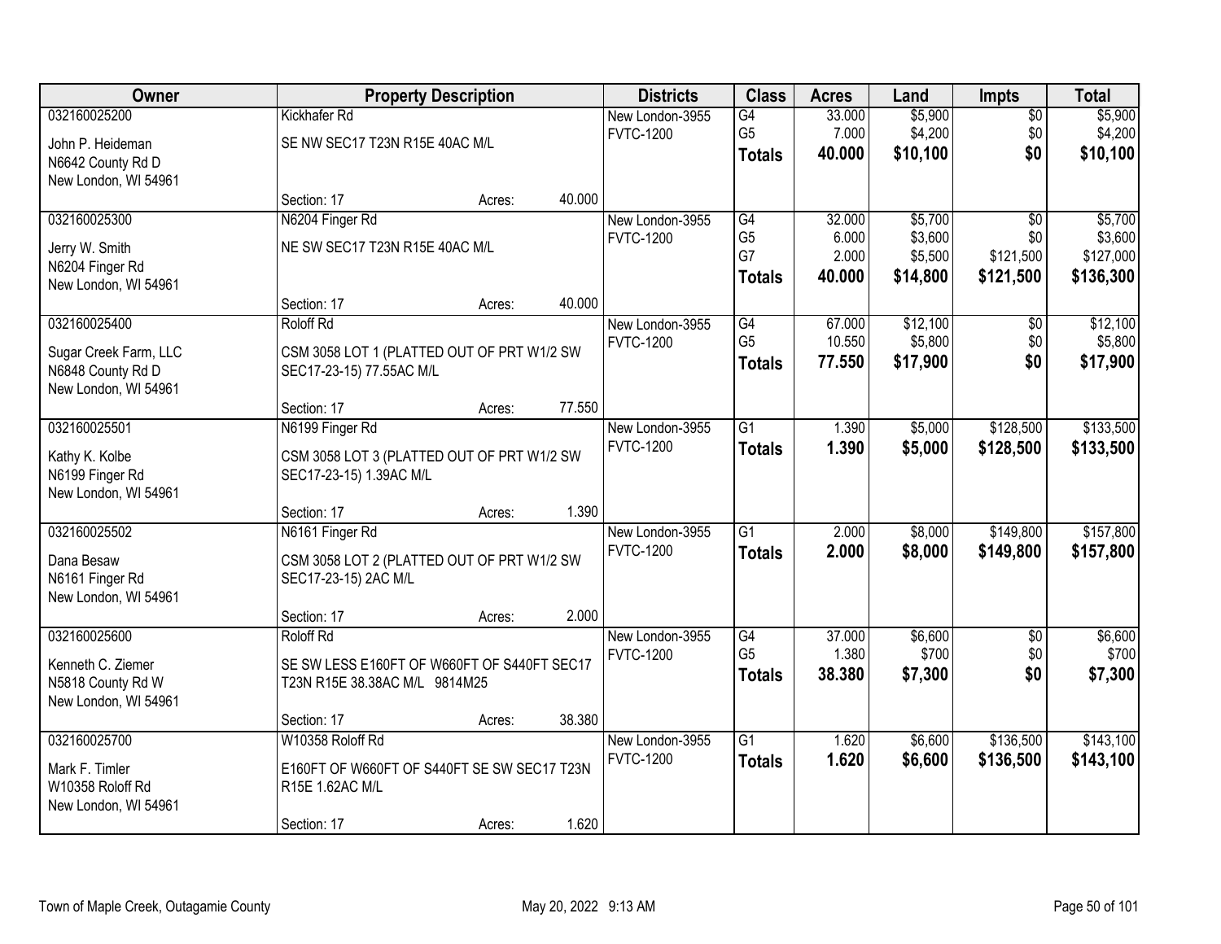| Owner | Property Description | | | Districts | Class | Acres | Land | Impts | Total |
|---|---|---|---|---|---|---|---|---|---|
| 032160025200 | Kickhafer Rd | | | New London-3955 | G4 | 33.000 | $5,900 | $0 | $5,900 |
| John P. Heideman | SE NW SEC17 T23N R15E 40AC M/L | | | FVTC-1200 | G5 | 7.000 | $4,200 | $0 | $4,200 |
| N6642 County Rd D | | | | | **Totals** | **40.000** | **$10,100** | **$0** | **$10,100** |
| New London, WI 54961 | | | | | | | | | |
| | Section: 17 | Acres: | 40.000 | | | | | | |
| 032160025300 | N6204 Finger Rd | | | New London-3955 | G4 | 32.000 | $5,700 | $0 | $5,700 |
| Jerry W. Smith | NE SW SEC17 T23N R15E 40AC M/L | | | FVTC-1200 | G5 | 6.000 | $3,600 | $0 | $3,600 |
| N6204 Finger Rd | | | | | G7 | 2.000 | $5,500 | $121,500 | $127,000 |
| New London, WI 54961 | | | | | **Totals** | **40.000** | **$14,800** | **$121,500** | **$136,300** |
| | Section: 17 | Acres: | 40.000 | | | | | | |
| 032160025400 | Roloff Rd | | | New London-3955 | G4 | 67.000 | $12,100 | $0 | $12,100 |
| Sugar Creek Farm, LLC | CSM 3058 LOT 1 (PLATTED OUT OF PRT W1/2 SW SEC17-23-15) 77.55AC M/L | | | FVTC-1200 | G5 | 10.550 | $5,800 | $0 | $5,800 |
| N6848 County Rd D | | | | | **Totals** | **77.550** | **$17,900** | **$0** | **$17,900** |
| New London, WI 54961 | | | | | | | | | |
| | Section: 17 | Acres: | 77.550 | | | | | | |
| 032160025501 | N6199 Finger Rd | | | New London-3955 | G1 | 1.390 | $5,000 | $128,500 | $133,500 |
| Kathy K. Kolbe | CSM 3058 LOT 3 (PLATTED OUT OF PRT W1/2 SW SEC17-23-15) 1.39AC M/L | | | FVTC-1200 | **Totals** | **1.390** | **$5,000** | **$128,500** | **$133,500** |
| N6199 Finger Rd | | | | | | | | | |
| New London, WI 54961 | | | | | | | | | |
| | Section: 17 | Acres: | 1.390 | | | | | | |
| 032160025502 | N6161 Finger Rd | | | New London-3955 | G1 | 2.000 | $8,000 | $149,800 | $157,800 |
| Dana Besaw | CSM 3058 LOT 2 (PLATTED OUT OF PRT W1/2 SW SEC17-23-15) 2AC M/L | | | FVTC-1200 | **Totals** | **2.000** | **$8,000** | **$149,800** | **$157,800** |
| N6161 Finger Rd | | | | | | | | | |
| New London, WI 54961 | | | | | | | | | |
| | Section: 17 | Acres: | 2.000 | | | | | | |
| 032160025600 | Roloff Rd | | | New London-3955 | G4 | 37.000 | $6,600 | $0 | $6,600 |
| Kenneth C. Ziemer | SE SW LESS E160FT OF W660FT OF S440FT SEC17 T23N R15E 38.38AC M/L 9814M25 | | | FVTC-1200 | G5 | 1.380 | $700 | $0 | $700 |
| N5818 County Rd W | | | | | **Totals** | **38.380** | **$7,300** | **$0** | **$7,300** |
| New London, WI 54961 | | | | | | | | | |
| | Section: 17 | Acres: | 38.380 | | | | | | |
| 032160025700 | W10358 Roloff Rd | | | New London-3955 | G1 | 1.620 | $6,600 | $136,500 | $143,100 |
| Mark F. Timler | E160FT OF W660FT OF S440FT SE SW SEC17 T23N R15E 1.62AC M/L | | | FVTC-1200 | **Totals** | **1.620** | **$6,600** | **$136,500** | **$143,100** |
| W10358 Roloff Rd | | | | | | | | | |
| New London, WI 54961 | | | | | | | | | |
| | Section: 17 | Acres: | 1.620 | | | | | | |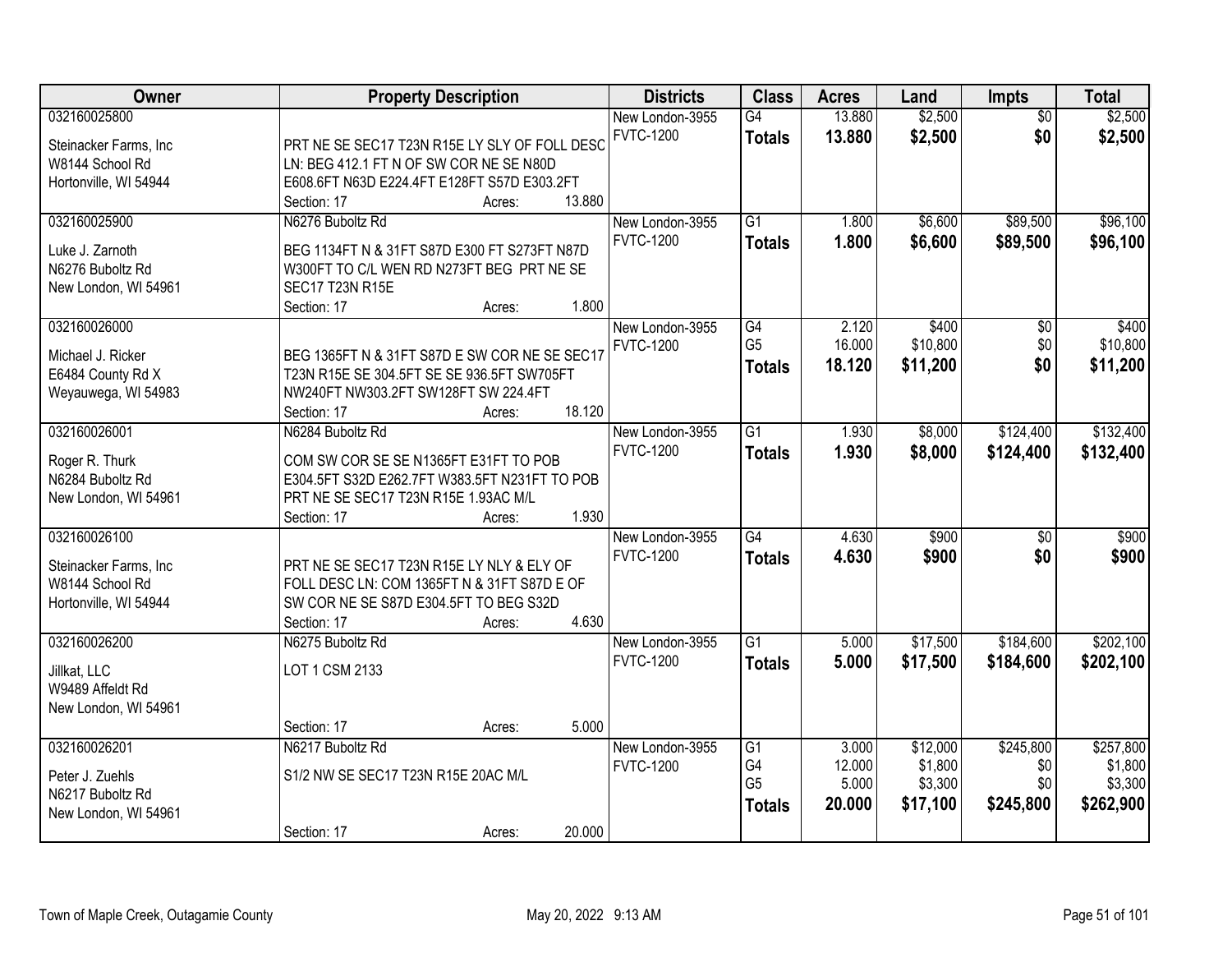| Owner | Property Description | Districts | Class | Acres | Land | Impts | Total |
|---|---|---|---|---|---|---|---|
| 032160025800<br>Steinacker Farms, Inc<br>W8144 School Rd<br>Hortonville, WI 54944 | PRT NE SE SEC17 T23N R15E LY SLY OF FOLL DESC LN: BEG 412.1 FT N OF SW COR NE SE N80D E608.6FT N63D E224.4FT E128FT S57D E303.2FT<br>Section: 17 Acres: 13.880 | New London-3955<br>FVTC-1200 | G4<br>**Totals** | 13.880<br>**13.880** | $2,500<br>**$2,500** | $0<br>**$0** | $2,500<br>**$2,500** |
| 032160025900<br>Luke J. Zarnoth<br>N6276 Buboltz Rd<br>New London, WI 54961 | N6276 Buboltz Rd<br>BEG 1134FT N & 31FT S87D E300 FT S273FT N87D W300FT TO C/L WEN RD N273FT BEG PRT NE SE SEC17 T23N R15E<br>Section: 17 Acres: 1.800 | New London-3955<br>FVTC-1200 | G1<br>**Totals** | 1.800<br>**1.800** | $6,600<br>**$6,600** | $89,500<br>**$89,500** | $96,100<br>**$96,100** |
| 032160026000<br>Michael J. Ricker<br>E6484 County Rd X<br>Weyauwega, WI 54983 | BEG 1365FT N & 31FT S87D E SW COR NE SE SEC17 T23N R15E SE 304.5FT SE SE 936.5FT SW705FT NW240FT NW303.2FT SW128FT SW 224.4FT<br>Section: 17 Acres: 18.120 | New London-3955<br>FVTC-1200 | G4<br>G5<br>**Totals** | 2.120<br>16.000<br>**18.120** | $400<br>$10,800<br>**$11,200** | $0<br>$0<br>**$0** | $400<br>$10,800<br>**$11,200** |
| 032160026001<br>Roger R. Thurk<br>N6284 Buboltz Rd<br>New London, WI 54961 | N6284 Buboltz Rd<br>COM SW COR SE SE N1365FT E31FT TO POB E304.5FT S32D E262.7FT W383.5FT N231FT TO POB PRT NE SE SEC17 T23N R15E 1.93AC M/L<br>Section: 17 Acres: 1.930 | New London-3955<br>FVTC-1200 | G1<br>**Totals** | 1.930<br>**1.930** | $8,000<br>**$8,000** | $124,400<br>**$124,400** | $132,400<br>**$132,400** |
| 032160026100<br>Steinacker Farms, Inc<br>W8144 School Rd<br>Hortonville, WI 54944 | PRT NE SE SEC17 T23N R15E LY NLY & ELY OF FOLL DESC LN: COM 1365FT N & 31FT S87D E OF SW COR NE SE S87D E304.5FT TO BEG S32D<br>Section: 17 Acres: 4.630 | New London-3955<br>FVTC-1200 | G4<br>**Totals** | 4.630<br>**4.630** | $900<br>**$900** | $0<br>**$0** | $900<br>**$900** |
| 032160026200<br>Jillkat, LLC<br>W9489 Affeldt Rd<br>New London, WI 54961 | N6275 Buboltz Rd<br>LOT 1 CSM 2133<br>Section: 17 Acres: 5.000 | New London-3955<br>FVTC-1200 | G1<br>**Totals** | 5.000<br>**5.000** | $17,500<br>**$17,500** | $184,600<br>**$184,600** | $202,100<br>**$202,100** |
| 032160026201<br>Peter J. Zuehls<br>N6217 Buboltz Rd<br>New London, WI 54961 | N6217 Buboltz Rd<br>S1/2 NW SE SEC17 T23N R15E 20AC M/L<br>Section: 17 Acres: 20.000 | New London-3955<br>FVTC-1200 | G1<br>G4<br>G5<br>**Totals** | 3.000<br>12.000<br>5.000<br>**20.000** | $12,000<br>$1,800<br>$3,300<br>**$17,100** | $245,800<br>$0<br>$0<br>**$245,800** | $257,800<br>$1,800<br>$3,300<br>**$262,900** |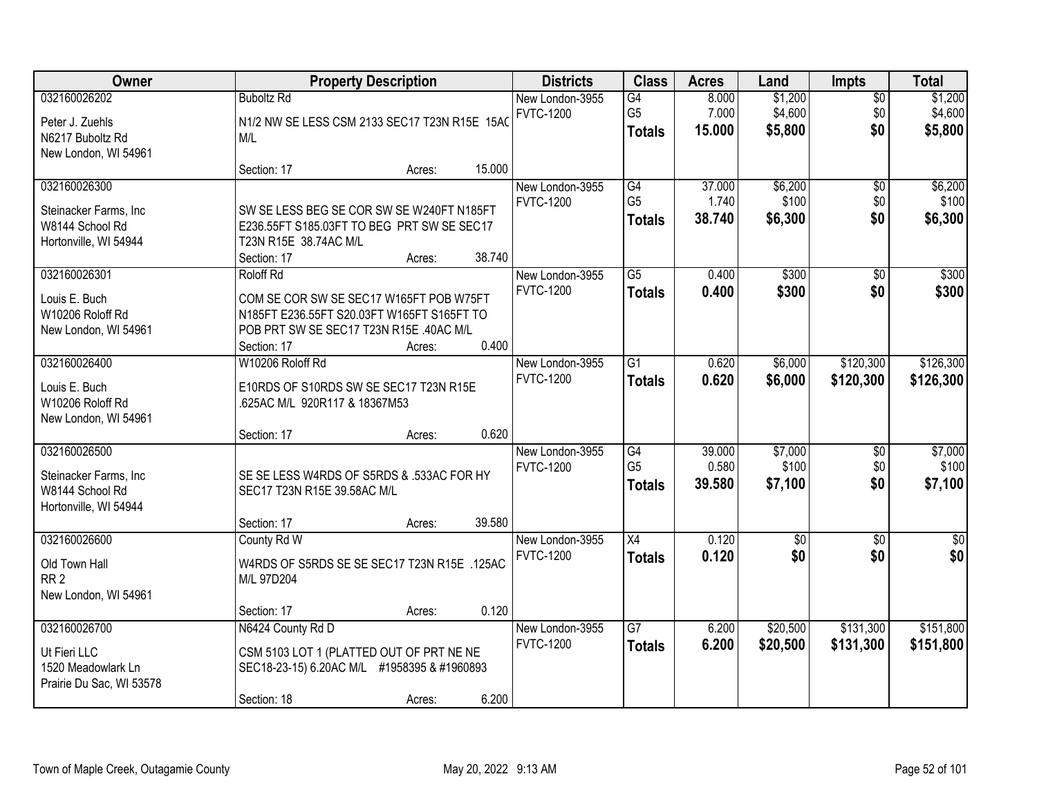| Owner | Property Description | Districts | Class | Acres | Land | Impts | Total |
|---|---|---|---|---|---|---|---|
| 032160026202<br>Peter J. Zuehls<br>N6217 Buboltz Rd<br>New London, WI 54961 | Buboltz Rd<br>N1/2 NW SE LESS CSM 2133 SEC17 T23N R15E 15AC M/L<br>Section: 17 Acres: 15.000 | New London-3955<br>FVTC-1200 | G4<br>G5<br>**Totals** | 8.000<br>7.000<br>**15.000** | $1,200<br>$4,600<br>**$5,800** | $0<br>$0<br>**$0** | $1,200<br>$4,600<br>**$5,800** |
| 032160026300<br>Steinacker Farms, Inc<br>W8144 School Rd<br>Hortonville, WI 54944 | SW SE LESS BEG SE COR SW SE W240FT N185FT E236.55FT S185.03FT TO BEG PRT SW SE SEC17 T23N R15E 38.74AC M/L<br>Section: 17 Acres: 38.740 | New London-3955<br>FVTC-1200 | G4<br>G5<br>**Totals** | 37.000<br>1.740<br>**38.740** | $6,200<br>$100<br>**$6,300** | $0<br>$0<br>**$0** | $6,200<br>$100<br>**$6,300** |
| 032160026301<br>Louis E. Buch<br>W10206 Roloff Rd<br>New London, WI 54961 | Roloff Rd<br>COM SE COR SW SE SEC17 W165FT POB W75FT N185FT E236.55FT S20.03FT W165FT S165FT TO POB PRT SW SE SEC17 T23N R15E .40AC M/L<br>Section: 17 Acres: 0.400 | New London-3955<br>FVTC-1200 | G5<br>**Totals** | 0.400<br>**0.400** | $300<br>**$300** | $0<br>**$0** | $300<br>**$300** |
| 032160026400<br>Louis E. Buch<br>W10206 Roloff Rd<br>New London, WI 54961 | W10206 Roloff Rd<br>E10RDS OF S10RDS SW SE SEC17 T23N R15E .625AC M/L 920R117 & 18367M53<br>Section: 17 Acres: 0.620 | New London-3955<br>FVTC-1200 | G1<br>**Totals** | 0.620<br>**0.620** | $6,000<br>**$6,000** | $120,300<br>**$120,300** | $126,300<br>**$126,300** |
| 032160026500<br>Steinacker Farms, Inc<br>W8144 School Rd<br>Hortonville, WI 54944 | SE SE LESS W4RDS OF S5RDS & .533AC FOR HY SEC17 T23N R15E 39.58AC M/L<br>Section: 17 Acres: 39.580 | New London-3955<br>FVTC-1200 | G4<br>G5<br>**Totals** | 39.000<br>0.580<br>**39.580** | $7,000<br>$100<br>**$7,100** | $0<br>$0<br>**$0** | $7,000<br>$100<br>**$7,100** |
| 032160026600<br>Old Town Hall<br>RR 2<br>New London, WI 54961 | County Rd W<br>W4RDS OF S5RDS SE SE SEC17 T23N R15E .125AC M/L 97D204<br>Section: 17 Acres: 0.120 | New London-3955<br>FVTC-1200 | X4<br>**Totals** | 0.120<br>**0.120** | $0<br>**$0** | $0<br>**$0** | $0<br>**$0** |
| 032160026700<br>Ut Fieri LLC<br>1520 Meadowlark Ln<br>Prairie Du Sac, WI 53578 | N6424 County Rd D<br>CSM 5103 LOT 1 (PLATTED OUT OF PRT NE NE SEC18-23-15) 6.20AC M/L #1958395 & #1960893<br>Section: 18 Acres: 6.200 | New London-3955<br>FVTC-1200 | G7<br>**Totals** | 6.200<br>**6.200** | $20,500<br>**$20,500** | $131,300<br>**$131,300** | $151,800<br>**$151,800** |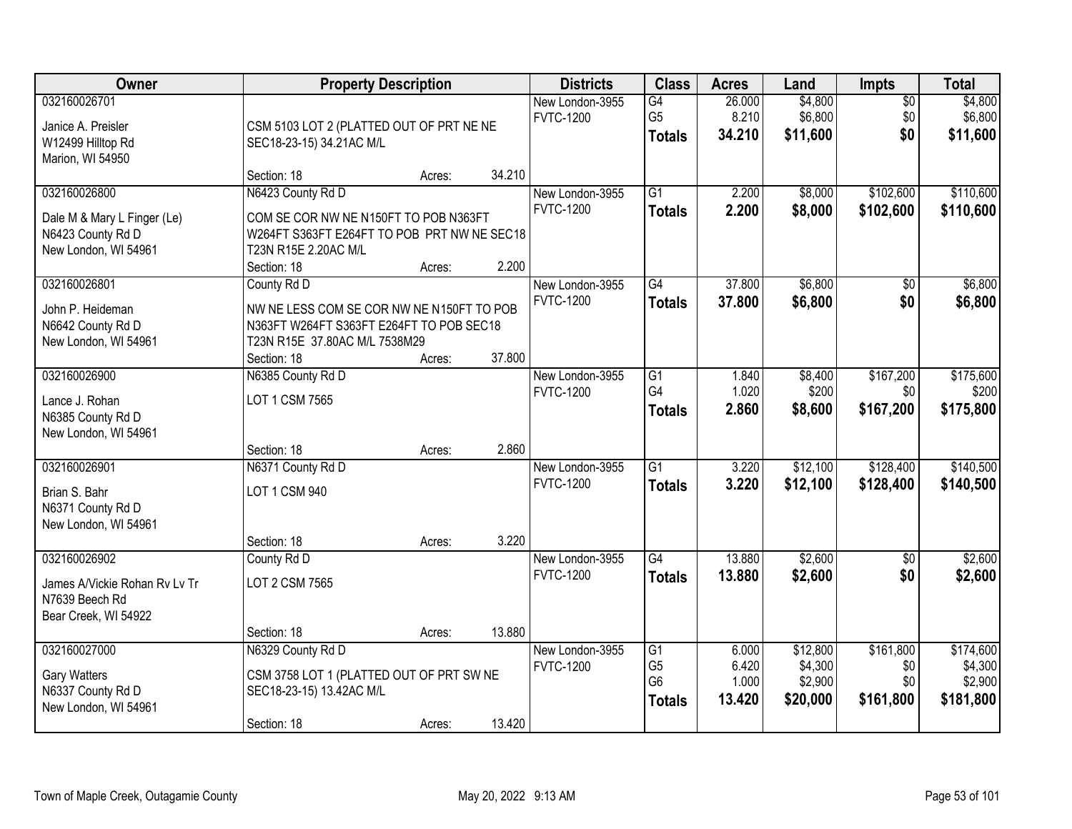| Owner | Property Description | Districts | Class | Acres | Land | Impts | Total |
|---|---|---|---|---|---|---|---|
| 032160026701<br>Janice A. Preisler<br>W12499 Hilltop Rd<br>Marion, WI 54950 | CSM 5103 LOT 2 (PLATTED OUT OF PRT NE NE SEC18-23-15) 34.21AC M/L<br>Section: 18 Acres: 34.210 | New London-3955<br>FVTC-1200 | G4<br>G5<br>**Totals** | 26.000<br>8.210<br>**34.210** | $4,800<br>$6,800<br>**$11,600** | $0<br>$0<br>**$0** | $4,800<br>$6,800<br>**$11,600** |
| 032160026800<br>Dale M & Mary L Finger (Le)<br>N6423 County Rd D<br>New London, WI 54961 | N6423 County Rd D<br>COM SE COR NW NE N150FT TO POB N363FT W264FT S363FT E264FT TO POB PRT NW NE SEC18 T23N R15E 2.20AC M/L<br>Section: 18 Acres: 2.200 | New London-3955<br>FVTC-1200 | G1<br>**Totals** | 2.200<br>**2.200** | $8,000<br>**$8,000** | $102,600<br>**$102,600** | $110,600<br>**$110,600** |
| 032160026801<br>John P. Heideman<br>N6642 County Rd D<br>New London, WI 54961 | County Rd D<br>NW NE LESS COM SE COR NW NE N150FT TO POB N363FT W264FT S363FT E264FT TO POB SEC18 T23N R15E 37.80AC M/L 7538M29<br>Section: 18 Acres: 37.800 | New London-3955<br>FVTC-1200 | G4<br>**Totals** | 37.800<br>**37.800** | $6,800<br>**$6,800** | $0<br>**$0** | $6,800<br>**$6,800** |
| 032160026900<br>Lance J. Rohan<br>N6385 County Rd D<br>New London, WI 54961 | N6385 County Rd D<br>LOT 1 CSM 7565<br>Section: 18 Acres: 2.860 | New London-3955<br>FVTC-1200 | G1<br>G4<br>**Totals** | 1.840<br>1.020<br>**2.860** | $8,400<br>$200<br>**$8,600** | $167,200<br>$0<br>**$167,200** | $175,600<br>$200<br>**$175,800** |
| 032160026901<br>Brian S. Bahr<br>N6371 County Rd D<br>New London, WI 54961 | N6371 County Rd D<br>LOT 1 CSM 940<br>Section: 18 Acres: 3.220 | New London-3955<br>FVTC-1200 | G1<br>**Totals** | 3.220<br>**3.220** | $12,100<br>**$12,100** | $128,400<br>**$128,400** | $140,500<br>**$140,500** |
| 032160026902<br>James A/Vickie Rohan Rv Lv Tr<br>N7639 Beech Rd<br>Bear Creek, WI 54922 | County Rd D<br>LOT 2 CSM 7565<br>Section: 18 Acres: 13.880 | New London-3955<br>FVTC-1200 | G4<br>**Totals** | 13.880<br>**13.880** | $2,600<br>**$2,600** | $0<br>**$0** | $2,600<br>**$2,600** |
| 032160027000<br>Gary Watters<br>N6337 County Rd D<br>New London, WI 54961 | N6329 County Rd D<br>CSM 3758 LOT 1 (PLATTED OUT OF PRT SW NE SEC18-23-15) 13.42AC M/L<br>Section: 18 Acres: 13.420 | New London-3955<br>FVTC-1200 | G1<br>G5<br>G6<br>**Totals** | 6.000<br>6.420<br>1.000<br>**13.420** | $12,800<br>$4,300<br>$2,900<br>**$20,000** | $161,800<br>$0<br>$0<br>**$161,800** | $174,600<br>$4,300<br>$2,900<br>**$181,800** |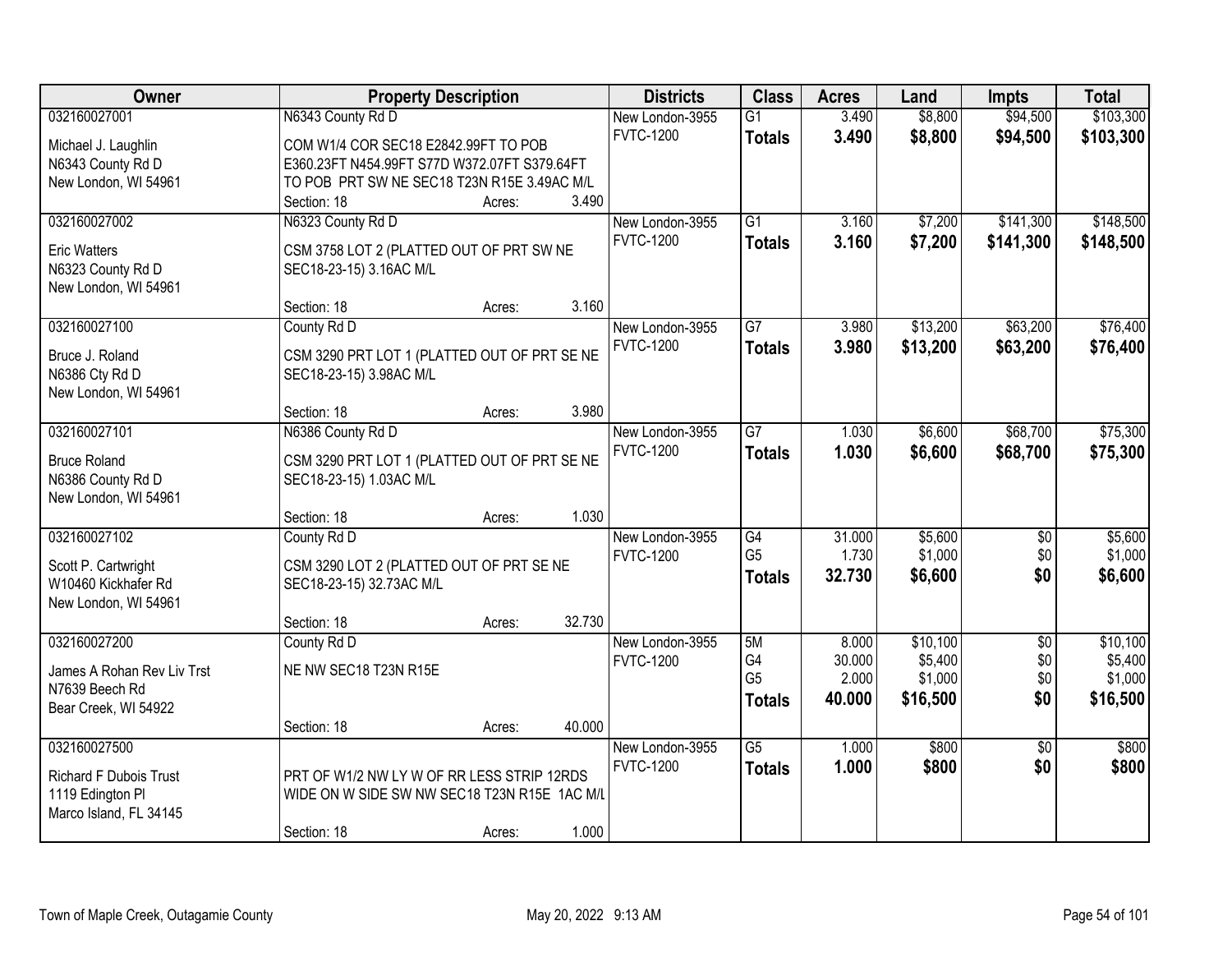| Owner | Property Description | Districts | Class | Acres | Land | Impts | Total |
|---|---|---|---|---|---|---|---|
| 032160027001<br>Michael J. Laughlin<br>N6343 County Rd D<br>New London, WI 54961 | N6343 County Rd D<br>COM W1/4 COR SEC18 E2842.99FT TO POB E360.23FT N454.99FT S77D W372.07FT S379.64FT TO POB PRT SW NE SEC18 T23N R15E 3.49AC M/L<br>Section: 18 Acres: 3.490 | New London-3955<br>FVTC-1200 | G1<br>**Totals** | 3.490<br>**3.490** | $8,800<br>**$8,800** | $94,500<br>**$94,500** | $103,300<br>**$103,300** |
| 032160027002<br>Eric Watters<br>N6323 County Rd D<br>New London, WI 54961 | N6323 County Rd D<br>CSM 3758 LOT 2 (PLATTED OUT OF PRT SW NE SEC18-23-15) 3.16AC M/L<br>Section: 18 Acres: 3.160 | New London-3955<br>FVTC-1200 | G1<br>**Totals** | 3.160<br>**3.160** | $7,200<br>**$7,200** | $141,300<br>**$141,300** | $148,500<br>**$148,500** |
| 032160027100<br>Bruce J. Roland<br>N6386 Cty Rd D<br>New London, WI 54961 | County Rd D<br>CSM 3290 PRT LOT 1 (PLATTED OUT OF PRT SE NE SEC18-23-15) 3.98AC M/L<br>Section: 18 Acres: 3.980 | New London-3955<br>FVTC-1200 | G7<br>**Totals** | 3.980<br>**3.980** | $13,200<br>**$13,200** | $63,200<br>**$63,200** | $76,400<br>**$76,400** |
| 032160027101<br>Bruce Roland<br>N6386 County Rd D<br>New London, WI 54961 | N6386 County Rd D<br>CSM 3290 PRT LOT 1 (PLATTED OUT OF PRT SE NE SEC18-23-15) 1.03AC M/L<br>Section: 18 Acres: 1.030 | New London-3955<br>FVTC-1200 | G7<br>**Totals** | 1.030<br>**1.030** | $6,600<br>**$6,600** | $68,700<br>**$68,700** | $75,300<br>**$75,300** |
| 032160027102<br>Scott P. Cartwright<br>W10460 Kickhafer Rd<br>New London, WI 54961 | County Rd D<br>CSM 3290 LOT 2 (PLATTED OUT OF PRT SE NE SEC18-23-15) 32.73AC M/L<br>Section: 18 Acres: 32.730 | New London-3955<br>FVTC-1200 | G4<br>G5<br>**Totals** | 31.000<br>1.730<br>**32.730** | $5,600<br>$1,000<br>**$6,600** | $0<br>$0<br>**$0** | $5,600<br>$1,000<br>**$6,600** |
| 032160027200<br>James A Rohan Rev Liv Trst<br>N7639 Beech Rd<br>Bear Creek, WI 54922 | County Rd D<br>NE NW SEC18 T23N R15E<br>Section: 18 Acres: 40.000 | New London-3955<br>FVTC-1200 | 5M<br>G4<br>G5<br>**Totals** | 8.000<br>30.000<br>2.000<br>**40.000** | $10,100<br>$5,400<br>$1,000<br>**$16,500** | $0<br>$0<br>$0<br>**$0** | $10,100<br>$5,400<br>$1,000<br>**$16,500** |
| 032160027500<br>Richard F Dubois Trust<br>1119 Edington Pl<br>Marco Island, FL 34145 | PRT OF W1/2 NW LY W OF RR LESS STRIP 12RDS WIDE ON W SIDE SW NW SEC18 T23N R15E 1AC M/L<br>Section: 18 Acres: 1.000 | New London-3955<br>FVTC-1200 | G5<br>**Totals** | 1.000<br>**1.000** | $800<br>**$800** | $0<br>**$0** | $800<br>**$800** |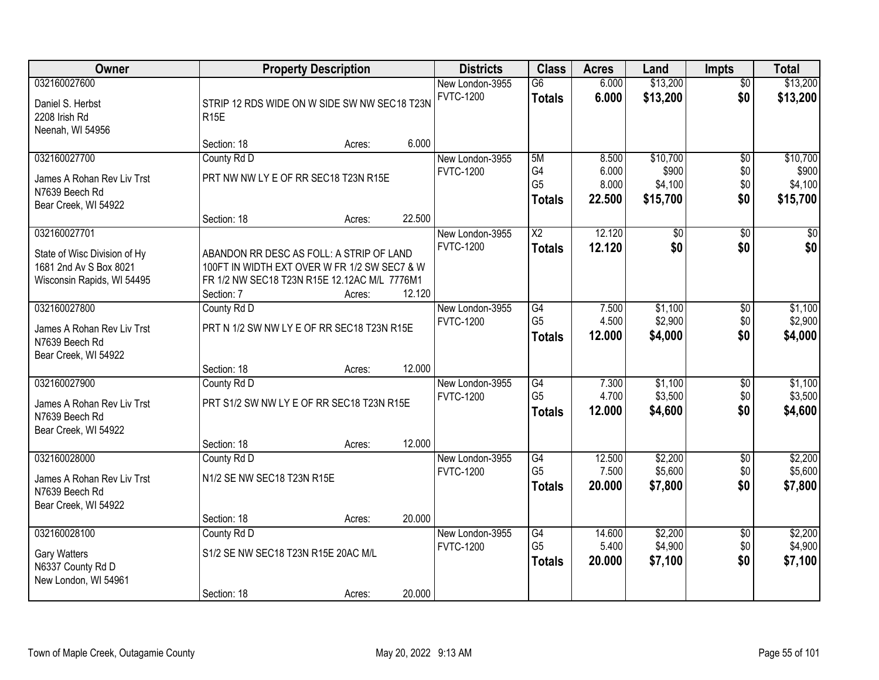| Owner | Property Description | Districts | Class | Acres | Land | Impts | Total |
|---|---|---|---|---|---|---|---|
| 032160027600<br>Daniel S. Herbst<br>2208 Irish Rd<br>Neenah, WI 54956 | STRIP 12 RDS WIDE ON W SIDE SW NW SEC18 T23N R15E<br>Section: 18 Acres: 6.000 | New London-3955<br>FVTC-1200 | G6<br>**Totals** | 6.000<br>**6.000** | $13,200<br>**$13,200** | $0<br>**$0** | $13,200<br>**$13,200** |
| 032160027700<br>James A Rohan Rev Liv Trst<br>N7639 Beech Rd<br>Bear Creek, WI 54922 | County Rd D<br>PRT NW NW LY E OF RR SEC18 T23N R15E<br>Section: 18 Acres: 22.500 | New London-3955<br>FVTC-1200 | 5M<br>G4<br>G5<br>**Totals** | 8.500<br>6.000<br>8.000<br>**22.500** | $10,700<br>$900<br>$4,100<br>**$15,700** | $0<br>$0<br>$0<br>**$0** | $10,700<br>$900<br>$4,100<br>**$15,700** |
| 032160027701<br>State of Wisc Division of Hy<br>1681 2nd Av S Box 8021<br>Wisconsin Rapids, WI 54495 | ABANDON RR DESC AS FOLL: A STRIP OF LAND 100FT IN WIDTH EXT OVER W FR 1/2 SW SEC7 & W FR 1/2 NW SEC18 T23N R15E 12.12AC M/L 7776M1<br>Section: 7 Acres: 12.120 | New London-3955<br>FVTC-1200 | X2<br>**Totals** | 12.120<br>**12.120** | $0<br>**$0** | $0<br>**$0** | $0<br>**$0** |
| 032160027800<br>James A Rohan Rev Liv Trst<br>N7639 Beech Rd<br>Bear Creek, WI 54922 | County Rd D<br>PRT N 1/2 SW NW LY E OF RR SEC18 T23N R15E<br>Section: 18 Acres: 12.000 | New London-3955<br>FVTC-1200 | G4<br>G5<br>**Totals** | 7.500<br>4.500<br>**12.000** | $1,100<br>$2,900<br>**$4,000** | $0<br>$0<br>**$0** | $1,100<br>$2,900<br>**$4,000** |
| 032160027900<br>James A Rohan Rev Liv Trst<br>N7639 Beech Rd<br>Bear Creek, WI 54922 | County Rd D<br>PRT S1/2 SW NW LY E OF RR SEC18 T23N R15E<br>Section: 18 Acres: 12.000 | New London-3955<br>FVTC-1200 | G4<br>G5<br>**Totals** | 7.300<br>4.700<br>**12.000** | $1,100<br>$3,500<br>**$4,600** | $0<br>$0<br>**$0** | $1,100<br>$3,500<br>**$4,600** |
| 032160028000<br>James A Rohan Rev Liv Trst<br>N7639 Beech Rd<br>Bear Creek, WI 54922 | County Rd D<br>N1/2 SE NW SEC18 T23N R15E<br>Section: 18 Acres: 20.000 | New London-3955<br>FVTC-1200 | G4<br>G5<br>**Totals** | 12.500<br>7.500<br>**20.000** | $2,200<br>$5,600<br>**$7,800** | $0<br>$0<br>**$0** | $2,200<br>$5,600<br>**$7,800** |
| 032160028100<br>Gary Watters<br>N6337 County Rd D<br>New London, WI 54961 | County Rd D<br>S1/2 SE NW SEC18 T23N R15E 20AC M/L<br>Section: 18 Acres: 20.000 | New London-3955<br>FVTC-1200 | G4<br>G5<br>**Totals** | 14.600<br>5.400<br>**20.000** | $2,200<br>$4,900<br>**$7,100** | $0<br>$0<br>**$0** | $2,200<br>$4,900<br>**$7,100** |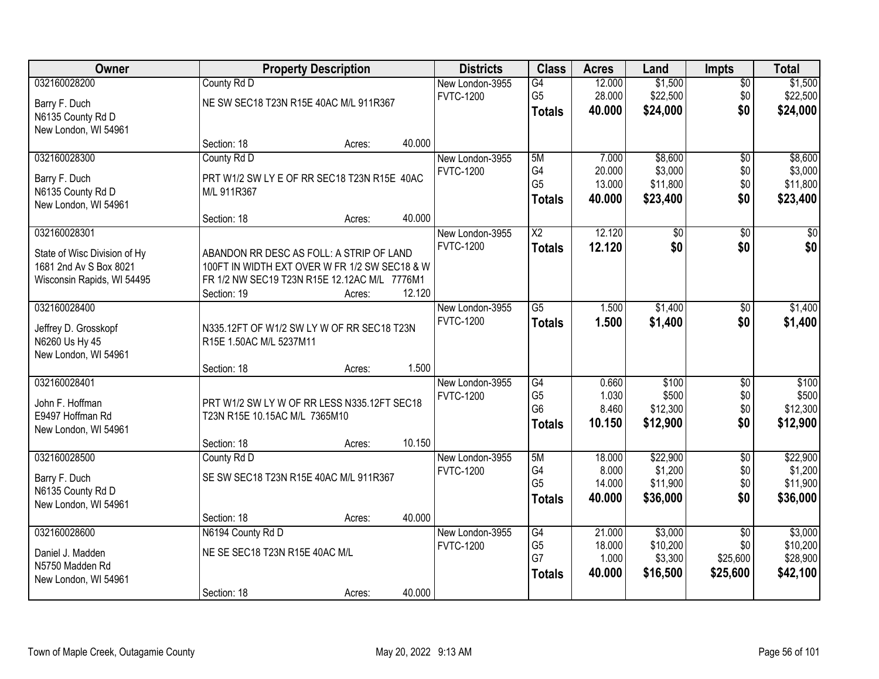| Owner | Property Description | Districts | Class | Acres | Land | Impts | Total |
|---|---|---|---|---|---|---|---|
| 032160028200<br>Barry F. Duch<br>N6135 County Rd D<br>New London, WI 54961 | County Rd D<br>NE SW SEC18 T23N R15E 40AC M/L 911R367<br>Section: 18 Acres: 40.000 | New London-3955<br>FVTC-1200 | G4<br>G5<br>**Totals** | 12.000<br>28.000<br>**40.000** | $1,500<br>$22,500<br>**$24,000** | $0<br>$0<br>**$0** | $1,500<br>$22,500<br>**$24,000** |
| 032160028300<br>Barry F. Duch<br>N6135 County Rd D<br>New London, WI 54961 | County Rd D<br>PRT W1/2 SW LY E OF RR SEC18 T23N R15E 40AC M/L 911R367<br>Section: 18 Acres: 40.000 | New London-3955<br>FVTC-1200 | 5M<br>G4<br>G5<br>**Totals** | 7.000<br>20.000<br>13.000<br>**40.000** | $8,600<br>$3,000<br>$11,800<br>**$23,400** | $0<br>$0<br>$0<br>**$0** | $8,600<br>$3,000<br>$11,800<br>**$23,400** |
| 032160028301<br>State of Wisc Division of Hy<br>1681 2nd Av S Box 8021<br>Wisconsin Rapids, WI 54495 | ABANDON RR DESC AS FOLL: A STRIP OF LAND 100FT IN WIDTH EXT OVER W FR 1/2 SW SEC18 & W FR 1/2 NW SEC19 T23N R15E 12.12AC M/L 7776M1<br>Section: 19 Acres: 12.120 | New London-3955<br>FVTC-1200 | X2<br>**Totals** | 12.120<br>**12.120** | $0<br>**$0** | $0<br>**$0** | $0<br>**$0** |
| 032160028400<br>Jeffrey D. Grosskopf<br>N6260 Us Hy 45<br>New London, WI 54961 | N335.12FT OF W1/2 SW LY W OF RR SEC18 T23N R15E 1.50AC M/L 5237M11<br>Section: 18 Acres: 1.500 | New London-3955<br>FVTC-1200 | G5<br>**Totals** | 1.500<br>**1.500** | $1,400<br>**$1,400** | $0<br>**$0** | $1,400<br>**$1,400** |
| 032160028401<br>John F. Hoffman<br>E9497 Hoffman Rd<br>New London, WI 54961 | PRT W1/2 SW LY W OF RR LESS N335.12FT SEC18 T23N R15E 10.15AC M/L 7365M10<br>Section: 18 Acres: 10.150 | New London-3955<br>FVTC-1200 | G4<br>G5<br>G6<br>**Totals** | 0.660<br>1.030<br>8.460<br>**10.150** | $100<br>$500<br>$12,300<br>**$12,900** | $0<br>$0<br>$0<br>**$0** | $100<br>$500<br>$12,300<br>**$12,900** |
| 032160028500<br>Barry F. Duch<br>N6135 County Rd D<br>New London, WI 54961 | County Rd D<br>SE SW SEC18 T23N R15E 40AC M/L 911R367<br>Section: 18 Acres: 40.000 | New London-3955<br>FVTC-1200 | 5M<br>G4<br>G5<br>**Totals** | 18.000<br>8.000<br>14.000<br>**40.000** | $22,900<br>$1,200<br>$11,900<br>**$36,000** | $0<br>$0<br>$0<br>**$0** | $22,900<br>$1,200<br>$11,900<br>**$36,000** |
| 032160028600<br>Daniel J. Madden<br>N5750 Madden Rd<br>New London, WI 54961 | N6194 County Rd D<br>NE SE SEC18 T23N R15E 40AC M/L<br>Section: 18 Acres: 40.000 | New London-3955<br>FVTC-1200 | G4<br>G5<br>G7<br>**Totals** | 21.000<br>18.000<br>1.000<br>**40.000** | $3,000<br>$10,200<br>$3,300<br>**$16,500** | $0<br>$0<br>$25,600<br>**$25,600** | $3,000<br>$10,200<br>$28,900<br>**$42,100** |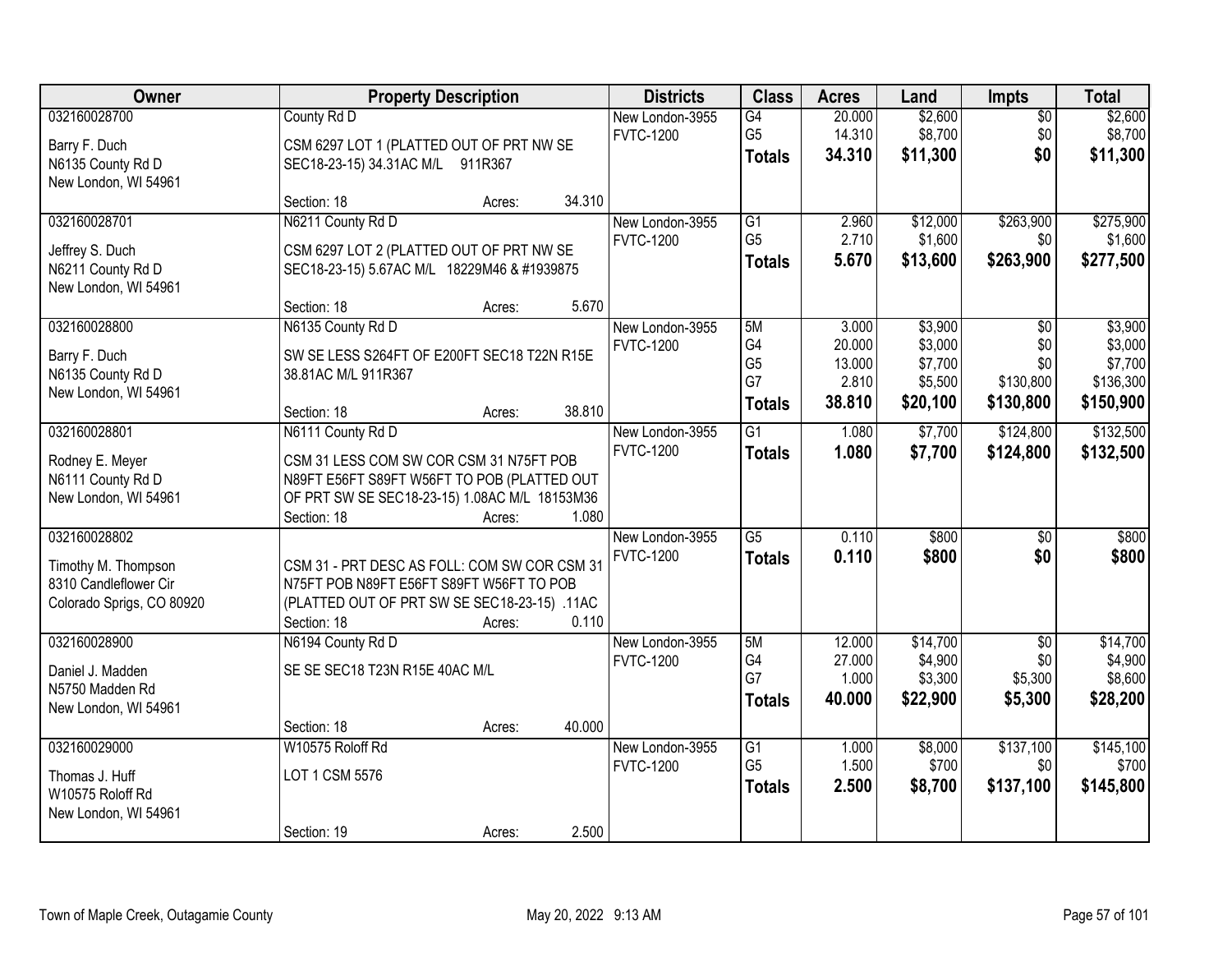| Owner | Property Description | Districts | Class | Acres | Land | Impts | Total |
|---|---|---|---|---|---|---|---|
| 032160028700<br>Barry F. Duch<br>N6135 County Rd D<br>New London, WI 54961 | County Rd D<br>CSM 6297 LOT 1 (PLATTED OUT OF PRT NW SE SEC18-23-15) 34.31AC M/L 911R367<br>Section: 18 Acres: 34.310 | New London-3955<br>FVTC-1200 | G4<br>G5<br>**Totals** | 20.000<br>14.310<br>**34.310** | $2,600<br>$8,700<br>**$11,300** | $0<br>$0<br>**$0** | $2,600<br>$8,700<br>**$11,300** |
| 032160028701<br>Jeffrey S. Duch<br>N6211 County Rd D<br>New London, WI 54961 | N6211 County Rd D<br>CSM 6297 LOT 2 (PLATTED OUT OF PRT NW SE SEC18-23-15) 5.67AC M/L 18229M46 & #1939875<br>Section: 18 Acres: 5.670 | New London-3955<br>FVTC-1200 | G1<br>G5<br>**Totals** | 2.960<br>2.710<br>**5.670** | $12,000<br>$1,600<br>**$13,600** | $263,900<br>$0<br>**$263,900** | $275,900<br>$1,600<br>**$277,500** |
| 032160028800<br>Barry F. Duch<br>N6135 County Rd D<br>New London, WI 54961 | N6135 County Rd D<br>SW SE LESS S264FT OF E200FT SEC18 T22N R15E 38.81AC M/L 911R367<br>Section: 18 Acres: 38.810 | New London-3955<br>FVTC-1200 | 5M<br>G4<br>G5<br>G7<br>**Totals** | 3.000<br>20.000<br>13.000<br>2.810<br>**38.810** | $3,900<br>$3,000<br>$7,700<br>$5,500<br>**$20,100** | $0<br>$0<br>$0<br>$130,800<br>**$130,800** | $3,900<br>$3,000<br>$7,700<br>$136,300<br>**$150,900** |
| 032160028801<br>Rodney E. Meyer<br>N6111 County Rd D<br>New London, WI 54961 | N6111 County Rd D<br>CSM 31 LESS COM SW COR CSM 31 N75FT POB N89FT E56FT S89FT W56FT TO POB (PLATTED OUT OF PRT SW SE SEC18-23-15) 1.08AC M/L 18153M36<br>Section: 18 Acres: 1.080 | New London-3955<br>FVTC-1200 | G1<br>**Totals** | 1.080<br>**1.080** | $7,700<br>**$7,700** | $124,800<br>**$124,800** | $132,500<br>**$132,500** |
| 032160028802<br>Timothy M. Thompson<br>8310 Candleflower Cir<br>Colorado Sprigs, CO 80920 | CSM 31 - PRT DESC AS FOLL: COM SW COR CSM 31 N75FT POB N89FT E56FT S89FT W56FT TO POB (PLATTED OUT OF PRT SW SE SEC18-23-15) .11AC<br>Section: 18 Acres: 0.110 | New London-3955<br>FVTC-1200 | G5<br>**Totals** | 0.110<br>**0.110** | $800<br>**$800** | $0<br>**$0** | $800<br>**$800** |
| 032160028900<br>Daniel J. Madden<br>N5750 Madden Rd<br>New London, WI 54961 | N6194 County Rd D<br>SE SE SEC18 T23N R15E 40AC M/L<br>Section: 18 Acres: 40.000 | New London-3955<br>FVTC-1200 | 5M<br>G4<br>G7<br>**Totals** | 12.000<br>27.000<br>1.000<br>**40.000** | $14,700<br>$4,900<br>$3,300<br>**$22,900** | $0<br>$0<br>$5,300<br>**$5,300** | $14,700<br>$4,900<br>$8,600<br>**$28,200** |
| 032160029000<br>Thomas J. Huff<br>W10575 Roloff Rd<br>New London, WI 54961 | W10575 Roloff Rd<br>LOT 1 CSM 5576<br>Section: 19 Acres: 2.500 | New London-3955<br>FVTC-1200 | G1<br>G5<br>**Totals** | 1.000<br>1.500<br>**2.500** | $8,000<br>$700<br>**$8,700** | $137,100<br>$0<br>**$137,100** | $145,100<br>$700<br>**$145,800** |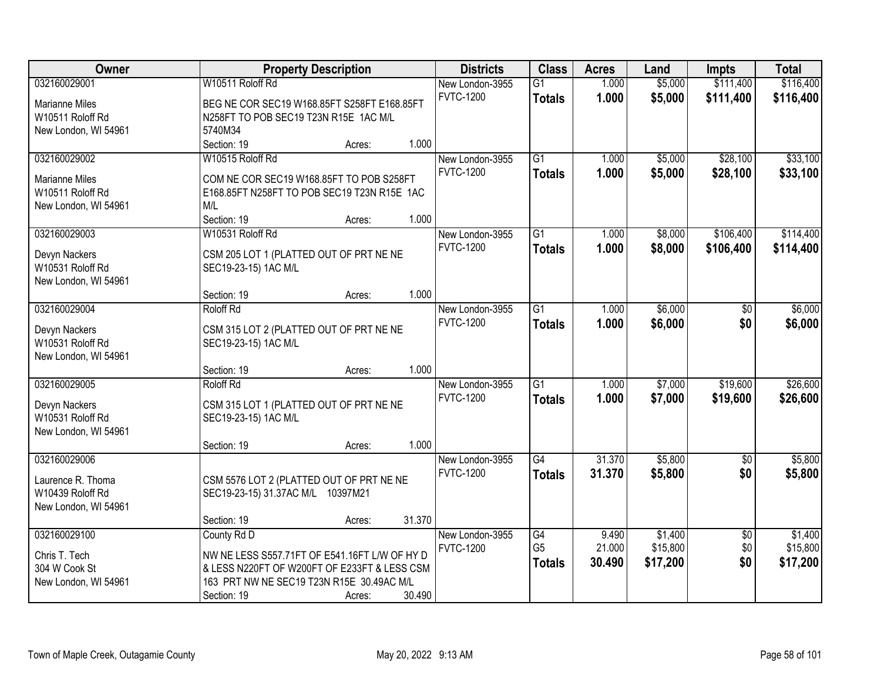| Owner | Property Description | Districts | Class | Acres | Land | Impts | Total |
|---|---|---|---|---|---|---|---|
| 032160029001<br>Marianne Miles<br>W10511 Roloff Rd<br>New London, WI 54961 | W10511 Roloff Rd<br>BEG NE COR SEC19 W168.85FT S258FT E168.85FT N258FT TO POB SEC19 T23N R15E 1AC M/L 5740M34<br>Section: 19 Acres: 1.000 | New London-3955<br>FVTC-1200 | G1<br>**Totals** | 1.000<br>**1.000** | $5,000<br>**$5,000** | $111,400<br>**$111,400** | $116,400<br>**$116,400** |
| 032160029002<br>Marianne Miles<br>W10511 Roloff Rd<br>New London, WI 54961 | W10515 Roloff Rd<br>COM NE COR SEC19 W168.85FT TO POB S258FT E168.85FT N258FT TO POB SEC19 T23N R15E 1AC M/L<br>Section: 19 Acres: 1.000 | New London-3955<br>FVTC-1200 | G1<br>**Totals** | 1.000<br>**1.000** | $5,000<br>**$5,000** | $28,100<br>**$28,100** | $33,100<br>**$33,100** |
| 032160029003<br>Devyn Nackers<br>W10531 Roloff Rd<br>New London, WI 54961 | W10531 Roloff Rd<br>CSM 205 LOT 1 (PLATTED OUT OF PRT NE NE SEC19-23-15) 1AC M/L<br>Section: 19 Acres: 1.000 | New London-3955<br>FVTC-1200 | G1<br>**Totals** | 1.000<br>**1.000** | $8,000<br>**$8,000** | $106,400<br>**$106,400** | $114,400<br>**$114,400** |
| 032160029004<br>Devyn Nackers<br>W10531 Roloff Rd<br>New London, WI 54961 | Roloff Rd<br>CSM 315 LOT 2 (PLATTED OUT OF PRT NE NE SEC19-23-15) 1AC M/L<br>Section: 19 Acres: 1.000 | New London-3955<br>FVTC-1200 | G1<br>**Totals** | 1.000<br>**1.000** | $6,000<br>**$6,000** | $0<br>**$0** | $6,000<br>**$6,000** |
| 032160029005<br>Devyn Nackers<br>W10531 Roloff Rd<br>New London, WI 54961 | Roloff Rd<br>CSM 315 LOT 1 (PLATTED OUT OF PRT NE NE SEC19-23-15) 1AC M/L<br>Section: 19 Acres: 1.000 | New London-3955<br>FVTC-1200 | G1<br>**Totals** | 1.000<br>**1.000** | $7,000<br>**$7,000** | $19,600<br>**$19,600** | $26,600<br>**$26,600** |
| 032160029006<br>Laurence R. Thoma<br>W10439 Roloff Rd<br>New London, WI 54961 | CSM 5576 LOT 2 (PLATTED OUT OF PRT NE NE SEC19-23-15) 31.37AC M/L 10397M21<br>Section: 19 Acres: 31.370 | New London-3955<br>FVTC-1200 | G4<br>**Totals** | 31.370<br>**31.370** | $5,800<br>**$5,800** | $0<br>**$0** | $5,800<br>**$5,800** |
| 032160029100<br>Chris T. Tech<br>304 W Cook St<br>New London, WI 54961 | County Rd D<br>NW NE LESS S557.71FT OF E541.16FT L/W OF HY D & LESS N220FT OF W200FT OF E233FT & LESS CSM 163 PRT NW NE SEC19 T23N R15E 30.49AC M/L<br>Section: 19 Acres: 30.490 | New London-3955<br>FVTC-1200 | G4<br>G5<br>**Totals** | 9.490<br>21.000<br>**30.490** | $1,400<br>$15,800<br>**$17,200** | $0<br>$0<br>**$0** | $1,400<br>$15,800<br>**$17,200** |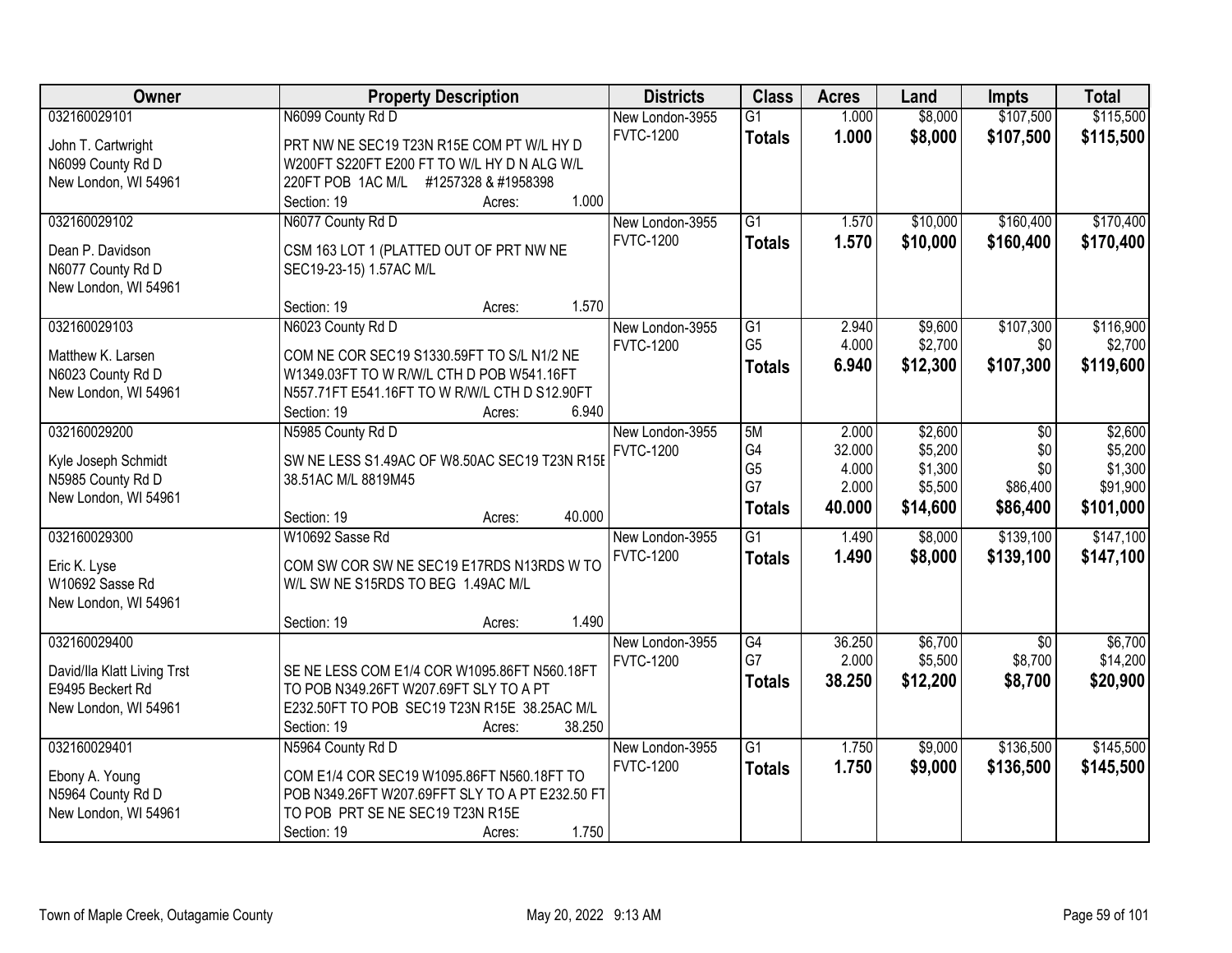| Owner | Property Description | Districts | Class | Acres | Land | Impts | Total |
|---|---|---|---|---|---|---|---|
| 032160029101<br><br>John T. Cartwright<br>N6099 County Rd D<br>New London, WI 54961 | N6099 County Rd D<br><br>PRT NW NE SEC19 T23N R15E COM PT W/L HY D W200FT S220FT E200 FT TO W/L HY D N ALG W/L 220FT POB 1AC M/L #1257328 & #1958398<br>Section: 19 Acres: 1.000 | New London-3955<br>FVTC-1200 | G1<br>**Totals** | 1.000<br>**1.000** | \$8,000<br>**\$8,000** | \$107,500<br>**\$107,500** | \$115,500<br>**\$115,500** |
| 032160029102<br><br>Dean P. Davidson<br>N6077 County Rd D<br>New London, WI 54961 | N6077 County Rd D<br><br>CSM 163 LOT 1 (PLATTED OUT OF PRT NW NE SEC19-23-15) 1.57AC M/L<br><br>Section: 19 Acres: 1.570 | New London-3955<br>FVTC-1200 | G1<br>**Totals** | 1.570<br>**1.570** | \$10,000<br>**\$10,000** | \$160,400<br>**\$160,400** | \$170,400<br>**\$170,400** |
| 032160029103<br><br>Matthew K. Larsen<br>N6023 County Rd D<br>New London, WI 54961 | N6023 County Rd D<br><br>COM NE COR SEC19 S1330.59FT TO S/L N1/2 NE W1349.03FT TO W R/W/L CTH D POB W541.16FT N557.71FT E541.16FT TO W R/W/L CTH D S12.90FT<br>Section: 19 Acres: 6.940 | New London-3955<br>FVTC-1200 | G1<br>G5<br>**Totals** | 2.940<br>4.000<br>**6.940** | \$9,600<br>\$2,700<br>**\$12,300** | \$107,300<br>\$0<br>**\$107,300** | \$116,900<br>\$2,700<br>**\$119,600** |
| 032160029200<br><br>Kyle Joseph Schmidt<br>N5985 County Rd D<br>New London, WI 54961 | N5985 County Rd D<br><br>SW NE LESS S1.49AC OF W8.50AC SEC19 T23N R15E 38.51AC M/L 8819M45<br><br>Section: 19 Acres: 40.000 | New London-3955<br>FVTC-1200 | 5M<br>G4<br>G5<br>G7<br>**Totals** | 2.000<br>32.000<br>4.000<br>2.000<br>**40.000** | \$2,600<br>\$5,200<br>\$1,300<br>\$5,500<br>**\$14,600** | \$0<br>\$0<br>\$0<br>\$86,400<br>**\$86,400** | \$2,600<br>\$5,200<br>\$1,300<br>\$91,900<br>**\$101,000** |
| 032160029300<br><br>Eric K. Lyse<br>W10692 Sasse Rd<br>New London, WI 54961 | W10692 Sasse Rd<br><br>COM SW COR SW NE SEC19 E17RDS N13RDS W TO W/L SW NE S15RDS TO BEG 1.49AC M/L<br><br>Section: 19 Acres: 1.490 | New London-3955<br>FVTC-1200 | G1<br>**Totals** | 1.490<br>**1.490** | \$8,000<br>**\$8,000** | \$139,100<br>**\$139,100** | \$147,100<br>**\$147,100** |
| 032160029400<br><br>David/Ila Klatt Living Trst<br>E9495 Beckert Rd<br>New London, WI 54961 | SE NE LESS COM E1/4 COR W1095.86FT N560.18FT TO POB N349.26FT W207.69FT SLY TO A PT E232.50FT TO POB SEC19 T23N R15E 38.25AC M/L<br>Section: 19 Acres: 38.250 | New London-3955<br>FVTC-1200 | G4<br>G7<br>**Totals** | 36.250<br>2.000<br>**38.250** | \$6,700<br>\$5,500<br>**\$12,200** | \$0<br>\$8,700<br>**\$8,700** | \$6,700<br>\$14,200<br>**\$20,900** |
| 032160029401<br><br>Ebony A. Young<br>N5964 County Rd D<br>New London, WI 54961 | N5964 County Rd D<br><br>COM E1/4 COR SEC19 W1095.86FT N560.18FT TO POB N349.26FT W207.69FFT SLY TO A PT E232.50 FT TO POB PRT SE NE SEC19 T23N R15E<br>Section: 19 Acres: 1.750 | New London-3955<br>FVTC-1200 | G1<br>**Totals** | 1.750<br>**1.750** | \$9,000<br>**\$9,000** | \$136,500<br>**\$136,500** | \$145,500<br>**\$145,500** |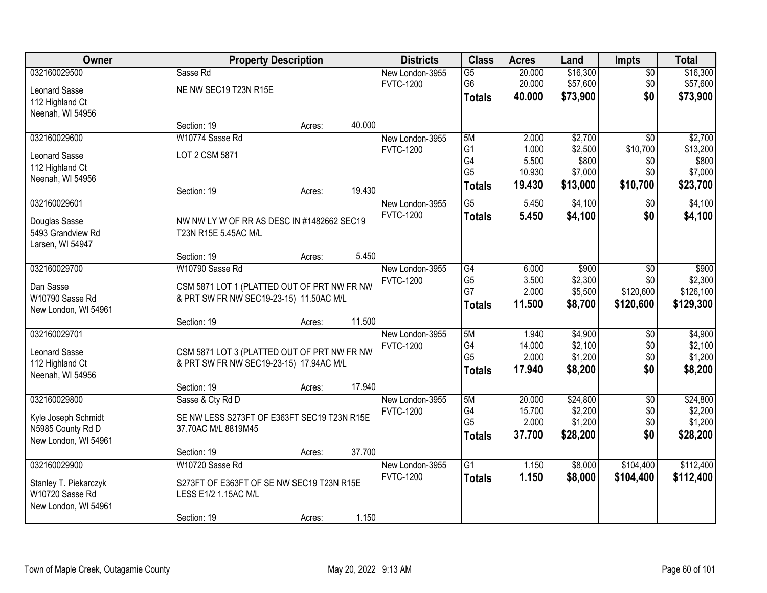| Owner | Property Description | Districts | Class | Acres | Land | Impts | Total |
|---|---|---|---|---|---|---|---|
| 032160029500<br>Leonard Sasse<br>112 Highland Ct<br>Neenah, WI 54956 | Sasse Rd<br>NE NW SEC19 T23N R15E<br>Section: 19 Acres: 40.000 | New London-3955<br>FVTC-1200 | G5<br>G6<br>**Totals** | 20.000<br>20.000<br>**40.000** | $16,300<br>$57,600<br>**$73,900** | $0<br>$0<br>**$0** | $16,300<br>$57,600<br>**$73,900** |
| 032160029600<br>Leonard Sasse<br>112 Highland Ct<br>Neenah, WI 54956 | W10774 Sasse Rd<br>LOT 2 CSM 5871<br>Section: 19 Acres: 19.430 | New London-3955<br>FVTC-1200 | 5M<br>G1<br>G4<br>G5<br>**Totals** | 2.000<br>1.000<br>5.500<br>10.930<br>**19.430** | $2,700<br>$2,500<br>$800<br>$7,000<br>**$13,000** | $0<br>$10,700<br>$0<br>$0<br>**$10,700** | $2,700<br>$13,200<br>$800<br>$7,000<br>**$23,700** |
| 032160029601<br>Douglas Sasse<br>5493 Grandview Rd<br>Larsen, WI 54947 | NW NW LY W OF RR AS DESC IN #1482662 SEC19 T23N R15E 5.45AC M/L<br>Section: 19 Acres: 5.450 | New London-3955<br>FVTC-1200 | G5<br>**Totals** | 5.450<br>**5.450** | $4,100<br>**$4,100** | $0<br>**$0** | $4,100<br>**$4,100** |
| 032160029700<br>Dan Sasse<br>W10790 Sasse Rd<br>New London, WI 54961 | W10790 Sasse Rd<br>CSM 5871 LOT 1 (PLATTED OUT OF PRT NW FR NW & PRT SW FR NW SEC19-23-15) 11.50AC M/L<br>Section: 19 Acres: 11.500 | New London-3955<br>FVTC-1200 | G4<br>G5<br>G7<br>**Totals** | 6.000<br>3.500<br>2.000<br>**11.500** | $900<br>$2,300<br>$5,500<br>**$8,700** | $0<br>$0<br>$120,600<br>**$120,600** | $900<br>$2,300<br>$126,100<br>**$129,300** |
| 032160029701<br>Leonard Sasse<br>112 Highland Ct<br>Neenah, WI 54956 | CSM 5871 LOT 3 (PLATTED OUT OF PRT NW FR NW & PRT SW FR NW SEC19-23-15) 17.94AC M/L<br>Section: 19 Acres: 17.940 | New London-3955<br>FVTC-1200 | 5M<br>G4<br>G5<br>**Totals** | 1.940<br>14.000<br>2.000<br>**17.940** | $4,900<br>$2,100<br>$1,200<br>**$8,200** | $0<br>$0<br>$0<br>**$0** | $4,900<br>$2,100<br>$1,200<br>**$8,200** |
| 032160029800<br>Kyle Joseph Schmidt<br>N5985 County Rd D<br>New London, WI 54961 | Sasse & Cty Rd D<br>SE NW LESS S273FT OF E363FT SEC19 T23N R15E 37.70AC M/L 8819M45<br>Section: 19 Acres: 37.700 | New London-3955<br>FVTC-1200 | 5M<br>G4<br>G5<br>**Totals** | 20.000<br>15.700<br>2.000<br>**37.700** | $24,800<br>$2,200<br>$1,200<br>**$28,200** | $0<br>$0<br>$0<br>**$0** | $24,800<br>$2,200<br>$1,200<br>**$28,200** |
| 032160029900<br>Stanley T. Piekarczyk<br>W10720 Sasse Rd<br>New London, WI 54961 | W10720 Sasse Rd<br>S273FT OF E363FT OF SE NW SEC19 T23N R15E LESS E1/2 1.15AC M/L<br>Section: 19 Acres: 1.150 | New London-3955<br>FVTC-1200 | G1<br>**Totals** | 1.150<br>**1.150** | $8,000<br>**$8,000** | $104,400<br>**$104,400** | $112,400<br>**$112,400** |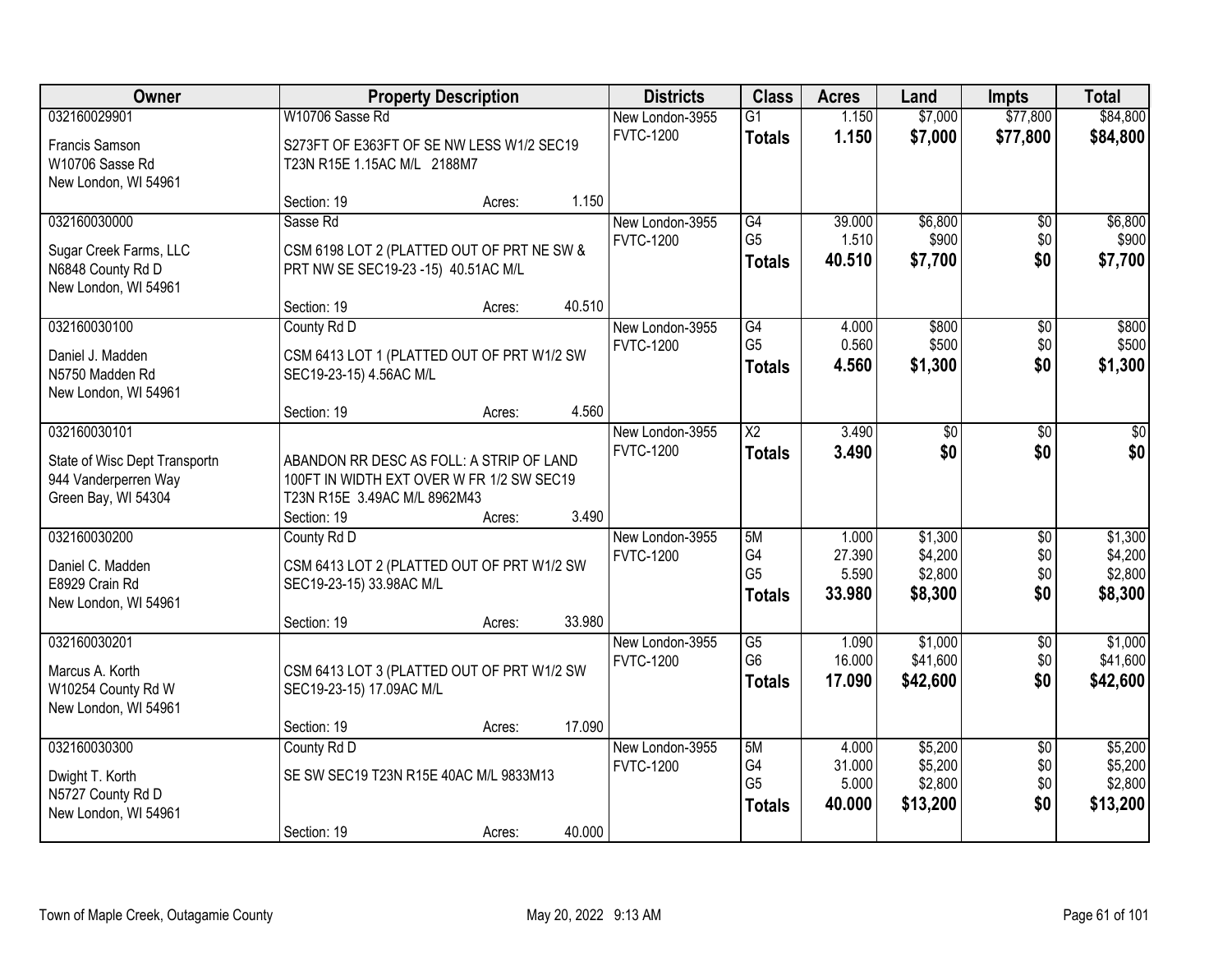| Owner | Property Description | Districts | Class | Acres | Land | Impts | Total |
|---|---|---|---|---|---|---|---|
| 032160029901<br>Francis Samson<br>W10706 Sasse Rd<br>New London, WI 54961 | W10706 Sasse Rd<br>S273FT OF E363FT OF SE NW LESS W1/2 SEC19 T23N R15E 1.15AC M/L 2188M7<br>Section: 19 Acres: 1.150 | New London-3955<br>FVTC-1200 | G1<br>**Totals** | 1.150<br>**1.150** | $7,000<br>**$7,000** | $77,800<br>**$77,800** | $84,800<br>**$84,800** |
| 032160030000<br>Sugar Creek Farms, LLC<br>N6848 County Rd D<br>New London, WI 54961 | Sasse Rd<br>CSM 6198 LOT 2 (PLATTED OUT OF PRT NE SW & PRT NW SE SEC19-23 -15) 40.51AC M/L<br>Section: 19 Acres: 40.510 | New London-3955<br>FVTC-1200 | G4<br>G5<br>**Totals** | 39.000<br>1.510<br>**40.510** | $6,800<br>$900<br>**$7,700** | $0<br>$0<br>**$0** | $6,800<br>$900<br>**$7,700** |
| 032160030100<br>Daniel J. Madden<br>N5750 Madden Rd<br>New London, WI 54961 | County Rd D<br>CSM 6413 LOT 1 (PLATTED OUT OF PRT W1/2 SW SEC19-23-15) 4.56AC M/L<br>Section: 19 Acres: 4.560 | New London-3955<br>FVTC-1200 | G4<br>G5<br>**Totals** | 4.000<br>0.560<br>**4.560** | $800<br>$500<br>**$1,300** | $0<br>$0<br>**$0** | $800<br>$500<br>**$1,300** |
| 032160030101<br>State of Wisc Dept Transportn<br>944 Vanderperren Way<br>Green Bay, WI 54304 | ABANDON RR DESC AS FOLL: A STRIP OF LAND 100FT IN WIDTH EXT OVER W FR 1/2 SW SEC19 T23N R15E 3.49AC M/L 8962M43<br>Section: 19 Acres: 3.490 | New London-3955<br>FVTC-1200 | X2<br>**Totals** | 3.490<br>**3.490** | $0<br>**$0** | $0<br>**$0** | $0<br>**$0** |
| 032160030200<br>Daniel C. Madden<br>E8929 Crain Rd<br>New London, WI 54961 | County Rd D<br>CSM 6413 LOT 2 (PLATTED OUT OF PRT W1/2 SW SEC19-23-15) 33.98AC M/L<br>Section: 19 Acres: 33.980 | New London-3955<br>FVTC-1200 | 5M<br>G4<br>G5<br>**Totals** | 1.000<br>27.390<br>5.590<br>**33.980** | $1,300<br>$4,200<br>$2,800<br>**$8,300** | $0<br>$0<br>$0<br>**$0** | $1,300<br>$4,200<br>$2,800<br>**$8,300** |
| 032160030201<br>Marcus A. Korth<br>W10254 County Rd W<br>New London, WI 54961 | CSM 6413 LOT 3 (PLATTED OUT OF PRT W1/2 SW SEC19-23-15) 17.09AC M/L<br>Section: 19 Acres: 17.090 | New London-3955<br>FVTC-1200 | G5<br>G6<br>**Totals** | 1.090<br>16.000<br>**17.090** | $1,000<br>$41,600<br>**$42,600** | $0<br>$0<br>**$0** | $1,000<br>$41,600<br>**$42,600** |
| 032160030300<br>Dwight T. Korth<br>N5727 County Rd D<br>New London, WI 54961 | County Rd D<br>SE SW SEC19 T23N R15E 40AC M/L 9833M13<br>Section: 19 Acres: 40.000 | New London-3955<br>FVTC-1200 | 5M<br>G4<br>G5<br>**Totals** | 4.000<br>31.000<br>5.000<br>**40.000** | $5,200<br>$5,200<br>$2,800<br>**$13,200** | $0<br>$0<br>$0<br>**$0** | $5,200<br>$5,200<br>$2,800<br>**$13,200** |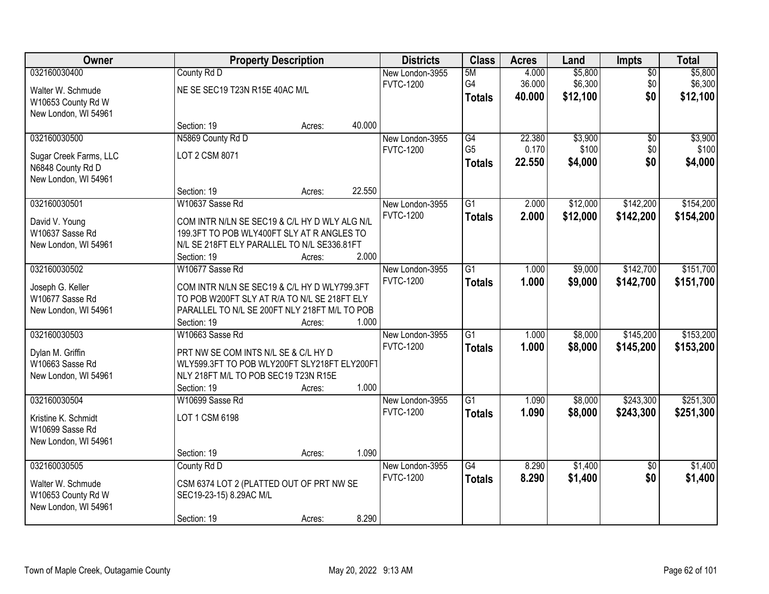| Owner | Property Description | Districts | Class | Acres | Land | Impts | Total |
|---|---|---|---|---|---|---|---|
| 032160030400<br>Walter W. Schmude<br>W10653 County Rd W<br>New London, WI 54961 | County Rd D<br>NE SE SEC19 T23N R15E 40AC M/L<br>Section: 19 Acres: 40.000 | New London-3955<br>FVTC-1200 | 5M<br>G4<br>**Totals** | 4.000<br>36.000<br>**40.000** | $5,800<br>$6,300<br>**$12,100** | $0<br>$0<br>**$0** | $5,800<br>$6,300<br>**$12,100** |
| 032160030500<br>Sugar Creek Farms, LLC<br>N6848 County Rd D<br>New London, WI 54961 | N5869 County Rd D<br>LOT 2 CSM 8071<br>Section: 19 Acres: 22.550 | New London-3955<br>FVTC-1200 | G4<br>G5<br>**Totals** | 22.380<br>0.170<br>**22.550** | $3,900<br>$100<br>**$4,000** | $0<br>$0<br>**$0** | $3,900<br>$100<br>**$4,000** |
| 032160030501<br>David V. Young<br>W10637 Sasse Rd<br>New London, WI 54961 | W10637 Sasse Rd<br>COM INTR N/LN SE SEC19 & C/L HY D WLY ALG N/L 199.3FT TO POB WLY400FT SLY AT R ANGLES TO N/L SE 218FT ELY PARALLEL TO N/L SE336.81FT<br>Section: 19 Acres: 2.000 | New London-3955<br>FVTC-1200 | G1<br>**Totals** | 2.000<br>**2.000** | $12,000<br>**$12,000** | $142,200<br>**$142,200** | $154,200<br>**$154,200** |
| 032160030502<br>Joseph G. Keller<br>W10677 Sasse Rd<br>New London, WI 54961 | W10677 Sasse Rd<br>COM INTR N/LN SE SEC19 & C/L HY D WLY799.3FT TO POB W200FT SLY AT R/A TO N/L SE 218FT ELY PARALLEL TO N/L SE 200FT NLY 218FT M/L TO POB<br>Section: 19 Acres: 1.000 | New London-3955<br>FVTC-1200 | G1<br>**Totals** | 1.000<br>**1.000** | $9,000<br>**$9,000** | $142,700<br>**$142,700** | $151,700<br>**$151,700** |
| 032160030503<br>Dylan M. Griffin<br>W10663 Sasse Rd<br>New London, WI 54961 | W10663 Sasse Rd<br>PRT NW SE COM INTS N/L SE & C/L HY D WLY599.3FT TO POB WLY200FT SLY218FT ELY200FT NLY 218FT M/L TO POB SEC19 T23N R15E<br>Section: 19 Acres: 1.000 | New London-3955<br>FVTC-1200 | G1<br>**Totals** | 1.000<br>**1.000** | $8,000<br>**$8,000** | $145,200<br>**$145,200** | $153,200<br>**$153,200** |
| 032160030504<br>Kristine K. Schmidt<br>W10699 Sasse Rd<br>New London, WI 54961 | W10699 Sasse Rd<br>LOT 1 CSM 6198<br>Section: 19 Acres: 1.090 | New London-3955<br>FVTC-1200 | G1<br>**Totals** | 1.090<br>**1.090** | $8,000<br>**$8,000** | $243,300<br>**$243,300** | $251,300<br>**$251,300** |
| 032160030505<br>Walter W. Schmude<br>W10653 County Rd W<br>New London, WI 54961 | County Rd D<br>CSM 6374 LOT 2 (PLATTED OUT OF PRT NW SE SEC19-23-15) 8.29AC M/L<br>Section: 19 Acres: 8.290 | New London-3955<br>FVTC-1200 | G4<br>**Totals** | 8.290<br>**8.290** | $1,400<br>**$1,400** | $0<br>**$0** | $1,400<br>**$1,400** |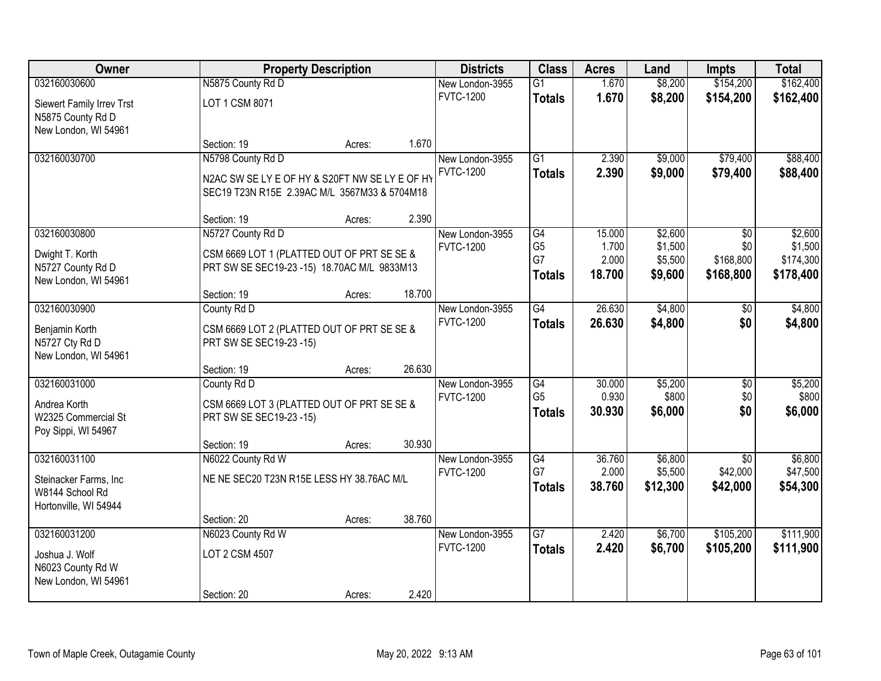| Owner | Property Description | Districts | Class | Acres | Land | Impts | Total |
|---|---|---|---|---|---|---|---|
| 032160030600<br>Siewert Family Irrev Trst<br>N5875 County Rd D<br>New London, WI 54961 | N5875 County Rd D<br>LOT 1 CSM 8071<br>Section: 19 Acres: 1.670 | New London-3955<br>FVTC-1200 | G1<br>**Totals** | 1.670<br>**1.670** | $8,200<br>**$8,200** | $154,200<br>**$154,200** | $162,400<br>**$162,400** |
| 032160030700 | N5798 County Rd D<br>N2AC SW SE LY E OF HY & S20FT NW SE LY E OF HY SEC19 T23N R15E 2.39AC M/L 3567M33 & 5704M18<br>Section: 19 Acres: 2.390 | New London-3955<br>FVTC-1200 | G1<br>**Totals** | 2.390<br>**2.390** | $9,000<br>**$9,000** | $79,400<br>**$79,400** | $88,400<br>**$88,400** |
| 032160030800<br>Dwight T. Korth<br>N5727 County Rd D<br>New London, WI 54961 | N5727 County Rd D<br>CSM 6669 LOT 1 (PLATTED OUT OF PRT SE SE & PRT SW SE SEC19-23 -15) 18.70AC M/L 9833M13<br>Section: 19 Acres: 18.700 | New London-3955<br>FVTC-1200 | G4<br>G5<br>G7<br>**Totals** | 15.000<br>1.700<br>2.000<br>**18.700** | $2,600<br>$1,500<br>$5,500<br>**$9,600** | $0<br>$0<br>$168,800<br>**$168,800** | $2,600<br>$1,500<br>$174,300<br>**$178,400** |
| 032160030900<br>Benjamin Korth<br>N5727 Cty Rd D<br>New London, WI 54961 | County Rd D<br>CSM 6669 LOT 2 (PLATTED OUT OF PRT SE SE & PRT SW SE SEC19-23 -15)<br>Section: 19 Acres: 26.630 | New London-3955<br>FVTC-1200 | G4<br>**Totals** | 26.630<br>**26.630** | $4,800<br>**$4,800** | $0<br>**$0** | $4,800<br>**$4,800** |
| 032160031000<br>Andrea Korth<br>W2325 Commercial St<br>Poy Sippi, WI 54967 | County Rd D<br>CSM 6669 LOT 3 (PLATTED OUT OF PRT SE SE & PRT SW SE SEC19-23 -15)<br>Section: 19 Acres: 30.930 | New London-3955<br>FVTC-1200 | G4<br>G5<br>**Totals** | 30.000<br>0.930<br>**30.930** | $5,200<br>$800<br>**$6,000** | $0<br>$0<br>**$0** | $5,200<br>$800<br>**$6,000** |
| 032160031100<br>Steinacker Farms, Inc<br>W8144 School Rd<br>Hortonville, WI 54944 | N6022 County Rd W<br>NE NE SEC20 T23N R15E LESS HY 38.76AC M/L<br>Section: 20 Acres: 38.760 | New London-3955<br>FVTC-1200 | G4<br>G7<br>**Totals** | 36.760<br>2.000<br>**38.760** | $6,800<br>$5,500<br>**$12,300** | $0<br>$42,000<br>**$42,000** | $6,800<br>$47,500<br>**$54,300** |
| 032160031200<br>Joshua J. Wolf<br>N6023 County Rd W<br>New London, WI 54961 | N6023 County Rd W<br>LOT 2 CSM 4507<br>Section: 20 Acres: 2.420 | New London-3955<br>FVTC-1200 | G7<br>**Totals** | 2.420<br>**2.420** | $6,700<br>**$6,700** | $105,200<br>**$105,200** | $111,900<br>**$111,900** |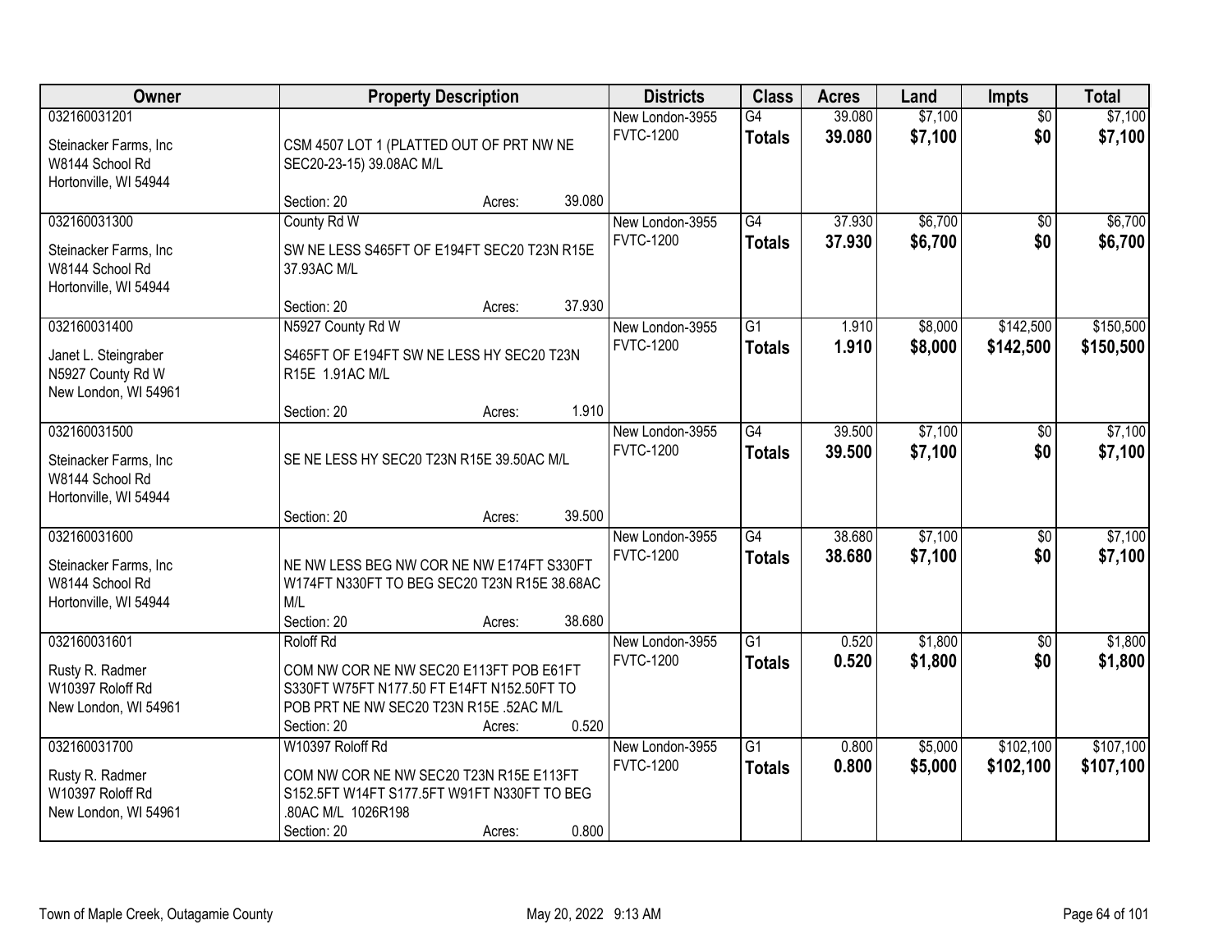| Owner | Property Description | Districts | Class | Acres | Land | Impts | Total |
|---|---|---|---|---|---|---|---|
| 032160031201<br>Steinacker Farms, Inc<br>W8144 School Rd<br>Hortonville, WI 54944 | CSM 4507 LOT 1 (PLATTED OUT OF PRT NW NE SEC20-23-15) 39.08AC M/L<br>Section: 20 Acres: 39.080 | New London-3955<br>FVTC-1200 | G4<br>**Totals** | 39.080<br>**39.080** | $7,100<br>**$7,100** | $0<br>**$0** | $7,100<br>**$7,100** |
| 032160031300<br>Steinacker Farms, Inc<br>W8144 School Rd<br>Hortonville, WI 54944 | County Rd W<br>SW NE LESS S465FT OF E194FT SEC20 T23N R15E 37.93AC M/L<br>Section: 20 Acres: 37.930 | New London-3955<br>FVTC-1200 | G4<br>**Totals** | 37.930<br>**37.930** | $6,700<br>**$6,700** | $0<br>**$0** | $6,700<br>**$6,700** |
| 032160031400<br>Janet L. Steingraber<br>N5927 County Rd W<br>New London, WI 54961 | N5927 County Rd W<br>S465FT OF E194FT SW NE LESS HY SEC20 T23N R15E 1.91AC M/L<br>Section: 20 Acres: 1.910 | New London-3955<br>FVTC-1200 | G1<br>**Totals** | 1.910<br>**1.910** | $8,000<br>**$8,000** | $142,500<br>**$142,500** | $150,500<br>**$150,500** |
| 032160031500<br>Steinacker Farms, Inc<br>W8144 School Rd<br>Hortonville, WI 54944 | SE NE LESS HY SEC20 T23N R15E 39.50AC M/L<br>Section: 20 Acres: 39.500 | New London-3955<br>FVTC-1200 | G4<br>**Totals** | 39.500<br>**39.500** | $7,100<br>**$7,100** | $0<br>**$0** | $7,100<br>**$7,100** |
| 032160031600<br>Steinacker Farms, Inc<br>W8144 School Rd<br>Hortonville, WI 54944 | NE NW LESS BEG NW COR NE NW E174FT S330FT W174FT N330FT TO BEG SEC20 T23N R15E 38.68AC M/L<br>Section: 20 Acres: 38.680 | New London-3955<br>FVTC-1200 | G4<br>**Totals** | 38.680<br>**38.680** | $7,100<br>**$7,100** | $0<br>**$0** | $7,100<br>**$7,100** |
| 032160031601<br>Rusty R. Radmer<br>W10397 Roloff Rd<br>New London, WI 54961 | Roloff Rd<br>COM NW COR NE NW SEC20 E113FT POB E61FT S330FT W75FT N177.50 FT E14FT N152.50FT TO POB PRT NE NW SEC20 T23N R15E .52AC M/L<br>Section: 20 Acres: 0.520 | New London-3955<br>FVTC-1200 | G1<br>**Totals** | 0.520<br>**0.520** | $1,800<br>**$1,800** | $0<br>**$0** | $1,800<br>**$1,800** |
| 032160031700<br>Rusty R. Radmer<br>W10397 Roloff Rd<br>New London, WI 54961 | W10397 Roloff Rd<br>COM NW COR NE NW SEC20 T23N R15E E113FT S152.5FT W14FT S177.5FT W91FT N330FT TO BEG .80AC M/L 1026R198<br>Section: 20 Acres: 0.800 | New London-3955<br>FVTC-1200 | G1<br>**Totals** | 0.800<br>**0.800** | $5,000<br>**$5,000** | $102,100<br>**$102,100** | $107,100<br>**$107,100** |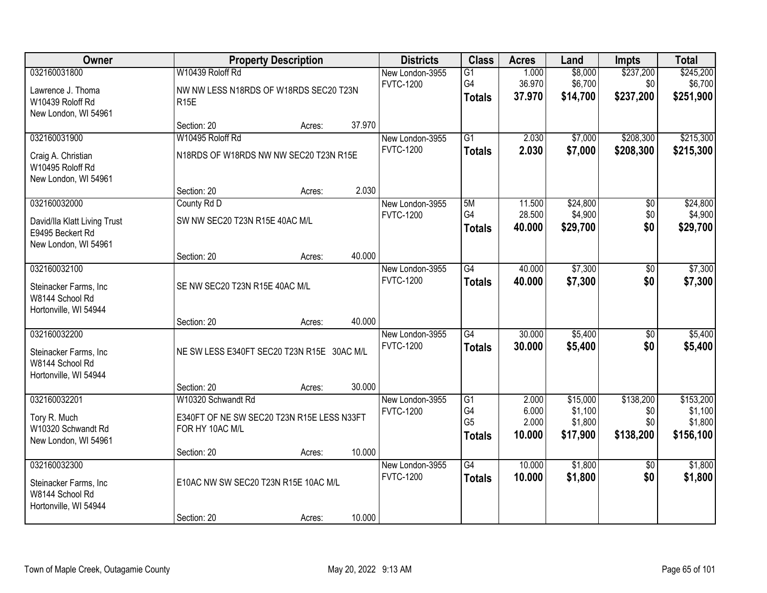| Owner | Property Description | Districts | Class | Acres | Land | Impts | Total |
|---|---|---|---|---|---|---|---|
| 032160031800<br>Lawrence J. Thoma<br>W10439 Roloff Rd<br>New London, WI 54961 | W10439 Roloff Rd<br>NW NW LESS N18RDS OF W18RDS SEC20 T23N R15E<br>Section: 20 Acres: 37.970 | New London-3955<br>FVTC-1200 | G1<br>G4<br>**Totals** | 1.000<br>36.970<br>**37.970** | $8,000<br>$6,700<br>**$14,700** | $237,200<br>$0<br>**$237,200** | $245,200<br>$6,700<br>**$251,900** |
| 032160031900<br>Craig A. Christian<br>W10495 Roloff Rd<br>New London, WI 54961 | W10495 Roloff Rd<br>N18RDS OF W18RDS NW NW SEC20 T23N R15E<br>Section: 20 Acres: 2.030 | New London-3955<br>FVTC-1200 | G1<br>**Totals** | 2.030<br>**2.030** | $7,000<br>**$7,000** | $208,300<br>**$208,300** | $215,300<br>**$215,300** |
| 032160032000<br>David/Ila Klatt Living Trust<br>E9495 Beckert Rd<br>New London, WI 54961 | County Rd D<br>SW NW SEC20 T23N R15E 40AC M/L<br>Section: 20 Acres: 40.000 | New London-3955<br>FVTC-1200 | 5M<br>G4<br>**Totals** | 11.500<br>28.500<br>**40.000** | $24,800<br>$4,900<br>**$29,700** | $0<br>$0<br>**$0** | $24,800<br>$4,900<br>**$29,700** |
| 032160032100<br>Steinacker Farms, Inc<br>W8144 School Rd<br>Hortonville, WI 54944 | SE NW SEC20 T23N R15E 40AC M/L<br>Section: 20 Acres: 40.000 | New London-3955<br>FVTC-1200 | G4<br>**Totals** | 40.000<br>**40.000** | $7,300<br>**$7,300** | $0<br>**$0** | $7,300<br>**$7,300** |
| 032160032200<br>Steinacker Farms, Inc<br>W8144 School Rd<br>Hortonville, WI 54944 | NE SW LESS E340FT SEC20 T23N R15E 30AC M/L<br>Section: 20 Acres: 30.000 | New London-3955<br>FVTC-1200 | G4<br>**Totals** | 30.000<br>**30.000** | $5,400<br>**$5,400** | $0<br>**$0** | $5,400<br>**$5,400** |
| 032160032201<br>Tory R. Much<br>W10320 Schwandt Rd<br>New London, WI 54961 | W10320 Schwandt Rd<br>E340FT OF NE SW SEC20 T23N R15E LESS N33FT FOR HY 10AC M/L<br>Section: 20 Acres: 10.000 | New London-3955<br>FVTC-1200 | G1<br>G4<br>G5<br>**Totals** | 2.000<br>6.000<br>2.000<br>**10.000** | $15,000<br>$1,100<br>$1,800<br>**$17,900** | $138,200<br>$0<br>$0<br>**$138,200** | $153,200<br>$1,100<br>$1,800<br>**$156,100** |
| 032160032300<br>Steinacker Farms, Inc<br>W8144 School Rd<br>Hortonville, WI 54944 | E10AC NW SW SEC20 T23N R15E 10AC M/L<br>Section: 20 Acres: 10.000 | New London-3955<br>FVTC-1200 | G4<br>**Totals** | 10.000<br>**10.000** | $1,800<br>**$1,800** | $0<br>**$0** | $1,800<br>**$1,800** |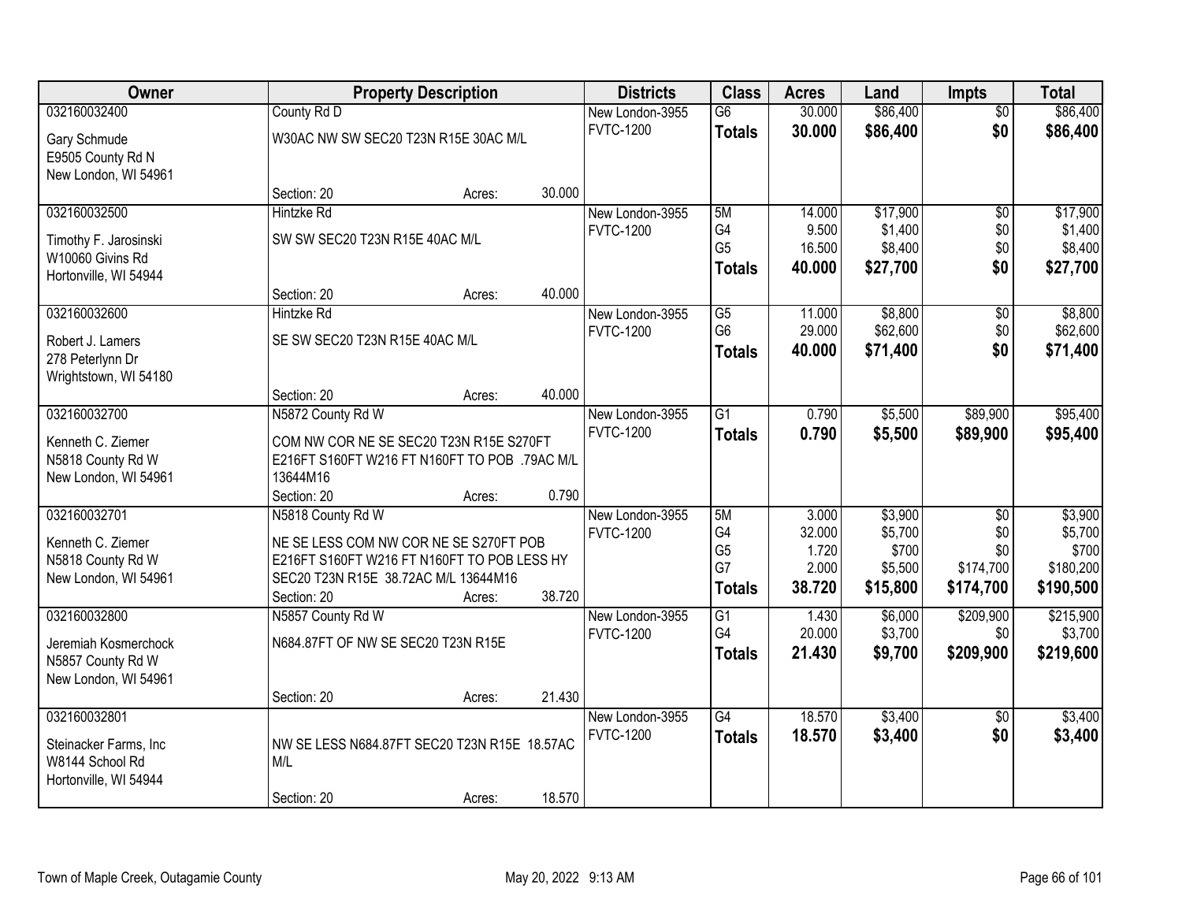| Owner | Property Description | Districts | Class | Acres | Land | Impts | Total |
|---|---|---|---|---|---|---|---|
| 032160032400<br>Gary Schmude<br>E9505 County Rd N<br>New London, WI 54961 | County Rd D<br>W30AC NW SW SEC20 T23N R15E 30AC M/L<br>Section: 20 Acres: 30.000 | New London-3955<br>FVTC-1200 | G6<br>**Totals** | 30.000<br>**30.000** | $86,400<br>**$86,400** | $0<br>**$0** | $86,400<br>**$86,400** |
| 032160032500<br>Timothy F. Jarosinski<br>W10060 Givins Rd<br>Hortonville, WI 54944 | Hintzke Rd<br>SW SW SEC20 T23N R15E 40AC M/L<br>Section: 20 Acres: 40.000 | New London-3955<br>FVTC-1200 | 5M<br>G4<br>G5<br>**Totals** | 14.000<br>9.500<br>16.500<br>**40.000** | $17,900<br>$1,400<br>$8,400<br>**$27,700** | $0<br>$0<br>$0<br>**$0** | $17,900<br>$1,400<br>$8,400<br>**$27,700** |
| 032160032600<br>Robert J. Lamers<br>278 Peterlynn Dr<br>Wrightstown, WI 54180 | Hintzke Rd<br>SE SW SEC20 T23N R15E 40AC M/L<br>Section: 20 Acres: 40.000 | New London-3955<br>FVTC-1200 | G5<br>G6<br>**Totals** | 11.000<br>29.000<br>**40.000** | $8,800<br>$62,600<br>**$71,400** | $0<br>$0<br>**$0** | $8,800<br>$62,600<br>**$71,400** |
| 032160032700<br>Kenneth C. Ziemer<br>N5818 County Rd W<br>New London, WI 54961 | N5872 County Rd W<br>COM NW COR NE SE SEC20 T23N R15E S270FT E216FT S160FT W216 FT N160FT TO POB .79AC M/L 13644M16<br>Section: 20 Acres: 0.790 | New London-3955<br>FVTC-1200 | G1<br>**Totals** | 0.790<br>**0.790** | $5,500<br>**$5,500** | $89,900<br>**$89,900** | $95,400<br>**$95,400** |
| 032160032701<br>Kenneth C. Ziemer<br>N5818 County Rd W<br>New London, WI 54961 | N5818 County Rd W<br>NE SE LESS COM NW COR NE SE S270FT POB E216FT S160FT W216 FT N160FT TO POB LESS HY SEC20 T23N R15E 38.72AC M/L 13644M16<br>Section: 20 Acres: 38.720 | New London-3955<br>FVTC-1200 | 5M<br>G4<br>G5<br>G7<br>**Totals** | 3.000<br>32.000<br>1.720<br>2.000<br>**38.720** | $3,900<br>$5,700<br>$700<br>$5,500<br>**$15,800** | $0<br>$0<br>$0<br>$174,700<br>**$174,700** | $3,900<br>$5,700<br>$700<br>$180,200<br>**$190,500** |
| 032160032800<br>Jeremiah Kosmerchock<br>N5857 County Rd W<br>New London, WI 54961 | N5857 County Rd W<br>N684.87FT OF NW SE SEC20 T23N R15E<br>Section: 20 Acres: 21.430 | New London-3955<br>FVTC-1200 | G1<br>G4<br>**Totals** | 1.430<br>20.000<br>**21.430** | $6,000<br>$3,700<br>**$9,700** | $209,900<br>$0<br>**$209,900** | $215,900<br>$3,700<br>**$219,600** |
| 032160032801<br>Steinacker Farms, Inc<br>W8144 School Rd<br>Hortonville, WI 54944 | NW SE LESS N684.87FT SEC20 T23N R15E 18.57AC M/L<br>Section: 20 Acres: 18.570 | New London-3955<br>FVTC-1200 | G4<br>**Totals** | 18.570<br>**18.570** | $3,400<br>**$3,400** | $0<br>**$0** | $3,400<br>**$3,400** |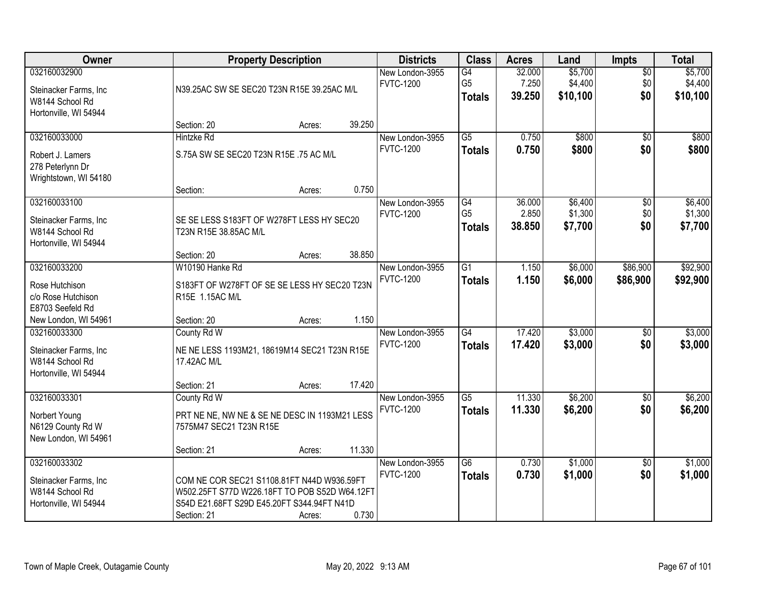| Owner | Property Description | Districts | Class | Acres | Land | Impts | Total |
|---|---|---|---|---|---|---|---|
| 032160032900<br>Steinacker Farms, Inc<br>W8144 School Rd<br>Hortonville, WI 54944 | N39.25AC SW SE SEC20 T23N R15E 39.25AC M/L<br>Section: 20 Acres: 39.250 | New London-3955<br>FVTC-1200 | G4<br>G5<br>**Totals** | 32.000<br>7.250<br>**39.250** | $5,700<br>$4,400<br>**$10,100** | $0<br>$0<br>**$0** | $5,700<br>$4,400<br>**$10,100** |
| 032160033000<br>Robert J. Lamers<br>278 Peterlynn Dr<br>Wrightstown, WI 54180 | Hintzke Rd<br>S.75A SW SE SEC20 T23N R15E .75 AC M/L<br>Section: Acres: 0.750 | New London-3955<br>FVTC-1200 | G5<br>**Totals** | 0.750<br>**0.750** | $800<br>**$800** | $0<br>**$0** | $800<br>**$800** |
| 032160033100<br>Steinacker Farms, Inc<br>W8144 School Rd<br>Hortonville, WI 54944 | SE SE LESS S183FT OF W278FT LESS HY SEC20 T23N R15E 38.85AC M/L<br>Section: 20 Acres: 38.850 | New London-3955<br>FVTC-1200 | G4<br>G5<br>**Totals** | 36.000<br>2.850<br>**38.850** | $6,400<br>$1,300<br>**$7,700** | $0<br>$0<br>**$0** | $6,400<br>$1,300<br>**$7,700** |
| 032160033200<br>Rose Hutchison<br>c/o Rose Hutchison<br>E8703 Seefeld Rd<br>New London, WI 54961 | W10190 Hanke Rd<br>S183FT OF W278FT OF SE SE LESS HY SEC20 T23N R15E 1.15AC M/L<br>Section: 20 Acres: 1.150 | New London-3955<br>FVTC-1200 | G1<br>**Totals** | 1.150<br>**1.150** | $6,000<br>**$6,000** | $86,900<br>**$86,900** | $92,900<br>**$92,900** |
| 032160033300<br>Steinacker Farms, Inc<br>W8144 School Rd<br>Hortonville, WI 54944 | County Rd W<br>NE NE LESS 1193M21, 18619M14 SEC21 T23N R15E 17.42AC M/L<br>Section: 21 Acres: 17.420 | New London-3955<br>FVTC-1200 | G4<br>**Totals** | 17.420<br>**17.420** | $3,000<br>**$3,000** | $0<br>**$0** | $3,000<br>**$3,000** |
| 032160033301<br>Norbert Young<br>N6129 County Rd W<br>New London, WI 54961 | County Rd W<br>PRT NE NE, NW NE & SE NE DESC IN 1193M21 LESS 7575M47 SEC21 T23N R15E<br>Section: 21 Acres: 11.330 | New London-3955<br>FVTC-1200 | G5<br>**Totals** | 11.330<br>**11.330** | $6,200<br>**$6,200** | $0<br>**$0** | $6,200<br>**$6,200** |
| 032160033302<br>Steinacker Farms, Inc<br>W8144 School Rd<br>Hortonville, WI 54944 | COM NE COR SEC21 S1108.81FT N44D W936.59FT W502.25FT S77D W226.18FT TO POB S52D W64.12FT S54D E21.68FT S29D E45.20FT S344.94FT N41D<br>Section: 21 Acres: 0.730 | New London-3955<br>FVTC-1200 | G6<br>**Totals** | 0.730<br>**0.730** | $1,000<br>**$1,000** | $0<br>**$0** | $1,000<br>**$1,000** |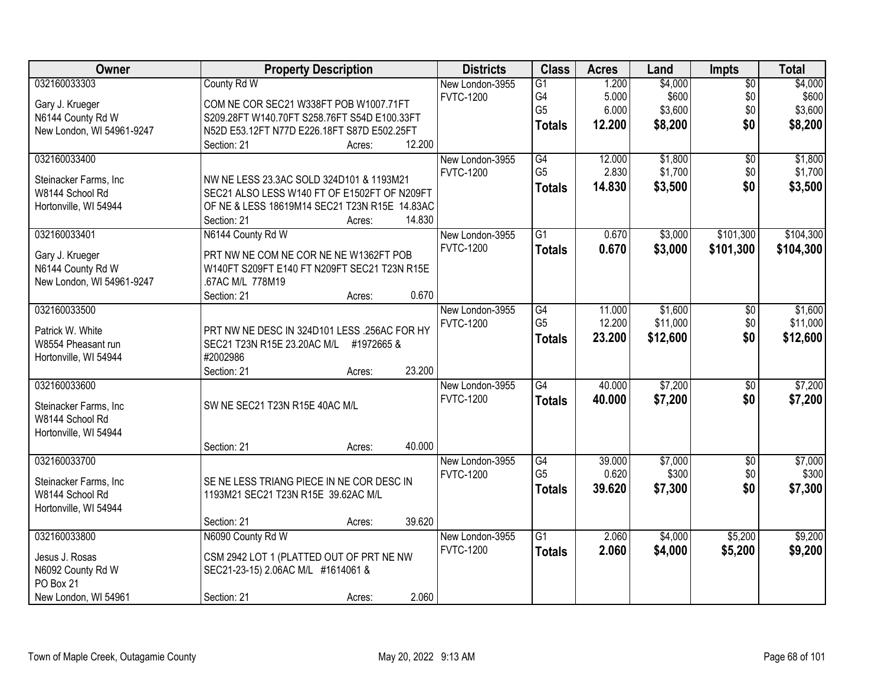| Owner | Property Description | Districts | Class | Acres | Land | Impts | Total |
|---|---|---|---|---|---|---|---|
| 032160033303<br><br>Gary J. Krueger<br>N6144 County Rd W<br>New London, WI 54961-9247 | County Rd W<br><br>COM NE COR SEC21 W338FT POB W1007.71FT S209.28FT W140.70FT S258.76FT S54D E100.33FT N52D E53.12FT N77D E226.18FT S87D E502.25FT<br>Section: 21 Acres: 12.200 | New London-3955<br>FVTC-1200 | G1<br>G4<br>G5<br>**Totals** | 1.200<br>5.000<br>6.000<br>**12.200** | $4,000<br>$600<br>$3,600<br>**$8,200** | $0<br>$0<br>$0<br>**$0** | $4,000<br>$600<br>$3,600<br>**$8,200** |
| 032160033400<br><br>Steinacker Farms, Inc<br>W8144 School Rd<br>Hortonville, WI 54944 | NW NE LESS 23.3AC SOLD 324D101 & 1193M21 SEC21 ALSO LESS W140 FT OF E1502FT OF N209FT OF NE & LESS 18619M14 SEC21 T23N R15E 14.83AC<br>Section: 21 Acres: 14.830 | New London-3955<br>FVTC-1200 | G4<br>G5<br>**Totals** | 12.000<br>2.830<br>**14.830** | $1,800<br>$1,700<br>**$3,500** | $0<br>$0<br>**$0** | $1,800<br>$1,700<br>**$3,500** |
| 032160033401<br><br>Gary J. Krueger<br>N6144 County Rd W<br>New London, WI 54961-9247 | N6144 County Rd W<br><br>PRT NW NE COM NE COR NE NE W1362FT POB W140FT S209FT E140 FT N209FT SEC21 T23N R15E .67AC M/L 778M19<br>Section: 21 Acres: 0.670 | New London-3955<br>FVTC-1200 | G1<br>**Totals** | 0.670<br>**0.670** | $3,000<br>**$3,000** | $101,300<br>**$101,300** | $104,300<br>**$104,300** |
| 032160033500<br><br>Patrick W. White<br>W8554 Pheasant run<br>Hortonville, WI 54944 | PRT NW NE DESC IN 324D101 LESS .256AC FOR HY SEC21 T23N R15E 23.20AC M/L #1972665 & #2002986<br>Section: 21 Acres: 23.200 | New London-3955<br>FVTC-1200 | G4<br>G5<br>**Totals** | 11.000<br>12.200<br>**23.200** | $1,600<br>$11,000<br>**$12,600** | $0<br>$0<br>**$0** | $1,600<br>$11,000<br>**$12,600** |
| 032160033600<br><br>Steinacker Farms, Inc<br>W8144 School Rd<br>Hortonville, WI 54944 | SW NE SEC21 T23N R15E 40AC M/L<br>Section: 21 Acres: 40.000 | New London-3955<br>FVTC-1200 | G4<br>**Totals** | 40.000<br>**40.000** | $7,200<br>**$7,200** | $0<br>**$0** | $7,200<br>**$7,200** |
| 032160033700<br><br>Steinacker Farms, Inc<br>W8144 School Rd<br>Hortonville, WI 54944 | SE NE LESS TRIANG PIECE IN NE COR DESC IN 1193M21 SEC21 T23N R15E 39.62AC M/L<br>Section: 21 Acres: 39.620 | New London-3955<br>FVTC-1200 | G4<br>G5<br>**Totals** | 39.000<br>0.620<br>**39.620** | $7,000<br>$300<br>**$7,300** | $0<br>$0<br>**$0** | $7,000<br>$300<br>**$7,300** |
| 032160033800<br><br>Jesus J. Rosas<br>N6092 County Rd W<br>PO Box 21<br>New London, WI 54961 | N6090 County Rd W<br><br>CSM 2942 LOT 1 (PLATTED OUT OF PRT NE NW SEC21-23-15) 2.06AC M/L #1614061 &<br>Section: 21 Acres: 2.060 | New London-3955<br>FVTC-1200 | G1<br>**Totals** | 2.060<br>**2.060** | $4,000<br>**$4,000** | $5,200<br>**$5,200** | $9,200<br>**$9,200** |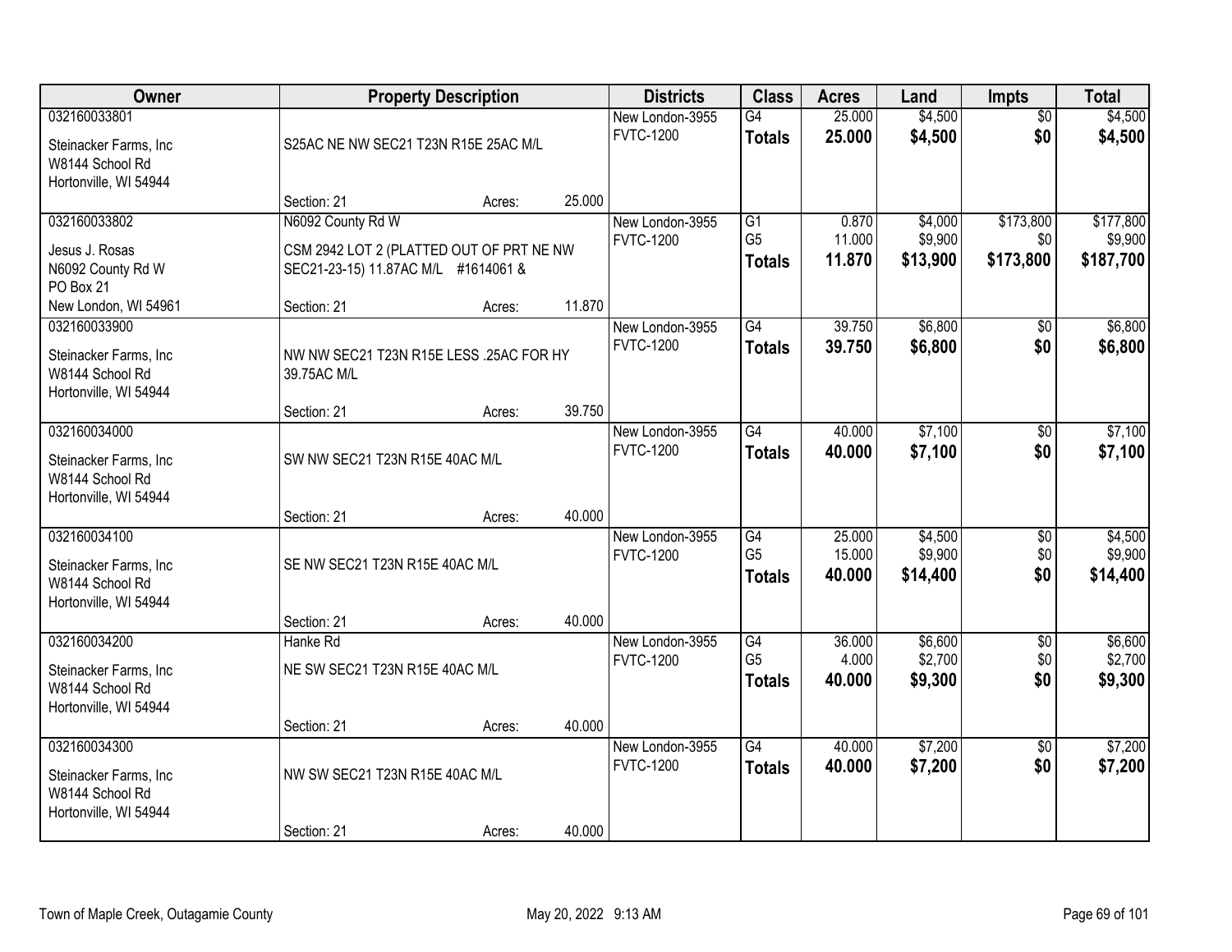| Owner | Property Description | Districts | Class | Acres | Land | Impts | Total |
|---|---|---|---|---|---|---|---|
| 032160033801<br>Steinacker Farms, Inc<br>W8144 School Rd<br>Hortonville, WI 54944 | S25AC NE NW SEC21 T23N R15E 25AC M/L<br>Section: 21 Acres: 25.000 | New London-3955<br>FVTC-1200 | G4<br>**Totals** | 25.000<br>**25.000** | $4,500<br>**$4,500** | $0<br>**$0** | $4,500<br>**$4,500** |
| 032160033802<br>Jesus J. Rosas<br>N6092 County Rd W<br>PO Box 21<br>New London, WI 54961 | N6092 County Rd W<br>CSM 2942 LOT 2 (PLATTED OUT OF PRT NE NW SEC21-23-15) 11.87AC M/L #1614061 &<br>Section: 21 Acres: 11.870 | New London-3955<br>FVTC-1200 | G1<br>G5<br>**Totals** | 0.870<br>11.000<br>**11.870** | $4,000<br>$9,900<br>**$13,900** | $173,800<br>$0<br>**$173,800** | $177,800<br>$9,900<br>**$187,700** |
| 032160033900<br>Steinacker Farms, Inc<br>W8144 School Rd<br>Hortonville, WI 54944 | NW NW SEC21 T23N R15E LESS .25AC FOR HY 39.75AC M/L<br>Section: 21 Acres: 39.750 | New London-3955<br>FVTC-1200 | G4<br>**Totals** | 39.750<br>**39.750** | $6,800<br>**$6,800** | $0<br>**$0** | $6,800<br>**$6,800** |
| 032160034000<br>Steinacker Farms, Inc<br>W8144 School Rd<br>Hortonville, WI 54944 | SW NW SEC21 T23N R15E 40AC M/L<br>Section: 21 Acres: 40.000 | New London-3955<br>FVTC-1200 | G4<br>**Totals** | 40.000<br>**40.000** | $7,100<br>**$7,100** | $0<br>**$0** | $7,100<br>**$7,100** |
| 032160034100<br>Steinacker Farms, Inc<br>W8144 School Rd<br>Hortonville, WI 54944 | SE NW SEC21 T23N R15E 40AC M/L<br>Section: 21 Acres: 40.000 | New London-3955<br>FVTC-1200 | G4<br>G5<br>**Totals** | 25.000<br>15.000<br>**40.000** | $4,500<br>$9,900<br>**$14,400** | $0<br>$0<br>**$0** | $4,500<br>$9,900<br>**$14,400** |
| 032160034200<br>Steinacker Farms, Inc<br>W8144 School Rd<br>Hortonville, WI 54944 | Hanke Rd<br>NE SW SEC21 T23N R15E 40AC M/L<br>Section: 21 Acres: 40.000 | New London-3955<br>FVTC-1200 | G4<br>G5<br>**Totals** | 36.000<br>4.000<br>**40.000** | $6,600<br>$2,700<br>**$9,300** | $0<br>$0<br>**$0** | $6,600<br>$2,700<br>**$9,300** |
| 032160034300<br>Steinacker Farms, Inc<br>W8144 School Rd<br>Hortonville, WI 54944 | NW SW SEC21 T23N R15E 40AC M/L<br>Section: 21 Acres: 40.000 | New London-3955<br>FVTC-1200 | G4<br>**Totals** | 40.000<br>**40.000** | $7,200<br>**$7,200** | $0<br>**$0** | $7,200<br>**$7,200** |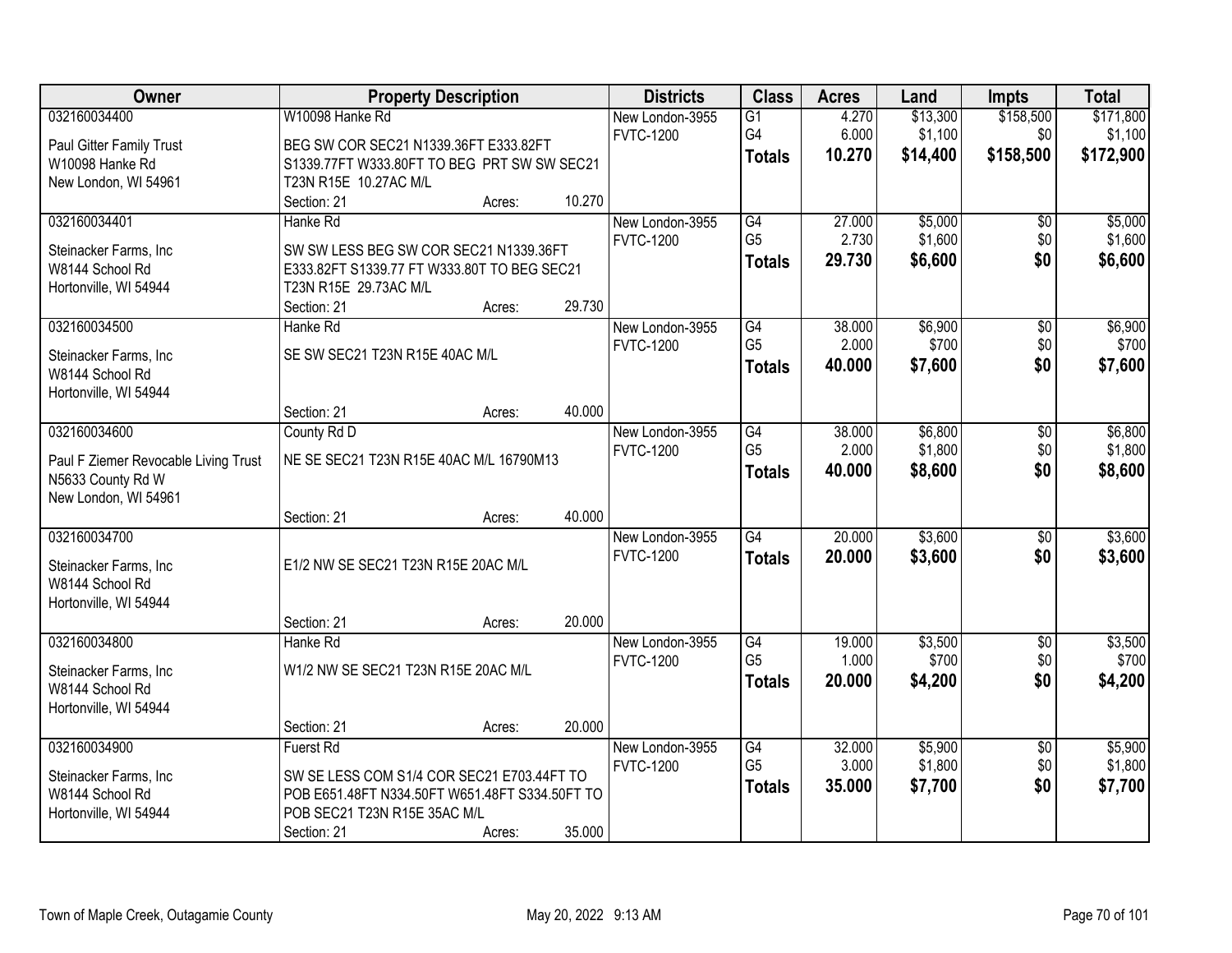| Owner | Property Description | Districts | Class | Acres | Land | Impts | Total |
|---|---|---|---|---|---|---|---|
| 032160034400<br>Paul Gitter Family Trust<br>W10098 Hanke Rd<br>New London, WI 54961 | W10098 Hanke Rd<br>BEG SW COR SEC21 N1339.36FT E333.82FT S1339.77FT W333.80FT TO BEG PRT SW SW SEC21 T23N R15E 10.27AC M/L<br>Section: 21 Acres: 10.270 | New London-3955<br>FVTC-1200 | G1<br>G4<br>**Totals** | 4.270<br>6.000<br>**10.270** | $13,300<br>$1,100<br>**$14,400** | $158,500<br>$0<br>**$158,500** | $171,800<br>$1,100<br>**$172,900** |
| 032160034401<br>Steinacker Farms, Inc<br>W8144 School Rd<br>Hortonville, WI 54944 | Hanke Rd<br>SW SW LESS BEG SW COR SEC21 N1339.36FT E333.82FT S1339.77 FT W333.80T TO BEG SEC21 T23N R15E 29.73AC M/L<br>Section: 21 Acres: 29.730 | New London-3955<br>FVTC-1200 | G4<br>G5<br>**Totals** | 27.000<br>2.730<br>**29.730** | $5,000<br>$1,600<br>**$6,600** | $0<br>$0<br>**$0** | $5,000<br>$1,600<br>**$6,600** |
| 032160034500<br>Steinacker Farms, Inc<br>W8144 School Rd<br>Hortonville, WI 54944 | Hanke Rd<br>SE SW SEC21 T23N R15E 40AC M/L<br>Section: 21 Acres: 40.000 | New London-3955<br>FVTC-1200 | G4<br>G5<br>**Totals** | 38.000<br>2.000<br>**40.000** | $6,900<br>$700<br>**$7,600** | $0<br>$0<br>**$0** | $6,900<br>$700<br>**$7,600** |
| 032160034600<br>Paul F Ziemer Revocable Living Trust<br>N5633 County Rd W<br>New London, WI 54961 | County Rd D<br>NE SE SEC21 T23N R15E 40AC M/L 16790M13<br>Section: 21 Acres: 40.000 | New London-3955<br>FVTC-1200 | G4<br>G5<br>**Totals** | 38.000<br>2.000<br>**40.000** | $6,800<br>$1,800<br>**$8,600** | $0<br>$0<br>**$0** | $6,800<br>$1,800<br>**$8,600** |
| 032160034700<br>Steinacker Farms, Inc<br>W8144 School Rd<br>Hortonville, WI 54944 | E1/2 NW SE SEC21 T23N R15E 20AC M/L<br>Section: 21 Acres: 20.000 | New London-3955<br>FVTC-1200 | G4<br>**Totals** | 20.000<br>**20.000** | $3,600<br>**$3,600** | $0<br>**$0** | $3,600<br>**$3,600** |
| 032160034800<br>Steinacker Farms, Inc<br>W8144 School Rd<br>Hortonville, WI 54944 | Hanke Rd<br>W1/2 NW SE SEC21 T23N R15E 20AC M/L<br>Section: 21 Acres: 20.000 | New London-3955<br>FVTC-1200 | G4<br>G5<br>**Totals** | 19.000<br>1.000<br>**20.000** | $3,500<br>$700<br>**$4,200** | $0<br>$0<br>**$0** | $3,500<br>$700<br>**$4,200** |
| 032160034900<br>Steinacker Farms, Inc<br>W8144 School Rd<br>Hortonville, WI 54944 | Fuerst Rd<br>SW SE LESS COM S1/4 COR SEC21 E703.44FT TO POB E651.48FT N334.50FT W651.48FT S334.50FT TO POB SEC21 T23N R15E 35AC M/L<br>Section: 21 Acres: 35.000 | New London-3955<br>FVTC-1200 | G4<br>G5<br>**Totals** | 32.000<br>3.000<br>**35.000** | $5,900<br>$1,800<br>**$7,700** | $0<br>$0<br>**$0** | $5,900<br>$1,800<br>**$7,700** |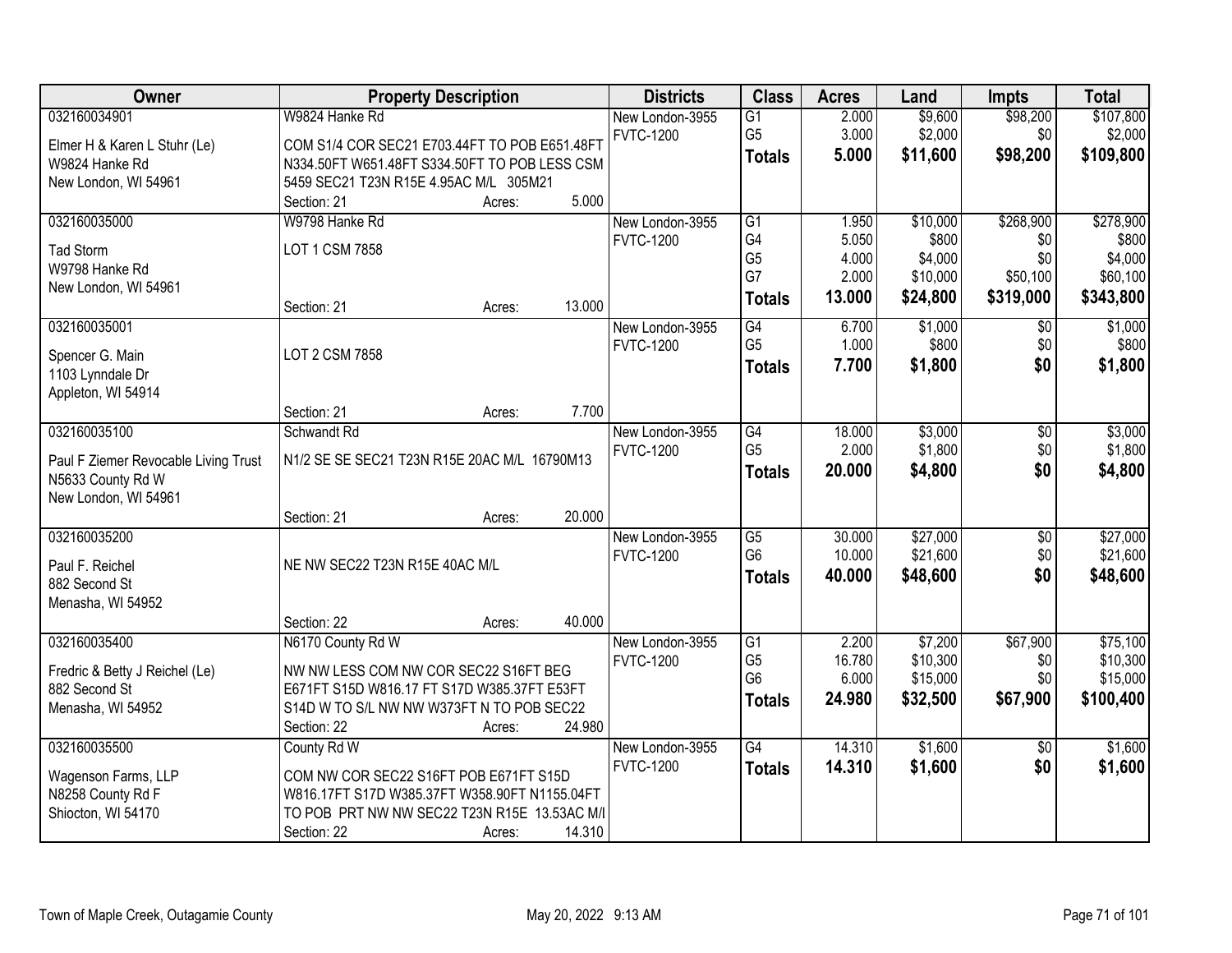| Owner | Property Description | | | Districts | Class | Acres | Land | Impts | Total |
|---|---|---|---|---|---|---|---|---|---|
| 032160034901 | W9824 Hanke Rd | | | New London-3955 | G1 | 2.000 | $9,600 | $98,200 | $107,800 |
| Elmer H & Karen L Stuhr (Le) | COM S1/4 COR SEC21 E703.44FT TO POB E651.48FT | | | FVTC-1200 | G5 | 3.000 | $2,000 | $0 | $2,000 |
| W9824 Hanke Rd | N334.50FT W651.48FT S334.50FT TO POB LESS CSM | | | | **Totals** | **5.000** | **$11,600** | **$98,200** | **$109,800** |
| New London, WI 54961 | 5459 SEC21 T23N R15E 4.95AC M/L 305M21 | | | | | | | | |
| | Section: 21 | Acres: | 5.000 | | | | | | |
| 032160035000 | W9798 Hanke Rd | | | New London-3955 | G1 | 1.950 | $10,000 | $268,900 | $278,900 |
| Tad Storm | LOT 1 CSM 7858 | | | FVTC-1200 | G4 | 5.050 | $800 | $0 | $800 |
| W9798 Hanke Rd | | | | | G5 | 4.000 | $4,000 | $0 | $4,000 |
| New London, WI 54961 | | | | | G7 | 2.000 | $10,000 | $50,100 | $60,100 |
| | Section: 21 | Acres: | 13.000 | | **Totals** | **13.000** | **$24,800** | **$319,000** | **$343,800** |
| 032160035001 | | | | New London-3955 | G4 | 6.700 | $1,000 | $0 | $1,000 |
| Spencer G. Main | LOT 2 CSM 7858 | | | FVTC-1200 | G5 | 1.000 | $800 | $0 | $800 |
| 1103 Lynndale Dr | | | | | **Totals** | **7.700** | **$1,800** | **$0** | **$1,800** |
| Appleton, WI 54914 | | | | | | | | | |
| | Section: 21 | Acres: | 7.700 | | | | | | |
| 032160035100 | Schwandt Rd | | | New London-3955 | G4 | 18.000 | $3,000 | $0 | $3,000 |
| Paul F Ziemer Revocable Living Trust | N1/2 SE SE SEC21 T23N R15E 20AC M/L 16790M13 | | | FVTC-1200 | G5 | 2.000 | $1,800 | $0 | $1,800 |
| N5633 County Rd W | | | | | **Totals** | **20.000** | **$4,800** | **$0** | **$4,800** |
| New London, WI 54961 | | | | | | | | | |
| | Section: 21 | Acres: | 20.000 | | | | | | |
| 032160035200 | | | | New London-3955 | G5 | 30.000 | $27,000 | $0 | $27,000 |
| Paul F. Reichel | NE NW SEC22 T23N R15E 40AC M/L | | | FVTC-1200 | G6 | 10.000 | $21,600 | $0 | $21,600 |
| 882 Second St | | | | | **Totals** | **40.000** | **$48,600** | **$0** | **$48,600** |
| Menasha, WI 54952 | | | | | | | | | |
| | Section: 22 | Acres: | 40.000 | | | | | | |
| 032160035400 | N6170 County Rd W | | | New London-3955 | G1 | 2.200 | $7,200 | $67,900 | $75,100 |
| Fredric & Betty J Reichel (Le) | NW NW LESS COM NW COR SEC22 S16FT BEG | | | FVTC-1200 | G5 | 16.780 | $10,300 | $0 | $10,300 |
| 882 Second St | E671FT S15D W816.17 FT S17D W385.37FT E53FT | | | | G6 | 6.000 | $15,000 | $0 | $15,000 |
| Menasha, WI 54952 | S14D W TO S/L NW NW W373FT N TO POB SEC22 | | | | **Totals** | **24.980** | **$32,500** | **$67,900** | **$100,400** |
| | Section: 22 | Acres: | 24.980 | | | | | | |
| 032160035500 | County Rd W | | | New London-3955 | G4 | 14.310 | $1,600 | $0 | $1,600 |
| Wagenson Farms, LLP | COM NW COR SEC22 S16FT POB E671FT S15D | | | FVTC-1200 | **Totals** | **14.310** | **$1,600** | **$0** | **$1,600** |
| N8258 County Rd F | W816.17FT S17D W385.37FT W358.90FT N1155.04FT | | | | | | | | |
| Shiocton, WI 54170 | TO POB PRT NW NW SEC22 T23N R15E 13.53AC M/l | | | | | | | | |
| | Section: 22 | Acres: | 14.310 | | | | | | |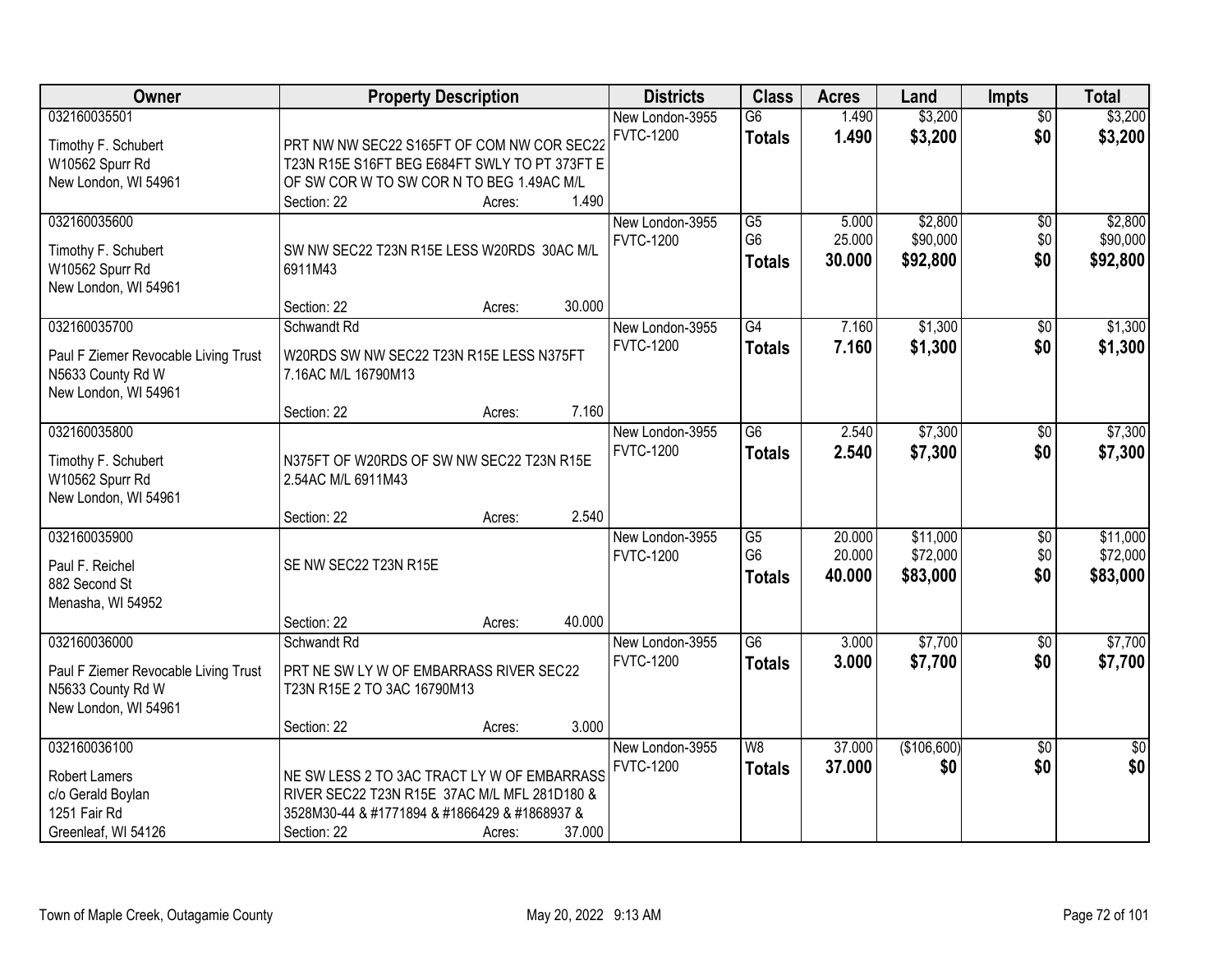| Owner | Property Description | Districts | Class | Acres | Land | Impts | Total |
|---|---|---|---|---|---|---|---|
| 032160035501<br><br>Timothy F. Schubert<br>W10562 Spurr Rd<br>New London, WI 54961 | PRT NW NW SEC22 S165FT OF COM NW COR SEC22 T23N R15E S16FT BEG E684FT SWLY TO PT 373FT E OF SW COR W TO SW COR N TO BEG 1.49AC M/L<br>Section: 22 Acres: 1.490 | New London-3955<br>FVTC-1200 | G6<br>**Totals** | 1.490<br>**1.490** | $3,200<br>**$3,200** | $0<br>**$0** | $3,200<br>**$3,200** |
| 032160035600<br><br>Timothy F. Schubert<br>W10562 Spurr Rd<br>New London, WI 54961 | SW NW SEC22 T23N R15E LESS W20RDS 30AC M/L 6911M43<br>Section: 22 Acres: 30.000 | New London-3955<br>FVTC-1200 | G5<br>G6<br>**Totals** | 5.000<br>25.000<br>**30.000** | $2,800<br>$90,000<br>**$92,800** | $0<br>$0<br>**$0** | $2,800<br>$90,000<br>**$92,800** |
| 032160035700<br>Schwandt Rd<br>Paul F Ziemer Revocable Living Trust<br>N5633 County Rd W<br>New London, WI 54961 | W20RDS SW NW SEC22 T23N R15E LESS N375FT 7.16AC M/L 16790M13<br>Section: 22 Acres: 7.160 | New London-3955<br>FVTC-1200 | G4<br>**Totals** | 7.160<br>**7.160** | $1,300<br>**$1,300** | $0<br>**$0** | $1,300<br>**$1,300** |
| 032160035800<br><br>Timothy F. Schubert<br>W10562 Spurr Rd<br>New London, WI 54961 | N375FT OF W20RDS OF SW NW SEC22 T23N R15E 2.54AC M/L 6911M43<br>Section: 22 Acres: 2.540 | New London-3955<br>FVTC-1200 | G6<br>**Totals** | 2.540<br>**2.540** | $7,300<br>**$7,300** | $0<br>**$0** | $7,300<br>**$7,300** |
| 032160035900<br><br>Paul F. Reichel<br>882 Second St<br>Menasha, WI 54952 | SE NW SEC22 T23N R15E<br>Section: 22 Acres: 40.000 | New London-3955<br>FVTC-1200 | G5<br>G6<br>**Totals** | 20.000<br>20.000<br>**40.000** | $11,000<br>$72,000<br>**$83,000** | $0<br>$0<br>**$0** | $11,000<br>$72,000<br>**$83,000** |
| 032160036000<br>Schwandt Rd<br>Paul F Ziemer Revocable Living Trust<br>N5633 County Rd W<br>New London, WI 54961 | PRT NE SW LY W OF EMBARRASS RIVER SEC22 T23N R15E 2 TO 3AC 16790M13<br>Section: 22 Acres: 3.000 | New London-3955<br>FVTC-1200 | G6<br>**Totals** | 3.000<br>**3.000** | $7,700<br>**$7,700** | $0<br>**$0** | $7,700<br>**$7,700** |
| 032160036100<br><br>Robert Lamers<br>c/o Gerald Boylan<br>1251 Fair Rd<br>Greenleaf, WI 54126 | NE SW LESS 2 TO 3AC TRACT LY W OF EMBARRASS RIVER SEC22 T23N R15E 37AC M/L MFL 281D180 & 3528M30-44 & #1771894 & #1866429 & #1868937 &<br>Section: 22 Acres: 37.000 | New London-3955<br>FVTC-1200 | W8<br>**Totals** | 37.000<br>**37.000** | ($106,600)<br>**$0** | $0<br>**$0** | $0<br>**$0** |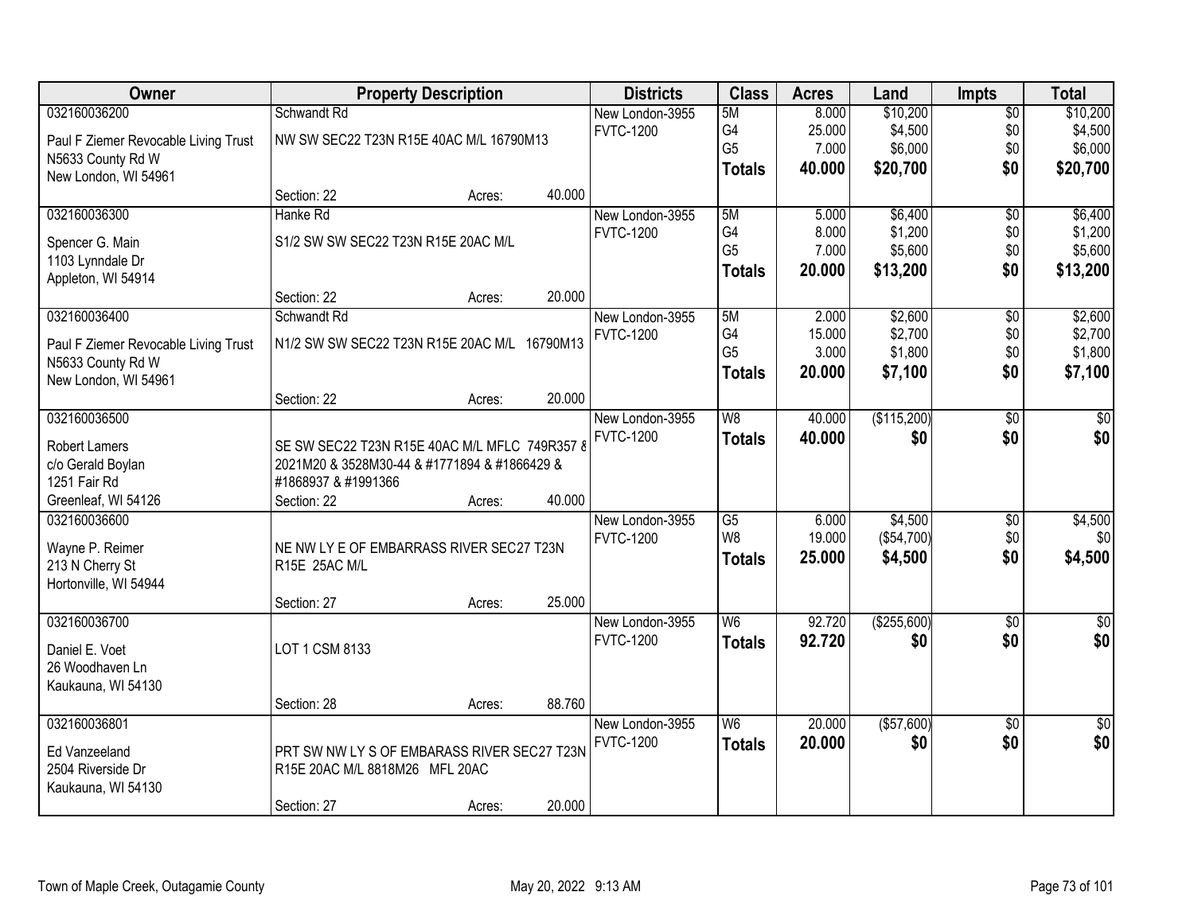| Owner | Property Description | Districts | Class | Acres | Land | Impts | Total |
|---|---|---|---|---|---|---|---|
| 032160036200<br>Paul F Ziemer Revocable Living Trust<br>N5633 County Rd W<br>New London, WI 54961 | Schwandt Rd<br>NW SW SEC22 T23N R15E 40AC M/L 16790M13<br>Section: 22 Acres: 40.000 | New London-3955<br>FVTC-1200 | 5M<br>G4<br>G5<br>**Totals** | 8.000<br>25.000<br>7.000<br>**40.000** | $10,200<br>$4,500<br>$6,000<br>**$20,700** | $0<br>$0<br>$0<br>**$0** | $10,200<br>$4,500<br>$6,000<br>**$20,700** |
| 032160036300<br>Spencer G. Main<br>1103 Lynndale Dr<br>Appleton, WI 54914 | Hanke Rd<br>S1/2 SW SW SEC22 T23N R15E 20AC M/L<br>Section: 22 Acres: 20.000 | New London-3955<br>FVTC-1200 | 5M<br>G4<br>G5<br>**Totals** | 5.000<br>8.000<br>7.000<br>**20.000** | $6,400<br>$1,200<br>$5,600<br>**$13,200** | $0<br>$0<br>$0<br>**$0** | $6,400<br>$1,200<br>$5,600<br>**$13,200** |
| 032160036400<br>Paul F Ziemer Revocable Living Trust<br>N5633 County Rd W<br>New London, WI 54961 | Schwandt Rd<br>N1/2 SW SW SEC22 T23N R15E 20AC M/L 16790M13<br>Section: 22 Acres: 20.000 | New London-3955<br>FVTC-1200 | 5M<br>G4<br>G5<br>**Totals** | 2.000<br>15.000<br>3.000<br>**20.000** | $2,600<br>$2,700<br>$1,800<br>**$7,100** | $0<br>$0<br>$0<br>**$0** | $2,600<br>$2,700<br>$1,800<br>**$7,100** |
| 032160036500<br>Robert Lamers<br>c/o Gerald Boylan<br>1251 Fair Rd<br>Greenleaf, WI 54126 | SE SW SEC22 T23N R15E 40AC M/L MFLC 749R357 & 2021M20 & 3528M30-44 & #1771894 & #1866429 & #1868937 & #1991366<br>Section: 22 Acres: 40.000 | New London-3955<br>FVTC-1200 | W8<br>**Totals** | 40.000<br>**40.000** | ($115,200)<br>**$0** | $0<br>**$0** | $0<br>**$0** |
| 032160036600<br>Wayne P. Reimer<br>213 N Cherry St<br>Hortonville, WI 54944 | NE NW LY E OF EMBARRASS RIVER SEC27 T23N R15E 25AC M/L<br>Section: 27 Acres: 25.000 | New London-3955<br>FVTC-1200 | G5<br>W8<br>**Totals** | 6.000<br>19.000<br>**25.000** | $4,500<br>($54,700)<br>**$4,500** | $0<br>$0<br>**$0** | $4,500<br>$0<br>**$4,500** |
| 032160036700<br>Daniel E. Voet<br>26 Woodhaven Ln<br>Kaukauna, WI 54130 | LOT 1 CSM 8133<br>Section: 28 Acres: 88.760 | New London-3955<br>FVTC-1200 | W6<br>**Totals** | 92.720<br>**92.720** | ($255,600)<br>**$0** | $0<br>**$0** | $0<br>**$0** |
| 032160036801<br>Ed Vanzeeland<br>2504 Riverside Dr<br>Kaukauna, WI 54130 | PRT SW NW LY S OF EMBARASS RIVER SEC27 T23N R15E 20AC M/L 8818M26 MFL 20AC<br>Section: 27 Acres: 20.000 | New London-3955<br>FVTC-1200 | W6<br>**Totals** | 20.000<br>**20.000** | ($57,600)<br>**$0** | $0<br>**$0** | $0<br>**$0** |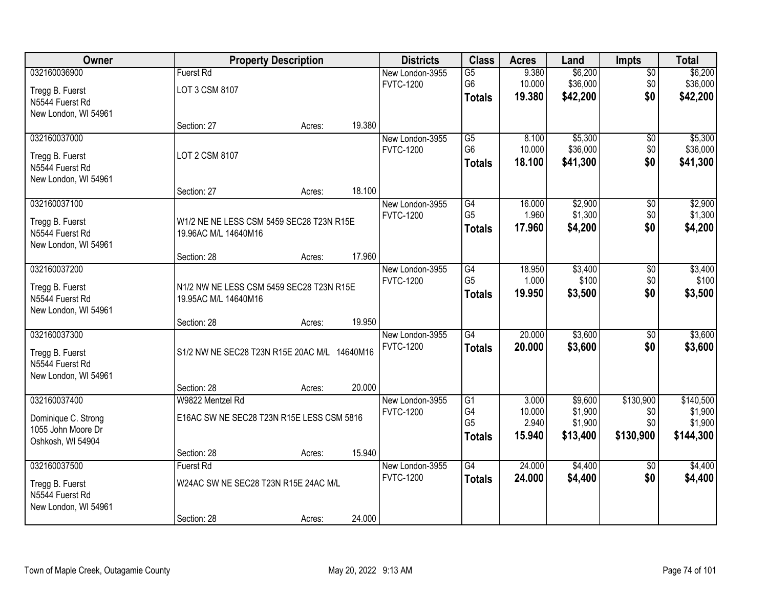| Owner | Property Description | Districts | Class | Acres | Land | Impts | Total |
|---|---|---|---|---|---|---|---|
| 032160036900<br>Tregg B. Fuerst<br>N5544 Fuerst Rd<br>New London, WI 54961 | Fuerst Rd<br>LOT 3 CSM 8107<br>Section: 27 Acres: 19.380 | New London-3955<br>FVTC-1200 | G5<br>G6<br>**Totals** | 9.380<br>10.000<br>**19.380** | $6,200<br>$36,000<br>**$42,200** | $0<br>$0<br>**$0** | $6,200<br>$36,000<br>**$42,200** |
| 032160037000<br>Tregg B. Fuerst<br>N5544 Fuerst Rd<br>New London, WI 54961 | LOT 2 CSM 8107<br>Section: 27 Acres: 18.100 | New London-3955<br>FVTC-1200 | G5<br>G6<br>**Totals** | 8.100<br>10.000<br>**18.100** | $5,300<br>$36,000<br>**$41,300** | $0<br>$0<br>**$0** | $5,300<br>$36,000<br>**$41,300** |
| 032160037100<br>Tregg B. Fuerst<br>N5544 Fuerst Rd<br>New London, WI 54961 | W1/2 NE NE LESS CSM 5459 SEC28 T23N R15E 19.96AC M/L 14640M16<br>Section: 28 Acres: 17.960 | New London-3955<br>FVTC-1200 | G4<br>G5<br>**Totals** | 16.000<br>1.960<br>**17.960** | $2,900<br>$1,300<br>**$4,200** | $0<br>$0<br>**$0** | $2,900<br>$1,300<br>**$4,200** |
| 032160037200<br>Tregg B. Fuerst<br>N5544 Fuerst Rd<br>New London, WI 54961 | N1/2 NW NE LESS CSM 5459 SEC28 T23N R15E 19.95AC M/L 14640M16<br>Section: 28 Acres: 19.950 | New London-3955<br>FVTC-1200 | G4<br>G5<br>**Totals** | 18.950<br>1.000<br>**19.950** | $3,400<br>$100<br>**$3,500** | $0<br>$0<br>**$0** | $3,400<br>$100<br>**$3,500** |
| 032160037300<br>Tregg B. Fuerst<br>N5544 Fuerst Rd<br>New London, WI 54961 | S1/2 NW NE SEC28 T23N R15E 20AC M/L 14640M16<br>Section: 28 Acres: 20.000 | New London-3955<br>FVTC-1200 | G4<br>**Totals** | 20.000<br>**20.000** | $3,600<br>**$3,600** | $0<br>**$0** | $3,600<br>**$3,600** |
| 032160037400<br>Dominique C. Strong<br>1055 John Moore Dr<br>Oshkosh, WI 54904 | W9822 Mentzel Rd<br>E16AC SW NE SEC28 T23N R15E LESS CSM 5816<br>Section: 28 Acres: 15.940 | New London-3955<br>FVTC-1200 | G1<br>G4<br>G5<br>**Totals** | 3.000<br>10.000<br>2.940<br>**15.940** | $9,600<br>$1,900<br>$1,900<br>**$13,400** | $130,900<br>$0<br>$0<br>**$130,900** | $140,500<br>$1,900<br>$1,900<br>**$144,300** |
| 032160037500<br>Tregg B. Fuerst<br>N5544 Fuerst Rd<br>New London, WI 54961 | Fuerst Rd<br>W24AC SW NE SEC28 T23N R15E 24AC M/L<br>Section: 28 Acres: 24.000 | New London-3955<br>FVTC-1200 | G4<br>**Totals** | 24.000<br>**24.000** | $4,400<br>**$4,400** | $0<br>**$0** | $4,400<br>**$4,400** |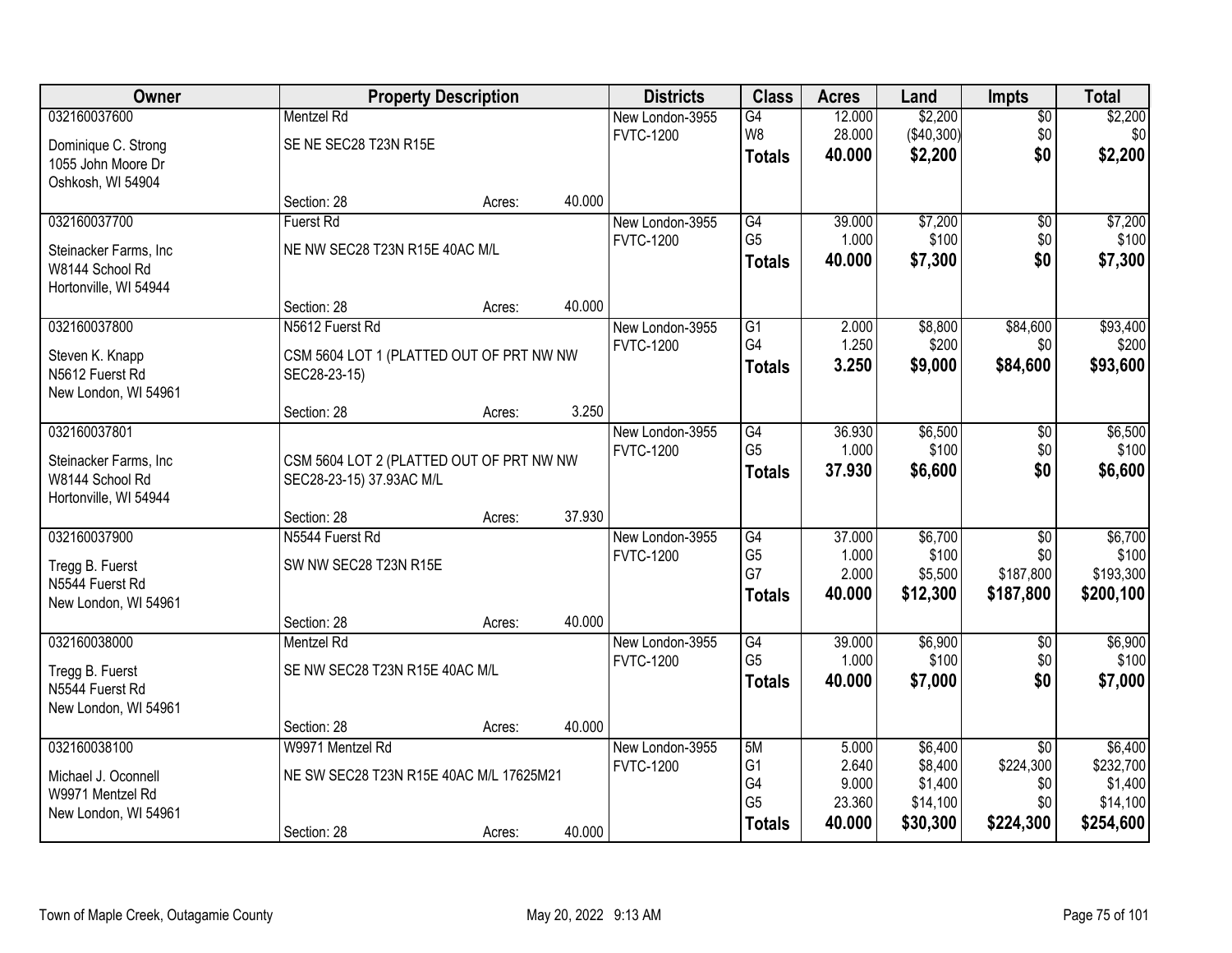| Owner | Property Description | | | Districts | Class | Acres | Land | Impts | Total |
|---|---|---|---|---|---|---|---|---|---|
| 032160037600 | Mentzel Rd | | | New London-3955 | G4 | 12.000 | $2,200 | $0 | $2,200 |
| Dominique C. Strong | SE NE SEC28 T23N R15E | | | FVTC-1200 | W8 | 28.000 | ($40,300) | $0 | $0 |
| 1055 John Moore Dr | | | | | **Totals** | **40.000** | **$2,200** | **$0** | **$2,200** |
| Oshkosh, WI 54904 | | | | | | | | | |
| | Section: 28 | Acres: | 40.000 | | | | | | |
| 032160037700 | Fuerst Rd | | | New London-3955 | G4 | 39.000 | $7,200 | $0 | $7,200 |
| Steinacker Farms, Inc | NE NW SEC28 T23N R15E 40AC M/L | | | FVTC-1200 | G5 | 1.000 | $100 | $0 | $100 |
| W8144 School Rd | | | | | **Totals** | **40.000** | **$7,300** | **$0** | **$7,300** |
| Hortonville, WI 54944 | | | | | | | | | |
| | Section: 28 | Acres: | 40.000 | | | | | | |
| 032160037800 | N5612 Fuerst Rd | | | New London-3955 | G1 | 2.000 | $8,800 | $84,600 | $93,400 |
| Steven K. Knapp | CSM 5604 LOT 1 (PLATTED OUT OF PRT NW NW SEC28-23-15) | | | FVTC-1200 | G4 | 1.250 | $200 | $0 | $200 |
| N5612 Fuerst Rd | | | | | **Totals** | **3.250** | **$9,000** | **$84,600** | **$93,600** |
| New London, WI 54961 | | | | | | | | | |
| | Section: 28 | Acres: | 3.250 | | | | | | |
| 032160037801 | | | | New London-3955 | G4 | 36.930 | $6,500 | $0 | $6,500 |
| Steinacker Farms, Inc | CSM 5604 LOT 2 (PLATTED OUT OF PRT NW NW SEC28-23-15) 37.93AC M/L | | | FVTC-1200 | G5 | 1.000 | $100 | $0 | $100 |
| W8144 School Rd | | | | | **Totals** | **37.930** | **$6,600** | **$0** | **$6,600** |
| Hortonville, WI 54944 | | | | | | | | | |
| | Section: 28 | Acres: | 37.930 | | | | | | |
| 032160037900 | N5544 Fuerst Rd | | | New London-3955 | G4 | 37.000 | $6,700 | $0 | $6,700 |
| Tregg B. Fuerst | SW NW SEC28 T23N R15E | | | FVTC-1200 | G5 | 1.000 | $100 | $0 | $100 |
| N5544 Fuerst Rd | | | | | G7 | 2.000 | $5,500 | $187,800 | $193,300 |
| New London, WI 54961 | | | | | **Totals** | **40.000** | **$12,300** | **$187,800** | **$200,100** |
| | Section: 28 | Acres: | 40.000 | | | | | | |
| 032160038000 | Mentzel Rd | | | New London-3955 | G4 | 39.000 | $6,900 | $0 | $6,900 |
| Tregg B. Fuerst | SE NW SEC28 T23N R15E 40AC M/L | | | FVTC-1200 | G5 | 1.000 | $100 | $0 | $100 |
| N5544 Fuerst Rd | | | | | **Totals** | **40.000** | **$7,000** | **$0** | **$7,000** |
| New London, WI 54961 | | | | | | | | | |
| | Section: 28 | Acres: | 40.000 | | | | | | |
| 032160038100 | W9971 Mentzel Rd | | | New London-3955 | 5M | 5.000 | $6,400 | $0 | $6,400 |
| Michael J. Oconnell | NE SW SEC28 T23N R15E 40AC M/L 17625M21 | | | FVTC-1200 | G1 | 2.640 | $8,400 | $224,300 | $232,700 |
| W9971 Mentzel Rd | | | | | G4 | 9.000 | $1,400 | $0 | $1,400 |
| New London, WI 54961 | | | | | G5 | 23.360 | $14,100 | $0 | $14,100 |
| | Section: 28 | Acres: | 40.000 | | **Totals** | **40.000** | **$30,300** | **$224,300** | **$254,600** |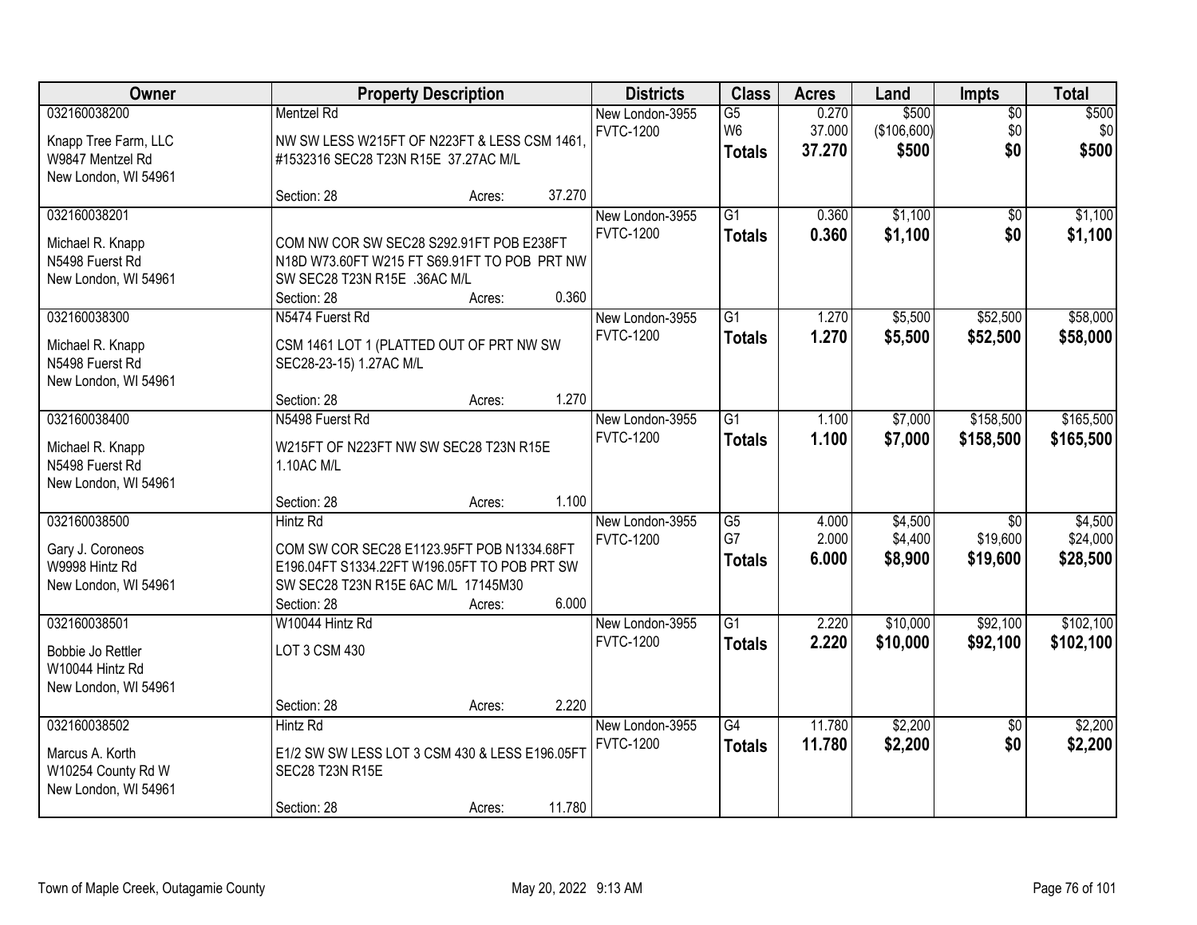| Owner | Property Description | Districts | Class | Acres | Land | Impts | Total |
|---|---|---|---|---|---|---|---|
| 032160038200<br>Knapp Tree Farm, LLC<br>W9847 Mentzel Rd<br>New London, WI 54961 | Mentzel Rd<br>NW SW LESS W215FT OF N223FT & LESS CSM 1461, #1532316 SEC28 T23N R15E 37.27AC M/L<br>Section: 28 Acres: 37.270 | New London-3955<br>FVTC-1200 | G5<br>W6<br>**Totals** | 0.270<br>37.000<br>**37.270** | $500<br>($106,600)<br>**$500** | $0<br>$0<br>**$0** | $500<br>$0<br>**$500** |
| 032160038201<br>Michael R. Knapp<br>N5498 Fuerst Rd<br>New London, WI 54961 | COM NW COR SW SEC28 S292.91FT POB E238FT N18D W73.60FT W215 FT S69.91FT TO POB PRT NW SW SEC28 T23N R15E .36AC M/L<br>Section: 28 Acres: 0.360 | New London-3955<br>FVTC-1200 | G1<br>**Totals** | 0.360<br>**0.360** | $1,100<br>**$1,100** | $0<br>**$0** | $1,100<br>**$1,100** |
| 032160038300<br>Michael R. Knapp<br>N5498 Fuerst Rd<br>New London, WI 54961 | N5474 Fuerst Rd<br>CSM 1461 LOT 1 (PLATTED OUT OF PRT NW SW SEC28-23-15) 1.27AC M/L<br>Section: 28 Acres: 1.270 | New London-3955<br>FVTC-1200 | G1<br>**Totals** | 1.270<br>**1.270** | $5,500<br>**$5,500** | $52,500<br>**$52,500** | $58,000<br>**$58,000** |
| 032160038400<br>Michael R. Knapp<br>N5498 Fuerst Rd<br>New London, WI 54961 | N5498 Fuerst Rd<br>W215FT OF N223FT NW SW SEC28 T23N R15E 1.10AC M/L<br>Section: 28 Acres: 1.100 | New London-3955<br>FVTC-1200 | G1<br>**Totals** | 1.100<br>**1.100** | $7,000<br>**$7,000** | $158,500<br>**$158,500** | $165,500<br>**$165,500** |
| 032160038500<br>Gary J. Coroneos<br>W9998 Hintz Rd<br>New London, WI 54961 | Hintz Rd<br>COM SW COR SEC28 E1123.95FT POB N1334.68FT E196.04FT S1334.22FT W196.05FT TO POB PRT SW SW SEC28 T23N R15E 6AC M/L 17145M30<br>Section: 28 Acres: 6.000 | New London-3955<br>FVTC-1200 | G5<br>G7<br>**Totals** | 4.000<br>2.000<br>**6.000** | $4,500<br>$4,400<br>**$8,900** | $0<br>$19,600<br>**$19,600** | $4,500<br>$24,000<br>**$28,500** |
| 032160038501<br>Bobbie Jo Rettler<br>W10044 Hintz Rd<br>New London, WI 54961 | W10044 Hintz Rd<br>LOT 3 CSM 430<br>Section: 28 Acres: 2.220 | New London-3955<br>FVTC-1200 | G1<br>**Totals** | 2.220<br>**2.220** | $10,000<br>**$10,000** | $92,100<br>**$92,100** | $102,100<br>**$102,100** |
| 032160038502<br>Marcus A. Korth<br>W10254 County Rd W<br>New London, WI 54961 | Hintz Rd<br>E1/2 SW SW LESS LOT 3 CSM 430 & LESS E196.05FT SEC28 T23N R15E<br>Section: 28 Acres: 11.780 | New London-3955<br>FVTC-1200 | G4<br>**Totals** | 11.780<br>**11.780** | $2,200<br>**$2,200** | $0<br>**$0** | $2,200<br>**$2,200** |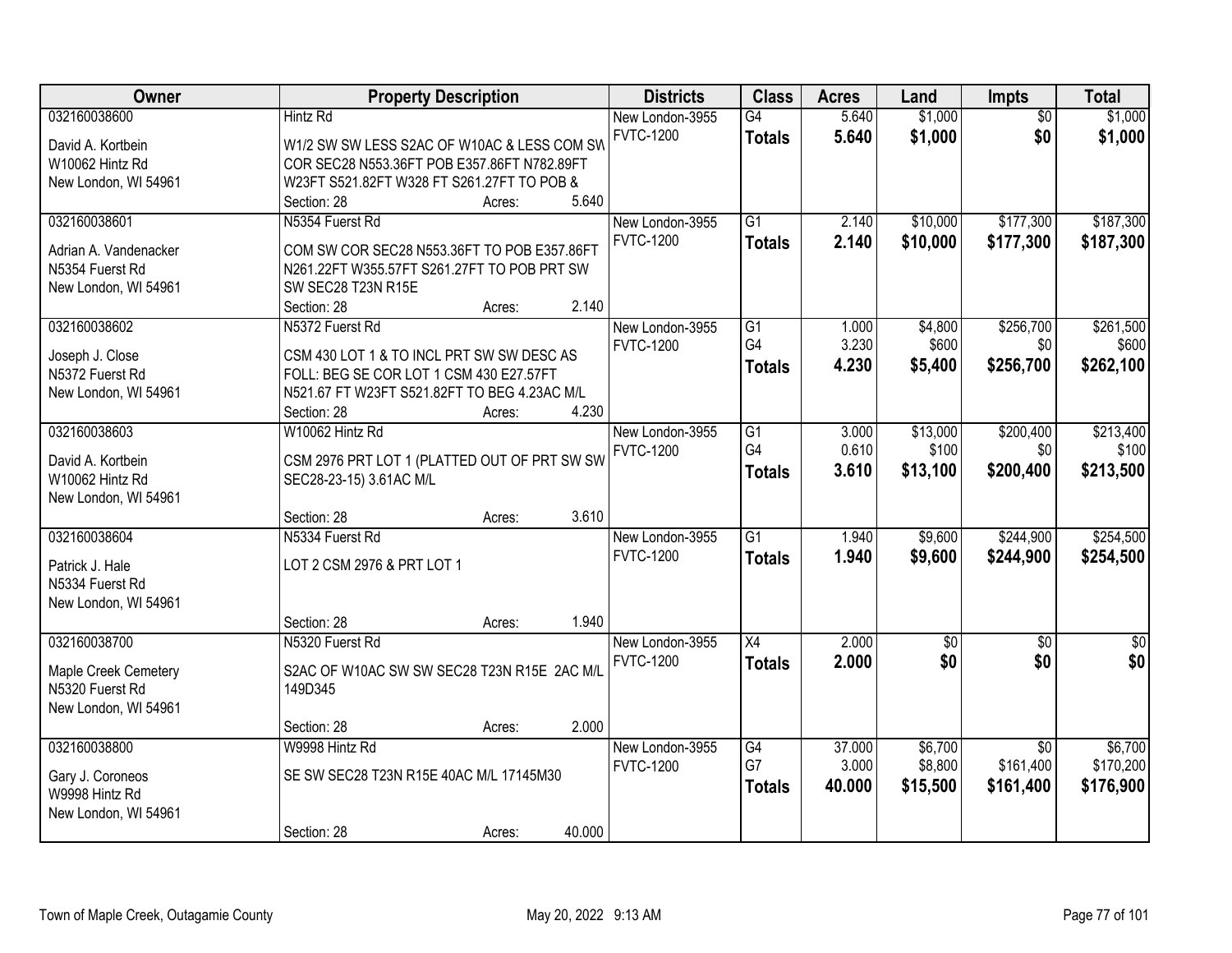| Owner | Property Description | Districts | Class | Acres | Land | Impts | Total |
|---|---|---|---|---|---|---|---|
| 032160038600<br>David A. Kortbein<br>W10062 Hintz Rd<br>New London, WI 54961 | Hintz Rd<br>W1/2 SW SW LESS S2AC OF W10AC & LESS COM SW COR SEC28 N553.36FT POB E357.86FT N782.89FT W23FT S521.82FT W328 FT S261.27FT TO POB &<br>Section: 28 Acres: 5.640 | New London-3955<br>FVTC-1200 | G4<br>**Totals** | 5.640<br>**5.640** | $1,000<br>**$1,000** | $0<br>**$0** | $1,000<br>**$1,000** |
| 032160038601<br>Adrian A. Vandenacker<br>N5354 Fuerst Rd<br>New London, WI 54961 | N5354 Fuerst Rd<br>COM SW COR SEC28 N553.36FT TO POB E357.86FT N261.22FT W355.57FT S261.27FT TO POB PRT SW SW SEC28 T23N R15E<br>Section: 28 Acres: 2.140 | New London-3955<br>FVTC-1200 | G1<br>**Totals** | 2.140<br>**2.140** | $10,000<br>**$10,000** | $177,300<br>**$177,300** | $187,300<br>**$187,300** |
| 032160038602<br>Joseph J. Close<br>N5372 Fuerst Rd<br>New London, WI 54961 | N5372 Fuerst Rd<br>CSM 430 LOT 1 & TO INCL PRT SW SW DESC AS FOLL: BEG SE COR LOT 1 CSM 430 E27.57FT N521.67 FT W23FT S521.82FT TO BEG 4.23AC M/L<br>Section: 28 Acres: 4.230 | New London-3955<br>FVTC-1200 | G1<br>G4<br>**Totals** | 1.000<br>3.230<br>**4.230** | $4,800<br>$600<br>**$5,400** | $256,700<br>$0<br>**$256,700** | $261,500<br>$600<br>**$262,100** |
| 032160038603<br>David A. Kortbein<br>W10062 Hintz Rd<br>New London, WI 54961 | W10062 Hintz Rd<br>CSM 2976 PRT LOT 1 (PLATTED OUT OF PRT SW SW SEC28-23-15) 3.61AC M/L<br>Section: 28 Acres: 3.610 | New London-3955<br>FVTC-1200 | G1<br>G4<br>**Totals** | 3.000<br>0.610<br>**3.610** | $13,000<br>$100<br>**$13,100** | $200,400<br>$0<br>**$200,400** | $213,400<br>$100<br>**$213,500** |
| 032160038604<br>Patrick J. Hale<br>N5334 Fuerst Rd<br>New London, WI 54961 | N5334 Fuerst Rd<br>LOT 2 CSM 2976 & PRT LOT 1<br>Section: 28 Acres: 1.940 | New London-3955<br>FVTC-1200 | G1<br>**Totals** | 1.940<br>**1.940** | $9,600<br>**$9,600** | $244,900<br>**$244,900** | $254,500<br>**$254,500** |
| 032160038700<br>Maple Creek Cemetery<br>N5320 Fuerst Rd<br>New London, WI 54961 | N5320 Fuerst Rd<br>S2AC OF W10AC SW SW SEC28 T23N R15E 2AC M/L 149D345<br>Section: 28 Acres: 2.000 | New London-3955<br>FVTC-1200 | X4<br>**Totals** | 2.000<br>**2.000** | $0<br>**$0** | $0<br>**$0** | $0<br>**$0** |
| 032160038800<br>Gary J. Coroneos<br>W9998 Hintz Rd<br>New London, WI 54961 | W9998 Hintz Rd<br>SE SW SEC28 T23N R15E 40AC M/L 17145M30<br>Section: 28 Acres: 40.000 | New London-3955<br>FVTC-1200 | G4<br>G7<br>**Totals** | 37.000<br>3.000<br>**40.000** | $6,700<br>$8,800<br>**$15,500** | $0<br>$161,400<br>**$161,400** | $6,700<br>$170,200<br>**$176,900** |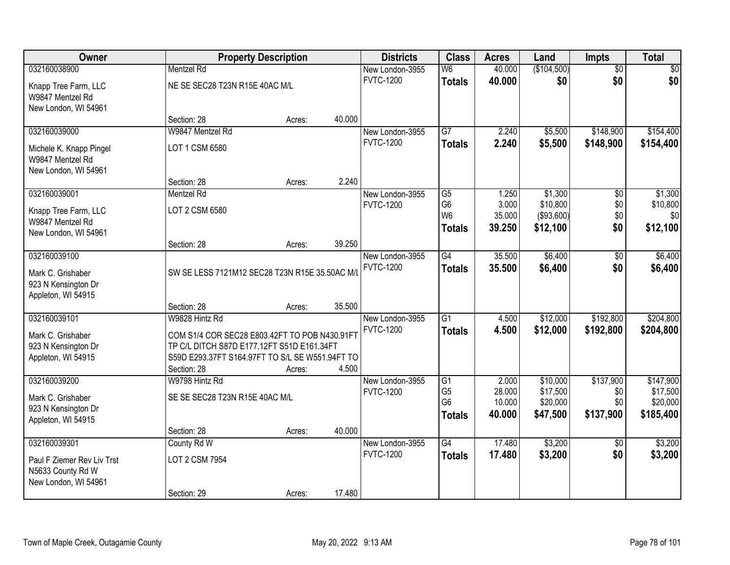| Owner | Property Description | Districts | Class | Acres | Land | Impts | Total |
|---|---|---|---|---|---|---|---|
| 032160038900<br>Knapp Tree Farm, LLC<br>W9847 Mentzel Rd<br>New London, WI 54961 | Mentzel Rd<br>NE SE SEC28 T23N R15E 40AC M/L<br>Section: 28 Acres: 40.000 | New London-3955<br>FVTC-1200 | W6<br>**Totals** | 40.000<br>**40.000** | ($104,500)<br>**$0** | $0<br>**$0** | $0<br>**$0** |
| 032160039000<br>Michele K. Knapp Pingel<br>W9847 Mentzel Rd<br>New London, WI 54961 | W9847 Mentzel Rd<br>LOT 1 CSM 6580<br>Section: 28 Acres: 2.240 | New London-3955<br>FVTC-1200 | G7<br>**Totals** | 2.240<br>**2.240** | $5,500<br>**$5,500** | $148,900<br>**$148,900** | $154,400<br>**$154,400** |
| 032160039001<br>Knapp Tree Farm, LLC<br>W9847 Mentzel Rd<br>New London, WI 54961 | Mentzel Rd<br>LOT 2 CSM 6580<br>Section: 28 Acres: 39.250 | New London-3955<br>FVTC-1200 | G5<br>G6<br>W6<br>**Totals** | 1.250<br>3.000<br>35.000<br>**39.250** | $1,300<br>$10,800<br>($93,600)<br>**$12,100** | $0<br>$0<br>$0<br>**$0** | $1,300<br>$10,800<br>$0<br>**$12,100** |
| 032160039100<br>Mark C. Grishaber<br>923 N Kensington Dr<br>Appleton, WI 54915 | SW SE LESS 7121M12 SEC28 T23N R15E 35.50AC M/L<br>Section: 28 Acres: 35.500 | New London-3955<br>FVTC-1200 | G4<br>**Totals** | 35.500<br>**35.500** | $6,400<br>**$6,400** | $0<br>**$0** | $6,400<br>**$6,400** |
| 032160039101<br>Mark C. Grishaber<br>923 N Kensington Dr<br>Appleton, WI 54915 | W9828 Hintz Rd<br>COM S1/4 COR SEC28 E803.42FT TO POB N430.91FT TP C/L DITCH S87D E177.12FT S51D E161.34FT S59D E293.37FT S164.97FT TO S/L SE W551.94FT TO<br>Section: 28 Acres: 4.500 | New London-3955<br>FVTC-1200 | G1<br>**Totals** | 4.500<br>**4.500** | $12,000<br>**$12,000** | $192,800<br>**$192,800** | $204,800<br>**$204,800** |
| 032160039200<br>Mark C. Grishaber<br>923 N Kensington Dr<br>Appleton, WI 54915 | W9798 Hintz Rd<br>SE SE SEC28 T23N R15E 40AC M/L<br>Section: 28 Acres: 40.000 | New London-3955<br>FVTC-1200 | G1<br>G5<br>G6<br>**Totals** | 2.000<br>28.000<br>10.000<br>**40.000** | $10,000<br>$17,500<br>$20,000<br>**$47,500** | $137,900<br>$0<br>$0<br>**$137,900** | $147,900<br>$17,500<br>$20,000<br>**$185,400** |
| 032160039301<br>Paul F Ziemer Rev Liv Trst<br>N5633 County Rd W<br>New London, WI 54961 | County Rd W<br>LOT 2 CSM 7954<br>Section: 29 Acres: 17.480 | New London-3955<br>FVTC-1200 | G4<br>**Totals** | 17.480<br>**17.480** | $3,200<br>**$3,200** | $0<br>**$0** | $3,200<br>**$3,200** |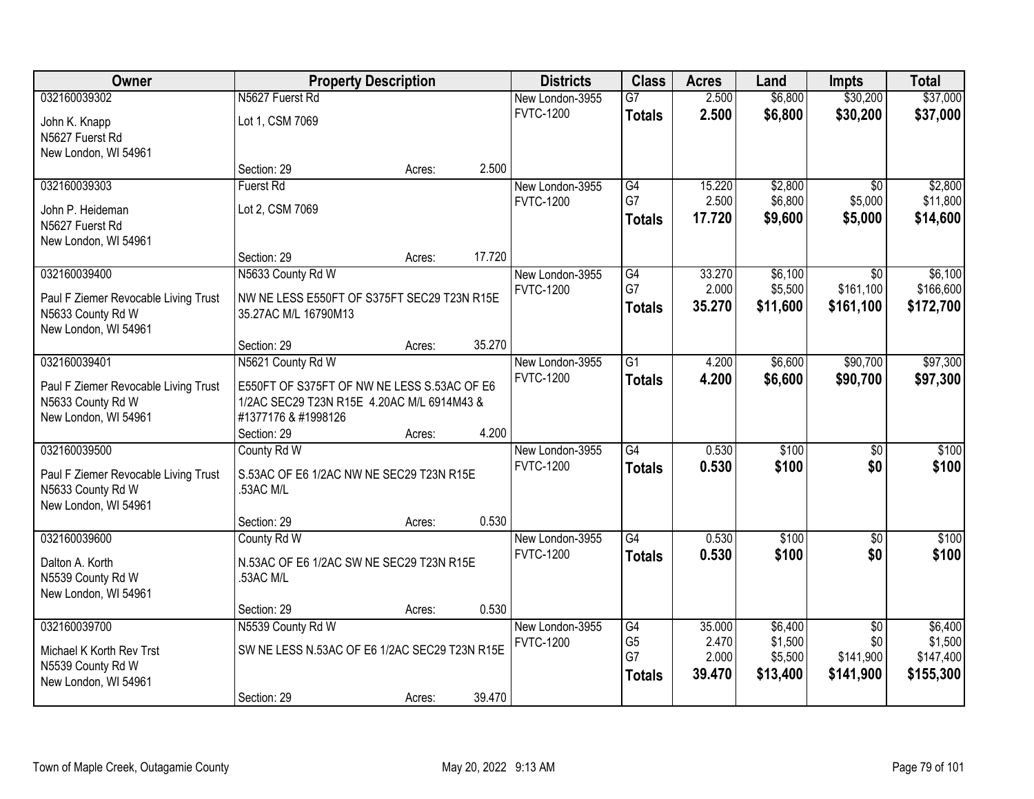| Owner | Property Description | | | Districts | Class | Acres | Land | Impts | Total |
|---|---|---|---|---|---|---|---|---|---|
| 032160039302 | N5627 Fuerst Rd | | | New London-3955 | G7 | 2.500 | $6,800 | $30,200 | $37,000 |
| John K. Knapp<br>N5627 Fuerst Rd<br>New London, WI 54961 | Lot 1, CSM 7069 | | | FVTC-1200 | **Totals** | **2.500** | **$6,800** | **$30,200** | **$37,000** |
| | Section: 29 | Acres: | 2.500 | | | | | | |
| 032160039303 | Fuerst Rd | | | New London-3955 | G4 | 15.220 | $2,800 | $0 | $2,800 |
| John P. Heideman<br>N5627 Fuerst Rd<br>New London, WI 54961 | Lot 2, CSM 7069 | | | FVTC-1200 | G7 | 2.500 | $6,800 | $5,000 | $11,800 |
| | | | | | **Totals** | **17.720** | **$9,600** | **$5,000** | **$14,600** |
| | Section: 29 | Acres: | 17.720 | | | | | | |
| 032160039400 | N5633 County Rd W | | | New London-3955 | G4 | 33.270 | $6,100 | $0 | $6,100 |
| Paul F Ziemer Revocable Living Trust<br>N5633 County Rd W<br>New London, WI 54961 | NW NE LESS E550FT OF S375FT SEC29 T23N R15E 35.27AC M/L 16790M13 | | | FVTC-1200 | G7 | 2.000 | $5,500 | $161,100 | $166,600 |
| | | | | | **Totals** | **35.270** | **$11,600** | **$161,100** | **$172,700** |
| | Section: 29 | Acres: | 35.270 | | | | | | |
| 032160039401 | N5621 County Rd W | | | New London-3955 | G1 | 4.200 | $6,600 | $90,700 | $97,300 |
| Paul F Ziemer Revocable Living Trust<br>N5633 County Rd W<br>New London, WI 54961 | E550FT OF S375FT OF NW NE LESS S.53AC OF E6 1/2AC SEC29 T23N R15E 4.20AC M/L 6914M43 & #1377176 & #1998126 | | | FVTC-1200 | **Totals** | **4.200** | **$6,600** | **$90,700** | **$97,300** |
| | Section: 29 | Acres: | 4.200 | | | | | | |
| 032160039500 | County Rd W | | | New London-3955 | G4 | 0.530 | $100 | $0 | $100 |
| Paul F Ziemer Revocable Living Trust<br>N5633 County Rd W<br>New London, WI 54961 | S.53AC OF E6 1/2AC NW NE SEC29 T23N R15E .53AC M/L | | | FVTC-1200 | **Totals** | **0.530** | **$100** | **$0** | **$100** |
| | Section: 29 | Acres: | 0.530 | | | | | | |
| 032160039600 | County Rd W | | | New London-3955 | G4 | 0.530 | $100 | $0 | $100 |
| Dalton A. Korth<br>N5539 County Rd W<br>New London, WI 54961 | N.53AC OF E6 1/2AC SW NE SEC29 T23N R15E .53AC M/L | | | FVTC-1200 | **Totals** | **0.530** | **$100** | **$0** | **$100** |
| | Section: 29 | Acres: | 0.530 | | | | | | |
| 032160039700 | N5539 County Rd W | | | New London-3955 | G4 | 35.000 | $6,400 | $0 | $6,400 |
| Michael K Korth Rev Trst<br>N5539 County Rd W<br>New London, WI 54961 | SW NE LESS N.53AC OF E6 1/2AC SEC29 T23N R15E | | | FVTC-1200 | G5 | 2.470 | $1,500 | $0 | $1,500 |
| | | | | | G7 | 2.000 | $5,500 | $141,900 | $147,400 |
| | | | | | **Totals** | **39.470** | **$13,400** | **$141,900** | **$155,300** |
| | Section: 29 | Acres: | 39.470 | | | | | | |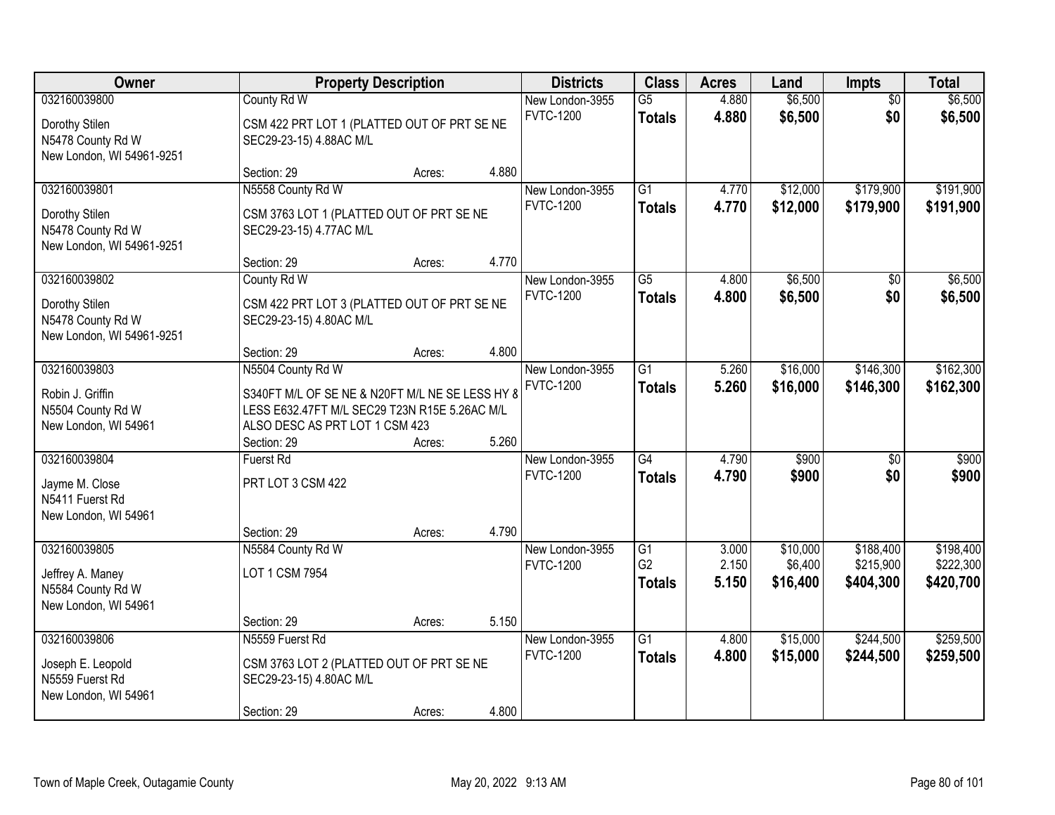| Owner | Property Description | | | Districts | Class | Acres | Land | Impts | Total |
|---|---|---|---|---|---|---|---|---|---|
| 032160039800 | County Rd W | | | New London-3955 | G5 | 4.880 | $6,500 | $0 | $6,500 |
| Dorothy Stilen<br>N5478 County Rd W<br>New London, WI 54961-9251 | CSM 422 PRT LOT 1 (PLATTED OUT OF PRT SE NE SEC29-23-15) 4.88AC M/L | | | FVTC-1200 | **Totals** | **4.880** | **$6,500** | **$0** | **$6,500** |
| | Section: 29 | Acres: | 4.880 | | | | | | |
| 032160039801 | N5558 County Rd W | | | New London-3955 | G1 | 4.770 | $12,000 | $179,900 | $191,900 |
| Dorothy Stilen<br>N5478 County Rd W<br>New London, WI 54961-9251 | CSM 3763 LOT 1 (PLATTED OUT OF PRT SE NE SEC29-23-15) 4.77AC M/L | | | FVTC-1200 | **Totals** | **4.770** | **$12,000** | **$179,900** | **$191,900** |
| | Section: 29 | Acres: | 4.770 | | | | | | |
| 032160039802 | County Rd W | | | New London-3955 | G5 | 4.800 | $6,500 | $0 | $6,500 |
| Dorothy Stilen<br>N5478 County Rd W<br>New London, WI 54961-9251 | CSM 422 PRT LOT 3 (PLATTED OUT OF PRT SE NE SEC29-23-15) 4.80AC M/L | | | FVTC-1200 | **Totals** | **4.800** | **$6,500** | **$0** | **$6,500** |
| | Section: 29 | Acres: | 4.800 | | | | | | |
| 032160039803 | N5504 County Rd W | | | New London-3955 | G1 | 5.260 | $16,000 | $146,300 | $162,300 |
| Robin J. Griffin<br>N5504 County Rd W<br>New London, WI 54961 | S340FT M/L OF SE NE & N20FT M/L NE SE LESS HY 8 LESS E632.47FT M/L SEC29 T23N R15E 5.26AC M/L ALSO DESC AS PRT LOT 1 CSM 423 | | | FVTC-1200 | **Totals** | **5.260** | **$16,000** | **$146,300** | **$162,300** |
| | Section: 29 | Acres: | 5.260 | | | | | | |
| 032160039804 | Fuerst Rd | | | New London-3955 | G4 | 4.790 | $900 | $0 | $900 |
| Jayme M. Close<br>N5411 Fuerst Rd<br>New London, WI 54961 | PRT LOT 3 CSM 422 | | | FVTC-1200 | **Totals** | **4.790** | **$900** | **$0** | **$900** |
| | Section: 29 | Acres: | 4.790 | | | | | | |
| 032160039805 | N5584 County Rd W | | | New London-3955 | G1 | 3.000 | $10,000 | $188,400 | $198,400 |
| Jeffrey A. Maney<br>N5584 County Rd W<br>New London, WI 54961 | LOT 1 CSM 7954 | | | FVTC-1200 | G2 | 2.150 | $6,400 | $215,900 | $222,300 |
| | | | | | **Totals** | **5.150** | **$16,400** | **$404,300** | **$420,700** |
| | Section: 29 | Acres: | 5.150 | | | | | | |
| 032160039806 | N5559 Fuerst Rd | | | New London-3955 | G1 | 4.800 | $15,000 | $244,500 | $259,500 |
| Joseph E. Leopold<br>N5559 Fuerst Rd<br>New London, WI 54961 | CSM 3763 LOT 2 (PLATTED OUT OF PRT SE NE SEC29-23-15) 4.80AC M/L | | | FVTC-1200 | **Totals** | **4.800** | **$15,000** | **$244,500** | **$259,500** |
| | Section: 29 | Acres: | 4.800 | | | | | | |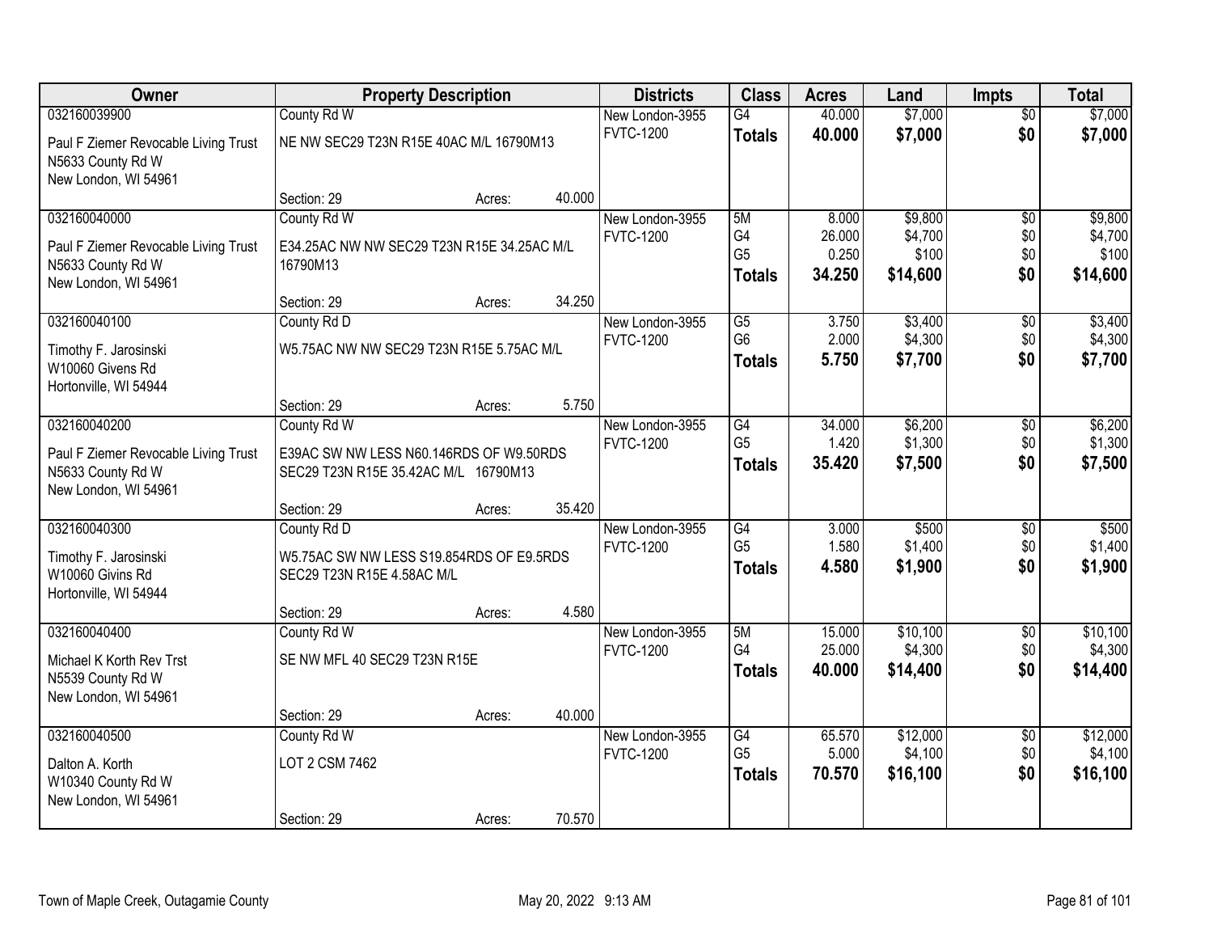| Owner | Property Description | Districts | Class | Acres | Land | Impts | Total |
|---|---|---|---|---|---|---|---|
| 032160039900<br>Paul F Ziemer Revocable Living Trust<br>N5633 County Rd W<br>New London, WI 54961 | County Rd W<br>NE NW SEC29 T23N R15E 40AC M/L 16790M13<br>Section: 29 Acres: 40.000 | New London-3955<br>FVTC-1200 | G4<br>**Totals** | 40.000<br>**40.000** | $7,000<br>**$7,000** | $0<br>**$0** | $7,000<br>**$7,000** |
| 032160040000<br>Paul F Ziemer Revocable Living Trust<br>N5633 County Rd W<br>New London, WI 54961 | County Rd W<br>E34.25AC NW NW SEC29 T23N R15E 34.25AC M/L 16790M13<br>Section: 29 Acres: 34.250 | New London-3955<br>FVTC-1200 | 5M<br>G4<br>G5<br>**Totals** | 8.000<br>26.000<br>0.250<br>**34.250** | $9,800<br>$4,700<br>$100<br>**$14,600** | $0<br>$0<br>$0<br>**$0** | $9,800<br>$4,700<br>$100<br>**$14,600** |
| 032160040100<br>Timothy F. Jarosinski<br>W10060 Givens Rd<br>Hortonville, WI 54944 | County Rd D<br>W5.75AC NW NW SEC29 T23N R15E 5.75AC M/L<br>Section: 29 Acres: 5.750 | New London-3955<br>FVTC-1200 | G5<br>G6<br>**Totals** | 3.750<br>2.000<br>**5.750** | $3,400<br>$4,300<br>**$7,700** | $0<br>$0<br>**$0** | $3,400<br>$4,300<br>**$7,700** |
| 032160040200<br>Paul F Ziemer Revocable Living Trust<br>N5633 County Rd W<br>New London, WI 54961 | County Rd W<br>E39AC SW NW LESS N60.146RDS OF W9.50RDS SEC29 T23N R15E 35.42AC M/L 16790M13<br>Section: 29 Acres: 35.420 | New London-3955<br>FVTC-1200 | G4<br>G5<br>**Totals** | 34.000<br>1.420<br>**35.420** | $6,200<br>$1,300<br>**$7,500** | $0<br>$0<br>**$0** | $6,200<br>$1,300<br>**$7,500** |
| 032160040300<br>Timothy F. Jarosinski<br>W10060 Givins Rd<br>Hortonville, WI 54944 | County Rd D<br>W5.75AC SW NW LESS S19.854RDS OF E9.5RDS SEC29 T23N R15E 4.58AC M/L<br>Section: 29 Acres: 4.580 | New London-3955<br>FVTC-1200 | G4<br>G5<br>**Totals** | 3.000<br>1.580<br>**4.580** | $500<br>$1,400<br>**$1,900** | $0<br>$0<br>**$0** | $500<br>$1,400<br>**$1,900** |
| 032160040400<br>Michael K Korth Rev Trst<br>N5539 County Rd W<br>New London, WI 54961 | County Rd W<br>SE NW MFL 40 SEC29 T23N R15E<br>Section: 29 Acres: 40.000 | New London-3955<br>FVTC-1200 | 5M<br>G4<br>**Totals** | 15.000<br>25.000<br>**40.000** | $10,100<br>$4,300<br>**$14,400** | $0<br>$0<br>**$0** | $10,100<br>$4,300<br>**$14,400** |
| 032160040500<br>Dalton A. Korth<br>W10340 County Rd W<br>New London, WI 54961 | County Rd W<br>LOT 2 CSM 7462<br>Section: 29 Acres: 70.570 | New London-3955<br>FVTC-1200 | G4<br>G5<br>**Totals** | 65.570<br>5.000<br>**70.570** | $12,000<br>$4,100<br>**$16,100** | $0<br>$0<br>**$0** | $12,000<br>$4,100<br>**$16,100** |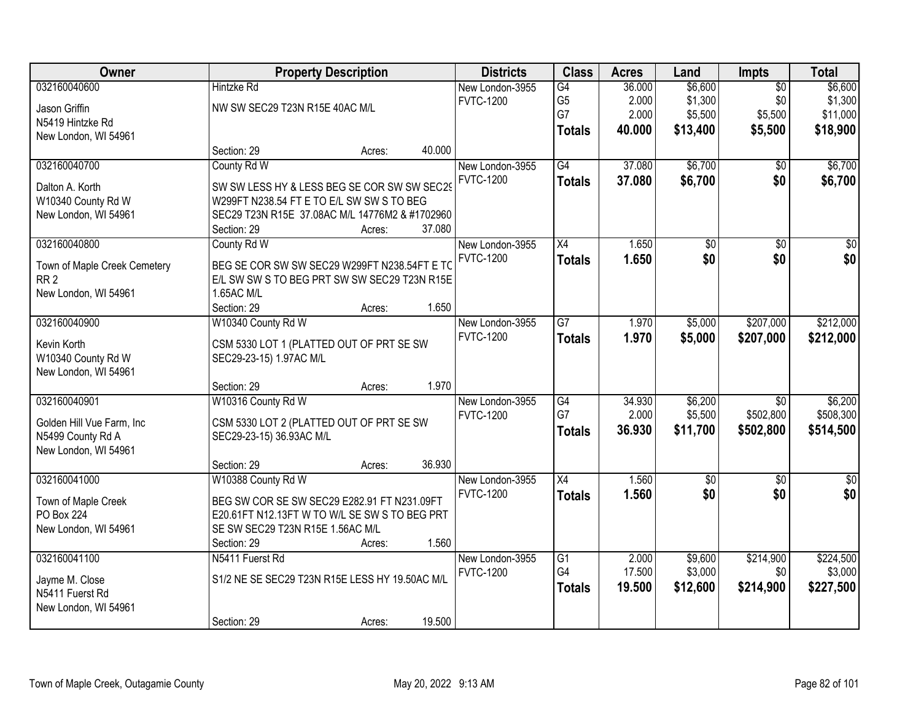| Owner | Property Description | Districts | Class | Acres | Land | Impts | Total |
|---|---|---|---|---|---|---|---|
| 032160040600<br>Jason Griffin<br>N5419 Hintzke Rd<br>New London, WI 54961 | Hintzke Rd<br>NW SW SEC29 T23N R15E 40AC M/L<br>Section: 29 Acres: 40.000 | New London-3955<br>FVTC-1200 | G4<br>G5<br>G7<br>**Totals** | 36.000<br>2.000<br>2.000<br>**40.000** | $6,600<br>$1,300<br>$5,500<br>**$13,400** | $0<br>$0<br>$5,500<br>**$5,500** | $6,600<br>$1,300<br>$11,000<br>**$18,900** |
| 032160040700<br>Dalton A. Korth<br>W10340 County Rd W<br>New London, WI 54961 | County Rd W<br>SW SW LESS HY & LESS BEG SE COR SW SW SEC29 W299FT N238.54 FT E TO E/L SW SW S TO BEG SEC29 T23N R15E 37.08AC M/L 14776M2 & #1702960<br>Section: 29 Acres: 37.080 | New London-3955<br>FVTC-1200 | G4<br>**Totals** | 37.080<br>**37.080** | $6,700<br>**$6,700** | $0<br>**$0** | $6,700<br>**$6,700** |
| 032160040800<br>Town of Maple Creek Cemetery<br>RR 2<br>New London, WI 54961 | County Rd W<br>BEG SE COR SW SW SEC29 W299FT N238.54FT E TO E/L SW SW S TO BEG PRT SW SW SEC29 T23N R15E 1.65AC M/L<br>Section: 29 Acres: 1.650 | New London-3955<br>FVTC-1200 | X4<br>**Totals** | 1.650<br>**1.650** | $0<br>**$0** | $0<br>**$0** | $0<br>**$0** |
| 032160040900<br>Kevin Korth<br>W10340 County Rd W<br>New London, WI 54961 | W10340 County Rd W<br>CSM 5330 LOT 1 (PLATTED OUT OF PRT SE SW SEC29-23-15) 1.97AC M/L<br>Section: 29 Acres: 1.970 | New London-3955<br>FVTC-1200 | G7<br>**Totals** | 1.970<br>**1.970** | $5,000<br>**$5,000** | $207,000<br>**$207,000** | $212,000<br>**$212,000** |
| 032160040901<br>Golden Hill Vue Farm, Inc<br>N5499 County Rd A<br>New London, WI 54961 | W10316 County Rd W<br>CSM 5330 LOT 2 (PLATTED OUT OF PRT SE SW SEC29-23-15) 36.93AC M/L<br>Section: 29 Acres: 36.930 | New London-3955<br>FVTC-1200 | G4<br>G7<br>**Totals** | 34.930<br>2.000<br>**36.930** | $6,200<br>$5,500<br>**$11,700** | $0<br>$502,800<br>**$502,800** | $6,200<br>$508,300<br>**$514,500** |
| 032160041000<br>Town of Maple Creek<br>PO Box 224<br>New London, WI 54961 | W10388 County Rd W<br>BEG SW COR SE SW SEC29 E282.91 FT N231.09FT E20.61FT N12.13FT W TO W/L SE SW S TO BEG PRT SE SW SEC29 T23N R15E 1.56AC M/L<br>Section: 29 Acres: 1.560 | New London-3955<br>FVTC-1200 | X4<br>**Totals** | 1.560<br>**1.560** | $0<br>**$0** | $0<br>**$0** | $0<br>**$0** |
| 032160041100<br>Jayme M. Close<br>N5411 Fuerst Rd<br>New London, WI 54961 | N5411 Fuerst Rd<br>S1/2 NE SE SEC29 T23N R15E LESS HY 19.50AC M/L<br>Section: 29 Acres: 19.500 | New London-3955<br>FVTC-1200 | G1<br>G4<br>**Totals** | 2.000<br>17.500<br>**19.500** | $9,600<br>$3,000<br>**$12,600** | $214,900<br>$0<br>**$214,900** | $224,500<br>$3,000<br>**$227,500** |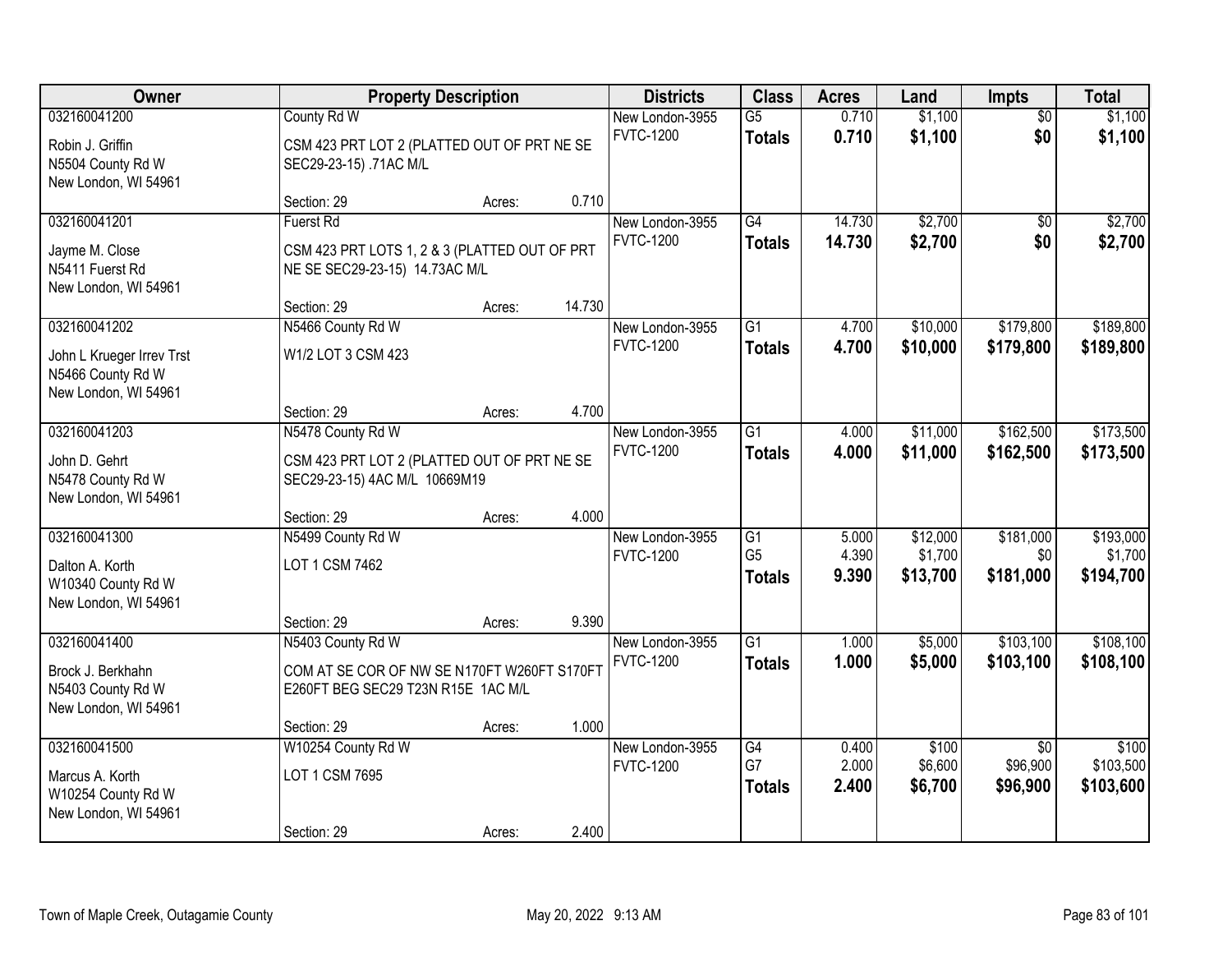| Owner | Property Description | Districts | Class | Acres | Land | Impts | Total |
|---|---|---|---|---|---|---|---|
| 032160041200<br>Robin J. Griffin<br>N5504 County Rd W<br>New London, WI 54961 | County Rd W<br>CSM 423 PRT LOT 2 (PLATTED OUT OF PRT NE SE SEC29-23-15) .71AC M/L<br>Section: 29 Acres: 0.710 | New London-3955<br>FVTC-1200 | G5<br>**Totals** | 0.710<br>**0.710** | $1,100<br>**$1,100** | $0<br>**$0** | $1,100<br>**$1,100** |
| 032160041201<br>Jayme M. Close<br>N5411 Fuerst Rd<br>New London, WI 54961 | Fuerst Rd<br>CSM 423 PRT LOTS 1, 2 & 3 (PLATTED OUT OF PRT NE SE SEC29-23-15) 14.73AC M/L<br>Section: 29 Acres: 14.730 | New London-3955<br>FVTC-1200 | G4<br>**Totals** | 14.730<br>**14.730** | $2,700<br>**$2,700** | $0<br>**$0** | $2,700<br>**$2,700** |
| 032160041202<br>John L Krueger Irrev Trst<br>N5466 County Rd W<br>New London, WI 54961 | N5466 County Rd W<br>W1/2 LOT 3 CSM 423<br>Section: 29 Acres: 4.700 | New London-3955<br>FVTC-1200 | G1<br>**Totals** | 4.700<br>**4.700** | $10,000<br>**$10,000** | $179,800<br>**$179,800** | $189,800<br>**$189,800** |
| 032160041203<br>John D. Gehrt<br>N5478 County Rd W<br>New London, WI 54961 | N5478 County Rd W<br>CSM 423 PRT LOT 2 (PLATTED OUT OF PRT NE SE SEC29-23-15) 4AC M/L 10669M19<br>Section: 29 Acres: 4.000 | New London-3955<br>FVTC-1200 | G1<br>**Totals** | 4.000<br>**4.000** | $11,000<br>**$11,000** | $162,500<br>**$162,500** | $173,500<br>**$173,500** |
| 032160041300<br>Dalton A. Korth<br>W10340 County Rd W<br>New London, WI 54961 | N5499 County Rd W<br>LOT 1 CSM 7462<br>Section: 29 Acres: 9.390 | New London-3955<br>FVTC-1200 | G1<br>G5<br>**Totals** | 5.000<br>4.390<br>**9.390** | $12,000<br>$1,700<br>**$13,700** | $181,000<br>$0<br>**$181,000** | $193,000<br>$1,700<br>**$194,700** |
| 032160041400<br>Brock J. Berkhahn<br>N5403 County Rd W<br>New London, WI 54961 | N5403 County Rd W<br>COM AT SE COR OF NW SE N170FT W260FT S170FT E260FT BEG SEC29 T23N R15E 1AC M/L<br>Section: 29 Acres: 1.000 | New London-3955<br>FVTC-1200 | G1<br>**Totals** | 1.000<br>**1.000** | $5,000<br>**$5,000** | $103,100<br>**$103,100** | $108,100<br>**$108,100** |
| 032160041500<br>Marcus A. Korth<br>W10254 County Rd W<br>New London, WI 54961 | W10254 County Rd W<br>LOT 1 CSM 7695<br>Section: 29 Acres: 2.400 | New London-3955<br>FVTC-1200 | G4<br>G7<br>**Totals** | 0.400<br>2.000<br>**2.400** | $100<br>$6,600<br>**$6,700** | $0<br>$96,900<br>**$96,900** | $100<br>$103,500<br>**$103,600** |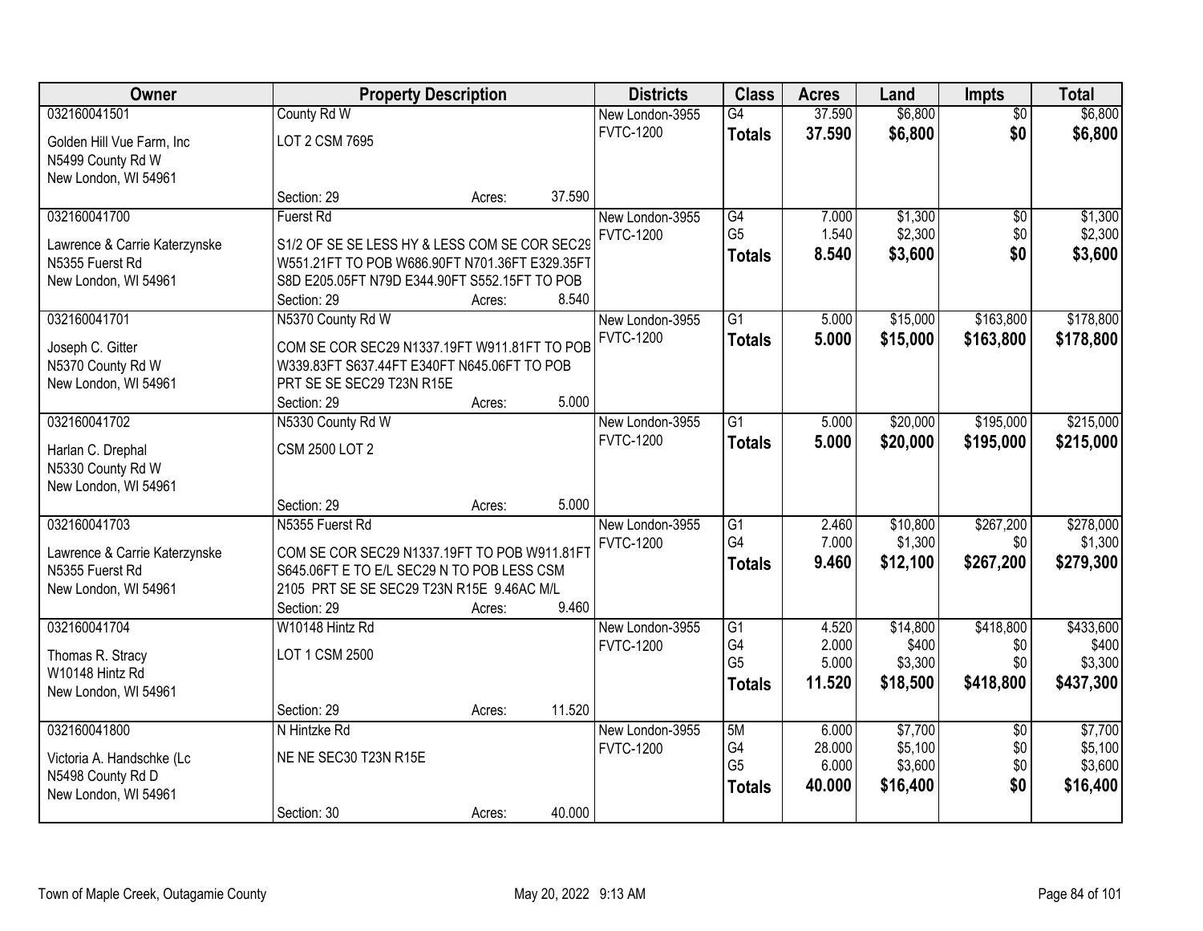| Owner | Property Description | | | Districts | Class | Acres | Land | Impts | Total |
|---|---|---|---|---|---|---|---|---|---|
| 032160041501 | County Rd W | | | New London-3955 | G4 | 37.590 | $6,800 | $0 | $6,800 |
| Golden Hill Vue Farm, Inc<br>N5499 County Rd W<br>New London, WI 54961 | LOT 2 CSM 7695 | | | FVTC-1200 | **Totals** | **37.590** | **$6,800** | **$0** | **$6,800** |
| | Section: 29 | Acres: | 37.590 | | | | | | |
| 032160041700 | Fuerst Rd | | | New London-3955 | G4 | 7.000 | $1,300 | $0 | $1,300 |
| Lawrence & Carrie Katerzynske<br>N5355 Fuerst Rd<br>New London, WI 54961 | S1/2 OF SE SE LESS HY & LESS COM SE COR SEC29 W551.21FT TO POB W686.90FT N701.36FT E329.35FT S8D E205.05FT N79D E344.90FT S552.15FT TO POB | | | FVTC-1200 | G5 | 1.540 | $2,300 | $0 | $2,300 |
| | | | | | **Totals** | **8.540** | **$3,600** | **$0** | **$3,600** |
| | Section: 29 | Acres: | 8.540 | | | | | | |
| 032160041701 | N5370 County Rd W | | | New London-3955 | G1 | 5.000 | $15,000 | $163,800 | $178,800 |
| Joseph C. Gitter<br>N5370 County Rd W<br>New London, WI 54961 | COM SE COR SEC29 N1337.19FT W911.81FT TO POB W339.83FT S637.44FT E340FT N645.06FT TO POB PRT SE SE SEC29 T23N R15E | | | FVTC-1200 | **Totals** | **5.000** | **$15,000** | **$163,800** | **$178,800** |
| | Section: 29 | Acres: | 5.000 | | | | | | |
| 032160041702 | N5330 County Rd W | | | New London-3955 | G1 | 5.000 | $20,000 | $195,000 | $215,000 |
| Harlan C. Drephal<br>N5330 County Rd W<br>New London, WI 54961 | CSM 2500 LOT 2 | | | FVTC-1200 | **Totals** | **5.000** | **$20,000** | **$195,000** | **$215,000** |
| | Section: 29 | Acres: | 5.000 | | | | | | |
| 032160041703 | N5355 Fuerst Rd | | | New London-3955 | G1 | 2.460 | $10,800 | $267,200 | $278,000 |
| Lawrence & Carrie Katerzynske<br>N5355 Fuerst Rd<br>New London, WI 54961 | COM SE COR SEC29 N1337.19FT TO POB W911.81FT S645.06FT E TO E/L SEC29 N TO POB LESS CSM 2105 PRT SE SE SEC29 T23N R15E 9.46AC M/L | | | FVTC-1200 | G4 | 7.000 | $1,300 | $0 | $1,300 |
| | | | | | **Totals** | **9.460** | **$12,100** | **$267,200** | **$279,300** |
| | Section: 29 | Acres: | 9.460 | | | | | | |
| 032160041704 | W10148 Hintz Rd | | | New London-3955 | G1 | 4.520 | $14,800 | $418,800 | $433,600 |
| Thomas R. Stracy<br>W10148 Hintz Rd<br>New London, WI 54961 | LOT 1 CSM 2500 | | | FVTC-1200 | G4 | 2.000 | $400 | $0 | $400 |
| | | | | | G5 | 5.000 | $3,300 | $0 | $3,300 |
| | | | | | **Totals** | **11.520** | **$18,500** | **$418,800** | **$437,300** |
| | Section: 29 | Acres: | 11.520 | | | | | | |
| 032160041800 | N Hintzke Rd | | | New London-3955 | 5M | 6.000 | $7,700 | $0 | $7,700 |
| Victoria A. Handschke (Lc<br>N5498 County Rd D<br>New London, WI 54961 | NE NE SEC30 T23N R15E | | | FVTC-1200 | G4 | 28.000 | $5,100 | $0 | $5,100 |
| | | | | | G5 | 6.000 | $3,600 | $0 | $3,600 |
| | | | | | **Totals** | **40.000** | **$16,400** | **$0** | **$16,400** |
| | Section: 30 | Acres: | 40.000 | | | | | | |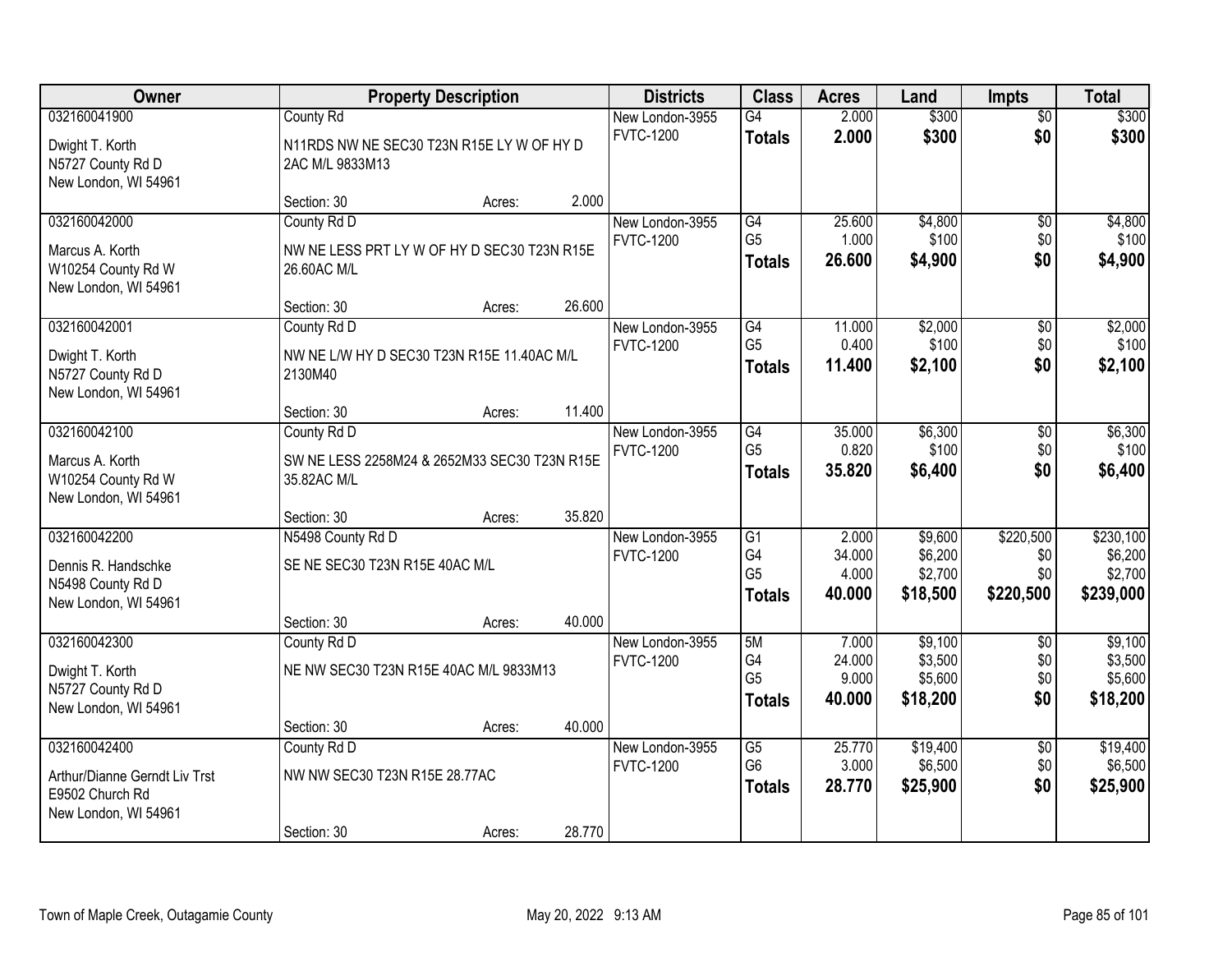| Owner | Property Description | Districts | Class | Acres | Land | Impts | Total |
|---|---|---|---|---|---|---|---|
| 032160041900<br>Dwight T. Korth<br>N5727 County Rd D<br>New London, WI 54961 | County Rd<br>N11RDS NW NE SEC30 T23N R15E LY W OF HY D 2AC M/L 9833M13<br>Section: 30 Acres: 2.000 | New London-3955<br>FVTC-1200 | G4<br>**Totals** | 2.000<br>**2.000** | $300<br>**$300** | $0<br>**$0** | $300<br>**$300** |
| 032160042000<br>Marcus A. Korth<br>W10254 County Rd W<br>New London, WI 54961 | County Rd D<br>NW NE LESS PRT LY W OF HY D SEC30 T23N R15E 26.60AC M/L<br>Section: 30 Acres: 26.600 | New London-3955<br>FVTC-1200 | G4<br>G5<br>**Totals** | 25.600<br>1.000<br>**26.600** | $4,800<br>$100<br>**$4,900** | $0<br>$0<br>**$0** | $4,800<br>$100<br>**$4,900** |
| 032160042001<br>Dwight T. Korth<br>N5727 County Rd D<br>New London, WI 54961 | County Rd D<br>NW NE L/W HY D SEC30 T23N R15E 11.40AC M/L 2130M40<br>Section: 30 Acres: 11.400 | New London-3955<br>FVTC-1200 | G4<br>G5<br>**Totals** | 11.000<br>0.400<br>**11.400** | $2,000<br>$100<br>**$2,100** | $0<br>$0<br>**$0** | $2,000<br>$100<br>**$2,100** |
| 032160042100<br>Marcus A. Korth<br>W10254 County Rd W<br>New London, WI 54961 | County Rd D<br>SW NE LESS 2258M24 & 2652M33 SEC30 T23N R15E 35.82AC M/L<br>Section: 30 Acres: 35.820 | New London-3955<br>FVTC-1200 | G4<br>G5<br>**Totals** | 35.000<br>0.820<br>**35.820** | $6,300<br>$100<br>**$6,400** | $0<br>$0<br>**$0** | $6,300<br>$100<br>**$6,400** |
| 032160042200<br>Dennis R. Handschke<br>N5498 County Rd D<br>New London, WI 54961 | N5498 County Rd D<br>SE NE SEC30 T23N R15E 40AC M/L<br>Section: 30 Acres: 40.000 | New London-3955<br>FVTC-1200 | G1<br>G4<br>G5<br>**Totals** | 2.000<br>34.000<br>4.000<br>**40.000** | $9,600<br>$6,200<br>$2,700<br>**$18,500** | $220,500<br>$0<br>$0<br>**$220,500** | $230,100<br>$6,200<br>$2,700<br>**$239,000** |
| 032160042300<br>Dwight T. Korth<br>N5727 County Rd D<br>New London, WI 54961 | County Rd D<br>NE NW SEC30 T23N R15E 40AC M/L 9833M13<br>Section: 30 Acres: 40.000 | New London-3955<br>FVTC-1200 | 5M<br>G4<br>G5<br>**Totals** | 7.000<br>24.000<br>9.000<br>**40.000** | $9,100<br>$3,500<br>$5,600<br>**$18,200** | $0<br>$0<br>$0<br>**$0** | $9,100<br>$3,500<br>$5,600<br>**$18,200** |
| 032160042400<br>Arthur/Dianne Gerndt Liv Trst<br>E9502 Church Rd<br>New London, WI 54961 | County Rd D<br>NW NW SEC30 T23N R15E 28.77AC<br>Section: 30 Acres: 28.770 | New London-3955<br>FVTC-1200 | G5<br>G6<br>**Totals** | 25.770<br>3.000<br>**28.770** | $19,400<br>$6,500<br>**$25,900** | $0<br>$0<br>**$0** | $19,400<br>$6,500<br>**$25,900** |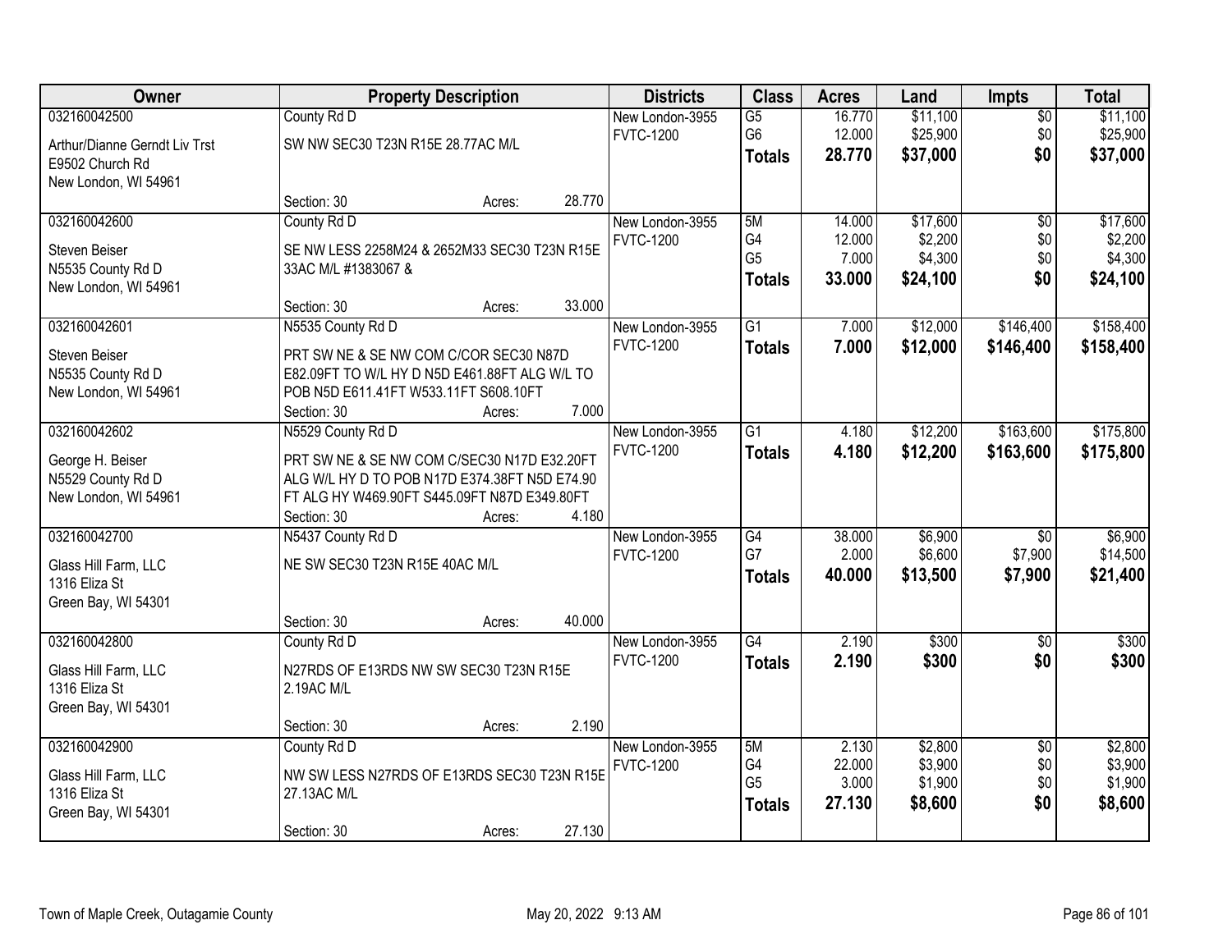| Owner | Property Description | Districts | Class | Acres | Land | Impts | Total |
|---|---|---|---|---|---|---|---|
| 032160042500<br>Arthur/Dianne Gerndt Liv Trst<br>E9502 Church Rd<br>New London, WI 54961 | County Rd D<br>SW NW SEC30 T23N R15E 28.77AC M/L<br>Section: 30 Acres: 28.770 | New London-3955<br>FVTC-1200 | G5<br>G6<br>**Totals** | 16.770<br>12.000<br>**28.770** | $11,100<br>$25,900<br>**$37,000** | $0<br>$0<br>**$0** | $11,100<br>$25,900<br>**$37,000** |
| 032160042600<br>Steven Beiser<br>N5535 County Rd D<br>New London, WI 54961 | County Rd D<br>SE NW LESS 2258M24 & 2652M33 SEC30 T23N R15E 33AC M/L #1383067 &<br>Section: 30 Acres: 33.000 | New London-3955<br>FVTC-1200 | 5M<br>G4<br>G5<br>**Totals** | 14.000<br>12.000<br>7.000<br>**33.000** | $17,600<br>$2,200<br>$4,300<br>**$24,100** | $0<br>$0<br>$0<br>**$0** | $17,600<br>$2,200<br>$4,300<br>**$24,100** |
| 032160042601<br>Steven Beiser<br>N5535 County Rd D<br>New London, WI 54961 | N5535 County Rd D<br>PRT SW NE & SE NW COM C/COR SEC30 N87D E82.09FT TO W/L HY D N5D E461.88FT ALG W/L TO POB N5D E611.41FT W533.11FT S608.10FT<br>Section: 30 Acres: 7.000 | New London-3955<br>FVTC-1200 | G1<br>**Totals** | 7.000<br>**7.000** | $12,000<br>**$12,000** | $146,400<br>**$146,400** | $158,400<br>**$158,400** |
| 032160042602<br>George H. Beiser<br>N5529 County Rd D<br>New London, WI 54961 | N5529 County Rd D<br>PRT SW NE & SE NW COM C/SEC30 N17D E32.20FT ALG W/L HY D TO POB N17D E374.38FT N5D E74.90 FT ALG HY W469.90FT S445.09FT N87D E349.80FT<br>Section: 30 Acres: 4.180 | New London-3955<br>FVTC-1200 | G1<br>**Totals** | 4.180<br>**4.180** | $12,200<br>**$12,200** | $163,600<br>**$163,600** | $175,800<br>**$175,800** |
| 032160042700<br>Glass Hill Farm, LLC<br>1316 Eliza St<br>Green Bay, WI 54301 | N5437 County Rd D<br>NE SW SEC30 T23N R15E 40AC M/L<br>Section: 30 Acres: 40.000 | New London-3955<br>FVTC-1200 | G4<br>G7<br>**Totals** | 38.000<br>2.000<br>**40.000** | $6,900<br>$6,600<br>**$13,500** | $0<br>$7,900<br>**$7,900** | $6,900<br>$14,500<br>**$21,400** |
| 032160042800<br>Glass Hill Farm, LLC<br>1316 Eliza St<br>Green Bay, WI 54301 | County Rd D<br>N27RDS OF E13RDS NW SW SEC30 T23N R15E 2.19AC M/L<br>Section: 30 Acres: 2.190 | New London-3955<br>FVTC-1200 | G4<br>**Totals** | 2.190<br>**2.190** | $300<br>**$300** | $0<br>**$0** | $300<br>**$300** |
| 032160042900<br>Glass Hill Farm, LLC<br>1316 Eliza St<br>Green Bay, WI 54301 | County Rd D<br>NW SW LESS N27RDS OF E13RDS SEC30 T23N R15E 27.13AC M/L<br>Section: 30 Acres: 27.130 | New London-3955<br>FVTC-1200 | 5M<br>G4<br>G5<br>**Totals** | 2.130<br>22.000<br>3.000<br>**27.130** | $2,800<br>$3,900<br>$1,900<br>**$8,600** | $0<br>$0<br>$0<br>**$0** | $2,800<br>$3,900<br>$1,900<br>**$8,600** |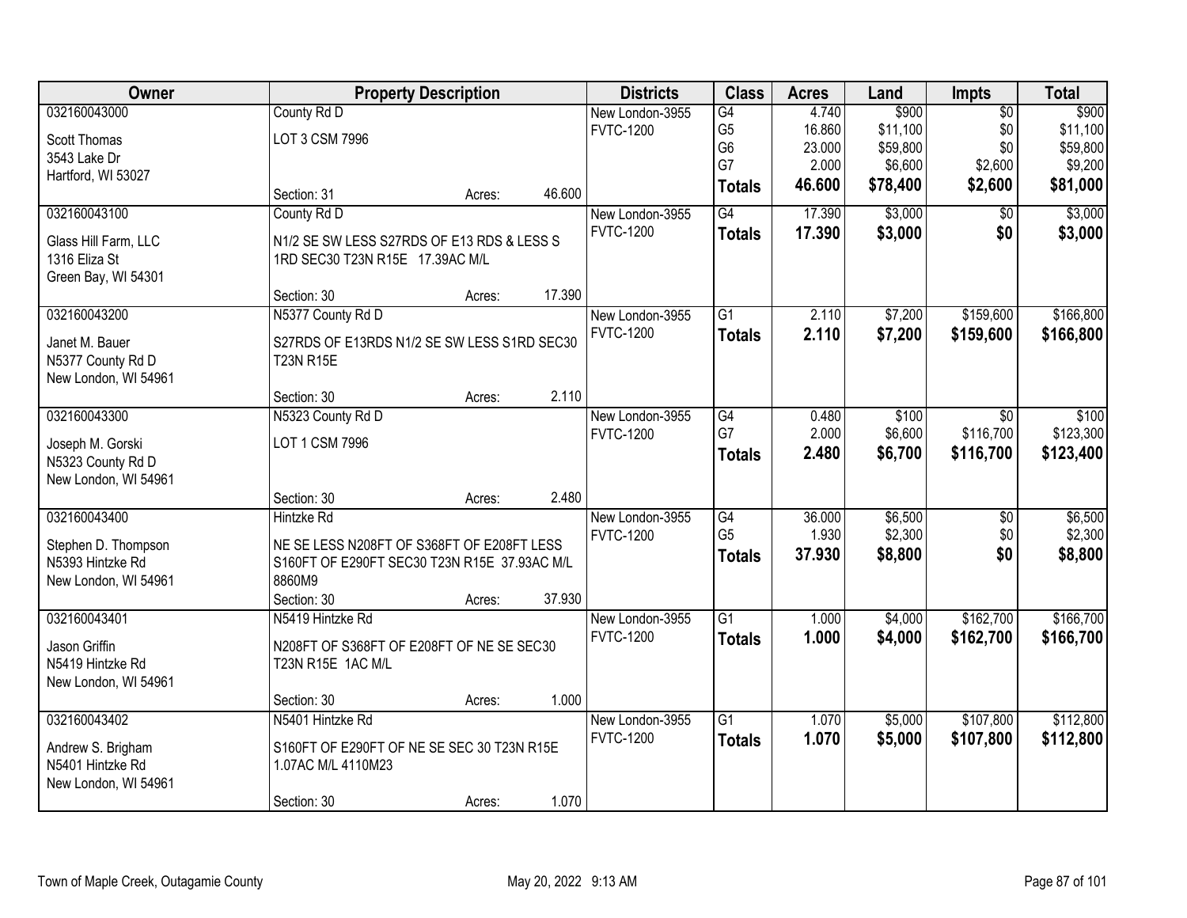| Owner | Property Description | | | Districts | Class | Acres | Land | Impts | Total |
|---|---|---|---|---|---|---|---|---|---|
| 032160043000 | County Rd D | | | New London-3955 | G4 | 4.740 | $900 | $0 | $900 |
| Scott Thomas | LOT 3 CSM 7996 | | | FVTC-1200 | G5 | 16.860 | $11,100 | $0 | $11,100 |
| 3543 Lake Dr | | | | | G6 | 23.000 | $59,800 | $0 | $59,800 |
| Hartford, WI 53027 | | | | | G7 | 2.000 | $6,600 | $2,600 | $9,200 |
| | Section: 31 | Acres: | 46.600 | | **Totals** | **46.600** | **$78,400** | **$2,600** | **$81,000** |
| 032160043100 | County Rd D | | | New London-3955 | G4 | 17.390 | $3,000 | $0 | $3,000 |
| Glass Hill Farm, LLC | N1/2 SE SW LESS S27RDS OF E13 RDS & LESS S | | | FVTC-1200 | **Totals** | **17.390** | **$3,000** | **$0** | **$3,000** |
| 1316 Eliza St | 1RD SEC30 T23N R15E 17.39AC M/L | | | | | | | | |
| Green Bay, WI 54301 | | | | | | | | | |
| | Section: 30 | Acres: | 17.390 | | | | | | |
| 032160043200 | N5377 County Rd D | | | New London-3955 | G1 | 2.110 | $7,200 | $159,600 | $166,800 |
| Janet M. Bauer | S27RDS OF E13RDS N1/2 SE SW LESS S1RD SEC30 | | | FVTC-1200 | **Totals** | **2.110** | **$7,200** | **$159,600** | **$166,800** |
| N5377 County Rd D | T23N R15E | | | | | | | | |
| New London, WI 54961 | | | | | | | | | |
| | Section: 30 | Acres: | 2.110 | | | | | | |
| 032160043300 | N5323 County Rd D | | | New London-3955 | G4 | 0.480 | $100 | $0 | $100 |
| Joseph M. Gorski | LOT 1 CSM 7996 | | | FVTC-1200 | G7 | 2.000 | $6,600 | $116,700 | $123,300 |
| N5323 County Rd D | | | | | **Totals** | **2.480** | **$6,700** | **$116,700** | **$123,400** |
| New London, WI 54961 | | | | | | | | | |
| | Section: 30 | Acres: | 2.480 | | | | | | |
| 032160043400 | Hintzke Rd | | | New London-3955 | G4 | 36.000 | $6,500 | $0 | $6,500 |
| Stephen D. Thompson | NE SE LESS N208FT OF S368FT OF E208FT LESS | | | FVTC-1200 | G5 | 1.930 | $2,300 | $0 | $2,300 |
| N5393 Hintzke Rd | S160FT OF E290FT SEC30 T23N R15E 37.93AC M/L | | | | **Totals** | **37.930** | **$8,800** | **$0** | **$8,800** |
| New London, WI 54961 | 8860M9 | | | | | | | | |
| | Section: 30 | Acres: | 37.930 | | | | | | |
| 032160043401 | N5419 Hintzke Rd | | | New London-3955 | G1 | 1.000 | $4,000 | $162,700 | $166,700 |
| Jason Griffin | N208FT OF S368FT OF E208FT OF NE SE SEC30 | | | FVTC-1200 | **Totals** | **1.000** | **$4,000** | **$162,700** | **$166,700** |
| N5419 Hintzke Rd | T23N R15E 1AC M/L | | | | | | | | |
| New London, WI 54961 | | | | | | | | | |
| | Section: 30 | Acres: | 1.000 | | | | | | |
| 032160043402 | N5401 Hintzke Rd | | | New London-3955 | G1 | 1.070 | $5,000 | $107,800 | $112,800 |
| Andrew S. Brigham | S160FT OF E290FT OF NE SE SEC 30 T23N R15E | | | FVTC-1200 | **Totals** | **1.070** | **$5,000** | **$107,800** | **$112,800** |
| N5401 Hintzke Rd | 1.07AC M/L 4110M23 | | | | | | | | |
| New London, WI 54961 | | | | | | | | | |
| | Section: 30 | Acres: | 1.070 | | | | | | |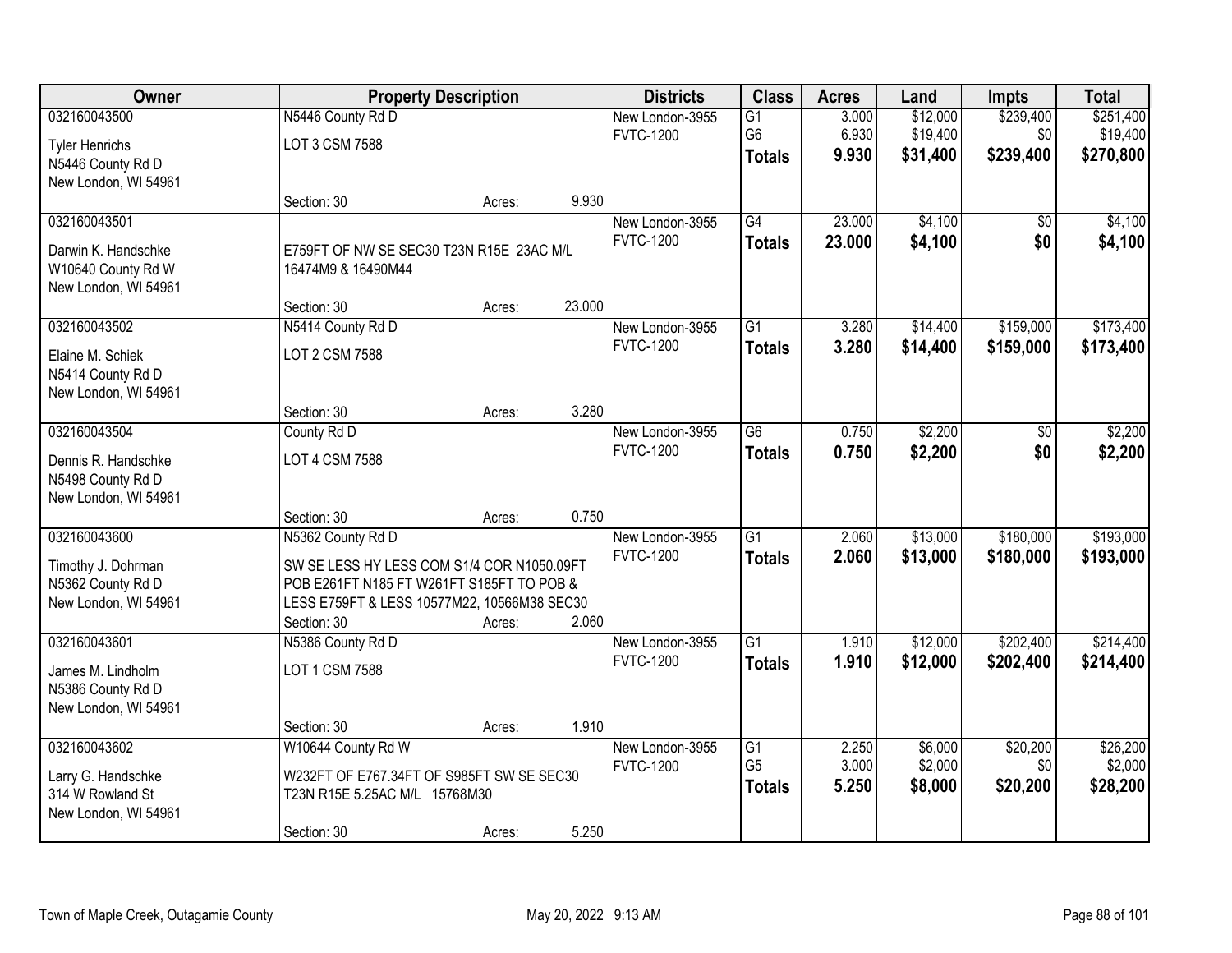| Owner | Property Description | Districts | Class | Acres | Land | Impts | Total |
|---|---|---|---|---|---|---|---|
| 032160043500<br>Tyler Henrichs<br>N5446 County Rd D<br>New London, WI 54961 | N5446 County Rd D<br>LOT 3 CSM 7588<br>Section: 30 Acres: 9.930 | New London-3955<br>FVTC-1200 | G1<br>G6<br>**Totals** | 3.000<br>6.930<br>**9.930** | $12,000<br>$19,400<br>**$31,400** | $239,400<br>$0<br>**$239,400** | $251,400<br>$19,400<br>**$270,800** |
| 032160043501<br>Darwin K. Handschke<br>W10640 County Rd W<br>New London, WI 54961 | E759FT OF NW SE SEC30 T23N R15E 23AC M/L 16474M9 & 16490M44<br>Section: 30 Acres: 23.000 | New London-3955<br>FVTC-1200 | G4<br>**Totals** | 23.000<br>**23.000** | $4,100<br>**$4,100** | $0<br>**$0** | $4,100<br>**$4,100** |
| 032160043502<br>Elaine M. Schiek<br>N5414 County Rd D<br>New London, WI 54961 | N5414 County Rd D<br>LOT 2 CSM 7588<br>Section: 30 Acres: 3.280 | New London-3955<br>FVTC-1200 | G1<br>**Totals** | 3.280<br>**3.280** | $14,400<br>**$14,400** | $159,000<br>**$159,000** | $173,400<br>**$173,400** |
| 032160043504<br>Dennis R. Handschke<br>N5498 County Rd D<br>New London, WI 54961 | County Rd D<br>LOT 4 CSM 7588<br>Section: 30 Acres: 0.750 | New London-3955<br>FVTC-1200 | G6<br>**Totals** | 0.750<br>**0.750** | $2,200<br>**$2,200** | $0<br>**$0** | $2,200<br>**$2,200** |
| 032160043600<br>Timothy J. Dohrman<br>N5362 County Rd D<br>New London, WI 54961 | N5362 County Rd D<br>SW SE LESS HY LESS COM S1/4 COR N1050.09FT POB E261FT N185 FT W261FT S185FT TO POB & LESS E759FT & LESS 10577M22, 10566M38 SEC30<br>Section: 30 Acres: 2.060 | New London-3955<br>FVTC-1200 | G1<br>**Totals** | 2.060<br>**2.060** | $13,000<br>**$13,000** | $180,000<br>**$180,000** | $193,000<br>**$193,000** |
| 032160043601<br>James M. Lindholm<br>N5386 County Rd D<br>New London, WI 54961 | N5386 County Rd D<br>LOT 1 CSM 7588<br>Section: 30 Acres: 1.910 | New London-3955<br>FVTC-1200 | G1<br>**Totals** | 1.910<br>**1.910** | $12,000<br>**$12,000** | $202,400<br>**$202,400** | $214,400<br>**$214,400** |
| 032160043602<br>Larry G. Handschke<br>314 W Rowland St<br>New London, WI 54961 | W10644 County Rd W<br>W232FT OF E767.34FT OF S985FT SW SE SEC30 T23N R15E 5.25AC M/L 15768M30<br>Section: 30 Acres: 5.250 | New London-3955<br>FVTC-1200 | G1<br>G5<br>**Totals** | 2.250<br>3.000<br>**5.250** | $6,000<br>$2,000<br>**$8,000** | $20,200<br>$0<br>**$20,200** | $26,200<br>$2,000<br>**$28,200** |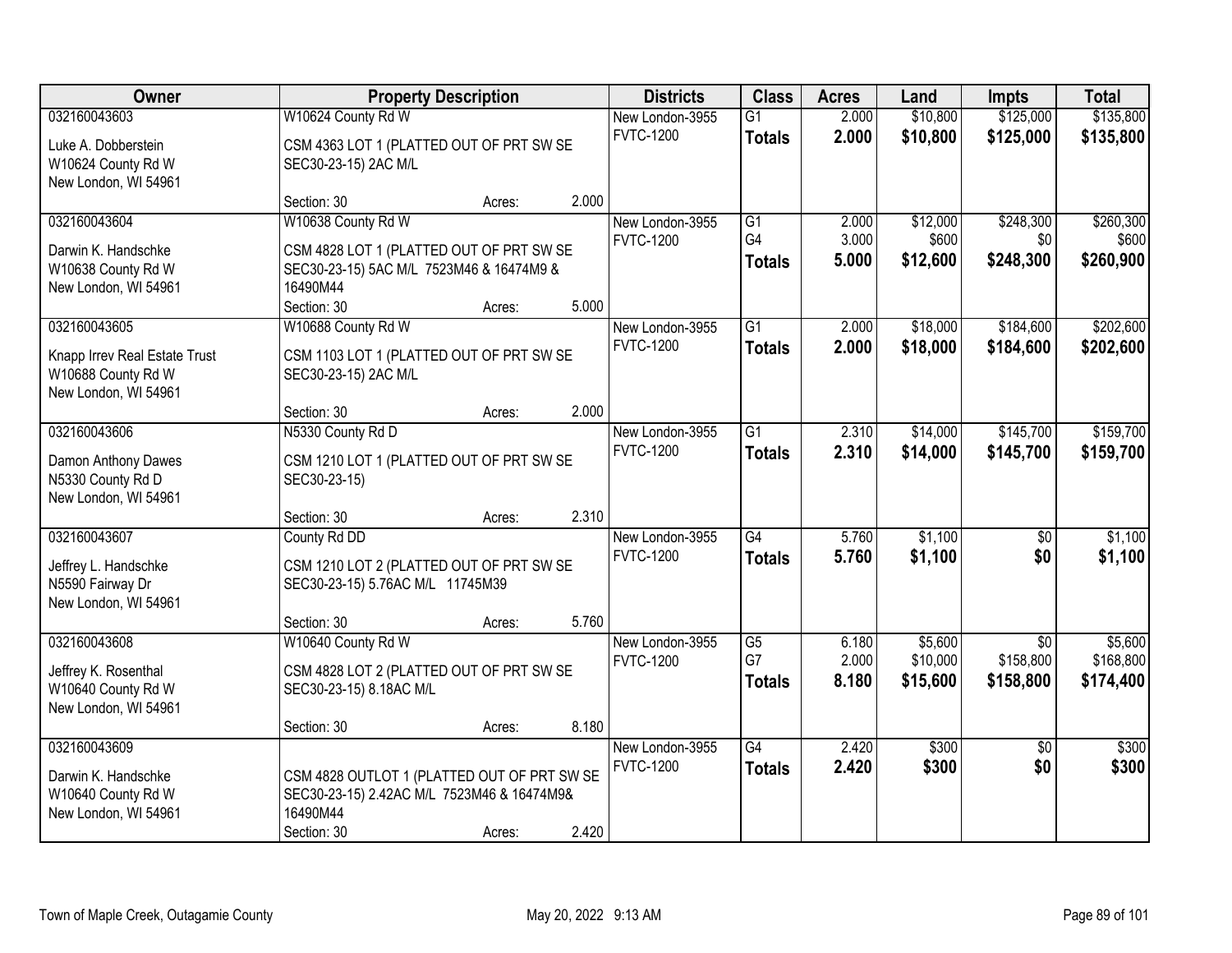| Owner | Property Description | Districts | Class | Acres | Land | Impts | Total |
|---|---|---|---|---|---|---|---|
| 032160043603<br>Luke A. Dobberstein<br>W10624 County Rd W<br>New London, WI 54961 | W10624 County Rd W<br>CSM 4363 LOT 1 (PLATTED OUT OF PRT SW SE SEC30-23-15) 2AC M/L<br>Section: 30 Acres: 2.000 | New London-3955<br>FVTC-1200 | G1<br>**Totals** | 2.000<br>**2.000** | $10,800<br>**$10,800** | $125,000<br>**$125,000** | $135,800<br>**$135,800** |
| 032160043604<br>Darwin K. Handschke<br>W10638 County Rd W<br>New London, WI 54961 | W10638 County Rd W<br>CSM 4828 LOT 1 (PLATTED OUT OF PRT SW SE SEC30-23-15) 5AC M/L 7523M46 & 16474M9 & 16490M44<br>Section: 30 Acres: 5.000 | New London-3955<br>FVTC-1200 | G1<br>G4<br>**Totals** | 2.000<br>3.000<br>**5.000** | $12,000<br>$600<br>**$12,600** | $248,300<br>$0<br>**$248,300** | $260,300<br>$600<br>**$260,900** |
| 032160043605<br>Knapp Irrev Real Estate Trust<br>W10688 County Rd W<br>New London, WI 54961 | W10688 County Rd W<br>CSM 1103 LOT 1 (PLATTED OUT OF PRT SW SE SEC30-23-15) 2AC M/L<br>Section: 30 Acres: 2.000 | New London-3955<br>FVTC-1200 | G1<br>**Totals** | 2.000<br>**2.000** | $18,000<br>**$18,000** | $184,600<br>**$184,600** | $202,600<br>**$202,600** |
| 032160043606<br>Damon Anthony Dawes<br>N5330 County Rd D<br>New London, WI 54961 | N5330 County Rd D<br>CSM 1210 LOT 1 (PLATTED OUT OF PRT SW SE SEC30-23-15)<br>Section: 30 Acres: 2.310 | New London-3955<br>FVTC-1200 | G1<br>**Totals** | 2.310<br>**2.310** | $14,000<br>**$14,000** | $145,700<br>**$145,700** | $159,700<br>**$159,700** |
| 032160043607<br>Jeffrey L. Handschke<br>N5590 Fairway Dr<br>New London, WI 54961 | County Rd DD<br>CSM 1210 LOT 2 (PLATTED OUT OF PRT SW SE SEC30-23-15) 5.76AC M/L 11745M39<br>Section: 30 Acres: 5.760 | New London-3955<br>FVTC-1200 | G4<br>**Totals** | 5.760<br>**5.760** | $1,100<br>**$1,100** | $0<br>**$0** | $1,100<br>**$1,100** |
| 032160043608<br>Jeffrey K. Rosenthal<br>W10640 County Rd W<br>New London, WI 54961 | W10640 County Rd W<br>CSM 4828 LOT 2 (PLATTED OUT OF PRT SW SE SEC30-23-15) 8.18AC M/L<br>Section: 30 Acres: 8.180 | New London-3955<br>FVTC-1200 | G5<br>G7<br>**Totals** | 6.180<br>2.000<br>**8.180** | $5,600<br>$10,000<br>**$15,600** | $0<br>$158,800<br>**$158,800** | $5,600<br>$168,800<br>**$174,400** |
| 032160043609<br>Darwin K. Handschke<br>W10640 County Rd W<br>New London, WI 54961 | CSM 4828 OUTLOT 1 (PLATTED OUT OF PRT SW SE SEC30-23-15) 2.42AC M/L 7523M46 & 16474M9& 16490M44<br>Section: 30 Acres: 2.420 | New London-3955<br>FVTC-1200 | G4<br>**Totals** | 2.420<br>**2.420** | $300<br>**$300** | $0<br>**$0** | $300<br>**$300** |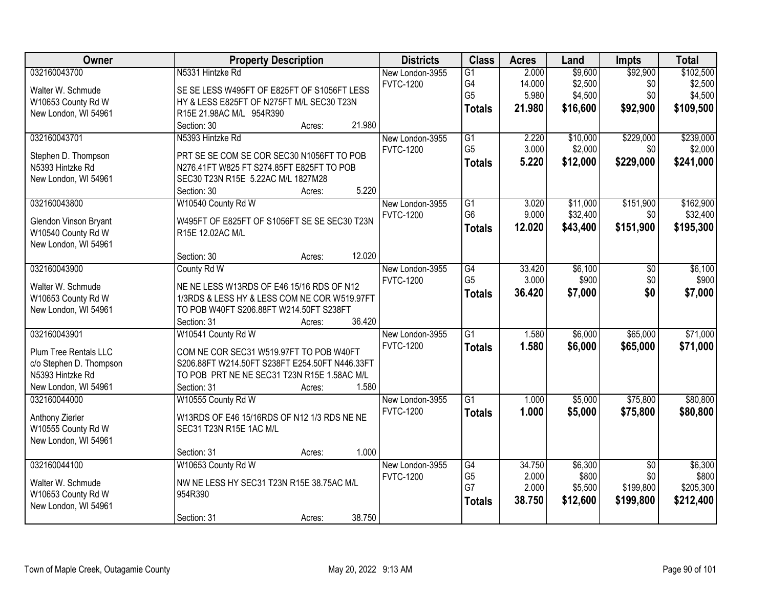| Owner | Property Description | Districts | Class | Acres | Land | Impts | Total |
|---|---|---|---|---|---|---|---|
| 032160043700<br>Walter W. Schmude<br>W10653 County Rd W<br>New London, WI 54961 | N5331 Hintzke Rd<br>SE SE LESS W495FT OF E825FT OF S1056FT LESS HY & LESS E825FT OF N275FT M/L SEC30 T23N R15E 21.98AC M/L 954R390<br>Section: 30 Acres: 21.980 | New London-3955<br>FVTC-1200 | G1<br>G4<br>G5<br>**Totals** | 2.000<br>14.000<br>5.980<br>**21.980** | $9,600<br>$2,500<br>$4,500<br>**$16,600** | $92,900<br>$0<br>$0<br>**$92,900** | $102,500<br>$2,500<br>$4,500<br>**$109,500** |
| 032160043701<br>Stephen D. Thompson<br>N5393 Hintzke Rd<br>New London, WI 54961 | N5393 Hintzke Rd<br>PRT SE SE COM SE COR SEC30 N1056FT TO POB N276.41FT W825 FT S274.85FT E825FT TO POB SEC30 T23N R15E 5.22AC M/L 1827M28<br>Section: 30 Acres: 5.220 | New London-3955<br>FVTC-1200 | G1<br>G5<br>**Totals** | 2.220<br>3.000<br>**5.220** | $10,000<br>$2,000<br>**$12,000** | $229,000<br>$0<br>**$229,000** | $239,000<br>$2,000<br>**$241,000** |
| 032160043800<br>Glendon Vinson Bryant<br>W10540 County Rd W<br>New London, WI 54961 | W10540 County Rd W<br>W495FT OF E825FT OF S1056FT SE SE SEC30 T23N R15E 12.02AC M/L<br>Section: 30 Acres: 12.020 | New London-3955<br>FVTC-1200 | G1<br>G6<br>**Totals** | 3.020<br>9.000<br>**12.020** | $11,000<br>$32,400<br>**$43,400** | $151,900<br>$0<br>**$151,900** | $162,900<br>$32,400<br>**$195,300** |
| 032160043900<br>Walter W. Schmude<br>W10653 County Rd W<br>New London, WI 54961 | County Rd W<br>NE NE LESS W13RDS OF E46 15/16 RDS OF N12 1/3RDS & LESS HY & LESS COM NE COR W519.97FT TO POB W40FT S206.88FT W214.50FT S238FT<br>Section: 31 Acres: 36.420 | New London-3955<br>FVTC-1200 | G4<br>G5<br>**Totals** | 33.420<br>3.000<br>**36.420** | $6,100<br>$900<br>**$7,000** | $0<br>$0<br>**$0** | $6,100<br>$900<br>**$7,000** |
| 032160043901<br>Plum Tree Rentals LLC<br>c/o Stephen D. Thompson<br>N5393 Hintzke Rd<br>New London, WI 54961 | W10541 County Rd W<br>COM NE COR SEC31 W519.97FT TO POB W40FT S206.88FT W214.50FT S238FT E254.50FT N446.33FT TO POB PRT NE NE SEC31 T23N R15E 1.58AC M/L<br>Section: 31 Acres: 1.580 | New London-3955<br>FVTC-1200 | G1<br>**Totals** | 1.580<br>**1.580** | $6,000<br>**$6,000** | $65,000<br>**$65,000** | $71,000<br>**$71,000** |
| 032160044000<br>Anthony Zierler<br>W10555 County Rd W<br>New London, WI 54961 | W10555 County Rd W<br>W13RDS OF E46 15/16RDS OF N12 1/3 RDS NE NE SEC31 T23N R15E 1AC M/L<br>Section: 31 Acres: 1.000 | New London-3955<br>FVTC-1200 | G1<br>**Totals** | 1.000<br>**1.000** | $5,000<br>**$5,000** | $75,800<br>**$75,800** | $80,800<br>**$80,800** |
| 032160044100<br>Walter W. Schmude<br>W10653 County Rd W<br>New London, WI 54961 | W10653 County Rd W<br>NW NE LESS HY SEC31 T23N R15E 38.75AC M/L 954R390<br>Section: 31 Acres: 38.750 | New London-3955<br>FVTC-1200 | G4<br>G5<br>G7<br>**Totals** | 34.750<br>2.000<br>2.000<br>**38.750** | $6,300<br>$800<br>$5,500<br>**$12,600** | $0<br>$0<br>$199,800<br>**$199,800** | $6,300<br>$800<br>$205,300<br>**$212,400** |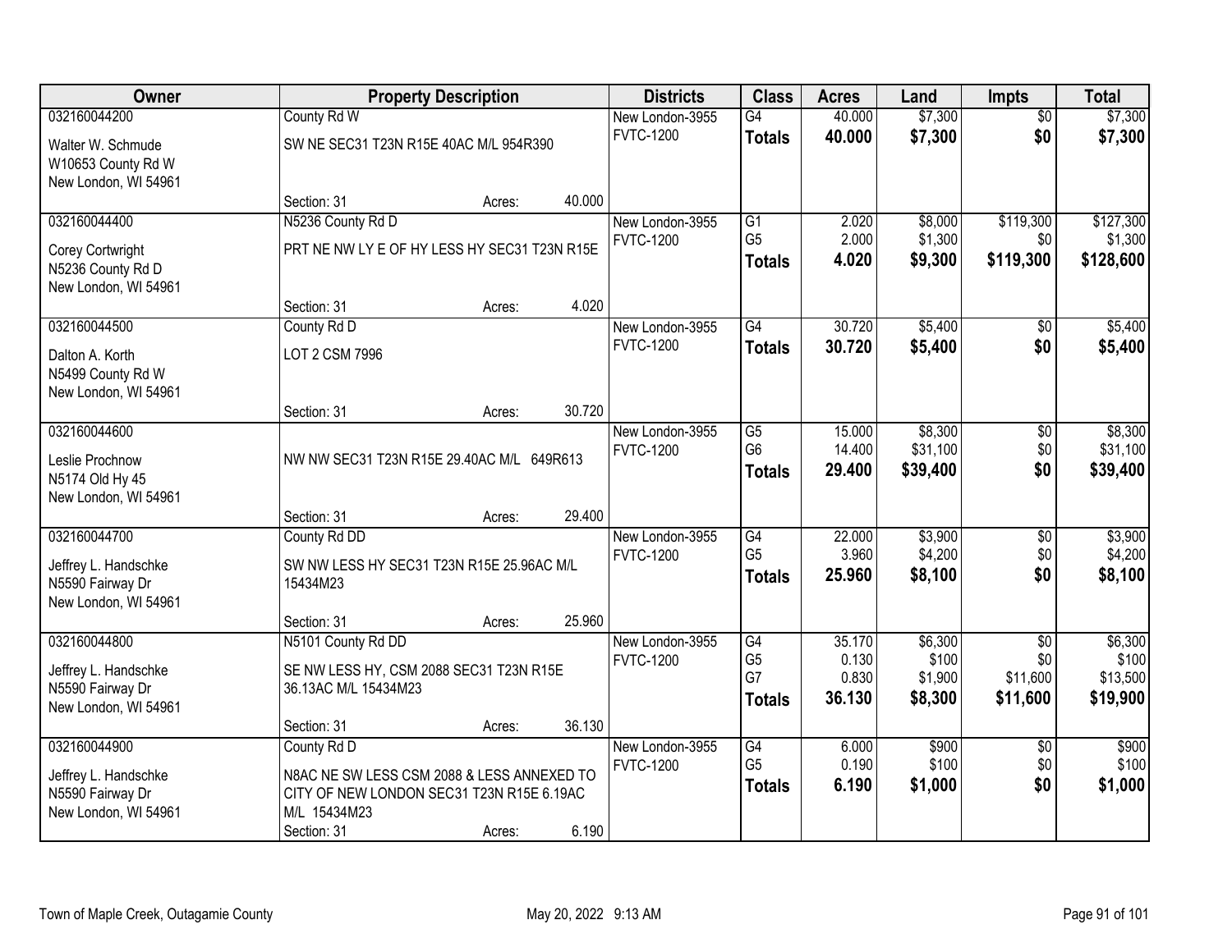| Owner | Property Description | Districts | Class | Acres | Land | Impts | Total |
|---|---|---|---|---|---|---|---|
| 032160044200<br>Walter W. Schmude<br>W10653 County Rd W<br>New London, WI 54961 | County Rd W<br>SW NE SEC31 T23N R15E 40AC M/L 954R390<br>Section: 31 Acres: 40.000 | New London-3955<br>FVTC-1200 | G4<br>**Totals** | 40.000<br>**40.000** | $7,300<br>**$7,300** | $0<br>**$0** | $7,300<br>**$7,300** |
| 032160044400<br>Corey Cortwright<br>N5236 County Rd D<br>New London, WI 54961 | N5236 County Rd D<br>PRT NE NW LY E OF HY LESS HY SEC31 T23N R15E<br>Section: 31 Acres: 4.020 | New London-3955<br>FVTC-1200 | G1<br>G5<br>**Totals** | 2.020<br>2.000<br>**4.020** | $8,000<br>$1,300<br>**$9,300** | $119,300<br>$0<br>**$119,300** | $127,300<br>$1,300<br>**$128,600** |
| 032160044500<br>Dalton A. Korth<br>N5499 County Rd W<br>New London, WI 54961 | County Rd D<br>LOT 2 CSM 7996<br>Section: 31 Acres: 30.720 | New London-3955<br>FVTC-1200 | G4<br>**Totals** | 30.720<br>**30.720** | $5,400<br>**$5,400** | $0<br>**$0** | $5,400<br>**$5,400** |
| 032160044600<br>Leslie Prochnow<br>N5174 Old Hy 45<br>New London, WI 54961 | NW NW SEC31 T23N R15E 29.40AC M/L 649R613<br>Section: 31 Acres: 29.400 | New London-3955<br>FVTC-1200 | G5<br>G6<br>**Totals** | 15.000<br>14.400<br>**29.400** | $8,300<br>$31,100<br>**$39,400** | $0<br>$0<br>**$0** | $8,300<br>$31,100<br>**$39,400** |
| 032160044700<br>Jeffrey L. Handschke<br>N5590 Fairway Dr<br>New London, WI 54961 | County Rd DD<br>SW NW LESS HY SEC31 T23N R15E 25.96AC M/L 15434M23<br>Section: 31 Acres: 25.960 | New London-3955<br>FVTC-1200 | G4<br>G5<br>**Totals** | 22.000<br>3.960<br>**25.960** | $3,900<br>$4,200<br>**$8,100** | $0<br>$0<br>**$0** | $3,900<br>$4,200<br>**$8,100** |
| 032160044800<br>Jeffrey L. Handschke<br>N5590 Fairway Dr<br>New London, WI 54961 | N5101 County Rd DD<br>SE NW LESS HY, CSM 2088 SEC31 T23N R15E 36.13AC M/L 15434M23<br>Section: 31 Acres: 36.130 | New London-3955<br>FVTC-1200 | G4<br>G5<br>G7<br>**Totals** | 35.170<br>0.130<br>0.830<br>**36.130** | $6,300<br>$100<br>$1,900<br>**$8,300** | $0<br>$0<br>$11,600<br>**$11,600** | $6,300<br>$100<br>$13,500<br>**$19,900** |
| 032160044900<br>Jeffrey L. Handschke<br>N5590 Fairway Dr<br>New London, WI 54961 | County Rd D<br>N8AC NE SW LESS CSM 2088 & LESS ANNEXED TO CITY OF NEW LONDON SEC31 T23N R15E 6.19AC M/L 15434M23<br>Section: 31 Acres: 6.190 | New London-3955<br>FVTC-1200 | G4<br>G5<br>**Totals** | 6.000<br>0.190<br>**6.190** | $900<br>$100<br>**$1,000** | $0<br>$0<br>**$0** | $900<br>$100<br>**$1,000** |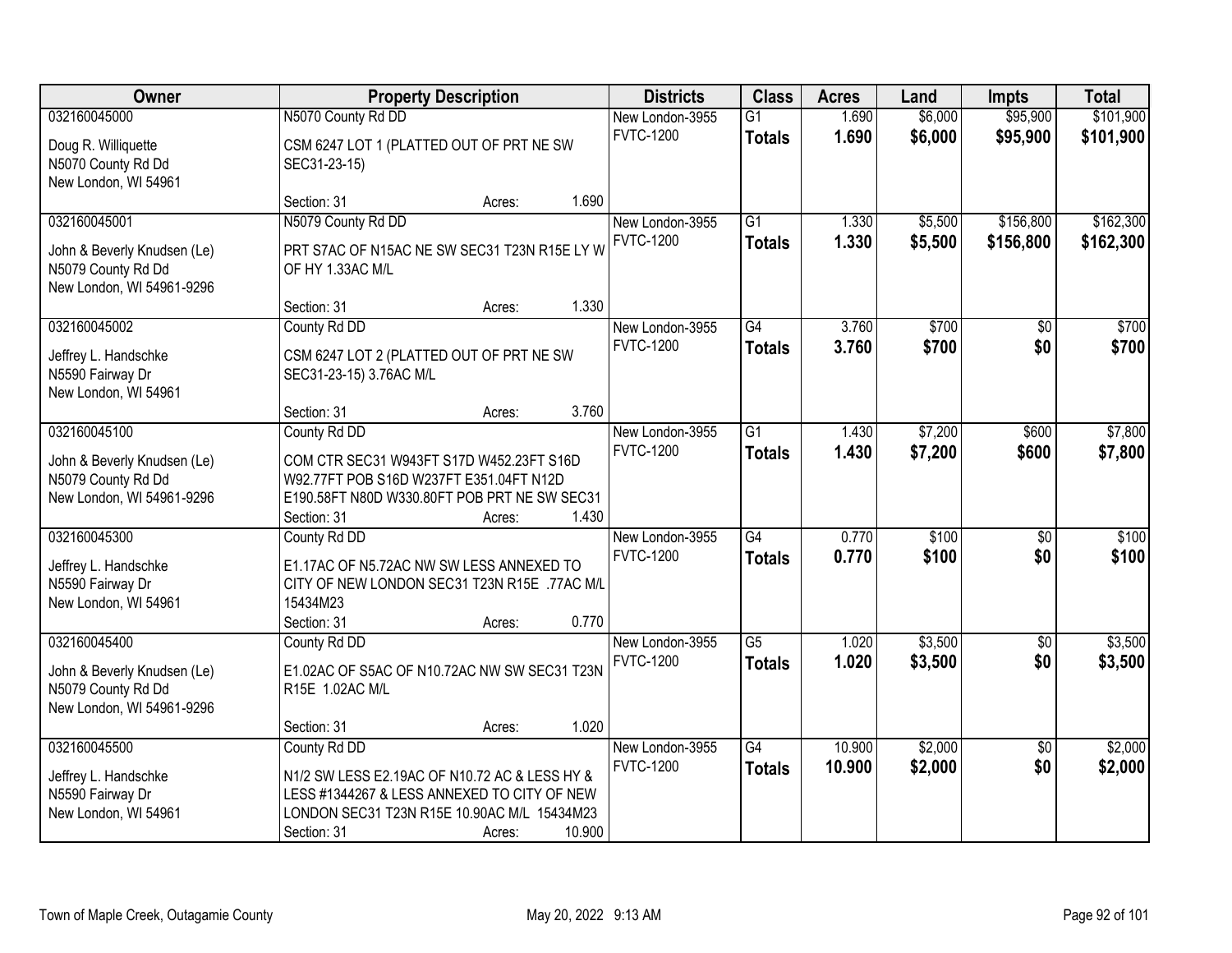| Owner | Property Description | Districts | Class | Acres | Land | Impts | Total |
|---|---|---|---|---|---|---|---|
| 032160045000<br>Doug R. Williquette<br>N5070 County Rd Dd<br>New London, WI 54961 | N5070 County Rd DD<br>CSM 6247 LOT 1 (PLATTED OUT OF PRT NE SW SEC31-23-15)<br>Section: 31 Acres: 1.690 | New London-3955<br>FVTC-1200 | G1<br>**Totals** | 1.690<br>**1.690** | $6,000<br>**$6,000** | $95,900<br>**$95,900** | $101,900<br>**$101,900** |
| 032160045001<br>John & Beverly Knudsen (Le)<br>N5079 County Rd Dd<br>New London, WI 54961-9296 | N5079 County Rd DD<br>PRT S7AC OF N15AC NE SW SEC31 T23N R15E LY W OF HY 1.33AC M/L<br>Section: 31 Acres: 1.330 | New London-3955<br>FVTC-1200 | G1<br>**Totals** | 1.330<br>**1.330** | $5,500<br>**$5,500** | $156,800<br>**$156,800** | $162,300<br>**$162,300** |
| 032160045002<br>Jeffrey L. Handschke<br>N5590 Fairway Dr<br>New London, WI 54961 | County Rd DD<br>CSM 6247 LOT 2 (PLATTED OUT OF PRT NE SW SEC31-23-15) 3.76AC M/L<br>Section: 31 Acres: 3.760 | New London-3955<br>FVTC-1200 | G4<br>**Totals** | 3.760<br>**3.760** | $700<br>**$700** | $0<br>**$0** | $700<br>**$700** |
| 032160045100<br>John & Beverly Knudsen (Le)<br>N5079 County Rd Dd<br>New London, WI 54961-9296 | County Rd DD<br>COM CTR SEC31 W943FT S17D W452.23FT S16D W92.77FT POB S16D W237FT E351.04FT N12D E190.58FT N80D W330.80FT POB PRT NE SW SEC31<br>Section: 31 Acres: 1.430 | New London-3955<br>FVTC-1200 | G1<br>**Totals** | 1.430<br>**1.430** | $7,200<br>**$7,200** | $600<br>**$600** | $7,800<br>**$7,800** |
| 032160045300<br>Jeffrey L. Handschke<br>N5590 Fairway Dr<br>New London, WI 54961 | County Rd DD<br>E1.17AC OF N5.72AC NW SW LESS ANNEXED TO CITY OF NEW LONDON SEC31 T23N R15E .77AC M/L 15434M23<br>Section: 31 Acres: 0.770 | New London-3955<br>FVTC-1200 | G4<br>**Totals** | 0.770<br>**0.770** | $100<br>**$100** | $0<br>**$0** | $100<br>**$100** |
| 032160045400<br>John & Beverly Knudsen (Le)<br>N5079 County Rd Dd<br>New London, WI 54961-9296 | County Rd DD<br>E1.02AC OF S5AC OF N10.72AC NW SW SEC31 T23N R15E 1.02AC M/L<br>Section: 31 Acres: 1.020 | New London-3955<br>FVTC-1200 | G5<br>**Totals** | 1.020<br>**1.020** | $3,500<br>**$3,500** | $0<br>**$0** | $3,500<br>**$3,500** |
| 032160045500<br>Jeffrey L. Handschke<br>N5590 Fairway Dr<br>New London, WI 54961 | County Rd DD<br>N1/2 SW LESS E2.19AC OF N10.72 AC & LESS HY & LESS #1344267 & LESS ANNEXED TO CITY OF NEW LONDON SEC31 T23N R15E 10.90AC M/L 15434M23<br>Section: 31 Acres: 10.900 | New London-3955<br>FVTC-1200 | G4<br>**Totals** | 10.900<br>**10.900** | $2,000<br>**$2,000** | $0<br>**$0** | $2,000<br>**$2,000** |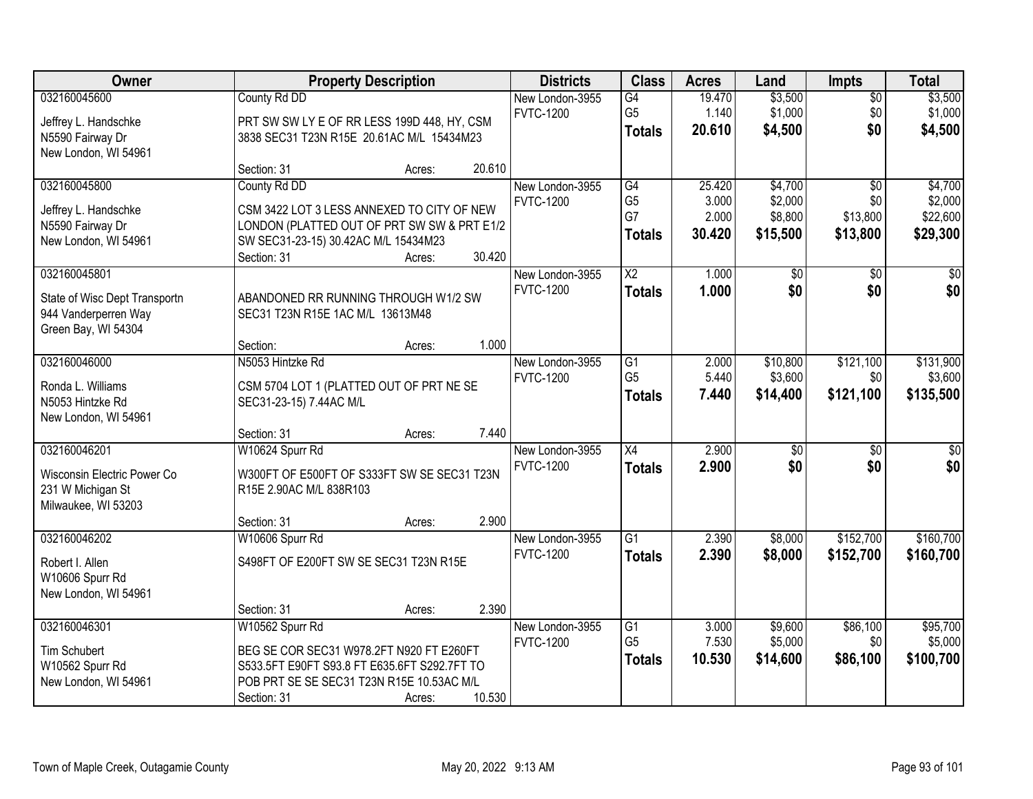| Owner | Property Description | Districts | Class | Acres | Land | Impts | Total |
|---|---|---|---|---|---|---|---|
| 032160045600<br>Jeffrey L. Handschke<br>N5590 Fairway Dr<br>New London, WI 54961 | County Rd DD<br>PRT SW SW LY E OF RR LESS 199D 448, HY, CSM 3838 SEC31 T23N R15E 20.61AC M/L 15434M23<br>Section: 31 Acres: 20.610 | New London-3955<br>FVTC-1200 | G4<br>G5<br>**Totals** | 19.470<br>1.140<br>**20.610** | $3,500<br>$1,000<br>**$4,500** | $0<br>$0<br>**$0** | $3,500<br>$1,000<br>**$4,500** |
| 032160045800<br>Jeffrey L. Handschke<br>N5590 Fairway Dr<br>New London, WI 54961 | County Rd DD<br>CSM 3422 LOT 3 LESS ANNEXED TO CITY OF NEW LONDON (PLATTED OUT OF PRT SW SW & PRT E1/2 SW SEC31-23-15) 30.42AC M/L 15434M23<br>Section: 31 Acres: 30.420 | New London-3955<br>FVTC-1200 | G4<br>G5<br>G7<br>**Totals** | 25.420<br>3.000<br>2.000<br>**30.420** | $4,700<br>$2,000<br>$8,800<br>**$15,500** | $0<br>$0<br>$13,800<br>**$13,800** | $4,700<br>$2,000<br>$22,600<br>**$29,300** |
| 032160045801<br>State of Wisc Dept Transportn<br>944 Vanderperren Way<br>Green Bay, WI 54304 | ABANDONED RR RUNNING THROUGH W1/2 SW SEC31 T23N R15E 1AC M/L 13613M48<br>Section: Acres: 1.000 | New London-3955<br>FVTC-1200 | X2<br>**Totals** | 1.000<br>**1.000** | $0<br>**$0** | $0<br>**$0** | $0<br>**$0** |
| 032160046000<br>Ronda L. Williams<br>N5053 Hintzke Rd<br>New London, WI 54961 | N5053 Hintzke Rd<br>CSM 5704 LOT 1 (PLATTED OUT OF PRT NE SE SEC31-23-15) 7.44AC M/L<br>Section: 31 Acres: 7.440 | New London-3955<br>FVTC-1200 | G1<br>G5<br>**Totals** | 2.000<br>5.440<br>**7.440** | $10,800<br>$3,600<br>**$14,400** | $121,100<br>$0<br>**$121,100** | $131,900<br>$3,600<br>**$135,500** |
| 032160046201<br>Wisconsin Electric Power Co<br>231 W Michigan St<br>Milwaukee, WI 53203 | W10624 Spurr Rd<br>W300FT OF E500FT OF S333FT SW SE SEC31 T23N R15E 2.90AC M/L 838R103<br>Section: 31 Acres: 2.900 | New London-3955<br>FVTC-1200 | X4<br>**Totals** | 2.900<br>**2.900** | $0<br>**$0** | $0<br>**$0** | $0<br>**$0** |
| 032160046202<br>Robert I. Allen<br>W10606 Spurr Rd<br>New London, WI 54961 | W10606 Spurr Rd<br>S498FT OF E200FT SW SE SEC31 T23N R15E<br>Section: 31 Acres: 2.390 | New London-3955<br>FVTC-1200 | G1<br>**Totals** | 2.390<br>**2.390** | $8,000<br>**$8,000** | $152,700<br>**$152,700** | $160,700<br>**$160,700** |
| 032160046301<br>Tim Schubert<br>W10562 Spurr Rd<br>New London, WI 54961 | W10562 Spurr Rd<br>BEG SE COR SEC31 W978.2FT N920 FT E260FT S533.5FT E90FT S93.8 FT E635.6FT S292.7FT TO POB PRT SE SE SEC31 T23N R15E 10.53AC M/L<br>Section: 31 Acres: 10.530 | New London-3955<br>FVTC-1200 | G1<br>G5<br>**Totals** | 3.000<br>7.530<br>**10.530** | $9,600<br>$5,000<br>**$14,600** | $86,100<br>$0<br>**$86,100** | $95,700<br>$5,000<br>**$100,700** |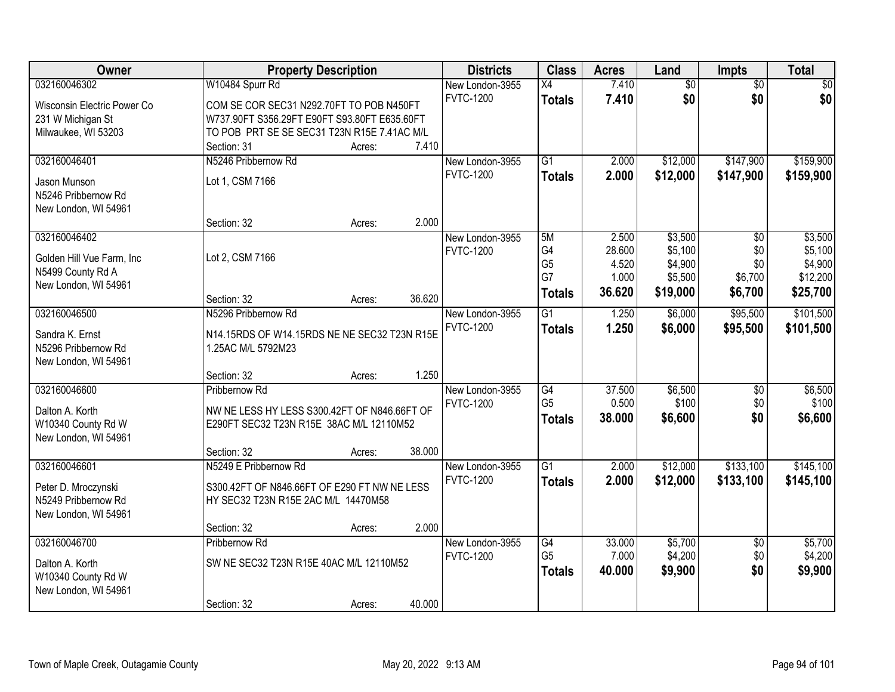| Owner | Property Description | Districts | Class | Acres | Land | Impts | Total |
|---|---|---|---|---|---|---|---|
| 032160046302<br>Wisconsin Electric Power Co<br>231 W Michigan St<br>Milwaukee, WI 53203 | W10484 Spurr Rd<br>COM SE COR SEC31 N292.70FT TO POB N450FT W737.90FT S356.29FT E90FT S93.80FT E635.60FT TO POB PRT SE SE SEC31 T23N R15E 7.41AC M/L<br>Section: 31 Acres: 7.410 | New London-3955<br>FVTC-1200 | X4<br>**Totals** | 7.410<br>**7.410** | $0<br>**$0** | $0<br>**$0** | $0<br>**$0** |
| 032160046401<br>Jason Munson<br>N5246 Pribbernow Rd<br>New London, WI 54961 | N5246 Pribbernow Rd<br>Lot 1, CSM 7166<br>Section: 32 Acres: 2.000 | New London-3955<br>FVTC-1200 | G1<br>**Totals** | 2.000<br>**2.000** | $12,000<br>**$12,000** | $147,900<br>**$147,900** | $159,900<br>**$159,900** |
| 032160046402<br>Golden Hill Vue Farm, Inc<br>N5499 County Rd A<br>New London, WI 54961 | Lot 2, CSM 7166<br>Section: 32 Acres: 36.620 | New London-3955<br>FVTC-1200 | 5M<br>G4<br>G5<br>G7<br>**Totals** | 2.500<br>28.600<br>4.520<br>1.000<br>**36.620** | $3,500<br>$5,100<br>$4,900<br>$5,500<br>**$19,000** | $0<br>$0<br>$0<br>$6,700<br>**$6,700** | $3,500<br>$5,100<br>$4,900<br>$12,200<br>**$25,700** |
| 032160046500<br>Sandra K. Ernst<br>N5296 Pribbernow Rd<br>New London, WI 54961 | N5296 Pribbernow Rd<br>N14.15RDS OF W14.15RDS NE NE SEC32 T23N R15E 1.25AC M/L 5792M23<br>Section: 32 Acres: 1.250 | New London-3955<br>FVTC-1200 | G1<br>**Totals** | 1.250<br>**1.250** | $6,000<br>**$6,000** | $95,500<br>**$95,500** | $101,500<br>**$101,500** |
| 032160046600<br>Dalton A. Korth<br>W10340 County Rd W<br>New London, WI 54961 | Pribbernow Rd<br>NW NE LESS HY LESS S300.42FT OF N846.66FT OF E290FT SEC32 T23N R15E 38AC M/L 12110M52<br>Section: 32 Acres: 38.000 | New London-3955<br>FVTC-1200 | G4<br>G5<br>**Totals** | 37.500<br>0.500<br>**38.000** | $6,500<br>$100<br>**$6,600** | $0<br>$0<br>**$0** | $6,500<br>$100<br>**$6,600** |
| 032160046601<br>Peter D. Mroczynski<br>N5249 Pribbernow Rd<br>New London, WI 54961 | N5249 E Pribbernow Rd<br>S300.42FT OF N846.66FT OF E290 FT NW NE LESS HY SEC32 T23N R15E 2AC M/L 14470M58<br>Section: 32 Acres: 2.000 | New London-3955<br>FVTC-1200 | G1<br>**Totals** | 2.000<br>**2.000** | $12,000<br>**$12,000** | $133,100<br>**$133,100** | $145,100<br>**$145,100** |
| 032160046700<br>Dalton A. Korth<br>W10340 County Rd W<br>New London, WI 54961 | Pribbernow Rd<br>SW NE SEC32 T23N R15E 40AC M/L 12110M52<br>Section: 32 Acres: 40.000 | New London-3955<br>FVTC-1200 | G4<br>G5<br>**Totals** | 33.000<br>7.000<br>**40.000** | $5,700<br>$4,200<br>**$9,900** | $0<br>$0<br>**$0** | $5,700<br>$4,200<br>**$9,900** |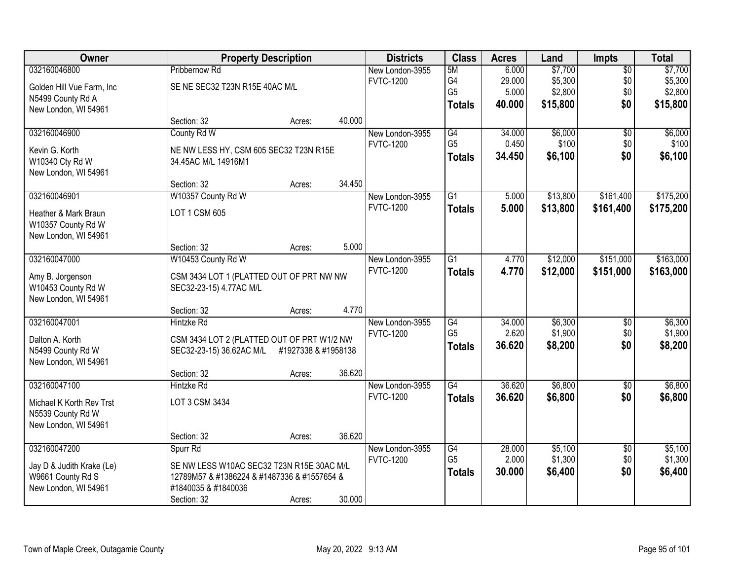| Owner | Property Description | Districts | Class | Acres | Land | Impts | Total |
|---|---|---|---|---|---|---|---|
| 032160046800<br>Golden Hill Vue Farm, Inc<br>N5499 County Rd A<br>New London, WI 54961 | Pribbernow Rd<br>SE NE SEC32 T23N R15E 40AC M/L<br>Section: 32 Acres: 40.000 | New London-3955<br>FVTC-1200 | 5M<br>G4<br>G5<br>**Totals** | 6.000<br>29.000<br>5.000<br>**40.000** | $7,700<br>$5,300<br>$2,800<br>**$15,800** | $0<br>$0<br>$0<br>**$0** | $7,700<br>$5,300<br>$2,800<br>**$15,800** |
| 032160046900<br>Kevin G. Korth<br>W10340 Cty Rd W<br>New London, WI 54961 | County Rd W<br>NE NW LESS HY, CSM 605 SEC32 T23N R15E 34.45AC M/L 14916M1<br>Section: 32 Acres: 34.450 | New London-3955<br>FVTC-1200 | G4<br>G5<br>**Totals** | 34.000<br>0.450<br>**34.450** | $6,000<br>$100<br>**$6,100** | $0<br>$0<br>**$0** | $6,000<br>$100<br>**$6,100** |
| 032160046901<br>Heather & Mark Braun<br>W10357 County Rd W<br>New London, WI 54961 | W10357 County Rd W<br>LOT 1 CSM 605<br>Section: 32 Acres: 5.000 | New London-3955<br>FVTC-1200 | G1<br>**Totals** | 5.000<br>**5.000** | $13,800<br>**$13,800** | $161,400<br>**$161,400** | $175,200<br>**$175,200** |
| 032160047000<br>Amy B. Jorgenson<br>W10453 County Rd W<br>New London, WI 54961 | W10453 County Rd W<br>CSM 3434 LOT 1 (PLATTED OUT OF PRT NW NW SEC32-23-15) 4.77AC M/L<br>Section: 32 Acres: 4.770 | New London-3955<br>FVTC-1200 | G1<br>**Totals** | 4.770<br>**4.770** | $12,000<br>**$12,000** | $151,000<br>**$151,000** | $163,000<br>**$163,000** |
| 032160047001<br>Dalton A. Korth<br>N5499 County Rd W<br>New London, WI 54961 | Hintzke Rd<br>CSM 3434 LOT 2 (PLATTED OUT OF PRT W1/2 NW SEC32-23-15) 36.62AC M/L #1927338 & #1958138<br>Section: 32 Acres: 36.620 | New London-3955<br>FVTC-1200 | G4<br>G5<br>**Totals** | 34.000<br>2.620<br>**36.620** | $6,300<br>$1,900<br>**$8,200** | $0<br>$0<br>**$0** | $6,300<br>$1,900<br>**$8,200** |
| 032160047100<br>Michael K Korth Rev Trst<br>N5539 County Rd W<br>New London, WI 54961 | Hintzke Rd<br>LOT 3 CSM 3434<br>Section: 32 Acres: 36.620 | New London-3955<br>FVTC-1200 | G4<br>**Totals** | 36.620<br>**36.620** | $6,800<br>**$6,800** | $0<br>**$0** | $6,800<br>**$6,800** |
| 032160047200<br>Jay D & Judith Krake (Le)<br>W9661 County Rd S<br>New London, WI 54961 | Spurr Rd<br>SE NW LESS W10AC SEC32 T23N R15E 30AC M/L 12789M57 & #1386224 & #1487336 & #1557654 & #1840035 & #1840036<br>Section: 32 Acres: 30.000 | New London-3955<br>FVTC-1200 | G4<br>G5<br>**Totals** | 28.000<br>2.000<br>**30.000** | $5,100<br>$1,300<br>**$6,400** | $0<br>$0<br>**$0** | $5,100<br>$1,300<br>**$6,400** |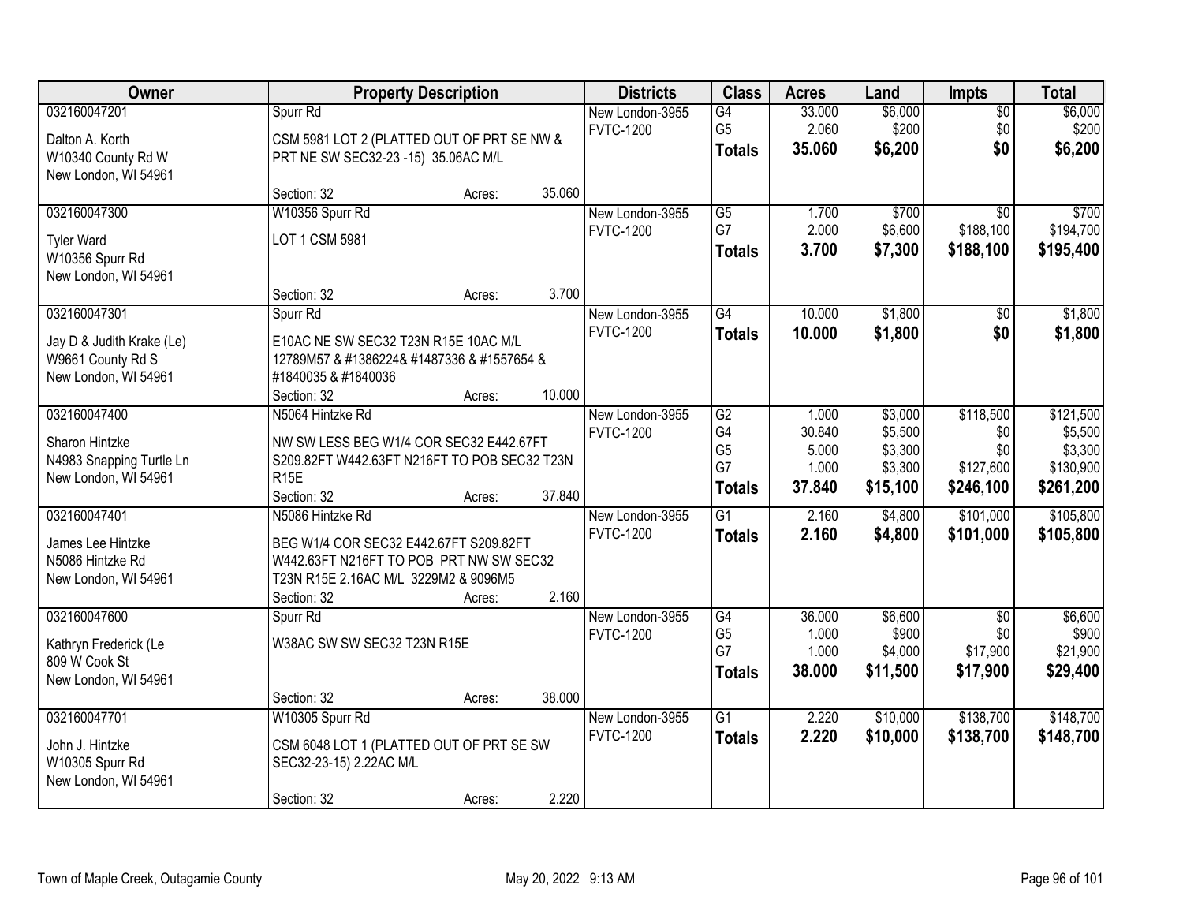| Owner | Property Description | Districts | Class | Acres | Land | Impts | Total |
|---|---|---|---|---|---|---|---|
| 032160047201<br>Dalton A. Korth<br>W10340 County Rd W<br>New London, WI 54961 | Spurr Rd<br>CSM 5981 LOT 2 (PLATTED OUT OF PRT SE NW & PRT NE SW SEC32-23 -15) 35.06AC M/L<br>Section: 32 Acres: 35.060 | New London-3955<br>FVTC-1200 | G4<br>G5<br>**Totals** | 33.000<br>2.060<br>**35.060** | \$6,000<br>\$200<br>**\$6,200** | \$0<br>\$0<br>**\$0** | \$6,000<br>\$200<br>**\$6,200** |
| 032160047300<br>Tyler Ward<br>W10356 Spurr Rd<br>New London, WI 54961 | W10356 Spurr Rd<br>LOT 1 CSM 5981<br>Section: 32 Acres: 3.700 | New London-3955<br>FVTC-1200 | G5<br>G7<br>**Totals** | 1.700<br>2.000<br>**3.700** | \$700<br>\$6,600<br>**\$7,300** | \$0<br>\$188,100<br>**\$188,100** | \$700<br>\$194,700<br>**\$195,400** |
| 032160047301<br>Jay D & Judith Krake (Le)<br>W9661 County Rd S<br>New London, WI 54961 | Spurr Rd<br>E10AC NE SW SEC32 T23N R15E 10AC M/L 12789M57 & #1386224& #1487336 & #1557654 & #1840035 & #1840036<br>Section: 32 Acres: 10.000 | New London-3955<br>FVTC-1200 | G4<br>**Totals** | 10.000<br>**10.000** | \$1,800<br>**\$1,800** | \$0<br>**\$0** | \$1,800<br>**\$1,800** |
| 032160047400<br>Sharon Hintzke<br>N4983 Snapping Turtle Ln<br>New London, WI 54961 | N5064 Hintzke Rd<br>NW SW LESS BEG W1/4 COR SEC32 E442.67FT S209.82FT W442.63FT N216FT TO POB SEC32 T23N R15E<br>Section: 32 Acres: 37.840 | New London-3955<br>FVTC-1200 | G2<br>G4<br>G5<br>G7<br>**Totals** | 1.000<br>30.840<br>5.000<br>1.000<br>**37.840** | \$3,000<br>\$5,500<br>\$3,300<br>\$3,300<br>**\$15,100** | \$118,500<br>\$0<br>\$0<br>\$127,600<br>**\$246,100** | \$121,500<br>\$5,500<br>\$3,300<br>\$130,900<br>**\$261,200** |
| 032160047401<br>James Lee Hintzke<br>N5086 Hintzke Rd<br>New London, WI 54961 | N5086 Hintzke Rd<br>BEG W1/4 COR SEC32 E442.67FT S209.82FT W442.63FT N216FT TO POB PRT NW SW SEC32 T23N R15E 2.16AC M/L 3229M2 & 9096M5<br>Section: 32 Acres: 2.160 | New London-3955<br>FVTC-1200 | G1<br>**Totals** | 2.160<br>**2.160** | \$4,800<br>**\$4,800** | \$101,000<br>**\$101,000** | \$105,800<br>**\$105,800** |
| 032160047600<br>Kathryn Frederick (Le<br>809 W Cook St<br>New London, WI 54961 | Spurr Rd<br>W38AC SW SW SEC32 T23N R15E<br>Section: 32 Acres: 38.000 | New London-3955<br>FVTC-1200 | G4<br>G5<br>G7<br>**Totals** | 36.000<br>1.000<br>1.000<br>**38.000** | \$6,600<br>\$900<br>\$4,000<br>**\$11,500** | \$0<br>\$0<br>\$17,900<br>**\$17,900** | \$6,600<br>\$900<br>\$21,900<br>**\$29,400** |
| 032160047701<br>John J. Hintzke<br>W10305 Spurr Rd<br>New London, WI 54961 | W10305 Spurr Rd<br>CSM 6048 LOT 1 (PLATTED OUT OF PRT SE SW SEC32-23-15) 2.22AC M/L<br>Section: 32 Acres: 2.220 | New London-3955<br>FVTC-1200 | G1<br>**Totals** | 2.220<br>**2.220** | \$10,000<br>**\$10,000** | \$138,700<br>**\$138,700** | \$148,700<br>**\$148,700** |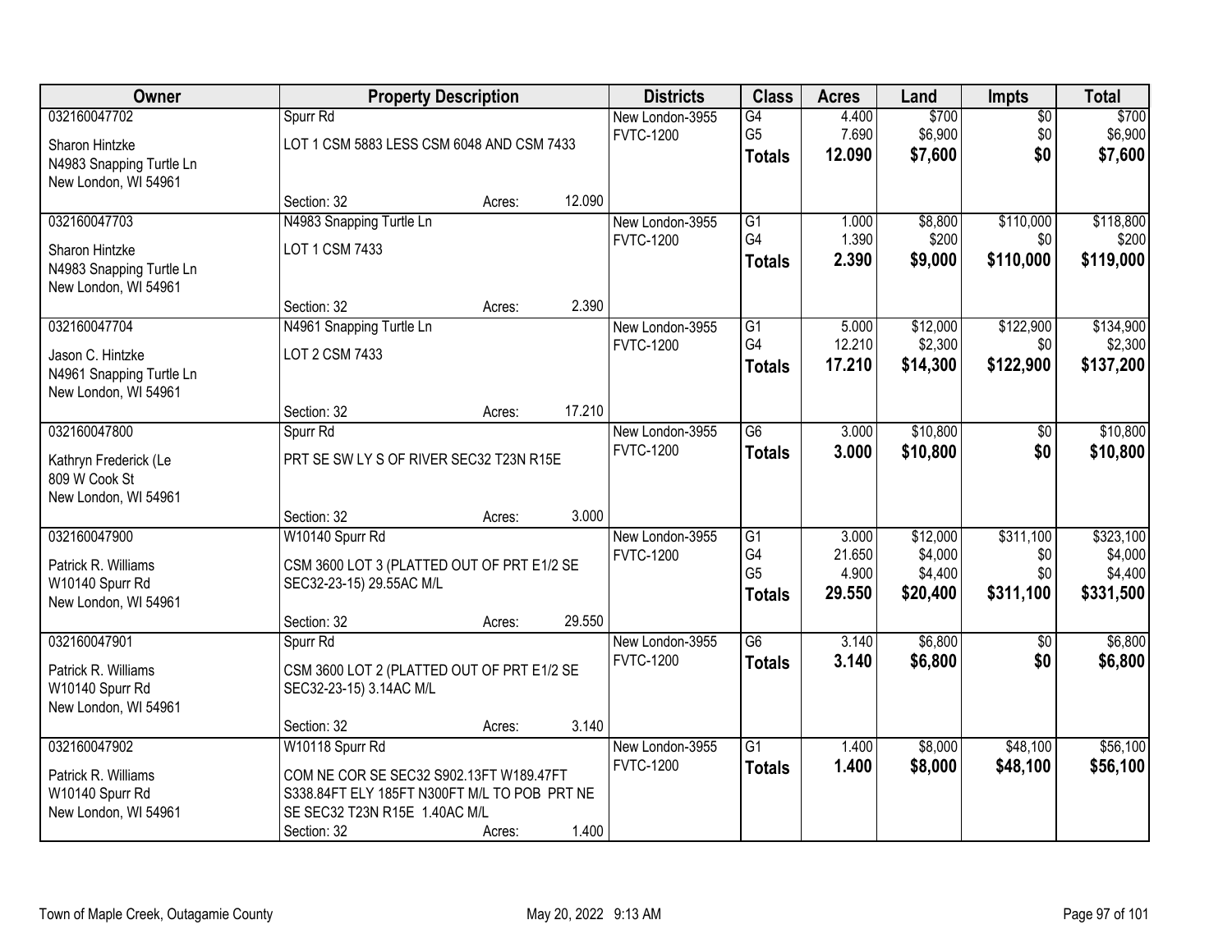| Owner | Property Description | Districts | Class | Acres | Land | Impts | Total |
|---|---|---|---|---|---|---|---|
| 032160047702<br>Sharon Hintzke<br>N4983 Snapping Turtle Ln<br>New London, WI 54961 | Spurr Rd<br>LOT 1 CSM 5883 LESS CSM 6048 AND CSM 7433<br>Section: 32 Acres: 12.090 | New London-3955<br>FVTC-1200 | G4<br>G5<br>**Totals** | 4.400<br>7.690<br>**12.090** | $700<br>$6,900<br>**$7,600** | $0<br>$0<br>**$0** | $700<br>$6,900<br>**$7,600** |
| 032160047703<br>Sharon Hintzke<br>N4983 Snapping Turtle Ln<br>New London, WI 54961 | N4983 Snapping Turtle Ln<br>LOT 1 CSM 7433<br>Section: 32 Acres: 2.390 | New London-3955<br>FVTC-1200 | G1<br>G4<br>**Totals** | 1.000<br>1.390<br>**2.390** | $8,800<br>$200<br>**$9,000** | $110,000<br>$0<br>**$110,000** | $118,800<br>$200<br>**$119,000** |
| 032160047704<br>Jason C. Hintzke<br>N4961 Snapping Turtle Ln<br>New London, WI 54961 | N4961 Snapping Turtle Ln<br>LOT 2 CSM 7433<br>Section: 32 Acres: 17.210 | New London-3955<br>FVTC-1200 | G1<br>G4<br>**Totals** | 5.000<br>12.210<br>**17.210** | $12,000<br>$2,300<br>**$14,300** | $122,900<br>$0<br>**$122,900** | $134,900<br>$2,300<br>**$137,200** |
| 032160047800<br>Kathryn Frederick (Le<br>809 W Cook St<br>New London, WI 54961 | Spurr Rd<br>PRT SE SW LY S OF RIVER SEC32 T23N R15E<br>Section: 32 Acres: 3.000 | New London-3955<br>FVTC-1200 | G6<br>**Totals** | 3.000<br>**3.000** | $10,800<br>**$10,800** | $0<br>**$0** | $10,800<br>**$10,800** |
| 032160047900<br>Patrick R. Williams<br>W10140 Spurr Rd<br>New London, WI 54961 | W10140 Spurr Rd<br>CSM 3600 LOT 3 (PLATTED OUT OF PRT E1/2 SE SEC32-23-15) 29.55AC M/L<br>Section: 32 Acres: 29.550 | New London-3955<br>FVTC-1200 | G1<br>G4<br>G5<br>**Totals** | 3.000<br>21.650<br>4.900<br>**29.550** | $12,000<br>$4,000<br>$4,400<br>**$20,400** | $311,100<br>$0<br>$0<br>**$311,100** | $323,100<br>$4,000<br>$4,400<br>**$331,500** |
| 032160047901<br>Patrick R. Williams<br>W10140 Spurr Rd<br>New London, WI 54961 | Spurr Rd<br>CSM 3600 LOT 2 (PLATTED OUT OF PRT E1/2 SE SEC32-23-15) 3.14AC M/L<br>Section: 32 Acres: 3.140 | New London-3955<br>FVTC-1200 | G6<br>**Totals** | 3.140<br>**3.140** | $6,800<br>**$6,800** | $0<br>**$0** | $6,800<br>**$6,800** |
| 032160047902<br>Patrick R. Williams<br>W10140 Spurr Rd<br>New London, WI 54961 | W10118 Spurr Rd<br>COM NE COR SE SEC32 S902.13FT W189.47FT S338.84FT ELY 185FT N300FT M/L TO POB PRT NE SE SEC32 T23N R15E 1.40AC M/L<br>Section: 32 Acres: 1.400 | New London-3955<br>FVTC-1200 | G1<br>**Totals** | 1.400<br>**1.400** | $8,000<br>**$8,000** | $48,100<br>**$48,100** | $56,100<br>**$56,100** |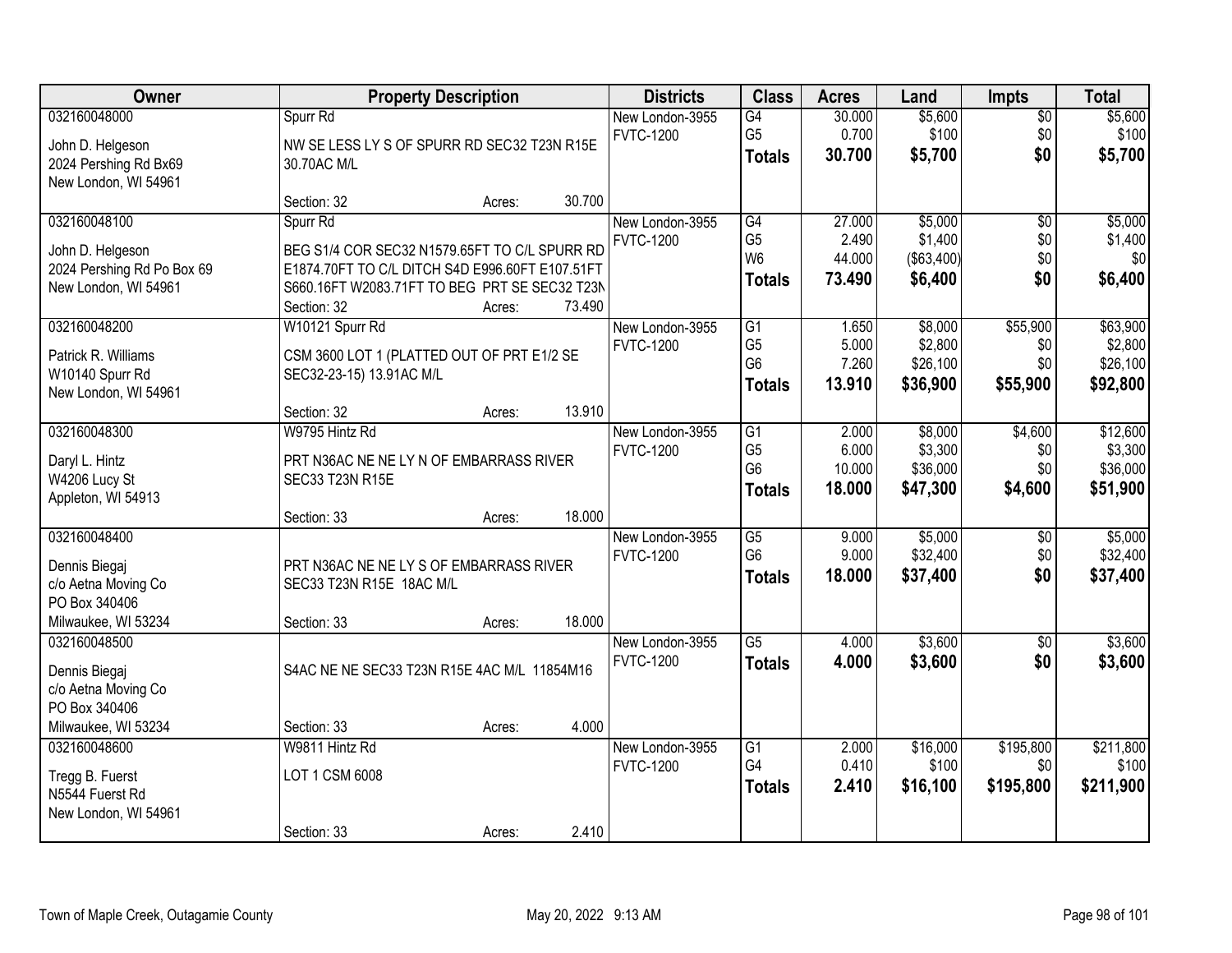| Owner | Property Description | Districts | Class | Acres | Land | Impts | Total |
|---|---|---|---|---|---|---|---|
| 032160048000<br>John D. Helgeson<br>2024 Pershing Rd Bx69<br>New London, WI 54961 | Spurr Rd<br>NW SE LESS LY S OF SPURR RD SEC32 T23N R15E 30.70AC M/L<br>Section: 32 Acres: 30.700 | New London-3955<br>FVTC-1200 | G4<br>G5<br>**Totals** | 30.000<br>0.700<br>**30.700** | $5,600<br>$100<br>**$5,700** | $0<br>$0<br>**$0** | $5,600<br>$100<br>**$5,700** |
| 032160048100<br>John D. Helgeson<br>2024 Pershing Rd Po Box 69<br>New London, WI 54961 | Spurr Rd<br>BEG S1/4 COR SEC32 N1579.65FT TO C/L SPURR RD E1874.70FT TO C/L DITCH S4D E996.60FT E107.51FT S660.16FT W2083.71FT TO BEG PRT SE SEC32 T23N<br>Section: 32 Acres: 73.490 | New London-3955<br>FVTC-1200 | G4<br>G5<br>W6<br>**Totals** | 27.000<br>2.490<br>44.000<br>**73.490** | $5,000<br>$1,400<br>($63,400)<br>**$6,400** | $0<br>$0<br>$0<br>**$0** | $5,000<br>$1,400<br>$0<br>**$6,400** |
| 032160048200<br>Patrick R. Williams<br>W10140 Spurr Rd<br>New London, WI 54961 | W10121 Spurr Rd<br>CSM 3600 LOT 1 (PLATTED OUT OF PRT E1/2 SE SEC32-23-15) 13.91AC M/L<br>Section: 32 Acres: 13.910 | New London-3955<br>FVTC-1200 | G1<br>G5<br>G6<br>**Totals** | 1.650<br>5.000<br>7.260<br>**13.910** | $8,000<br>$2,800<br>$26,100<br>**$36,900** | $55,900<br>$0<br>$0<br>**$55,900** | $63,900<br>$2,800<br>$26,100<br>**$92,800** |
| 032160048300<br>Daryl L. Hintz<br>W4206 Lucy St<br>Appleton, WI 54913 | W9795 Hintz Rd<br>PRT N36AC NE NE LY N OF EMBARRASS RIVER SEC33 T23N R15E<br>Section: 33 Acres: 18.000 | New London-3955<br>FVTC-1200 | G1<br>G5<br>G6<br>**Totals** | 2.000<br>6.000<br>10.000<br>**18.000** | $8,000<br>$3,300<br>$36,000<br>**$47,300** | $4,600<br>$0<br>$0<br>**$4,600** | $12,600<br>$3,300<br>$36,000<br>**$51,900** |
| 032160048400<br>Dennis Biegaj<br>c/o Aetna Moving Co<br>PO Box 340406<br>Milwaukee, WI 53234 | PRT N36AC NE NE LY S OF EMBARRASS RIVER SEC33 T23N R15E 18AC M/L<br>Section: 33 Acres: 18.000 | New London-3955<br>FVTC-1200 | G5<br>G6<br>**Totals** | 9.000<br>9.000<br>**18.000** | $5,000<br>$32,400<br>**$37,400** | $0<br>$0<br>**$0** | $5,000<br>$32,400<br>**$37,400** |
| 032160048500<br>Dennis Biegaj<br>c/o Aetna Moving Co<br>PO Box 340406<br>Milwaukee, WI 53234 | S4AC NE NE SEC33 T23N R15E 4AC M/L 11854M16<br>Section: 33 Acres: 4.000 | New London-3955<br>FVTC-1200 | G5<br>**Totals** | 4.000<br>**4.000** | $3,600<br>**$3,600** | $0<br>**$0** | $3,600<br>**$3,600** |
| 032160048600<br>Tregg B. Fuerst<br>N5544 Fuerst Rd<br>New London, WI 54961 | W9811 Hintz Rd<br>LOT 1 CSM 6008<br>Section: 33 Acres: 2.410 | New London-3955<br>FVTC-1200 | G1<br>G4<br>**Totals** | 2.000<br>0.410<br>**2.410** | $16,000<br>$100<br>**$16,100** | $195,800<br>$0<br>**$195,800** | $211,800<br>$100<br>**$211,900** |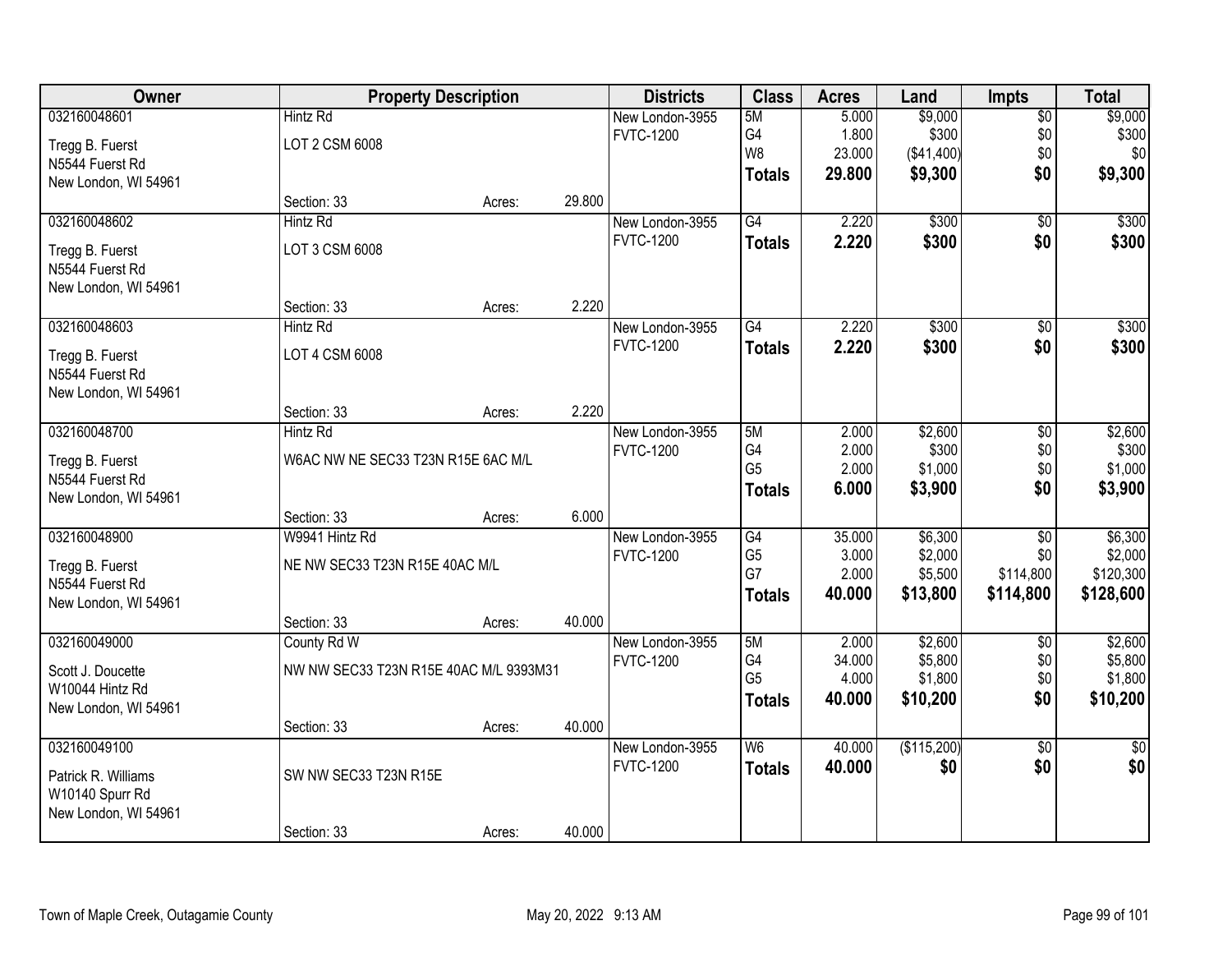| Owner | Property Description | | | Districts | Class | Acres | Land | Impts | Total |
|---|---|---|---|---|---|---|---|---|---|
| 032160048601 | Hintz Rd | | | New London-3955 | 5M | 5.000 | $9,000 | $0 | $9,000 |
| Tregg B. Fuerst | LOT 2 CSM 6008 | | | FVTC-1200 | G4 | 1.800 | $300 | $0 | $300 |
| N5544 Fuerst Rd | | | | | W8 | 23.000 | ($41,400) | $0 | $0 |
| New London, WI 54961 | | | | | **Totals** | **29.800** | **$9,300** | **$0** | **$9,300** |
| | Section: 33 | Acres: | 29.800 | | | | | | |
| 032160048602 | Hintz Rd | | | New London-3955 | G4 | 2.220 | $300 | $0 | $300 |
| Tregg B. Fuerst | LOT 3 CSM 6008 | | | FVTC-1200 | **Totals** | **2.220** | **$300** | **$0** | **$300** |
| N5544 Fuerst Rd | | | | | | | | | |
| New London, WI 54961 | | | | | | | | | |
| | Section: 33 | Acres: | 2.220 | | | | | | |
| 032160048603 | Hintz Rd | | | New London-3955 | G4 | 2.220 | $300 | $0 | $300 |
| Tregg B. Fuerst | LOT 4 CSM 6008 | | | FVTC-1200 | **Totals** | **2.220** | **$300** | **$0** | **$300** |
| N5544 Fuerst Rd | | | | | | | | | |
| New London, WI 54961 | | | | | | | | | |
| | Section: 33 | Acres: | 2.220 | | | | | | |
| 032160048700 | Hintz Rd | | | New London-3955 | 5M | 2.000 | $2,600 | $0 | $2,600 |
| Tregg B. Fuerst | W6AC NW NE SEC33 T23N R15E 6AC M/L | | | FVTC-1200 | G4 | 2.000 | $300 | $0 | $300 |
| N5544 Fuerst Rd | | | | | G5 | 2.000 | $1,000 | $0 | $1,000 |
| New London, WI 54961 | | | | | **Totals** | **6.000** | **$3,900** | **$0** | **$3,900** |
| | Section: 33 | Acres: | 6.000 | | | | | | |
| 032160048900 | W9941 Hintz Rd | | | New London-3955 | G4 | 35.000 | $6,300 | $0 | $6,300 |
| Tregg B. Fuerst | NE NW SEC33 T23N R15E 40AC M/L | | | FVTC-1200 | G5 | 3.000 | $2,000 | $0 | $2,000 |
| N5544 Fuerst Rd | | | | | G7 | 2.000 | $5,500 | $114,800 | $120,300 |
| New London, WI 54961 | | | | | **Totals** | **40.000** | **$13,800** | **$114,800** | **$128,600** |
| | Section: 33 | Acres: | 40.000 | | | | | | |
| 032160049000 | County Rd W | | | New London-3955 | 5M | 2.000 | $2,600 | $0 | $2,600 |
| Scott J. Doucette | NW NW SEC33 T23N R15E 40AC M/L 9393M31 | | | FVTC-1200 | G4 | 34.000 | $5,800 | $0 | $5,800 |
| W10044 Hintz Rd | | | | | G5 | 4.000 | $1,800 | $0 | $1,800 |
| New London, WI 54961 | | | | | **Totals** | **40.000** | **$10,200** | **$0** | **$10,200** |
| | Section: 33 | Acres: | 40.000 | | | | | | |
| 032160049100 | | | | New London-3955 | W6 | 40.000 | ($115,200) | $0 | $0 |
| Patrick R. Williams | SW NW SEC33 T23N R15E | | | FVTC-1200 | **Totals** | **40.000** | **$0** | **$0** | **$0** |
| W10140 Spurr Rd | | | | | | | | | |
| New London, WI 54961 | | | | | | | | | |
| | Section: 33 | Acres: | 40.000 | | | | | | |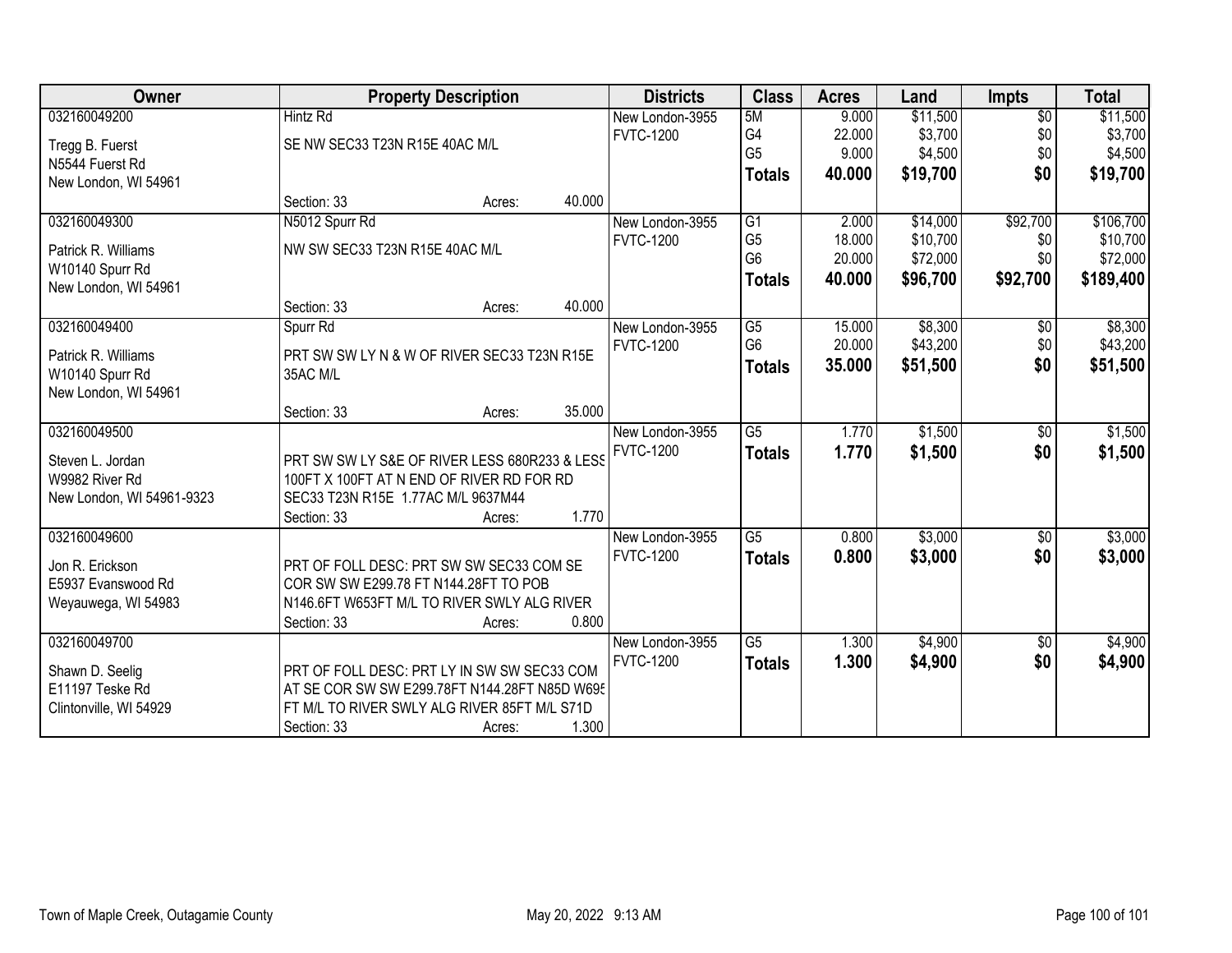| Owner | Property Description | Districts | Class | Acres | Land | Impts | Total |
|---|---|---|---|---|---|---|---|
| 032160049200<br>Tregg B. Fuerst<br>N5544 Fuerst Rd<br>New London, WI 54961 | Hintz Rd<br>SE NW SEC33 T23N R15E 40AC M/L<br>Section: 33 Acres: 40.000 | New London-3955<br>FVTC-1200 | 5M<br>G4<br>G5<br>**Totals** | 9.000<br>22.000<br>9.000<br>**40.000** | $11,500<br>$3,700<br>$4,500<br>**$19,700** | $0<br>$0<br>$0<br>**$0** | $11,500<br>$3,700<br>$4,500<br>**$19,700** |
| 032160049300<br>Patrick R. Williams<br>W10140 Spurr Rd<br>New London, WI 54961 | N5012 Spurr Rd<br>NW SW SEC33 T23N R15E 40AC M/L<br>Section: 33 Acres: 40.000 | New London-3955<br>FVTC-1200 | G1<br>G5<br>G6<br>**Totals** | 2.000<br>18.000<br>20.000<br>**40.000** | $14,000<br>$10,700<br>$72,000<br>**$96,700** | $92,700<br>$0<br>$0<br>**$92,700** | $106,700<br>$10,700<br>$72,000<br>**$189,400** |
| 032160049400<br>Patrick R. Williams<br>W10140 Spurr Rd<br>New London, WI 54961 | Spurr Rd<br>PRT SW SW LY N & W OF RIVER SEC33 T23N R15E 35AC M/L<br>Section: 33 Acres: 35.000 | New London-3955<br>FVTC-1200 | G5<br>G6<br>**Totals** | 15.000<br>20.000<br>**35.000** | $8,300<br>$43,200<br>**$51,500** | $0<br>$0<br>**$0** | $8,300<br>$43,200<br>**$51,500** |
| 032160049500<br>Steven L. Jordan<br>W9982 River Rd<br>New London, WI 54961-9323 | PRT SW SW LY S&E OF RIVER LESS 680R233 & LESS 100FT X 100FT AT N END OF RIVER RD FOR RD SEC33 T23N R15E 1.77AC M/L 9637M44<br>Section: 33 Acres: 1.770 | New London-3955<br>FVTC-1200 | G5<br>**Totals** | 1.770<br>**1.770** | $1,500<br>**$1,500** | $0<br>**$0** | $1,500<br>**$1,500** |
| 032160049600<br>Jon R. Erickson<br>E5937 Evanswood Rd<br>Weyauwega, WI 54983 | PRT OF FOLL DESC: PRT SW SW SEC33 COM SE COR SW SW E299.78 FT N144.28FT TO POB N146.6FT W653FT M/L TO RIVER SWLY ALG RIVER<br>Section: 33 Acres: 0.800 | New London-3955<br>FVTC-1200 | G5<br>**Totals** | 0.800<br>**0.800** | $3,000<br>**$3,000** | $0<br>**$0** | $3,000<br>**$3,000** |
| 032160049700<br>Shawn D. Seelig<br>E11197 Teske Rd<br>Clintonville, WI 54929 | PRT OF FOLL DESC: PRT LY IN SW SW SEC33 COM AT SE COR SW SW E299.78FT N144.28FT N85D W695 FT M/L TO RIVER SWLY ALG RIVER 85FT M/L S71D<br>Section: 33 Acres: 1.300 | New London-3955<br>FVTC-1200 | G5<br>**Totals** | 1.300<br>**1.300** | $4,900<br>**$4,900** | $0<br>**$0** | $4,900<br>**$4,900** |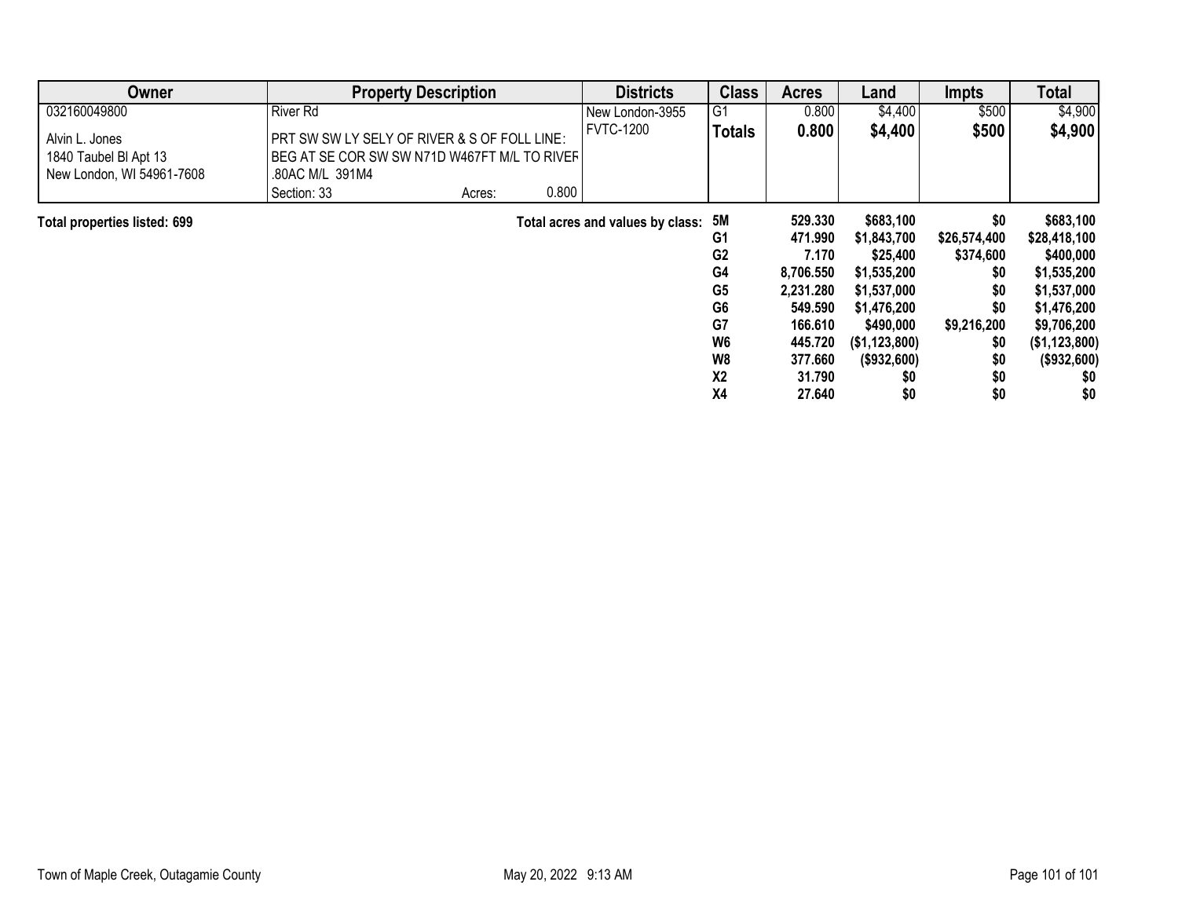| Owner | Property Description | | | Districts | Class | Acres | Land | Impts | Total |
|---|---|---|---|---|---|---|---|---|---|
| 032160049800 | River Rd | | | New London-3955 | G1 | 0.800 | $4,400 | $500 | $4,900 |
| Alvin L. Jones<br>1840 Taubel Bl Apt 13<br>New London, WI 54961-7608 | PRT SW SW LY SELY OF RIVER & S OF FOLL LINE: BEG AT SE COR SW SW N71D W467FT M/L TO RIVER .80AC M/L 391M4 | | | FVTC-1200 | **Totals** | **0.800** | **$4,400** | **$500** | **$4,900** |
| | Section: 33 | Acres: | 0.800 | | | | | | |

**Total properties listed: 699**

**Total acres and values by class:**

| Class | Acres | Land | Impts | Total |
|---|---|---|---|---|
| 5M | 529.330 | $683,100 | $0 | $683,100 |
| G1 | 471.990 | $1,843,700 | $26,574,400 | $28,418,100 |
| G2 | 7.170 | $25,400 | $374,600 | $400,000 |
| G4 | 8,706.550 | $1,535,200 | $0 | $1,535,200 |
| G5 | 2,231.280 | $1,537,000 | $0 | $1,537,000 |
| G6 | 549.590 | $1,476,200 | $0 | $1,476,200 |
| G7 | 166.610 | $490,000 | $9,216,200 | $9,706,200 |
| W6 | 445.720 | ($1,123,800) | $0 | ($1,123,800) |
| W8 | 377.660 | ($932,600) | $0 | ($932,600) |
| X2 | 31.790 | $0 | $0 | $0 |
| X4 | 27.640 | $0 | $0 | $0 |

Town of Maple Creek, Outagamie County

May 20, 2022 9:13 AM